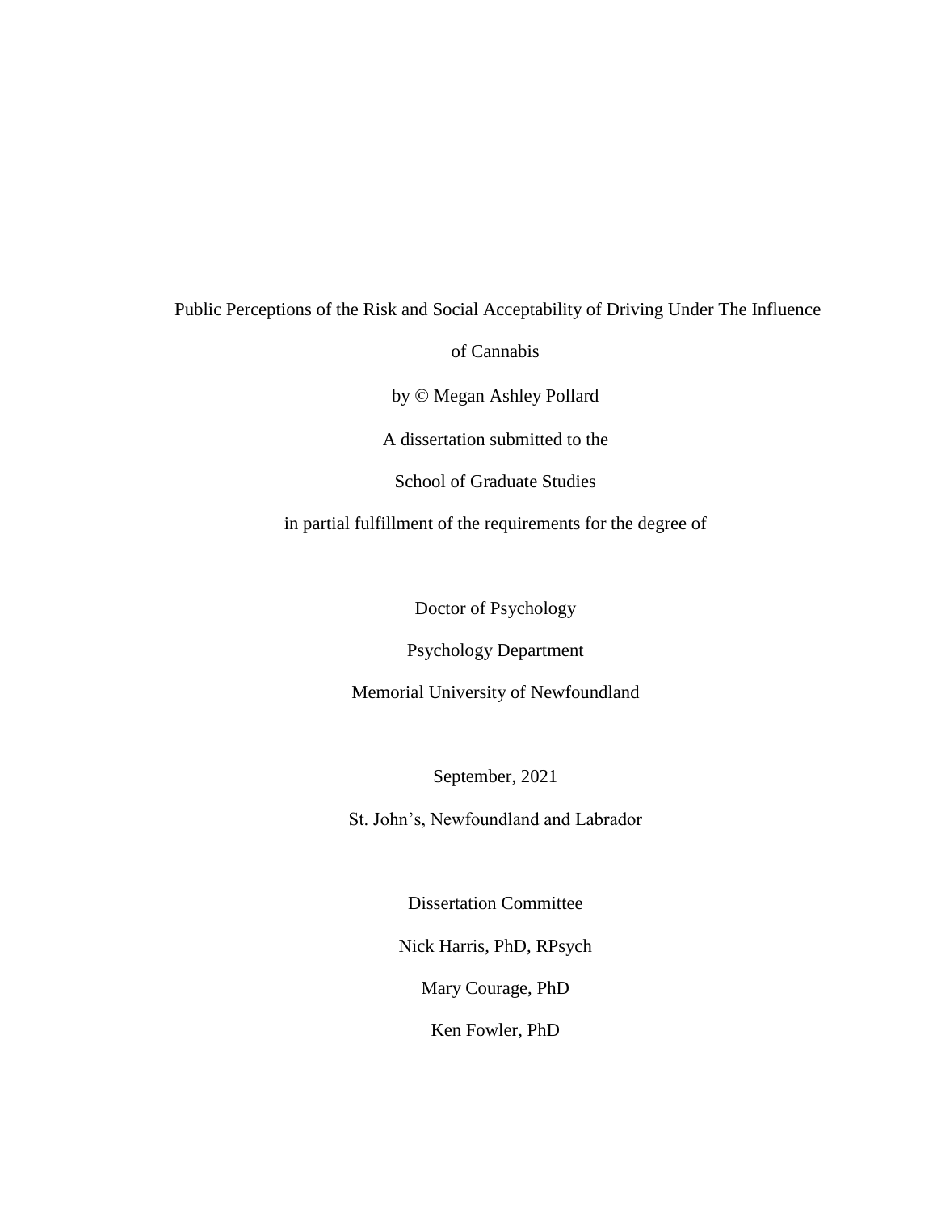# Public Perceptions of the Risk and Social Acceptability of Driving Under The Influence of Cannabis

by © Megan Ashley Pollard

A dissertation submitted to the

School of Graduate Studies

in partial fulfillment of the requirements for the degree of

Doctor of Psychology

Psychology Department

Memorial University of Newfoundland

September, 2021

St. John's, Newfoundland and Labrador

Dissertation Committee

Nick Harris, PhD, RPsych

Mary Courage, PhD

Ken Fowler, PhD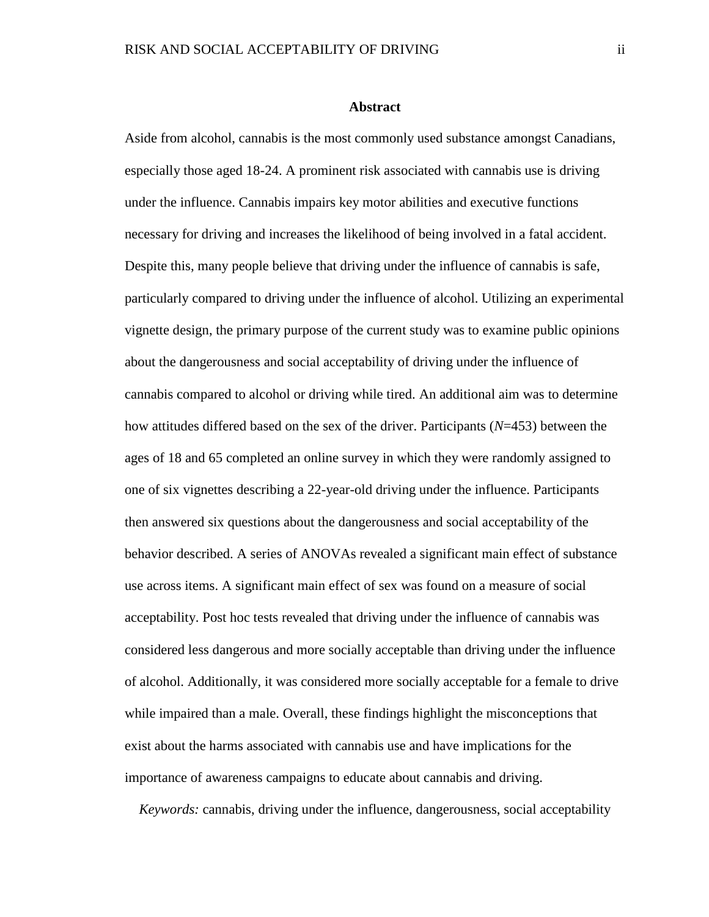## Abstract

Aside from alcohol, cannabis is the most commonly used substance amongst Canadians, especially those aged 18-24. A prominent risk associated with cannabis use is driving under the influence. Cannabis impairs key motor abilities and executive functions necessary for driving and increases the likelihood of being involved in a fatal accident. Despite this, many people believe that driving under the influence of cannabis is safe, particularly compared to driving under the influence of alcohol. Utilizing an experimental vignette design, the primary purpose of the current study was to examine public opinions about the dangerousness and social acceptability of driving under the influence of cannabis compared to alcohol or driving while tired. An additional aim was to determine how attitudes differed based on the sex of the driver. Participants ($N$=453) between the ages of 18 and 65 completed an online survey in which they were randomly assigned to one of six vignettes describing a 22-year-old driving under the influence. Participants then answered six questions about the dangerousness and social acceptability of the behavior described. A series of ANOVAs revealed a significant main effect of substance use across items. A significant main effect of sex was found on a measure of social acceptability. Post hoc tests revealed that driving under the influence of cannabis was considered less dangerous and more socially acceptable than driving under the influence of alcohol. Additionally, it was considered more socially acceptable for a female to drive while impaired than a male. Overall, these findings highlight the misconceptions that exist about the harms associated with cannabis use and have implications for the importance of awareness campaigns to educate about cannabis and driving.

*Keywords:* cannabis, driving under the influence, dangerousness, social acceptability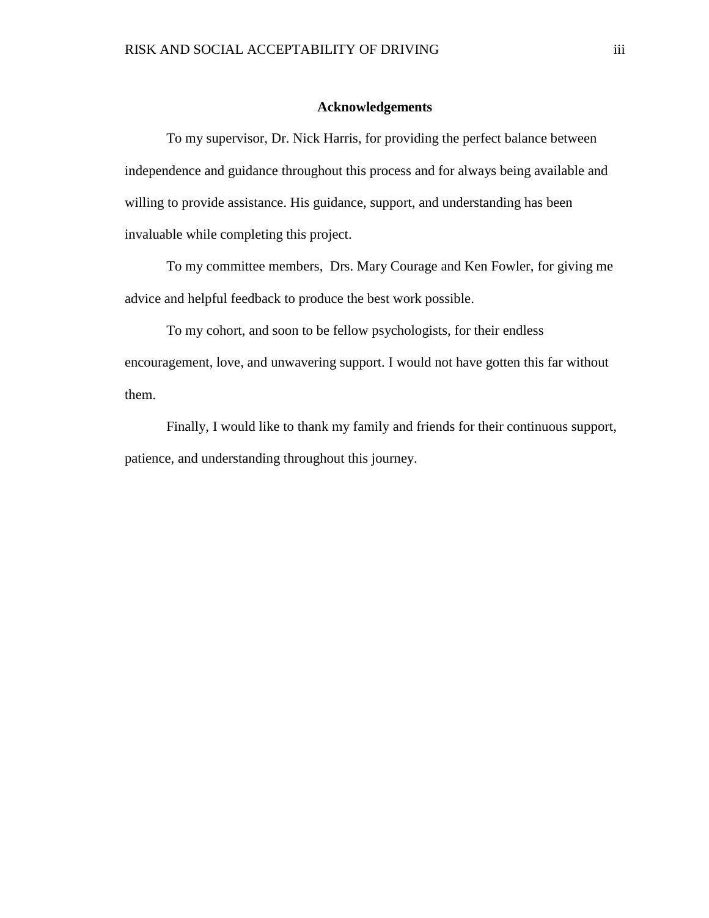## Acknowledgements

To my supervisor, Dr. Nick Harris, for providing the perfect balance between independence and guidance throughout this process and for always being available and willing to provide assistance. His guidance, support, and understanding has been invaluable while completing this project.

To my committee members, Drs. Mary Courage and Ken Fowler, for giving me advice and helpful feedback to produce the best work possible.

To my cohort, and soon to be fellow psychologists, for their endless encouragement, love, and unwavering support. I would not have gotten this far without them.

Finally, I would like to thank my family and friends for their continuous support, patience, and understanding throughout this journey.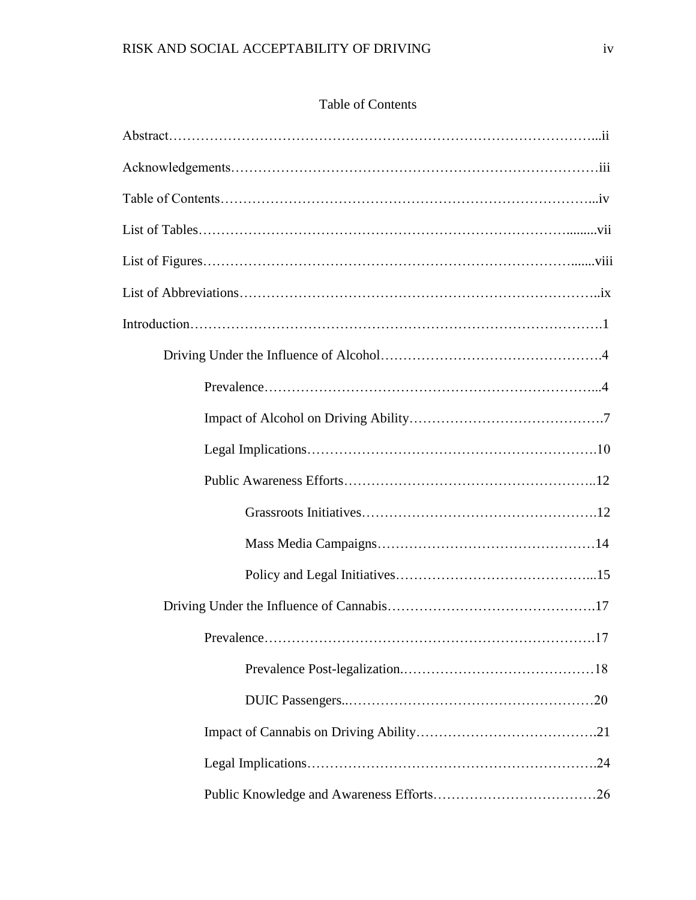# Table of Contents

Abstract………………………………………………………………………………...ii

Acknowledgements……………………………………………………………………iii

Table of Contents……………………………………………………………………...iv

List of Tables…………………………………………………………………….........vii

List of Figures…………………………………………………………………….......viii

List of Abbreviations…………………………………………………………………..ix

Introduction……………………………………………………………………………….1

- Driving Under the Influence of Alcohol…………………………………………4
  - Prevalence……………………………………………………………...4
  - Impact of Alcohol on Driving Ability…………………………………….7
  - Legal Implications…………………………………………………….10
  - Public Awareness Efforts……………………………………………..12
    - Grassroots Initiatives………………………………………….12
    - Mass Media Campaigns………………………………………14
    - Policy and Legal Initiatives…………………………………...15
- Driving Under the Influence of Cannabis……………………………………….17
  - Prevalence………………………………………………………….17
    - Prevalence Post-legalization.……………………………………18
    - DUIC Passengers..……………………………………………20
  - Impact of Cannabis on Driving Ability………………………………….21
  - Legal Implications…………………………………………………….24
  - Public Knowledge and Awareness Efforts……………………………26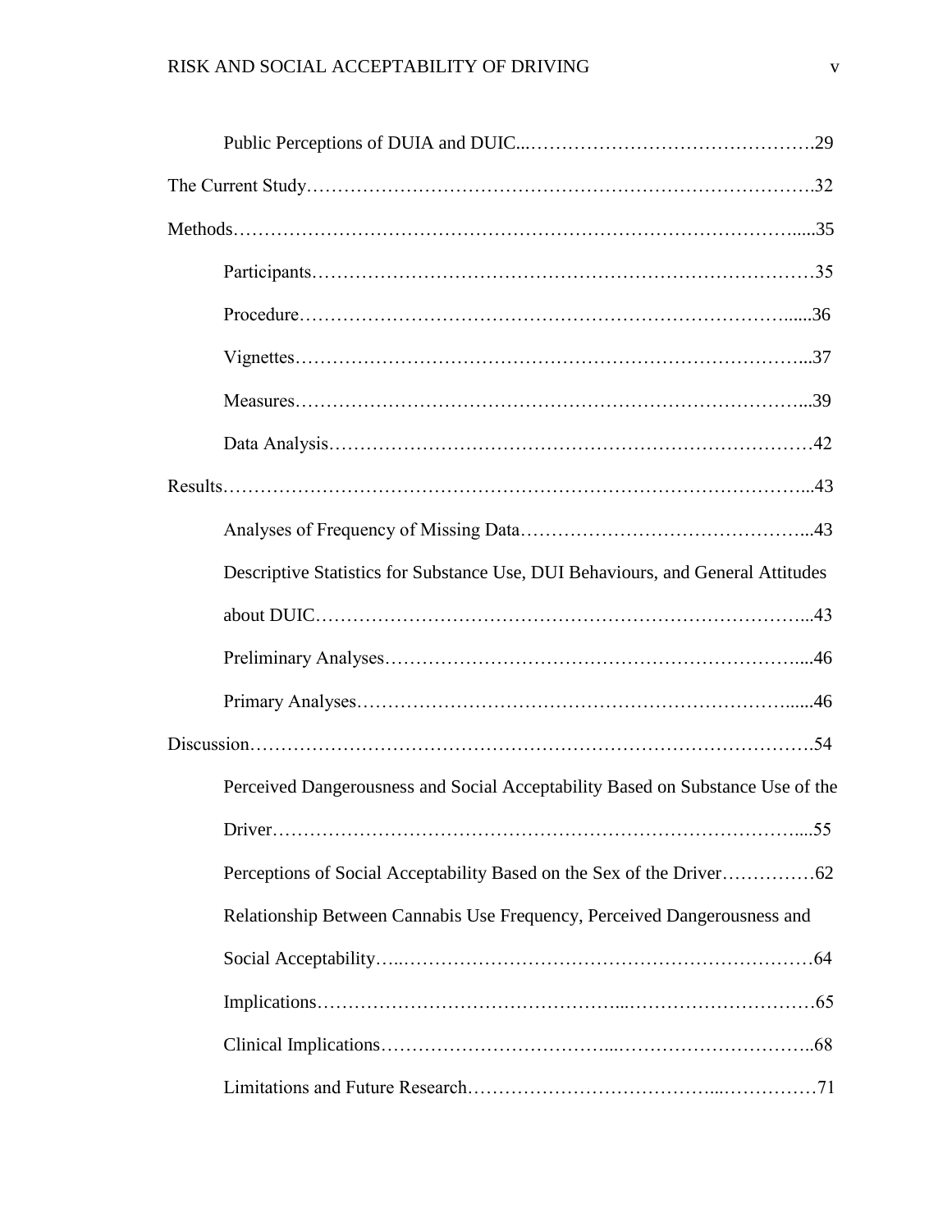Public Perceptions of DUIA and DUIC....................................................29

The Current Study..............................................................................32

Methods.............................................................................................35

Participants.........................................................................................35

Procedure............................................................................................36

Vignettes.............................................................................................37

Measures.............................................................................................39

Data Analysis.......................................................................................42

Results................................................................................................43

Analyses of Frequency of Missing Data...................................................43

Descriptive Statistics for Substance Use, DUI Behaviours, and General Attitudes about DUIC..............................................................................................43

Preliminary Analyses..............................................................................46

Primary Analyses...................................................................................46

Discussion............................................................................................54

Perceived Dangerousness and Social Acceptability Based on Substance Use of the Driver....................................................................................................55

Perceptions of Social Acceptability Based on the Sex of the Driver...............62

Relationship Between Cannabis Use Frequency, Perceived Dangerousness and Social Acceptability..............................................................................64

Implications..........................................................................................65

Clinical Implications................................................................................68

Limitations and Future Research..............................................................71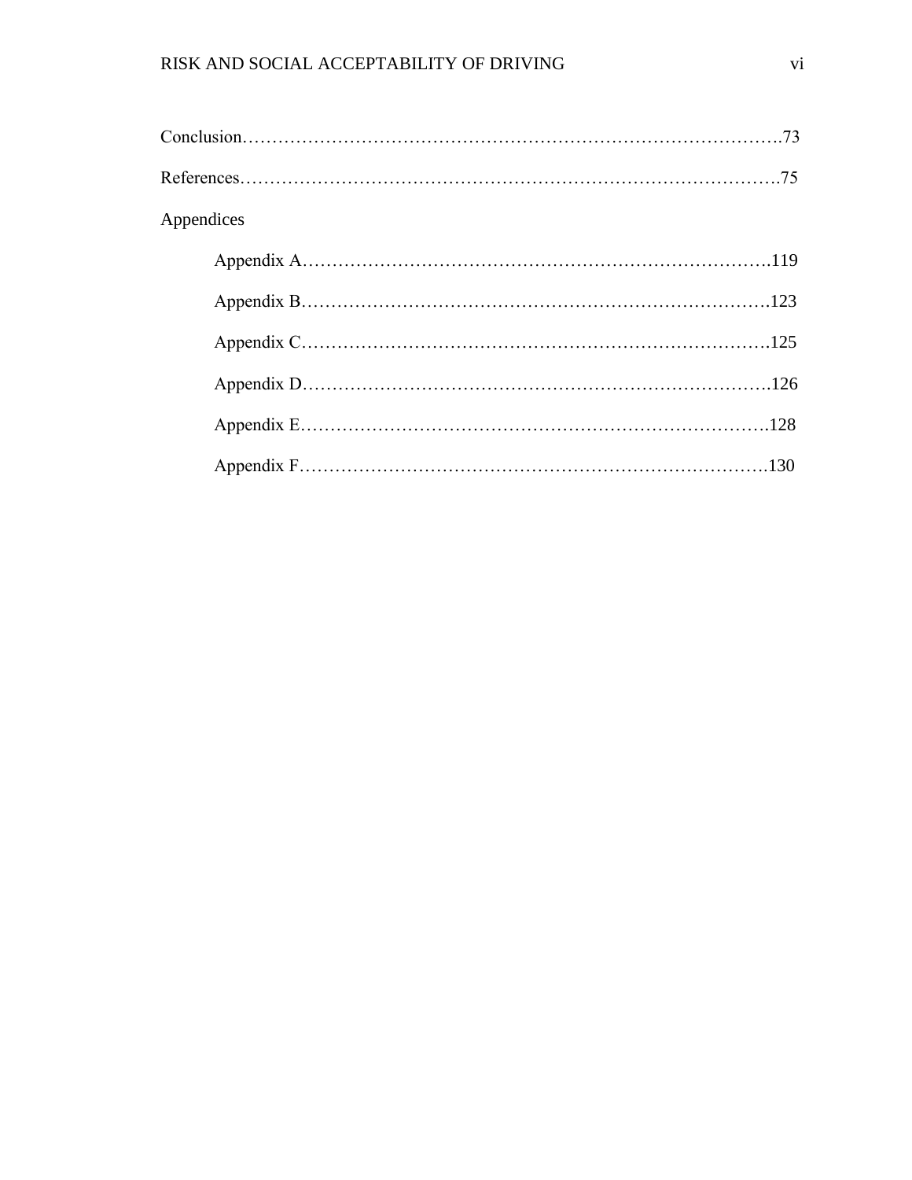Conclusion……………………………………………………………………………….73

References……………………………………………………………………………….75

Appendices

Appendix A……………………………………………………………………….119

Appendix B……………………………………………………………………….123

Appendix C……………………………………………………………………….125

Appendix D……………………………………………………………………….126

Appendix E……………………………………………………………………….128

Appendix F……………………………………………………………………….130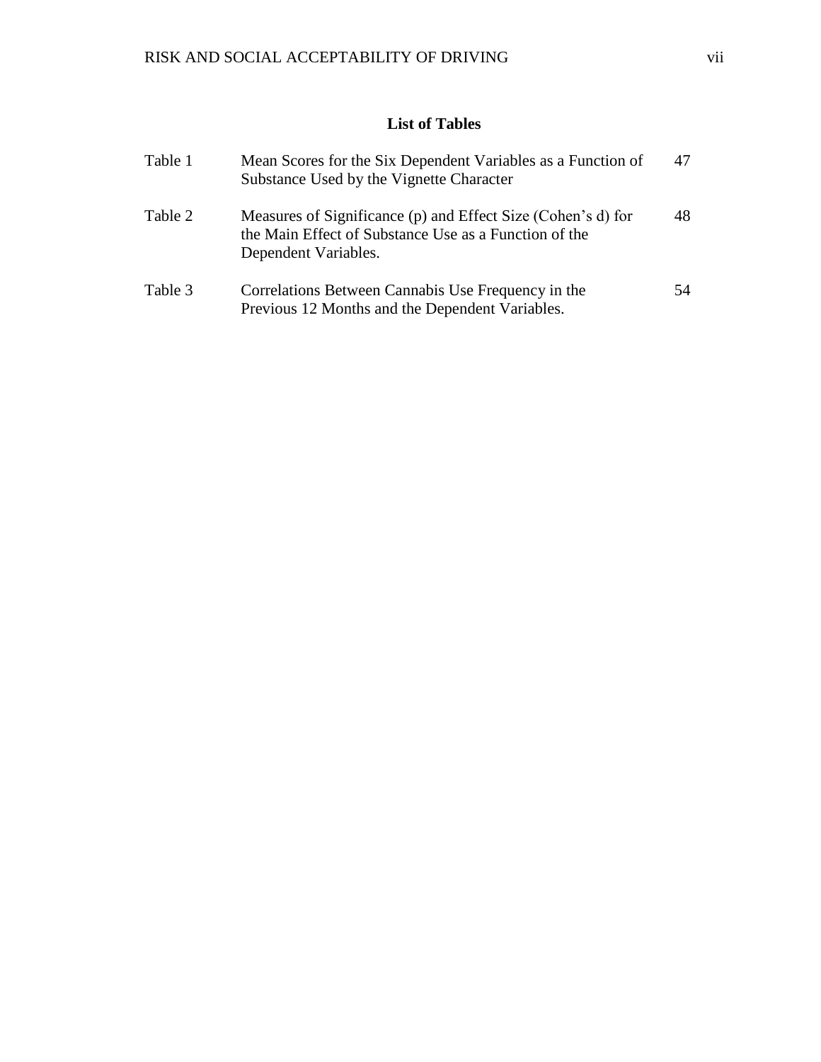## List of Tables

| | | |
|---|---|---|
| Table 1 | Mean Scores for the Six Dependent Variables as a Function of Substance Used by the Vignette Character | 47 |
| Table 2 | Measures of Significance (p) and Effect Size (Cohen's d) for the Main Effect of Substance Use as a Function of the Dependent Variables. | 48 |
| Table 3 | Correlations Between Cannabis Use Frequency in the Previous 12 Months and the Dependent Variables. | 54 |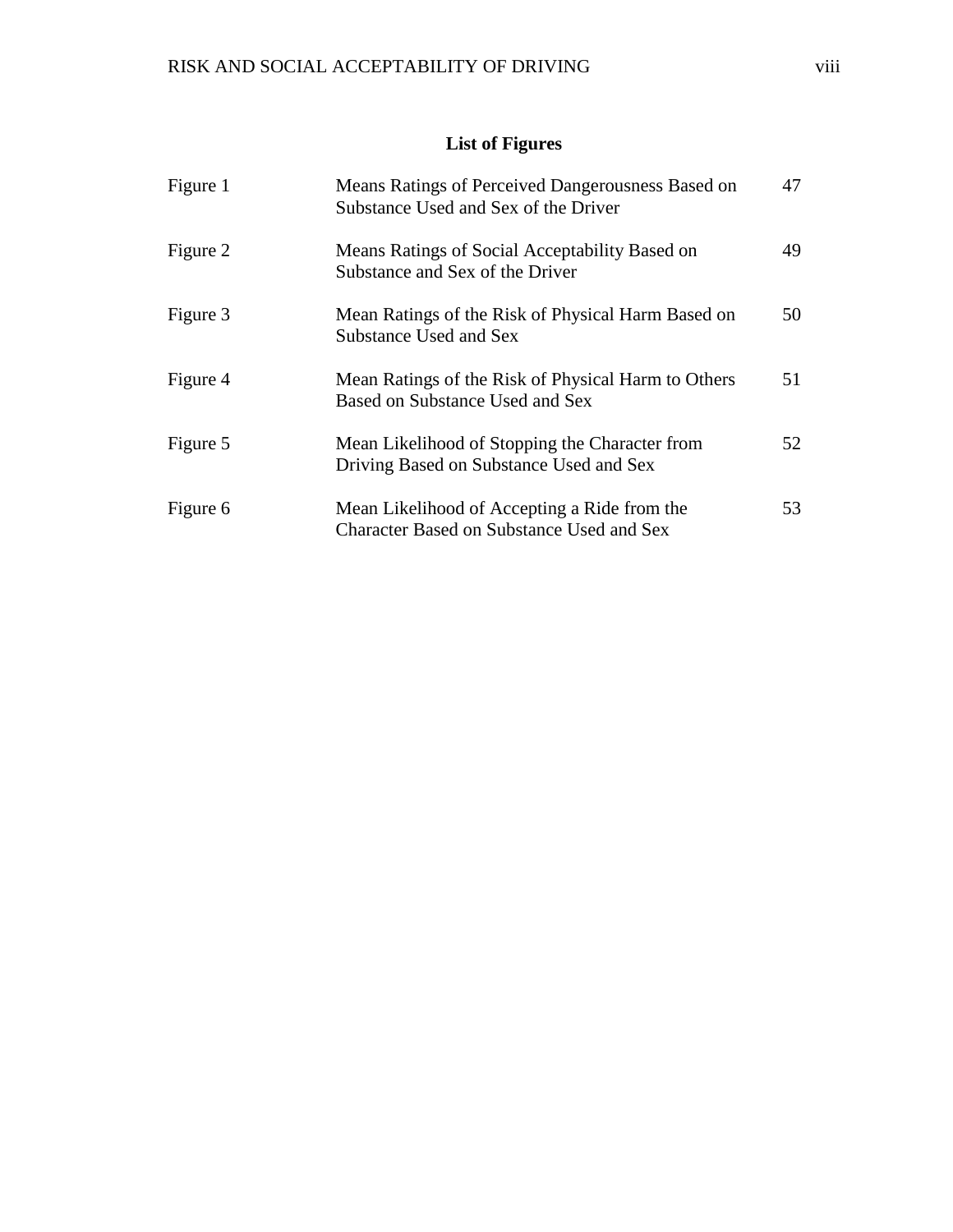# List of Figures

| | | |
|---|---|---|
| Figure 1 | Means Ratings of Perceived Dangerousness Based on Substance Used and Sex of the Driver | 47 |
| Figure 2 | Means Ratings of Social Acceptability Based on Substance and Sex of the Driver | 49 |
| Figure 3 | Mean Ratings of the Risk of Physical Harm Based on Substance Used and Sex | 50 |
| Figure 4 | Mean Ratings of the Risk of Physical Harm to Others Based on Substance Used and Sex | 51 |
| Figure 5 | Mean Likelihood of Stopping the Character from Driving Based on Substance Used and Sex | 52 |
| Figure 6 | Mean Likelihood of Accepting a Ride from the Character Based on Substance Used and Sex | 53 |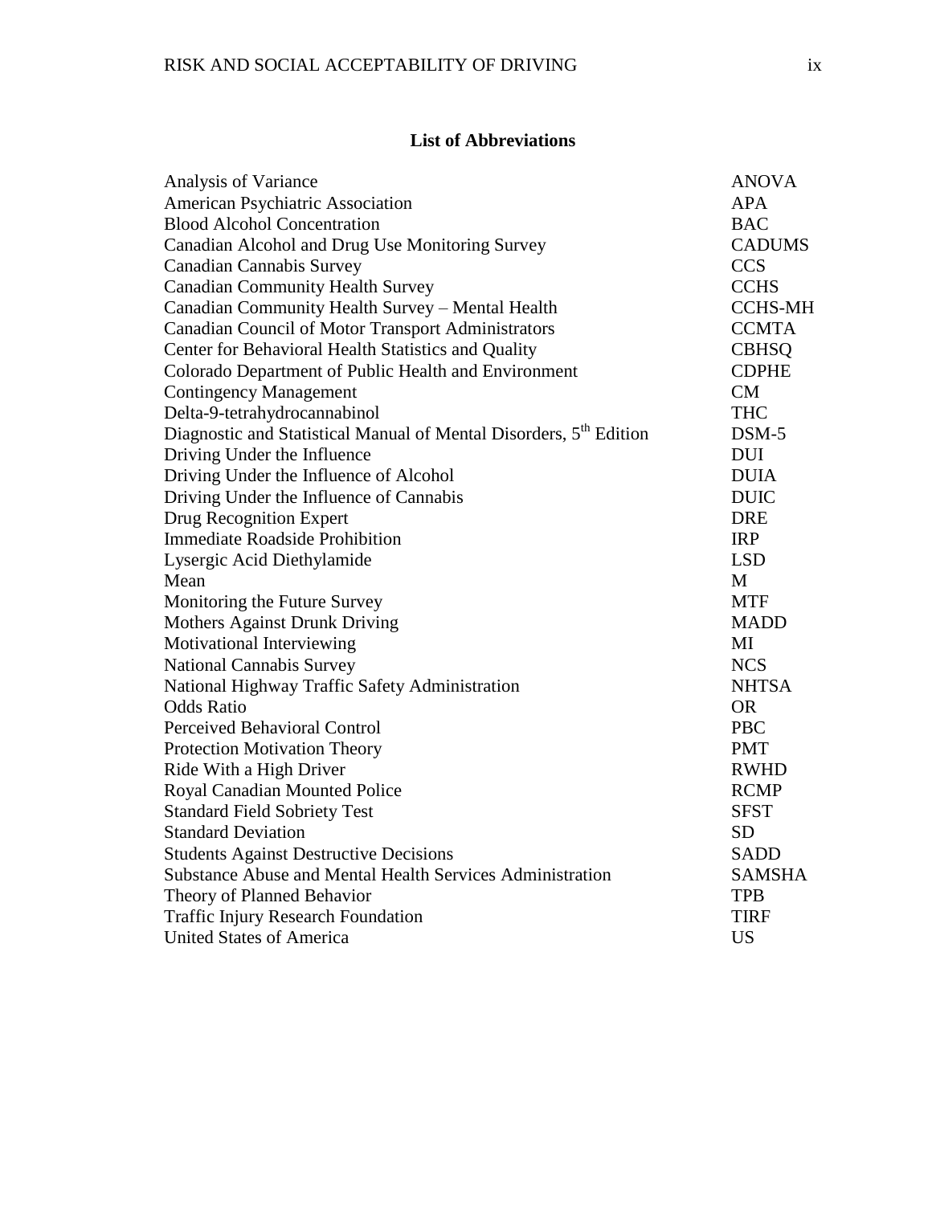## List of Abbreviations

| | |
|---|---|
| Analysis of Variance | ANOVA |
| American Psychiatric Association | APA |
| Blood Alcohol Concentration | BAC |
| Canadian Alcohol and Drug Use Monitoring Survey | CADUMS |
| Canadian Cannabis Survey | CCS |
| Canadian Community Health Survey | CCHS |
| Canadian Community Health Survey – Mental Health | CCHS-MH |
| Canadian Council of Motor Transport Administrators | CCMTA |
| Center for Behavioral Health Statistics and Quality | CBHSQ |
| Colorado Department of Public Health and Environment | CDPHE |
| Contingency Management | CM |
| Delta-9-tetrahydrocannabinol | THC |
| Diagnostic and Statistical Manual of Mental Disorders, 5th Edition | DSM-5 |
| Driving Under the Influence | DUI |
| Driving Under the Influence of Alcohol | DUIA |
| Driving Under the Influence of Cannabis | DUIC |
| Drug Recognition Expert | DRE |
| Immediate Roadside Prohibition | IRP |
| Lysergic Acid Diethylamide | LSD |
| Mean | M |
| Monitoring the Future Survey | MTF |
| Mothers Against Drunk Driving | MADD |
| Motivational Interviewing | MI |
| National Cannabis Survey | NCS |
| National Highway Traffic Safety Administration | NHTSA |
| Odds Ratio | OR |
| Perceived Behavioral Control | PBC |
| Protection Motivation Theory | PMT |
| Ride With a High Driver | RWHD |
| Royal Canadian Mounted Police | RCMP |
| Standard Field Sobriety Test | SFST |
| Standard Deviation | SD |
| Students Against Destructive Decisions | SADD |
| Substance Abuse and Mental Health Services Administration | SAMSHA |
| Theory of Planned Behavior | TPB |
| Traffic Injury Research Foundation | TIRF |
| United States of America | US |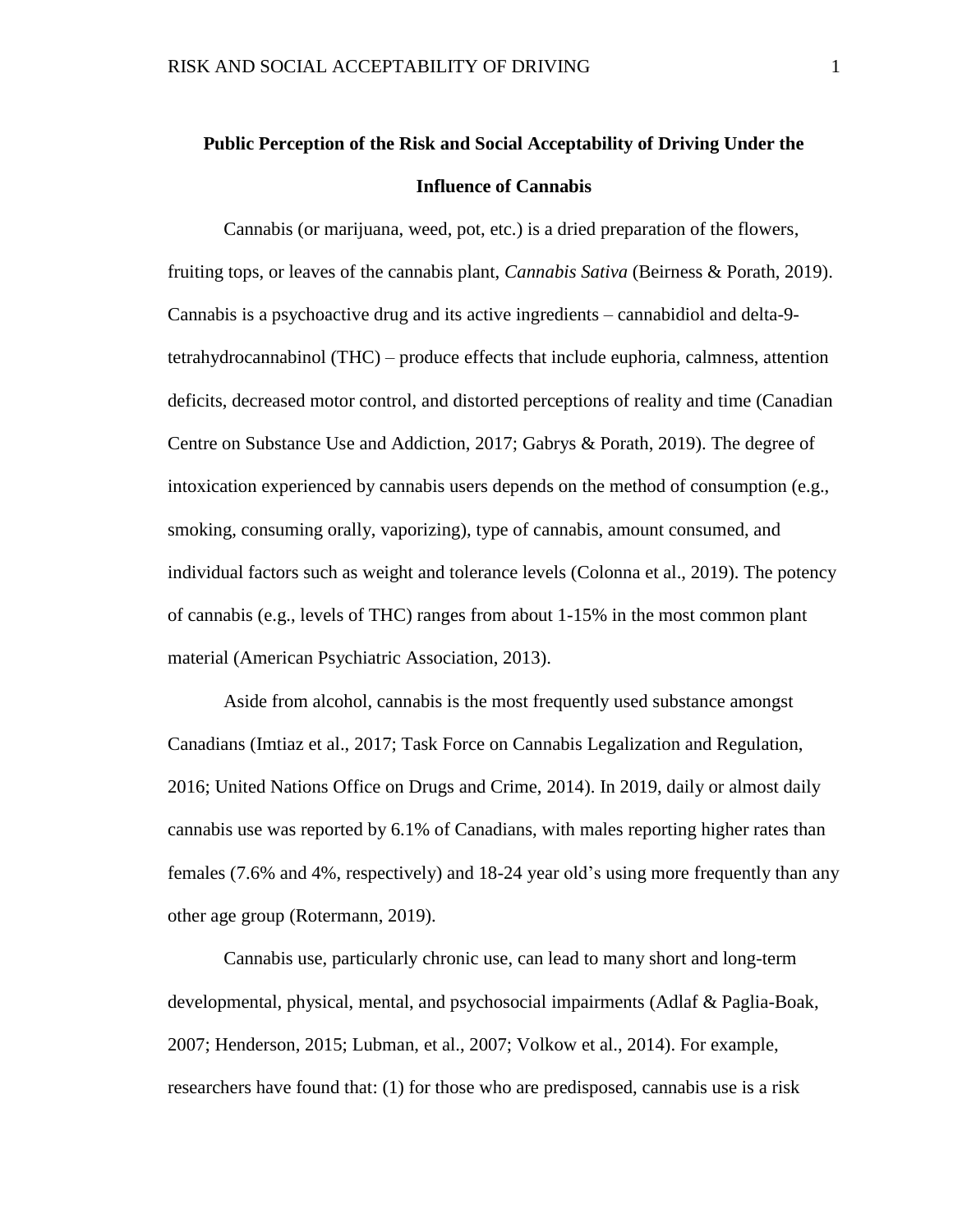**Public Perception of the Risk and Social Acceptability of Driving Under the Influence of Cannabis**

Cannabis (or marijuana, weed, pot, etc.) is a dried preparation of the flowers, fruiting tops, or leaves of the cannabis plant, *Cannabis Sativa* (Beirness & Porath, 2019). Cannabis is a psychoactive drug and its active ingredients – cannabidiol and delta-9-tetrahydrocannabinol (THC) – produce effects that include euphoria, calmness, attention deficits, decreased motor control, and distorted perceptions of reality and time (Canadian Centre on Substance Use and Addiction, 2017; Gabrys & Porath, 2019). The degree of intoxication experienced by cannabis users depends on the method of consumption (e.g., smoking, consuming orally, vaporizing), type of cannabis, amount consumed, and individual factors such as weight and tolerance levels (Colonna et al., 2019). The potency of cannabis (e.g., levels of THC) ranges from about 1-15% in the most common plant material (American Psychiatric Association, 2013).

Aside from alcohol, cannabis is the most frequently used substance amongst Canadians (Imtiaz et al., 2017; Task Force on Cannabis Legalization and Regulation, 2016; United Nations Office on Drugs and Crime, 2014). In 2019, daily or almost daily cannabis use was reported by 6.1% of Canadians, with males reporting higher rates than females (7.6% and 4%, respectively) and 18-24 year old's using more frequently than any other age group (Rotermann, 2019).

Cannabis use, particularly chronic use, can lead to many short and long-term developmental, physical, mental, and psychosocial impairments (Adlaf & Paglia-Boak, 2007; Henderson, 2015; Lubman, et al., 2007; Volkow et al., 2014). For example, researchers have found that: (1) for those who are predisposed, cannabis use is a risk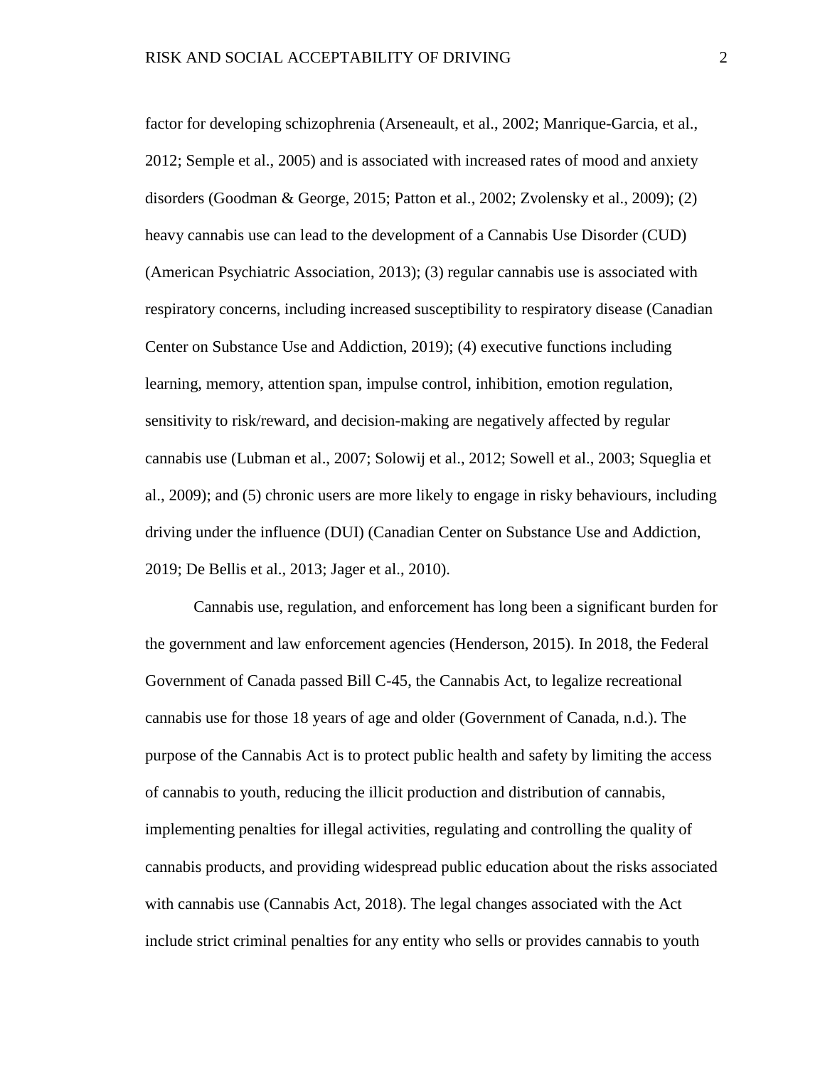factor for developing schizophrenia (Arseneault, et al., 2002; Manrique-Garcia, et al., 2012; Semple et al., 2005) and is associated with increased rates of mood and anxiety disorders (Goodman & George, 2015; Patton et al., 2002; Zvolensky et al., 2009); (2) heavy cannabis use can lead to the development of a Cannabis Use Disorder (CUD) (American Psychiatric Association, 2013); (3) regular cannabis use is associated with respiratory concerns, including increased susceptibility to respiratory disease (Canadian Center on Substance Use and Addiction, 2019); (4) executive functions including learning, memory, attention span, impulse control, inhibition, emotion regulation, sensitivity to risk/reward, and decision-making are negatively affected by regular cannabis use (Lubman et al., 2007; Solowij et al., 2012; Sowell et al., 2003; Squeglia et al., 2009); and (5) chronic users are more likely to engage in risky behaviours, including driving under the influence (DUI) (Canadian Center on Substance Use and Addiction, 2019; De Bellis et al., 2013; Jager et al., 2010).

Cannabis use, regulation, and enforcement has long been a significant burden for the government and law enforcement agencies (Henderson, 2015). In 2018, the Federal Government of Canada passed Bill C-45, the Cannabis Act, to legalize recreational cannabis use for those 18 years of age and older (Government of Canada, n.d.). The purpose of the Cannabis Act is to protect public health and safety by limiting the access of cannabis to youth, reducing the illicit production and distribution of cannabis, implementing penalties for illegal activities, regulating and controlling the quality of cannabis products, and providing widespread public education about the risks associated with cannabis use (Cannabis Act, 2018). The legal changes associated with the Act include strict criminal penalties for any entity who sells or provides cannabis to youth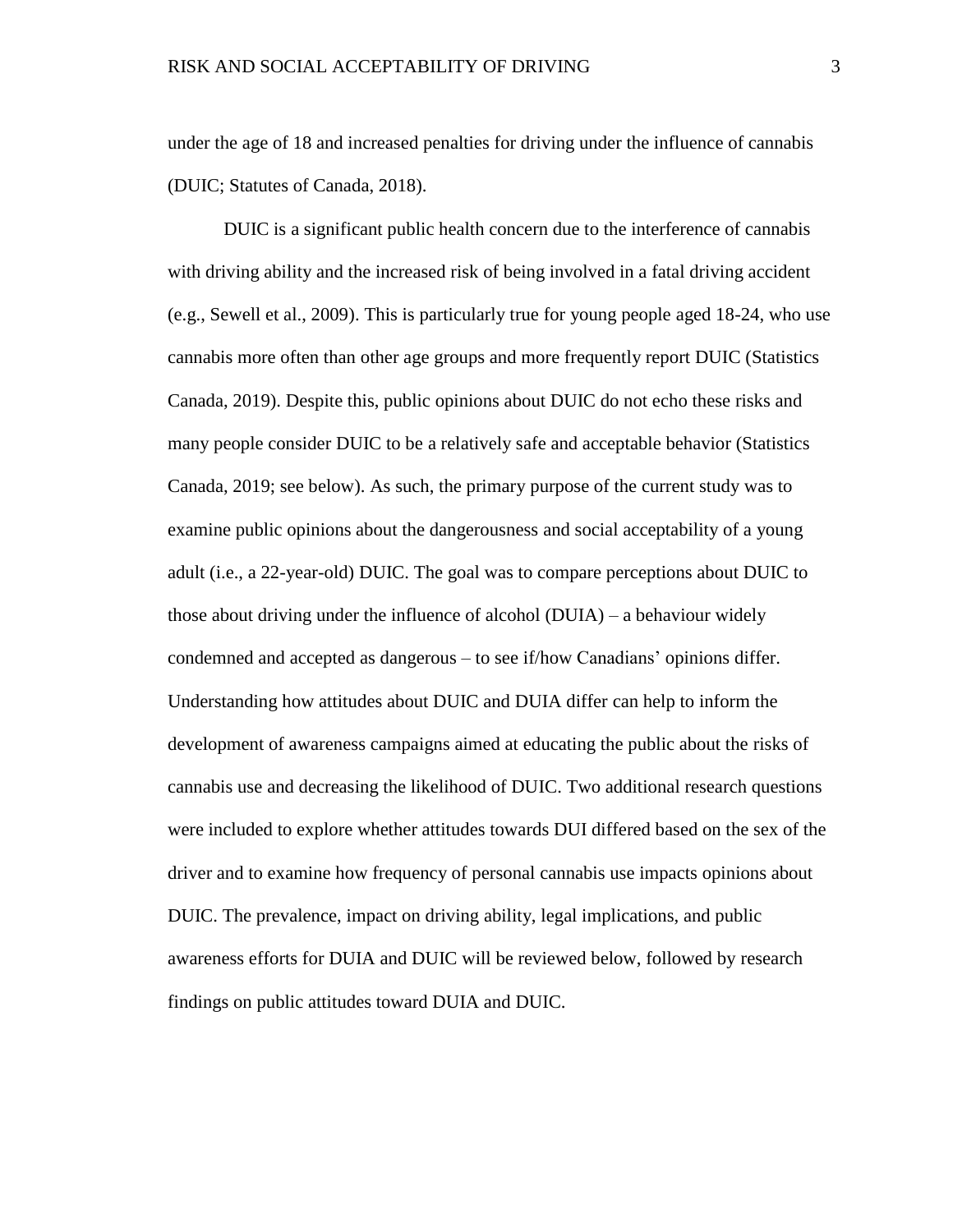under the age of 18 and increased penalties for driving under the influence of cannabis (DUIC; Statutes of Canada, 2018).

DUIC is a significant public health concern due to the interference of cannabis with driving ability and the increased risk of being involved in a fatal driving accident (e.g., Sewell et al., 2009). This is particularly true for young people aged 18-24, who use cannabis more often than other age groups and more frequently report DUIC (Statistics Canada, 2019). Despite this, public opinions about DUIC do not echo these risks and many people consider DUIC to be a relatively safe and acceptable behavior (Statistics Canada, 2019; see below). As such, the primary purpose of the current study was to examine public opinions about the dangerousness and social acceptability of a young adult (i.e., a 22-year-old) DUIC. The goal was to compare perceptions about DUIC to those about driving under the influence of alcohol (DUIA) – a behaviour widely condemned and accepted as dangerous – to see if/how Canadians' opinions differ. Understanding how attitudes about DUIC and DUIA differ can help to inform the development of awareness campaigns aimed at educating the public about the risks of cannabis use and decreasing the likelihood of DUIC. Two additional research questions were included to explore whether attitudes towards DUI differed based on the sex of the driver and to examine how frequency of personal cannabis use impacts opinions about DUIC. The prevalence, impact on driving ability, legal implications, and public awareness efforts for DUIA and DUIC will be reviewed below, followed by research findings on public attitudes toward DUIA and DUIC.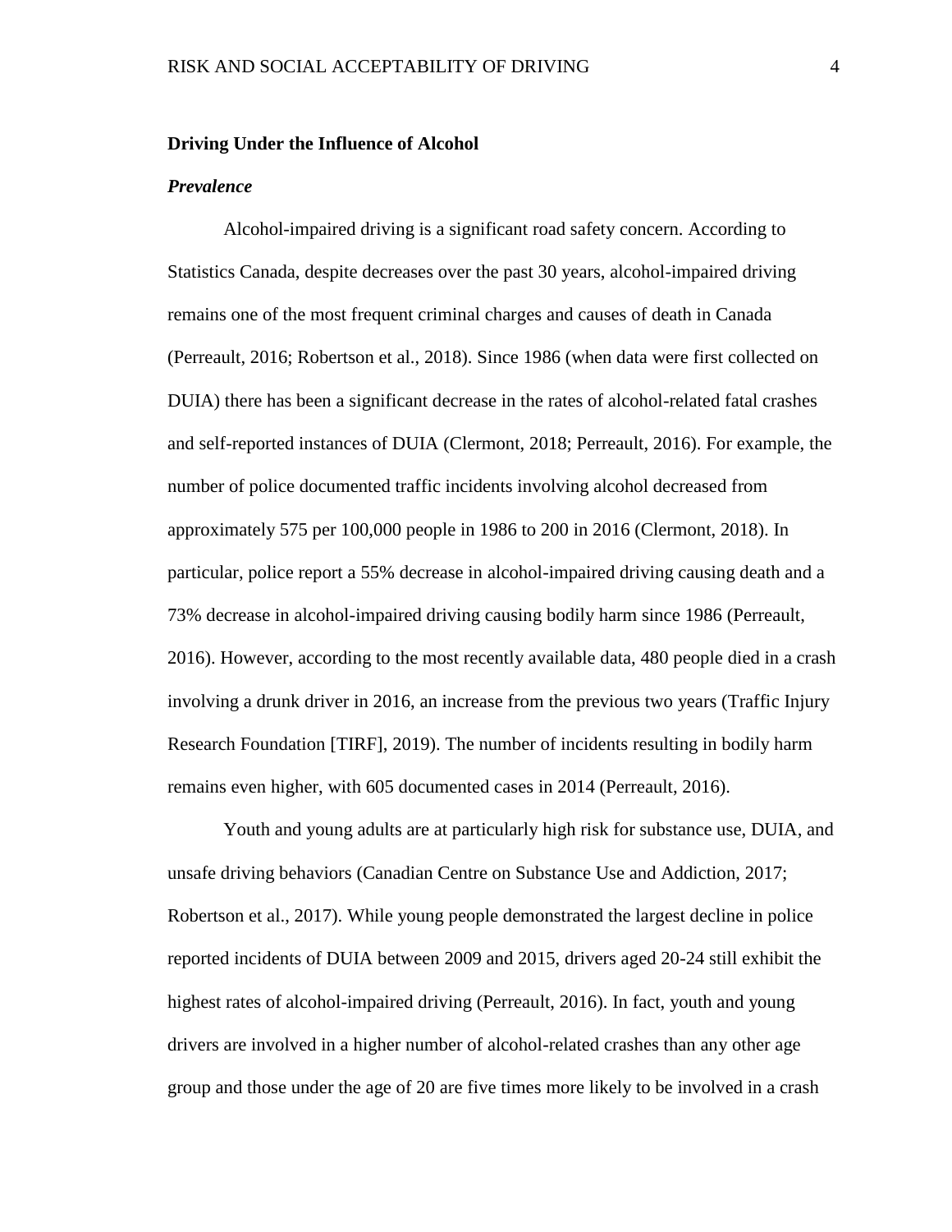## Driving Under the Influence of Alcohol

### *Prevalence*

Alcohol-impaired driving is a significant road safety concern. According to Statistics Canada, despite decreases over the past 30 years, alcohol-impaired driving remains one of the most frequent criminal charges and causes of death in Canada (Perreault, 2016; Robertson et al., 2018). Since 1986 (when data were first collected on DUIA) there has been a significant decrease in the rates of alcohol-related fatal crashes and self-reported instances of DUIA (Clermont, 2018; Perreault, 2016). For example, the number of police documented traffic incidents involving alcohol decreased from approximately 575 per 100,000 people in 1986 to 200 in 2016 (Clermont, 2018). In particular, police report a 55% decrease in alcohol-impaired driving causing death and a 73% decrease in alcohol-impaired driving causing bodily harm since 1986 (Perreault, 2016). However, according to the most recently available data, 480 people died in a crash involving a drunk driver in 2016, an increase from the previous two years (Traffic Injury Research Foundation [TIRF], 2019). The number of incidents resulting in bodily harm remains even higher, with 605 documented cases in 2014 (Perreault, 2016).

Youth and young adults are at particularly high risk for substance use, DUIA, and unsafe driving behaviors (Canadian Centre on Substance Use and Addiction, 2017; Robertson et al., 2017). While young people demonstrated the largest decline in police reported incidents of DUIA between 2009 and 2015, drivers aged 20-24 still exhibit the highest rates of alcohol-impaired driving (Perreault, 2016). In fact, youth and young drivers are involved in a higher number of alcohol-related crashes than any other age group and those under the age of 20 are five times more likely to be involved in a crash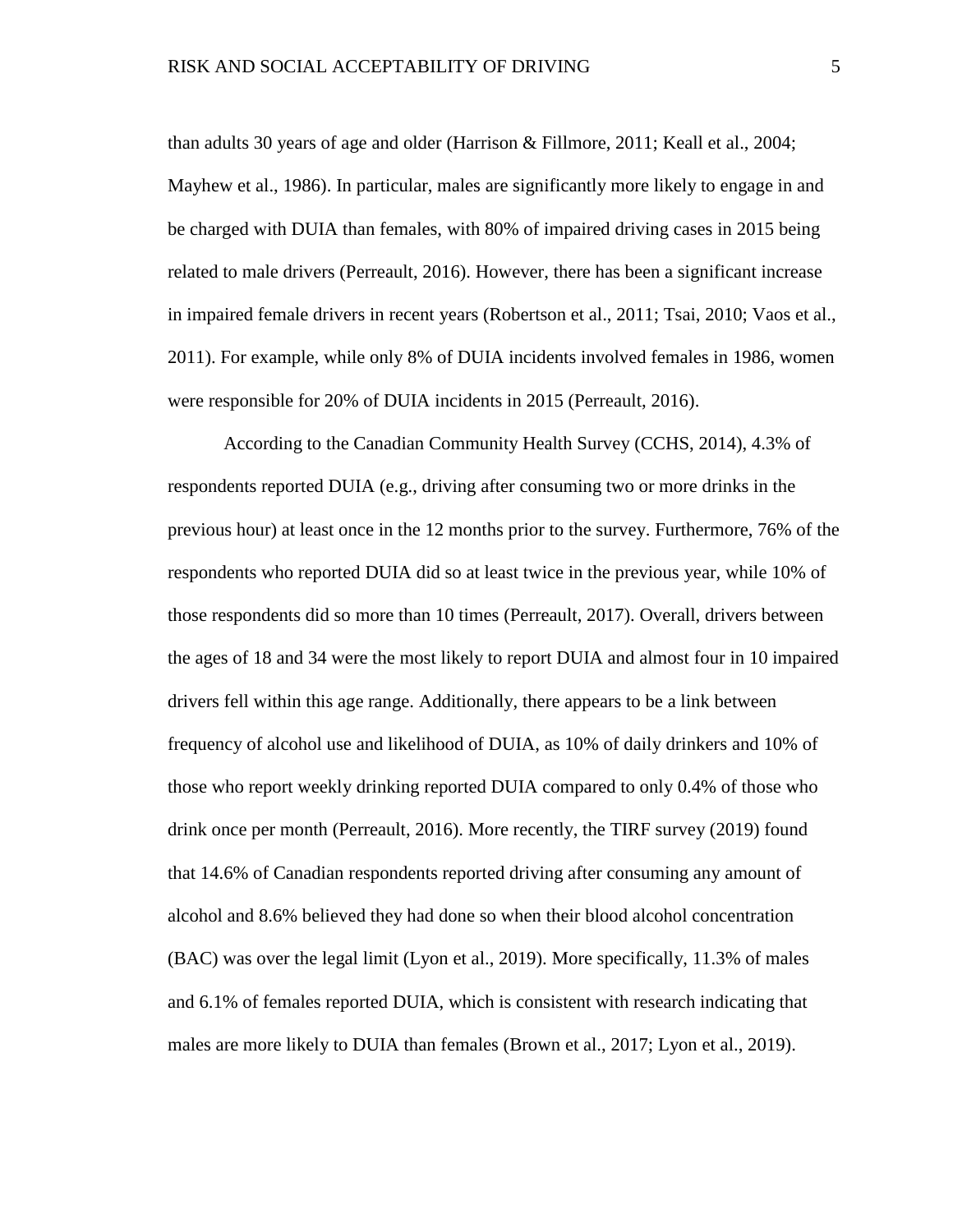than adults 30 years of age and older (Harrison & Fillmore, 2011; Keall et al., 2004; Mayhew et al., 1986). In particular, males are significantly more likely to engage in and be charged with DUIA than females, with 80% of impaired driving cases in 2015 being related to male drivers (Perreault, 2016). However, there has been a significant increase in impaired female drivers in recent years (Robertson et al., 2011; Tsai, 2010; Vaos et al., 2011). For example, while only 8% of DUIA incidents involved females in 1986, women were responsible for 20% of DUIA incidents in 2015 (Perreault, 2016).

According to the Canadian Community Health Survey (CCHS, 2014), 4.3% of respondents reported DUIA (e.g., driving after consuming two or more drinks in the previous hour) at least once in the 12 months prior to the survey. Furthermore, 76% of the respondents who reported DUIA did so at least twice in the previous year, while 10% of those respondents did so more than 10 times (Perreault, 2017). Overall, drivers between the ages of 18 and 34 were the most likely to report DUIA and almost four in 10 impaired drivers fell within this age range. Additionally, there appears to be a link between frequency of alcohol use and likelihood of DUIA, as 10% of daily drinkers and 10% of those who report weekly drinking reported DUIA compared to only 0.4% of those who drink once per month (Perreault, 2016). More recently, the TIRF survey (2019) found that 14.6% of Canadian respondents reported driving after consuming any amount of alcohol and 8.6% believed they had done so when their blood alcohol concentration (BAC) was over the legal limit (Lyon et al., 2019). More specifically, 11.3% of males and 6.1% of females reported DUIA, which is consistent with research indicating that males are more likely to DUIA than females (Brown et al., 2017; Lyon et al., 2019).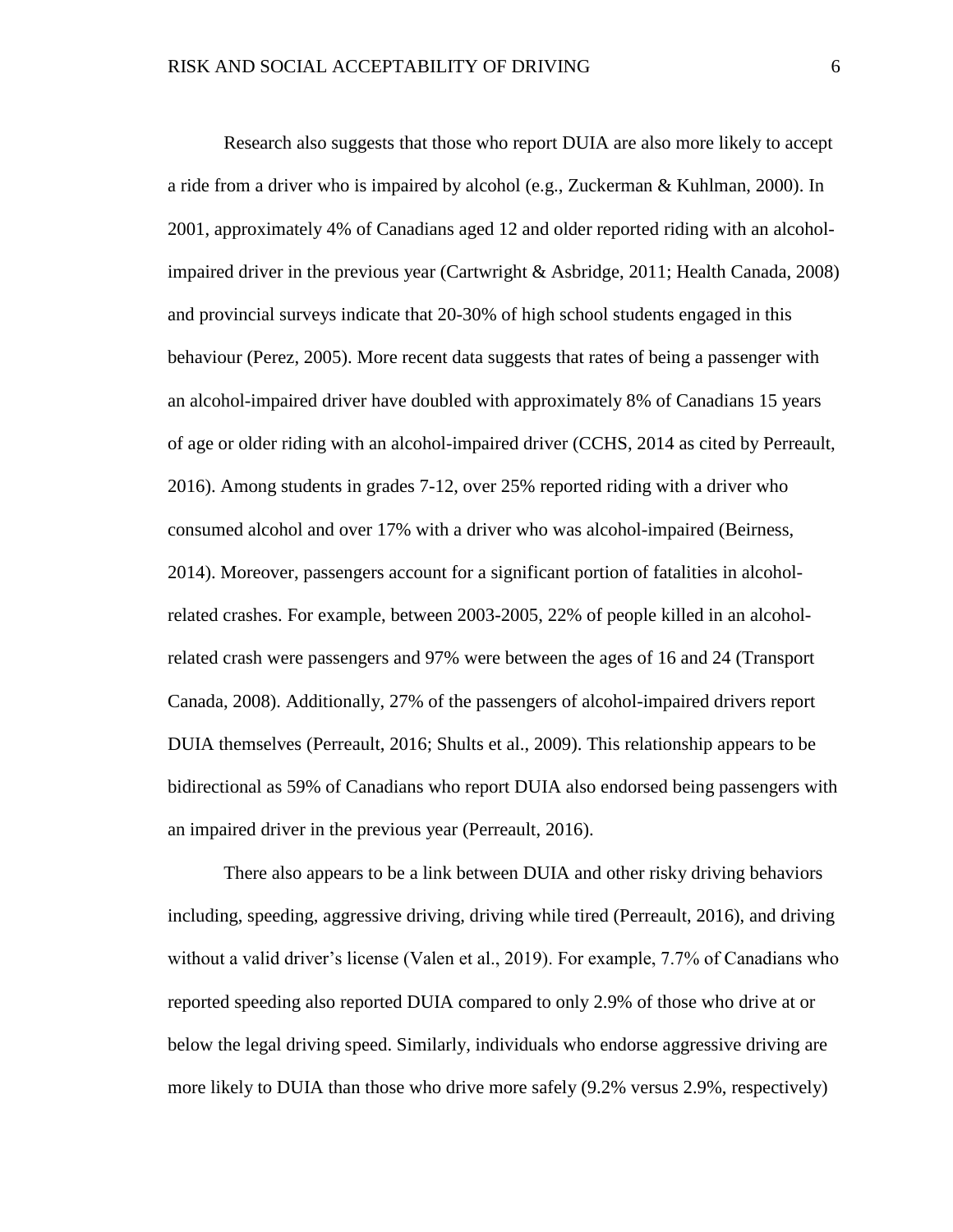Research also suggests that those who report DUIA are also more likely to accept a ride from a driver who is impaired by alcohol (e.g., Zuckerman & Kuhlman, 2000). In 2001, approximately 4% of Canadians aged 12 and older reported riding with an alcohol-impaired driver in the previous year (Cartwright & Asbridge, 2011; Health Canada, 2008) and provincial surveys indicate that 20-30% of high school students engaged in this behaviour (Perez, 2005). More recent data suggests that rates of being a passenger with an alcohol-impaired driver have doubled with approximately 8% of Canadians 15 years of age or older riding with an alcohol-impaired driver (CCHS, 2014 as cited by Perreault, 2016). Among students in grades 7-12, over 25% reported riding with a driver who consumed alcohol and over 17% with a driver who was alcohol-impaired (Beirness, 2014). Moreover, passengers account for a significant portion of fatalities in alcohol-related crashes. For example, between 2003-2005, 22% of people killed in an alcohol-related crash were passengers and 97% were between the ages of 16 and 24 (Transport Canada, 2008). Additionally, 27% of the passengers of alcohol-impaired drivers report DUIA themselves (Perreault, 2016; Shults et al., 2009). This relationship appears to be bidirectional as 59% of Canadians who report DUIA also endorsed being passengers with an impaired driver in the previous year (Perreault, 2016).

There also appears to be a link between DUIA and other risky driving behaviors including, speeding, aggressive driving, driving while tired (Perreault, 2016), and driving without a valid driver's license (Valen et al., 2019). For example, 7.7% of Canadians who reported speeding also reported DUIA compared to only 2.9% of those who drive at or below the legal driving speed. Similarly, individuals who endorse aggressive driving are more likely to DUIA than those who drive more safely (9.2% versus 2.9%, respectively)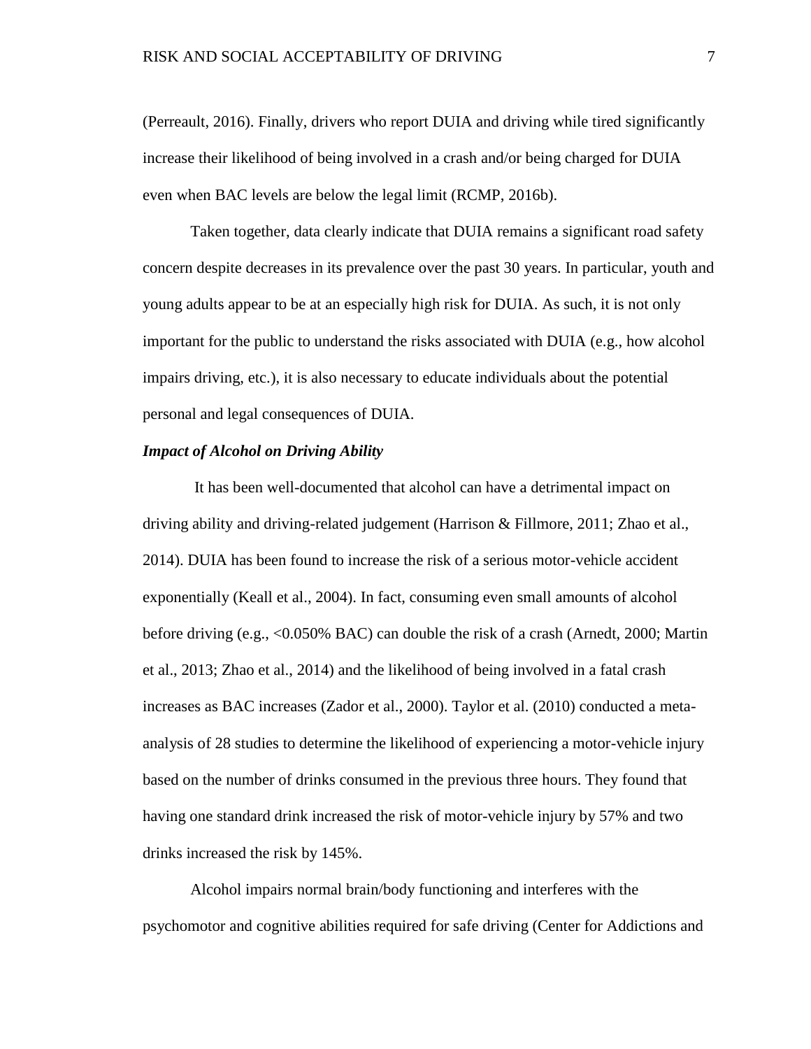(Perreault, 2016). Finally, drivers who report DUIA and driving while tired significantly increase their likelihood of being involved in a crash and/or being charged for DUIA even when BAC levels are below the legal limit (RCMP, 2016b).

Taken together, data clearly indicate that DUIA remains a significant road safety concern despite decreases in its prevalence over the past 30 years. In particular, youth and young adults appear to be at an especially high risk for DUIA. As such, it is not only important for the public to understand the risks associated with DUIA (e.g., how alcohol impairs driving, etc.), it is also necessary to educate individuals about the potential personal and legal consequences of DUIA.

### *Impact of Alcohol on Driving Ability*

It has been well-documented that alcohol can have a detrimental impact on driving ability and driving-related judgement (Harrison & Fillmore, 2011; Zhao et al., 2014). DUIA has been found to increase the risk of a serious motor-vehicle accident exponentially (Keall et al., 2004). In fact, consuming even small amounts of alcohol before driving (e.g., <0.050% BAC) can double the risk of a crash (Arnedt, 2000; Martin et al., 2013; Zhao et al., 2014) and the likelihood of being involved in a fatal crash increases as BAC increases (Zador et al., 2000). Taylor et al. (2010) conducted a meta-analysis of 28 studies to determine the likelihood of experiencing a motor-vehicle injury based on the number of drinks consumed in the previous three hours. They found that having one standard drink increased the risk of motor-vehicle injury by 57% and two drinks increased the risk by 145%.

Alcohol impairs normal brain/body functioning and interferes with the psychomotor and cognitive abilities required for safe driving (Center for Addictions and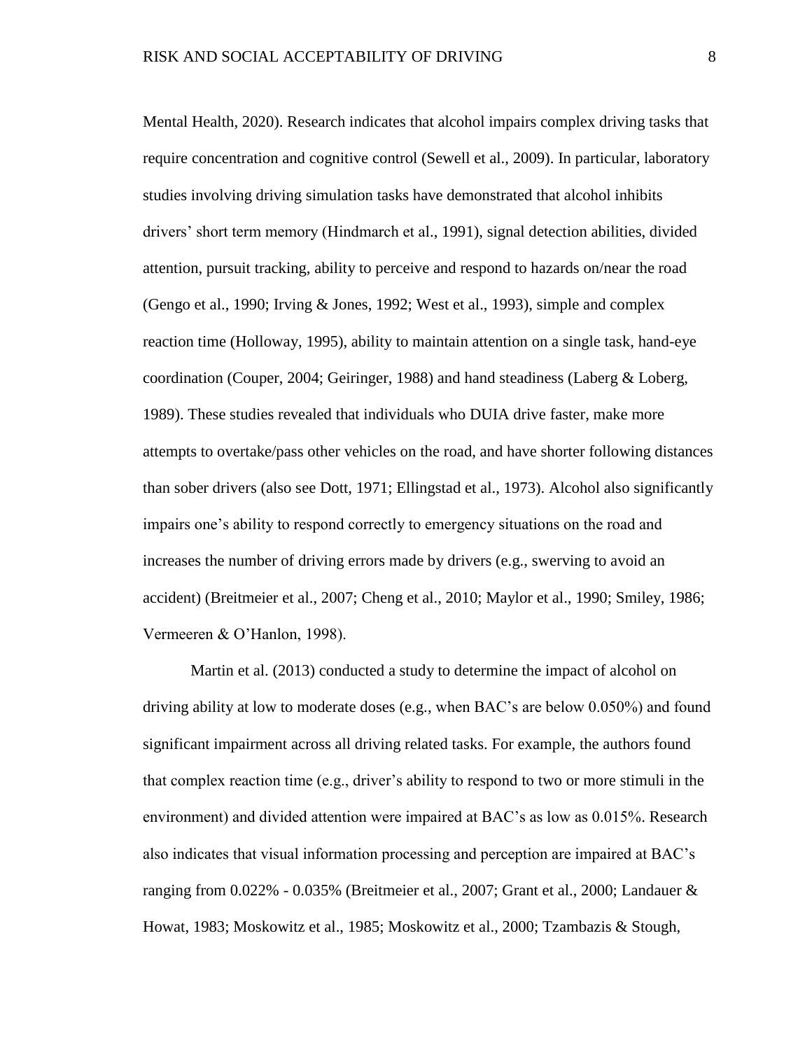Mental Health, 2020). Research indicates that alcohol impairs complex driving tasks that require concentration and cognitive control (Sewell et al., 2009). In particular, laboratory studies involving driving simulation tasks have demonstrated that alcohol inhibits drivers' short term memory (Hindmarch et al., 1991), signal detection abilities, divided attention, pursuit tracking, ability to perceive and respond to hazards on/near the road (Gengo et al., 1990; Irving & Jones, 1992; West et al., 1993), simple and complex reaction time (Holloway, 1995), ability to maintain attention on a single task, hand-eye coordination (Couper, 2004; Geiringer, 1988) and hand steadiness (Laberg & Loberg, 1989). These studies revealed that individuals who DUIA drive faster, make more attempts to overtake/pass other vehicles on the road, and have shorter following distances than sober drivers (also see Dott, 1971; Ellingstad et al., 1973). Alcohol also significantly impairs one's ability to respond correctly to emergency situations on the road and increases the number of driving errors made by drivers (e.g., swerving to avoid an accident) (Breitmeier et al., 2007; Cheng et al., 2010; Maylor et al., 1990; Smiley, 1986; Vermeeren & O'Hanlon, 1998).

Martin et al. (2013) conducted a study to determine the impact of alcohol on driving ability at low to moderate doses (e.g., when BAC's are below 0.050%) and found significant impairment across all driving related tasks. For example, the authors found that complex reaction time (e.g., driver's ability to respond to two or more stimuli in the environment) and divided attention were impaired at BAC's as low as 0.015%. Research also indicates that visual information processing and perception are impaired at BAC's ranging from 0.022% - 0.035% (Breitmeier et al., 2007; Grant et al., 2000; Landauer & Howat, 1983; Moskowitz et al., 1985; Moskowitz et al., 2000; Tzambazis & Stough,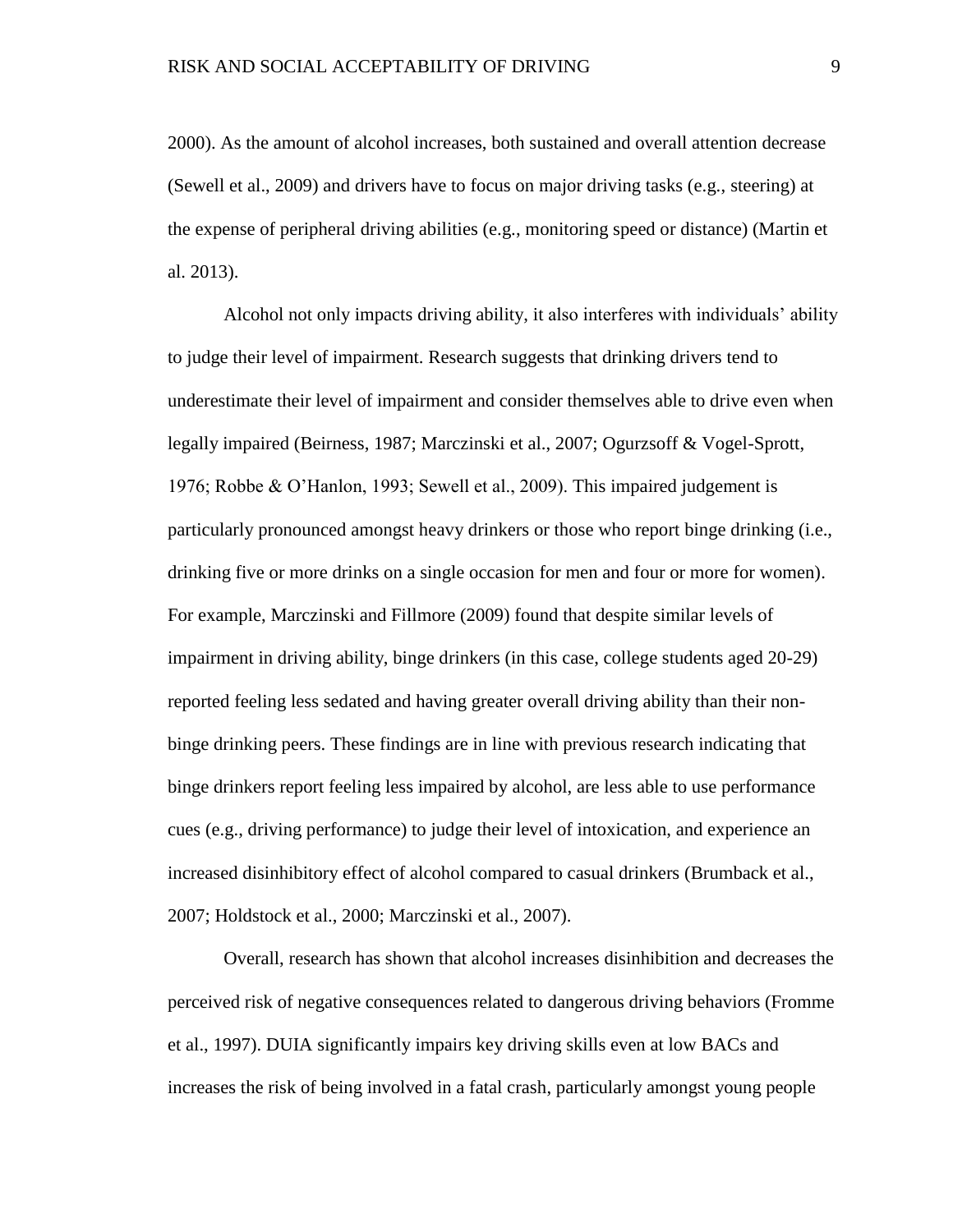2000). As the amount of alcohol increases, both sustained and overall attention decrease (Sewell et al., 2009) and drivers have to focus on major driving tasks (e.g., steering) at the expense of peripheral driving abilities (e.g., monitoring speed or distance) (Martin et al. 2013).

Alcohol not only impacts driving ability, it also interferes with individuals' ability to judge their level of impairment. Research suggests that drinking drivers tend to underestimate their level of impairment and consider themselves able to drive even when legally impaired (Beirness, 1987; Marczinski et al., 2007; Ogurzsoff & Vogel-Sprott, 1976; Robbe & O'Hanlon, 1993; Sewell et al., 2009). This impaired judgement is particularly pronounced amongst heavy drinkers or those who report binge drinking (i.e., drinking five or more drinks on a single occasion for men and four or more for women). For example, Marczinski and Fillmore (2009) found that despite similar levels of impairment in driving ability, binge drinkers (in this case, college students aged 20-29) reported feeling less sedated and having greater overall driving ability than their non-binge drinking peers. These findings are in line with previous research indicating that binge drinkers report feeling less impaired by alcohol, are less able to use performance cues (e.g., driving performance) to judge their level of intoxication, and experience an increased disinhibitory effect of alcohol compared to casual drinkers (Brumback et al., 2007; Holdstock et al., 2000; Marczinski et al., 2007).

Overall, research has shown that alcohol increases disinhibition and decreases the perceived risk of negative consequences related to dangerous driving behaviors (Fromme et al., 1997). DUIA significantly impairs key driving skills even at low BACs and increases the risk of being involved in a fatal crash, particularly amongst young people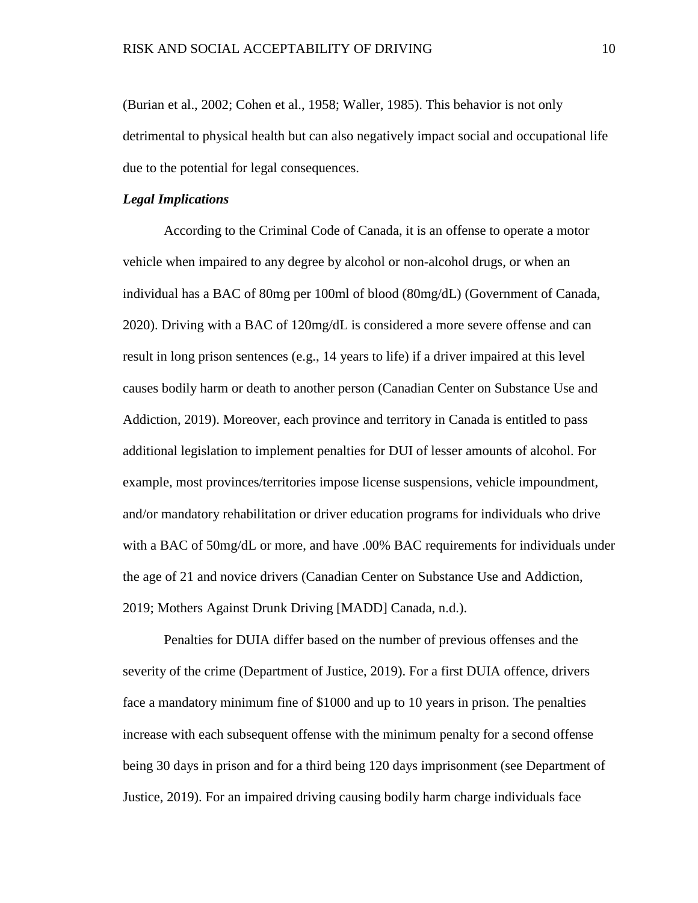(Burian et al., 2002; Cohen et al., 1958; Waller, 1985). This behavior is not only detrimental to physical health but can also negatively impact social and occupational life due to the potential for legal consequences.

### *Legal Implications*

According to the Criminal Code of Canada, it is an offense to operate a motor vehicle when impaired to any degree by alcohol or non-alcohol drugs, or when an individual has a BAC of 80mg per 100ml of blood (80mg/dL) (Government of Canada, 2020). Driving with a BAC of 120mg/dL is considered a more severe offense and can result in long prison sentences (e.g., 14 years to life) if a driver impaired at this level causes bodily harm or death to another person (Canadian Center on Substance Use and Addiction, 2019). Moreover, each province and territory in Canada is entitled to pass additional legislation to implement penalties for DUI of lesser amounts of alcohol. For example, most provinces/territories impose license suspensions, vehicle impoundment, and/or mandatory rehabilitation or driver education programs for individuals who drive with a BAC of 50mg/dL or more, and have .00% BAC requirements for individuals under the age of 21 and novice drivers (Canadian Center on Substance Use and Addiction, 2019; Mothers Against Drunk Driving [MADD] Canada, n.d.).

Penalties for DUIA differ based on the number of previous offenses and the severity of the crime (Department of Justice, 2019). For a first DUIA offence, drivers face a mandatory minimum fine of $1000 and up to 10 years in prison. The penalties increase with each subsequent offense with the minimum penalty for a second offense being 30 days in prison and for a third being 120 days imprisonment (see Department of Justice, 2019). For an impaired driving causing bodily harm charge individuals face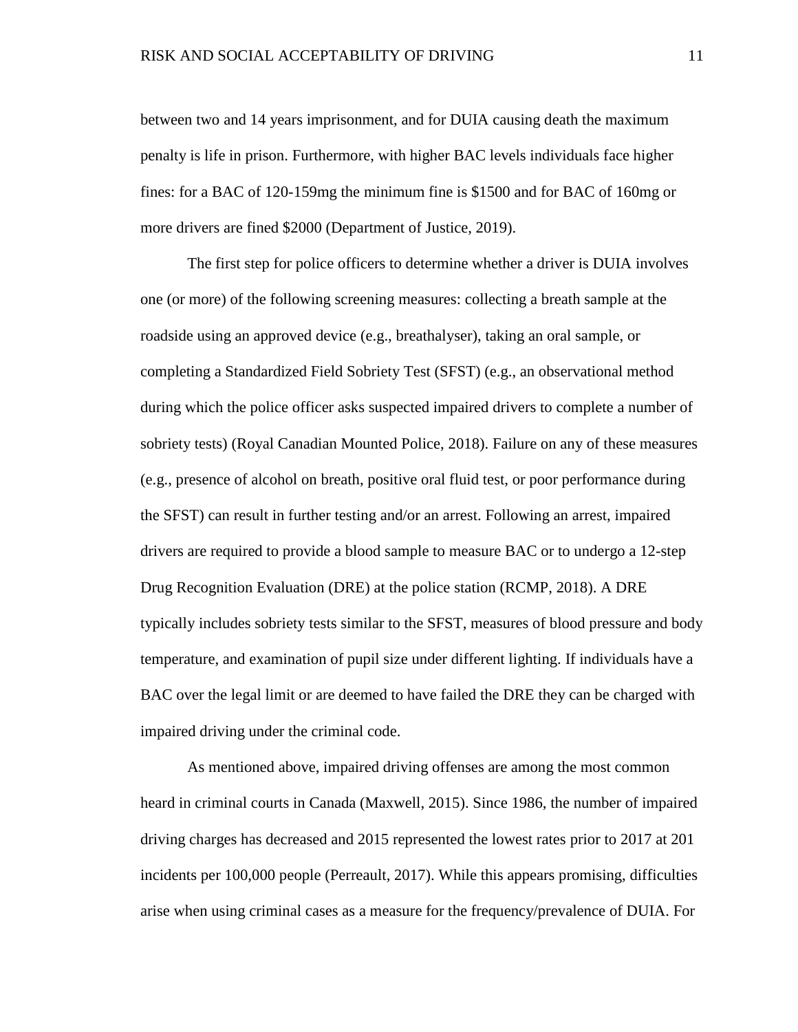between two and 14 years imprisonment, and for DUIA causing death the maximum penalty is life in prison. Furthermore, with higher BAC levels individuals face higher fines: for a BAC of 120-159mg the minimum fine is $1500 and for BAC of 160mg or more drivers are fined $2000 (Department of Justice, 2019).

The first step for police officers to determine whether a driver is DUIA involves one (or more) of the following screening measures: collecting a breath sample at the roadside using an approved device (e.g., breathalyser), taking an oral sample, or completing a Standardized Field Sobriety Test (SFST) (e.g., an observational method during which the police officer asks suspected impaired drivers to complete a number of sobriety tests) (Royal Canadian Mounted Police, 2018). Failure on any of these measures (e.g., presence of alcohol on breath, positive oral fluid test, or poor performance during the SFST) can result in further testing and/or an arrest. Following an arrest, impaired drivers are required to provide a blood sample to measure BAC or to undergo a 12-step Drug Recognition Evaluation (DRE) at the police station (RCMP, 2018). A DRE typically includes sobriety tests similar to the SFST, measures of blood pressure and body temperature, and examination of pupil size under different lighting. If individuals have a BAC over the legal limit or are deemed to have failed the DRE they can be charged with impaired driving under the criminal code.

As mentioned above, impaired driving offenses are among the most common heard in criminal courts in Canada (Maxwell, 2015). Since 1986, the number of impaired driving charges has decreased and 2015 represented the lowest rates prior to 2017 at 201 incidents per 100,000 people (Perreault, 2017). While this appears promising, difficulties arise when using criminal cases as a measure for the frequency/prevalence of DUIA. For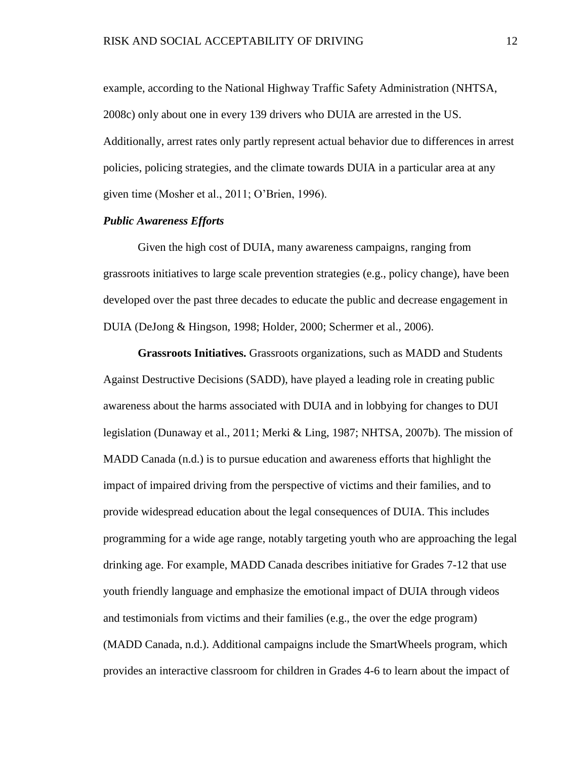example, according to the National Highway Traffic Safety Administration (NHTSA, 2008c) only about one in every 139 drivers who DUIA are arrested in the US. Additionally, arrest rates only partly represent actual behavior due to differences in arrest policies, policing strategies, and the climate towards DUIA in a particular area at any given time (Mosher et al., 2011; O'Brien, 1996).

### *Public Awareness Efforts*

Given the high cost of DUIA, many awareness campaigns, ranging from grassroots initiatives to large scale prevention strategies (e.g., policy change), have been developed over the past three decades to educate the public and decrease engagement in DUIA (DeJong & Hingson, 1998; Holder, 2000; Schermer et al., 2006).

**Grassroots Initiatives.** Grassroots organizations, such as MADD and Students Against Destructive Decisions (SADD), have played a leading role in creating public awareness about the harms associated with DUIA and in lobbying for changes to DUI legislation (Dunaway et al., 2011; Merki & Ling, 1987; NHTSA, 2007b). The mission of MADD Canada (n.d.) is to pursue education and awareness efforts that highlight the impact of impaired driving from the perspective of victims and their families, and to provide widespread education about the legal consequences of DUIA. This includes programming for a wide age range, notably targeting youth who are approaching the legal drinking age. For example, MADD Canada describes initiative for Grades 7-12 that use youth friendly language and emphasize the emotional impact of DUIA through videos and testimonials from victims and their families (e.g., the over the edge program) (MADD Canada, n.d.). Additional campaigns include the SmartWheels program, which provides an interactive classroom for children in Grades 4-6 to learn about the impact of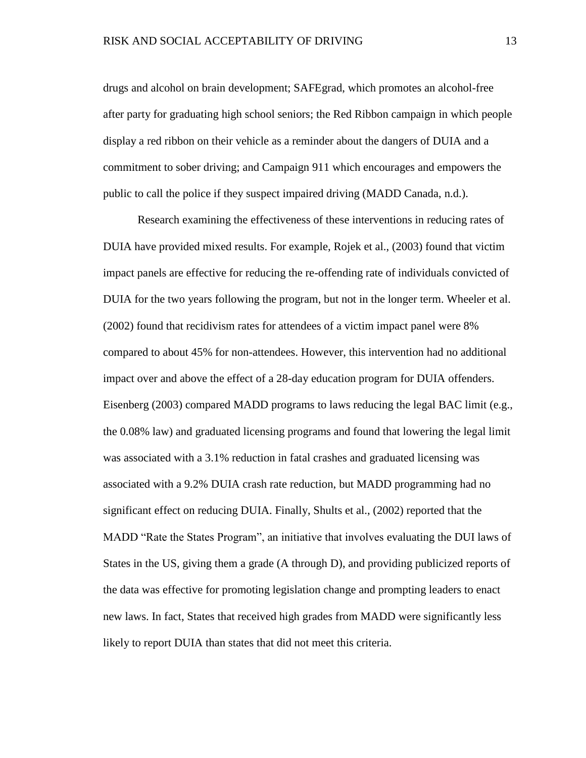drugs and alcohol on brain development; SAFEgrad, which promotes an alcohol-free after party for graduating high school seniors; the Red Ribbon campaign in which people display a red ribbon on their vehicle as a reminder about the dangers of DUIA and a commitment to sober driving; and Campaign 911 which encourages and empowers the public to call the police if they suspect impaired driving (MADD Canada, n.d.).

Research examining the effectiveness of these interventions in reducing rates of DUIA have provided mixed results. For example, Rojek et al., (2003) found that victim impact panels are effective for reducing the re-offending rate of individuals convicted of DUIA for the two years following the program, but not in the longer term. Wheeler et al. (2002) found that recidivism rates for attendees of a victim impact panel were 8% compared to about 45% for non-attendees. However, this intervention had no additional impact over and above the effect of a 28-day education program for DUIA offenders. Eisenberg (2003) compared MADD programs to laws reducing the legal BAC limit (e.g., the 0.08% law) and graduated licensing programs and found that lowering the legal limit was associated with a 3.1% reduction in fatal crashes and graduated licensing was associated with a 9.2% DUIA crash rate reduction, but MADD programming had no significant effect on reducing DUIA. Finally, Shults et al., (2002) reported that the MADD "Rate the States Program", an initiative that involves evaluating the DUI laws of States in the US, giving them a grade (A through D), and providing publicized reports of the data was effective for promoting legislation change and prompting leaders to enact new laws. In fact, States that received high grades from MADD were significantly less likely to report DUIA than states that did not meet this criteria.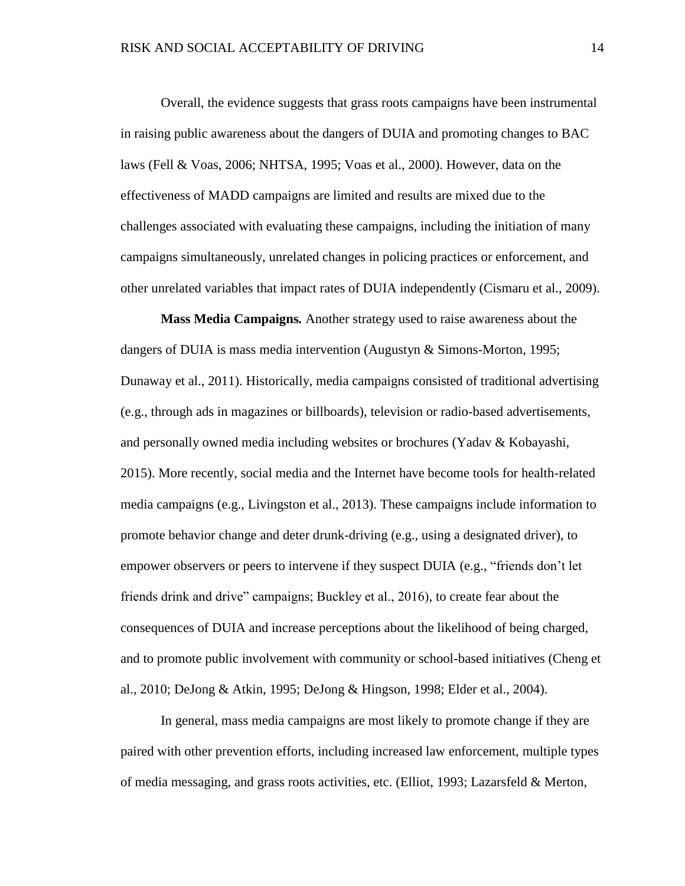Overall, the evidence suggests that grass roots campaigns have been instrumental in raising public awareness about the dangers of DUIA and promoting changes to BAC laws (Fell & Voas, 2006; NHTSA, 1995; Voas et al., 2000). However, data on the effectiveness of MADD campaigns are limited and results are mixed due to the challenges associated with evaluating these campaigns, including the initiation of many campaigns simultaneously, unrelated changes in policing practices or enforcement, and other unrelated variables that impact rates of DUIA independently (Cismaru et al., 2009).

**Mass Media Campaigns.** Another strategy used to raise awareness about the dangers of DUIA is mass media intervention (Augustyn & Simons-Morton, 1995; Dunaway et al., 2011). Historically, media campaigns consisted of traditional advertising (e.g., through ads in magazines or billboards), television or radio-based advertisements, and personally owned media including websites or brochures (Yadav & Kobayashi, 2015). More recently, social media and the Internet have become tools for health-related media campaigns (e.g., Livingston et al., 2013). These campaigns include information to promote behavior change and deter drunk-driving (e.g., using a designated driver), to empower observers or peers to intervene if they suspect DUIA (e.g., "friends don't let friends drink and drive" campaigns; Buckley et al., 2016), to create fear about the consequences of DUIA and increase perceptions about the likelihood of being charged, and to promote public involvement with community or school-based initiatives (Cheng et al., 2010; DeJong & Atkin, 1995; DeJong & Hingson, 1998; Elder et al., 2004).

In general, mass media campaigns are most likely to promote change if they are paired with other prevention efforts, including increased law enforcement, multiple types of media messaging, and grass roots activities, etc. (Elliot, 1993; Lazarsfeld & Merton,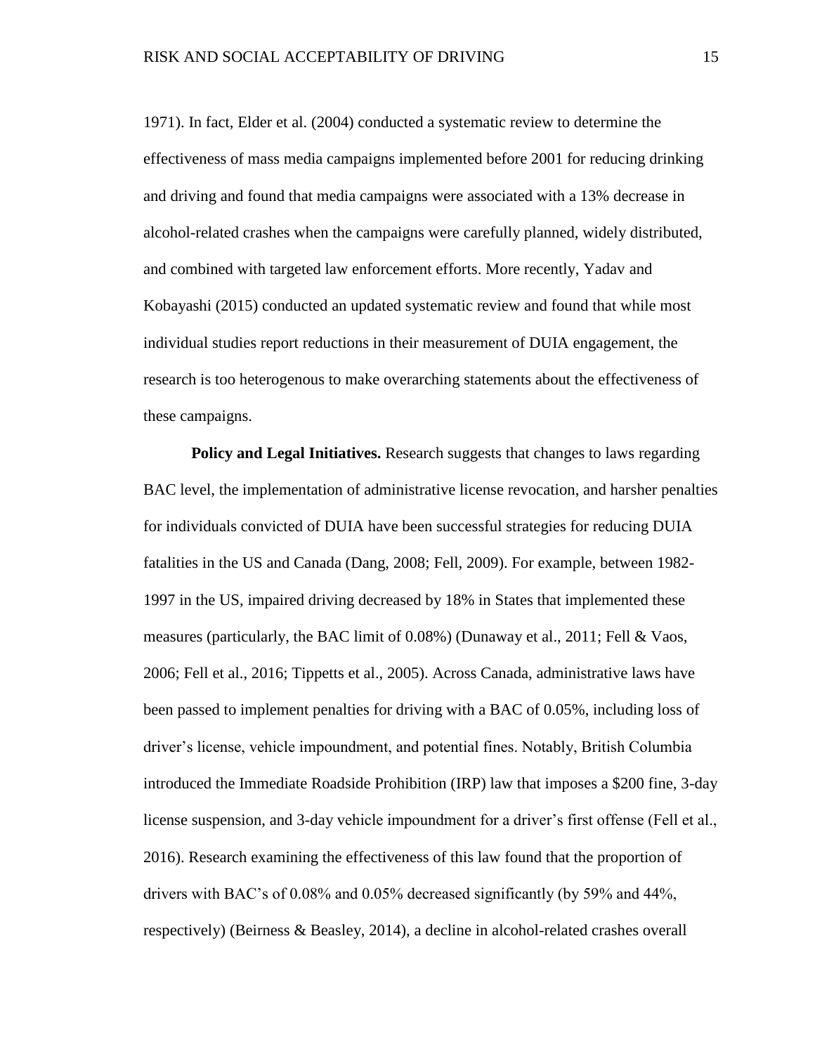1971). In fact, Elder et al. (2004) conducted a systematic review to determine the effectiveness of mass media campaigns implemented before 2001 for reducing drinking and driving and found that media campaigns were associated with a 13% decrease in alcohol-related crashes when the campaigns were carefully planned, widely distributed, and combined with targeted law enforcement efforts. More recently, Yadav and Kobayashi (2015) conducted an updated systematic review and found that while most individual studies report reductions in their measurement of DUIA engagement, the research is too heterogenous to make overarching statements about the effectiveness of these campaigns.

**Policy and Legal Initiatives.** Research suggests that changes to laws regarding BAC level, the implementation of administrative license revocation, and harsher penalties for individuals convicted of DUIA have been successful strategies for reducing DUIA fatalities in the US and Canada (Dang, 2008; Fell, 2009). For example, between 1982-1997 in the US, impaired driving decreased by 18% in States that implemented these measures (particularly, the BAC limit of 0.08%) (Dunaway et al., 2011; Fell & Vaos, 2006; Fell et al., 2016; Tippetts et al., 2005). Across Canada, administrative laws have been passed to implement penalties for driving with a BAC of 0.05%, including loss of driver's license, vehicle impoundment, and potential fines. Notably, British Columbia introduced the Immediate Roadside Prohibition (IRP) law that imposes a $200 fine, 3-day license suspension, and 3-day vehicle impoundment for a driver's first offense (Fell et al., 2016). Research examining the effectiveness of this law found that the proportion of drivers with BAC's of 0.08% and 0.05% decreased significantly (by 59% and 44%, respectively) (Beirness & Beasley, 2014), a decline in alcohol-related crashes overall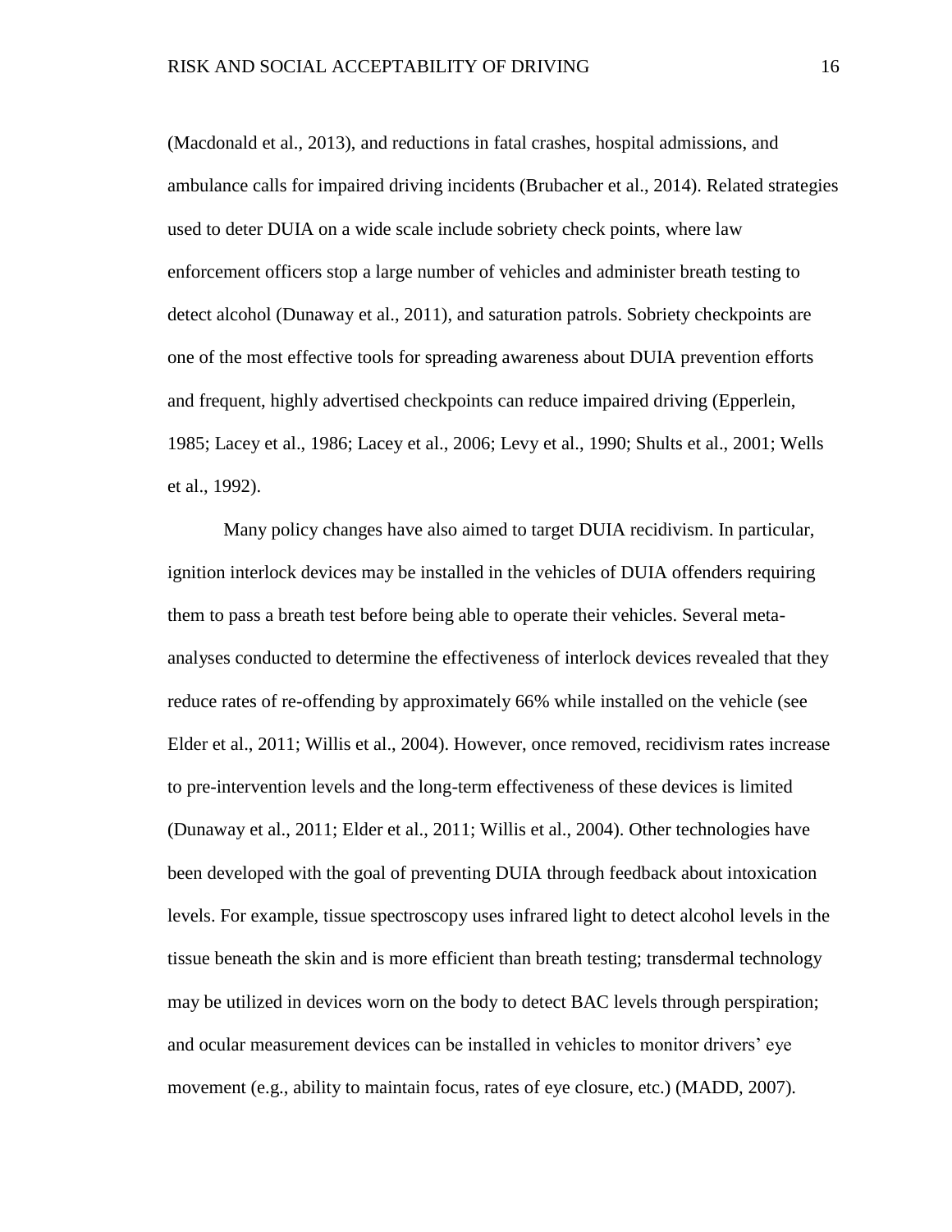(Macdonald et al., 2013), and reductions in fatal crashes, hospital admissions, and ambulance calls for impaired driving incidents (Brubacher et al., 2014). Related strategies used to deter DUIA on a wide scale include sobriety check points, where law enforcement officers stop a large number of vehicles and administer breath testing to detect alcohol (Dunaway et al., 2011), and saturation patrols. Sobriety checkpoints are one of the most effective tools for spreading awareness about DUIA prevention efforts and frequent, highly advertised checkpoints can reduce impaired driving (Epperlein, 1985; Lacey et al., 1986; Lacey et al., 2006; Levy et al., 1990; Shults et al., 2001; Wells et al., 1992).

Many policy changes have also aimed to target DUIA recidivism. In particular, ignition interlock devices may be installed in the vehicles of DUIA offenders requiring them to pass a breath test before being able to operate their vehicles. Several meta-analyses conducted to determine the effectiveness of interlock devices revealed that they reduce rates of re-offending by approximately 66% while installed on the vehicle (see Elder et al., 2011; Willis et al., 2004). However, once removed, recidivism rates increase to pre-intervention levels and the long-term effectiveness of these devices is limited (Dunaway et al., 2011; Elder et al., 2011; Willis et al., 2004). Other technologies have been developed with the goal of preventing DUIA through feedback about intoxication levels. For example, tissue spectroscopy uses infrared light to detect alcohol levels in the tissue beneath the skin and is more efficient than breath testing; transdermal technology may be utilized in devices worn on the body to detect BAC levels through perspiration; and ocular measurement devices can be installed in vehicles to monitor drivers' eye movement (e.g., ability to maintain focus, rates of eye closure, etc.) (MADD, 2007).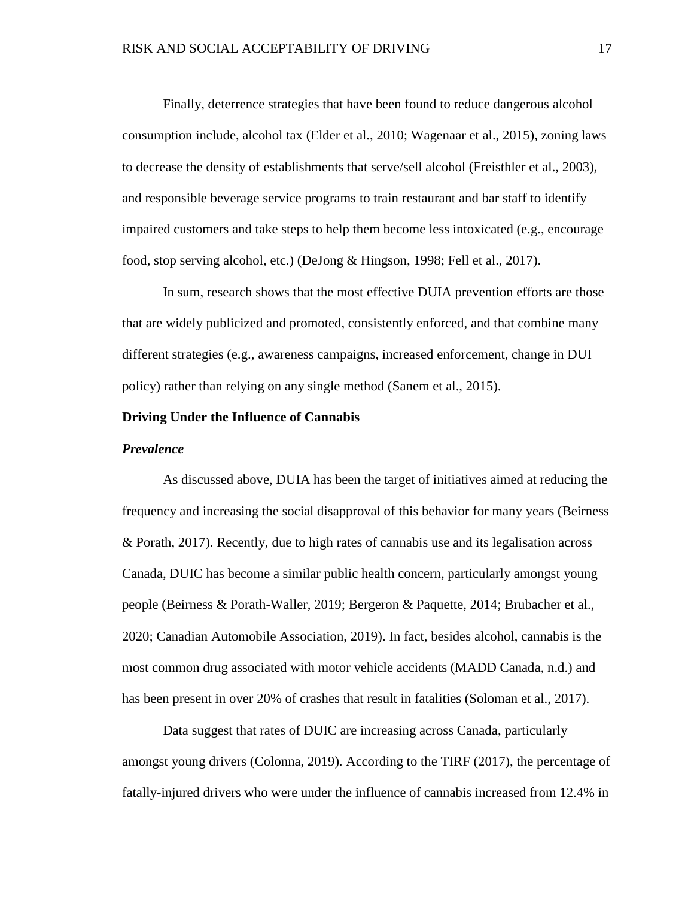Finally, deterrence strategies that have been found to reduce dangerous alcohol consumption include, alcohol tax (Elder et al., 2010; Wagenaar et al., 2015), zoning laws to decrease the density of establishments that serve/sell alcohol (Freisthler et al., 2003), and responsible beverage service programs to train restaurant and bar staff to identify impaired customers and take steps to help them become less intoxicated (e.g., encourage food, stop serving alcohol, etc.) (DeJong & Hingson, 1998; Fell et al., 2017).

In sum, research shows that the most effective DUIA prevention efforts are those that are widely publicized and promoted, consistently enforced, and that combine many different strategies (e.g., awareness campaigns, increased enforcement, change in DUI policy) rather than relying on any single method (Sanem et al., 2015).

## Driving Under the Influence of Cannabis

### *Prevalence*

As discussed above, DUIA has been the target of initiatives aimed at reducing the frequency and increasing the social disapproval of this behavior for many years (Beirness & Porath, 2017). Recently, due to high rates of cannabis use and its legalisation across Canada, DUIC has become a similar public health concern, particularly amongst young people (Beirness & Porath-Waller, 2019; Bergeron & Paquette, 2014; Brubacher et al., 2020; Canadian Automobile Association, 2019). In fact, besides alcohol, cannabis is the most common drug associated with motor vehicle accidents (MADD Canada, n.d.) and has been present in over 20% of crashes that result in fatalities (Soloman et al., 2017).

Data suggest that rates of DUIC are increasing across Canada, particularly amongst young drivers (Colonna, 2019). According to the TIRF (2017), the percentage of fatally-injured drivers who were under the influence of cannabis increased from 12.4% in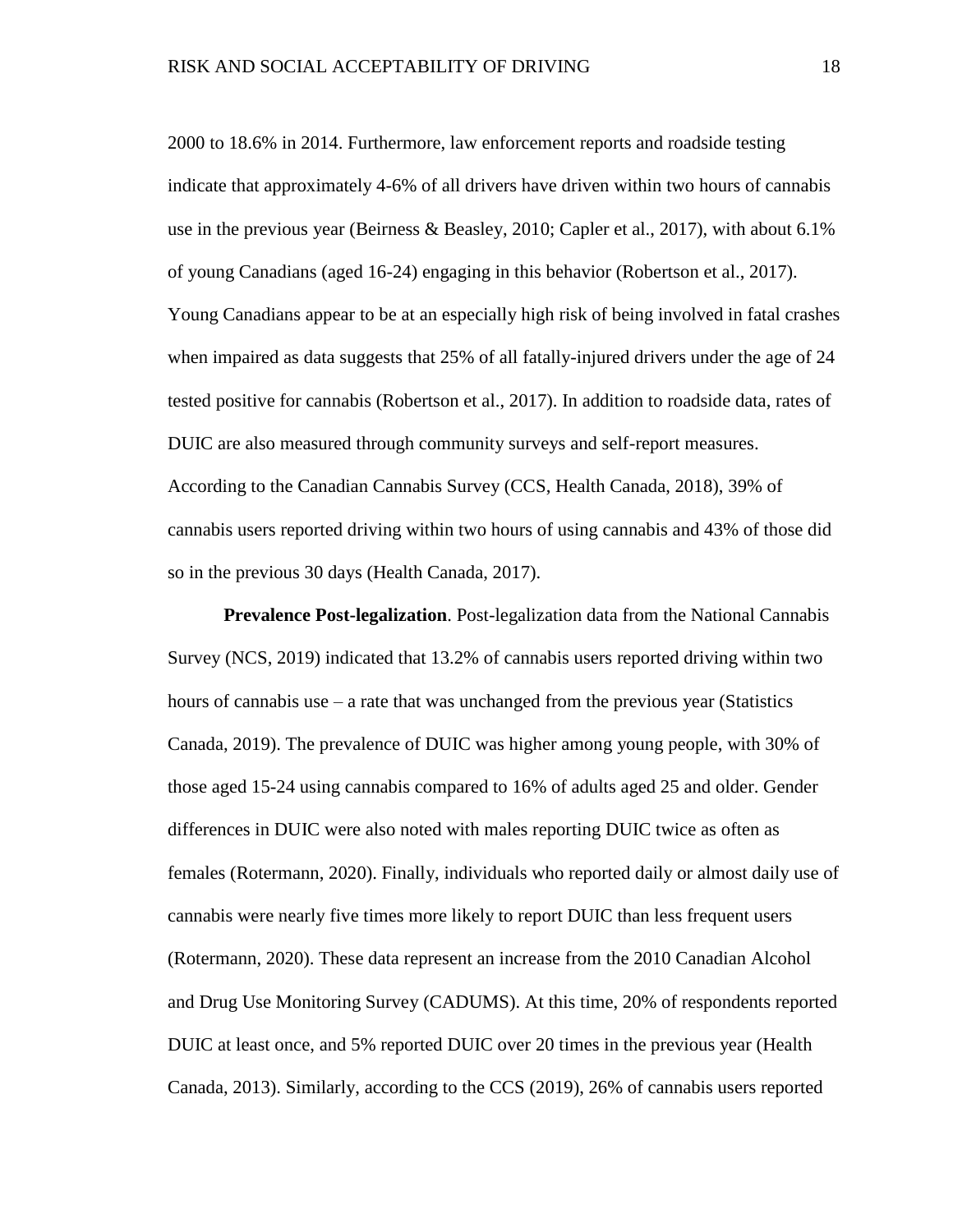2000 to 18.6% in 2014. Furthermore, law enforcement reports and roadside testing indicate that approximately 4-6% of all drivers have driven within two hours of cannabis use in the previous year (Beirness & Beasley, 2010; Capler et al., 2017), with about 6.1% of young Canadians (aged 16-24) engaging in this behavior (Robertson et al., 2017). Young Canadians appear to be at an especially high risk of being involved in fatal crashes when impaired as data suggests that 25% of all fatally-injured drivers under the age of 24 tested positive for cannabis (Robertson et al., 2017). In addition to roadside data, rates of DUIC are also measured through community surveys and self-report measures. According to the Canadian Cannabis Survey (CCS, Health Canada, 2018), 39% of cannabis users reported driving within two hours of using cannabis and 43% of those did so in the previous 30 days (Health Canada, 2017).

**Prevalence Post-legalization**. Post-legalization data from the National Cannabis Survey (NCS, 2019) indicated that 13.2% of cannabis users reported driving within two hours of cannabis use – a rate that was unchanged from the previous year (Statistics Canada, 2019). The prevalence of DUIC was higher among young people, with 30% of those aged 15-24 using cannabis compared to 16% of adults aged 25 and older. Gender differences in DUIC were also noted with males reporting DUIC twice as often as females (Rotermann, 2020). Finally, individuals who reported daily or almost daily use of cannabis were nearly five times more likely to report DUIC than less frequent users (Rotermann, 2020). These data represent an increase from the 2010 Canadian Alcohol and Drug Use Monitoring Survey (CADUMS). At this time, 20% of respondents reported DUIC at least once, and 5% reported DUIC over 20 times in the previous year (Health Canada, 2013). Similarly, according to the CCS (2019), 26% of cannabis users reported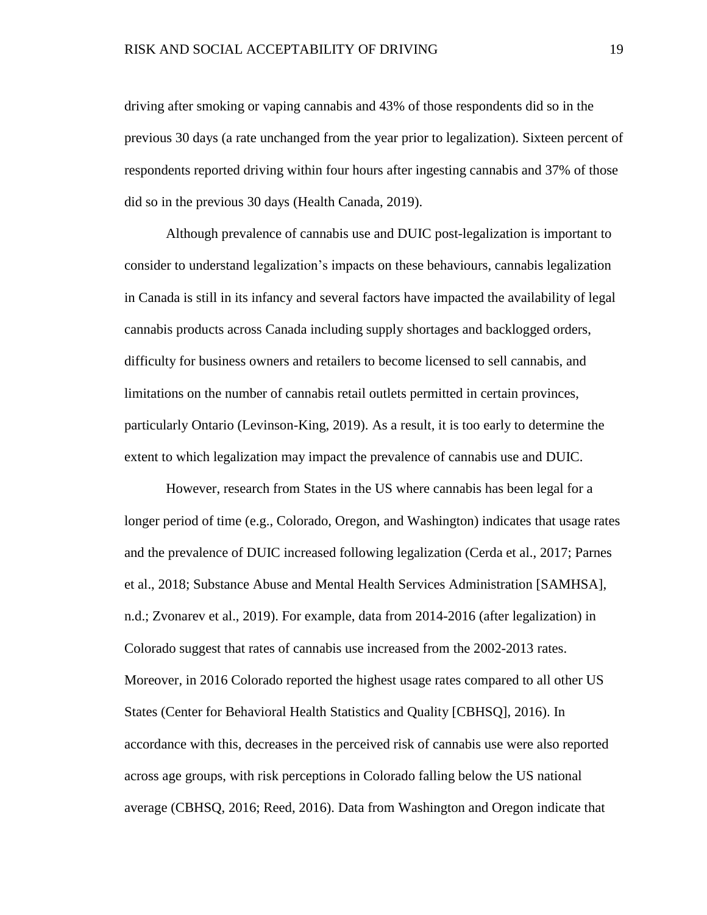driving after smoking or vaping cannabis and 43% of those respondents did so in the previous 30 days (a rate unchanged from the year prior to legalization). Sixteen percent of respondents reported driving within four hours after ingesting cannabis and 37% of those did so in the previous 30 days (Health Canada, 2019).

Although prevalence of cannabis use and DUIC post-legalization is important to consider to understand legalization's impacts on these behaviours, cannabis legalization in Canada is still in its infancy and several factors have impacted the availability of legal cannabis products across Canada including supply shortages and backlogged orders, difficulty for business owners and retailers to become licensed to sell cannabis, and limitations on the number of cannabis retail outlets permitted in certain provinces, particularly Ontario (Levinson-King, 2019). As a result, it is too early to determine the extent to which legalization may impact the prevalence of cannabis use and DUIC.

However, research from States in the US where cannabis has been legal for a longer period of time (e.g., Colorado, Oregon, and Washington) indicates that usage rates and the prevalence of DUIC increased following legalization (Cerda et al., 2017; Parnes et al., 2018; Substance Abuse and Mental Health Services Administration [SAMHSA], n.d.; Zvonarev et al., 2019). For example, data from 2014-2016 (after legalization) in Colorado suggest that rates of cannabis use increased from the 2002-2013 rates. Moreover, in 2016 Colorado reported the highest usage rates compared to all other US States (Center for Behavioral Health Statistics and Quality [CBHSQ], 2016). In accordance with this, decreases in the perceived risk of cannabis use were also reported across age groups, with risk perceptions in Colorado falling below the US national average (CBHSQ, 2016; Reed, 2016). Data from Washington and Oregon indicate that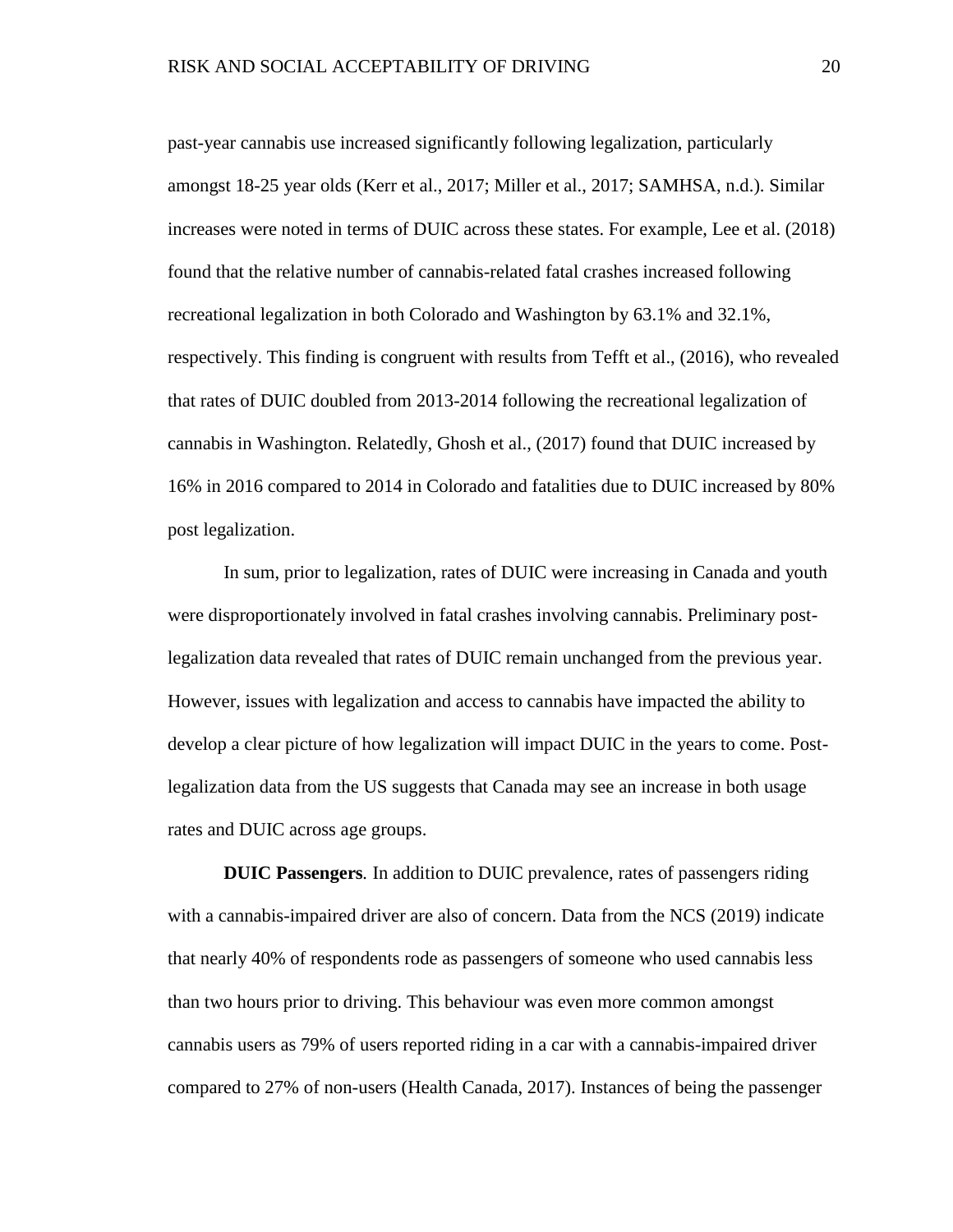past-year cannabis use increased significantly following legalization, particularly amongst 18-25 year olds (Kerr et al., 2017; Miller et al., 2017; SAMHSA, n.d.). Similar increases were noted in terms of DUIC across these states. For example, Lee et al. (2018) found that the relative number of cannabis-related fatal crashes increased following recreational legalization in both Colorado and Washington by 63.1% and 32.1%, respectively. This finding is congruent with results from Tefft et al., (2016), who revealed that rates of DUIC doubled from 2013-2014 following the recreational legalization of cannabis in Washington. Relatedly, Ghosh et al., (2017) found that DUIC increased by 16% in 2016 compared to 2014 in Colorado and fatalities due to DUIC increased by 80% post legalization.

In sum, prior to legalization, rates of DUIC were increasing in Canada and youth were disproportionately involved in fatal crashes involving cannabis. Preliminary post-legalization data revealed that rates of DUIC remain unchanged from the previous year. However, issues with legalization and access to cannabis have impacted the ability to develop a clear picture of how legalization will impact DUIC in the years to come. Post-legalization data from the US suggests that Canada may see an increase in both usage rates and DUIC across age groups.

**DUIC Passengers***.* In addition to DUIC prevalence, rates of passengers riding with a cannabis-impaired driver are also of concern. Data from the NCS (2019) indicate that nearly 40% of respondents rode as passengers of someone who used cannabis less than two hours prior to driving. This behaviour was even more common amongst cannabis users as 79% of users reported riding in a car with a cannabis-impaired driver compared to 27% of non-users (Health Canada, 2017). Instances of being the passenger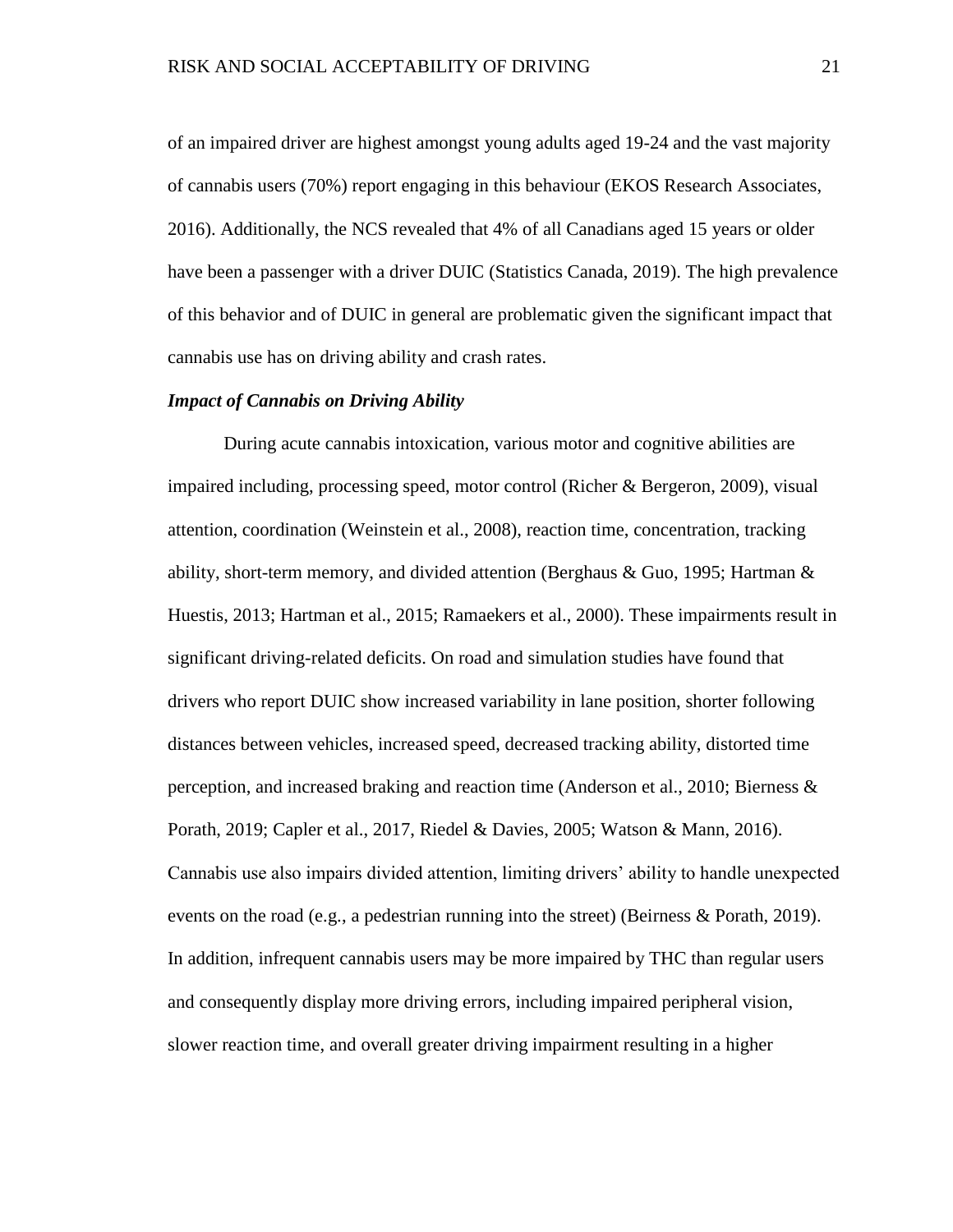of an impaired driver are highest amongst young adults aged 19-24 and the vast majority of cannabis users (70%) report engaging in this behaviour (EKOS Research Associates, 2016). Additionally, the NCS revealed that 4% of all Canadians aged 15 years or older have been a passenger with a driver DUIC (Statistics Canada, 2019). The high prevalence of this behavior and of DUIC in general are problematic given the significant impact that cannabis use has on driving ability and crash rates.

### *Impact of Cannabis on Driving Ability*

During acute cannabis intoxication, various motor and cognitive abilities are impaired including, processing speed, motor control (Richer & Bergeron, 2009), visual attention, coordination (Weinstein et al., 2008), reaction time, concentration, tracking ability, short-term memory, and divided attention (Berghaus & Guo, 1995; Hartman & Huestis, 2013; Hartman et al., 2015; Ramaekers et al., 2000). These impairments result in significant driving-related deficits. On road and simulation studies have found that drivers who report DUIC show increased variability in lane position, shorter following distances between vehicles, increased speed, decreased tracking ability, distorted time perception, and increased braking and reaction time (Anderson et al., 2010; Bierness & Porath, 2019; Capler et al., 2017, Riedel & Davies, 2005; Watson & Mann, 2016). Cannabis use also impairs divided attention, limiting drivers' ability to handle unexpected events on the road (e.g., a pedestrian running into the street) (Beirness & Porath, 2019). In addition, infrequent cannabis users may be more impaired by THC than regular users and consequently display more driving errors, including impaired peripheral vision, slower reaction time, and overall greater driving impairment resulting in a higher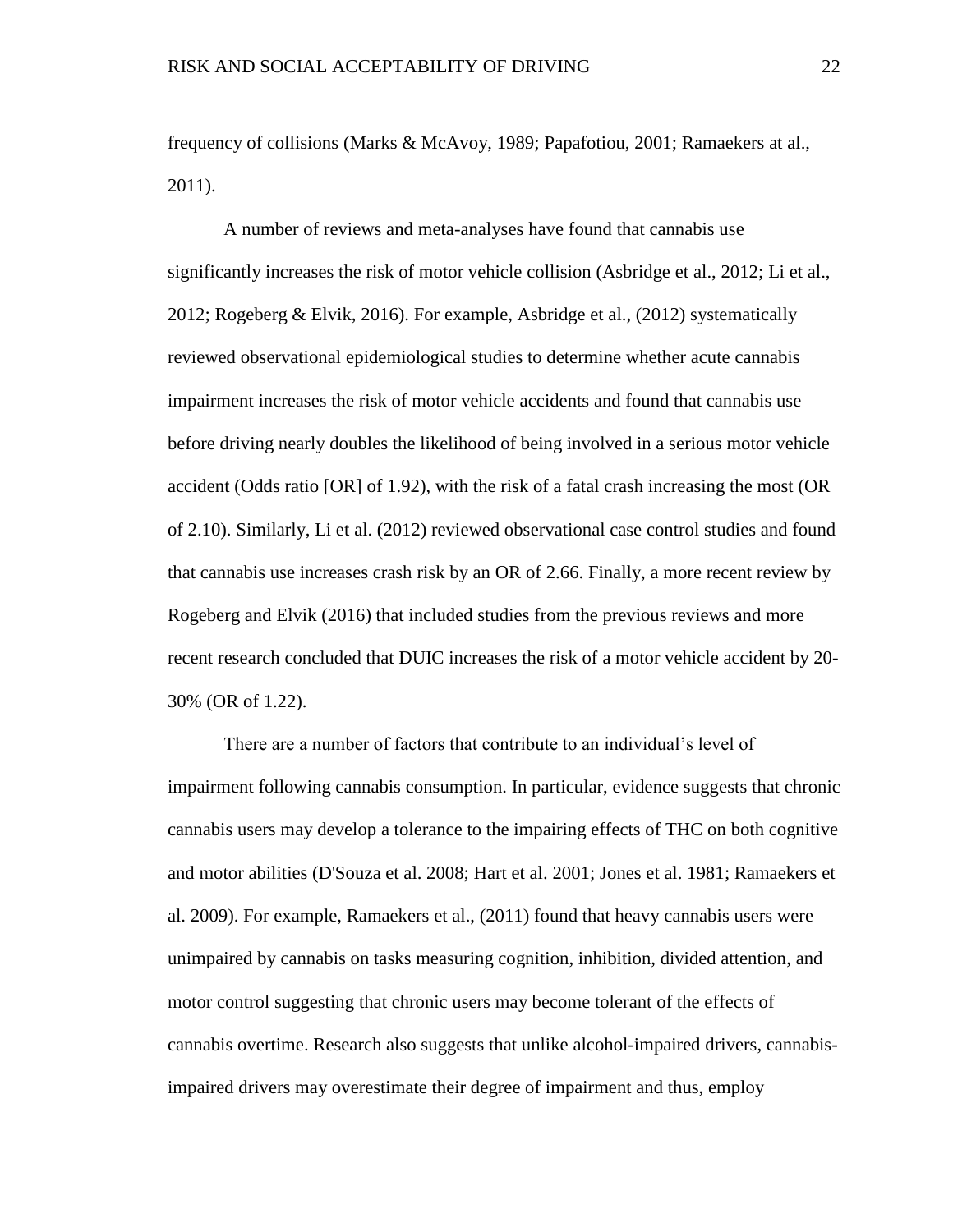frequency of collisions (Marks & McAvoy, 1989; Papafotiou, 2001; Ramaekers at al., 2011).

A number of reviews and meta-analyses have found that cannabis use significantly increases the risk of motor vehicle collision (Asbridge et al., 2012; Li et al., 2012; Rogeberg & Elvik, 2016). For example, Asbridge et al., (2012) systematically reviewed observational epidemiological studies to determine whether acute cannabis impairment increases the risk of motor vehicle accidents and found that cannabis use before driving nearly doubles the likelihood of being involved in a serious motor vehicle accident (Odds ratio [OR] of 1.92), with the risk of a fatal crash increasing the most (OR of 2.10). Similarly, Li et al. (2012) reviewed observational case control studies and found that cannabis use increases crash risk by an OR of 2.66. Finally, a more recent review by Rogeberg and Elvik (2016) that included studies from the previous reviews and more recent research concluded that DUIC increases the risk of a motor vehicle accident by 20-30% (OR of 1.22).

There are a number of factors that contribute to an individual's level of impairment following cannabis consumption. In particular, evidence suggests that chronic cannabis users may develop a tolerance to the impairing effects of THC on both cognitive and motor abilities (D'Souza et al. 2008; Hart et al. 2001; Jones et al. 1981; Ramaekers et al. 2009). For example, Ramaekers et al., (2011) found that heavy cannabis users were unimpaired by cannabis on tasks measuring cognition, inhibition, divided attention, and motor control suggesting that chronic users may become tolerant of the effects of cannabis overtime. Research also suggests that unlike alcohol-impaired drivers, cannabis-impaired drivers may overestimate their degree of impairment and thus, employ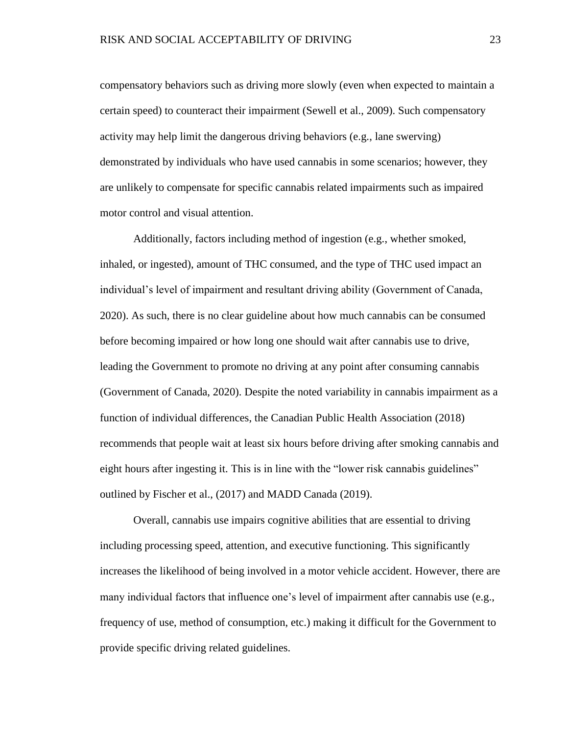compensatory behaviors such as driving more slowly (even when expected to maintain a certain speed) to counteract their impairment (Sewell et al., 2009). Such compensatory activity may help limit the dangerous driving behaviors (e.g., lane swerving) demonstrated by individuals who have used cannabis in some scenarios; however, they are unlikely to compensate for specific cannabis related impairments such as impaired motor control and visual attention.

Additionally, factors including method of ingestion (e.g., whether smoked, inhaled, or ingested), amount of THC consumed, and the type of THC used impact an individual's level of impairment and resultant driving ability (Government of Canada, 2020). As such, there is no clear guideline about how much cannabis can be consumed before becoming impaired or how long one should wait after cannabis use to drive, leading the Government to promote no driving at any point after consuming cannabis (Government of Canada, 2020). Despite the noted variability in cannabis impairment as a function of individual differences, the Canadian Public Health Association (2018) recommends that people wait at least six hours before driving after smoking cannabis and eight hours after ingesting it. This is in line with the "lower risk cannabis guidelines" outlined by Fischer et al., (2017) and MADD Canada (2019).

Overall, cannabis use impairs cognitive abilities that are essential to driving including processing speed, attention, and executive functioning. This significantly increases the likelihood of being involved in a motor vehicle accident. However, there are many individual factors that influence one's level of impairment after cannabis use (e.g., frequency of use, method of consumption, etc.) making it difficult for the Government to provide specific driving related guidelines.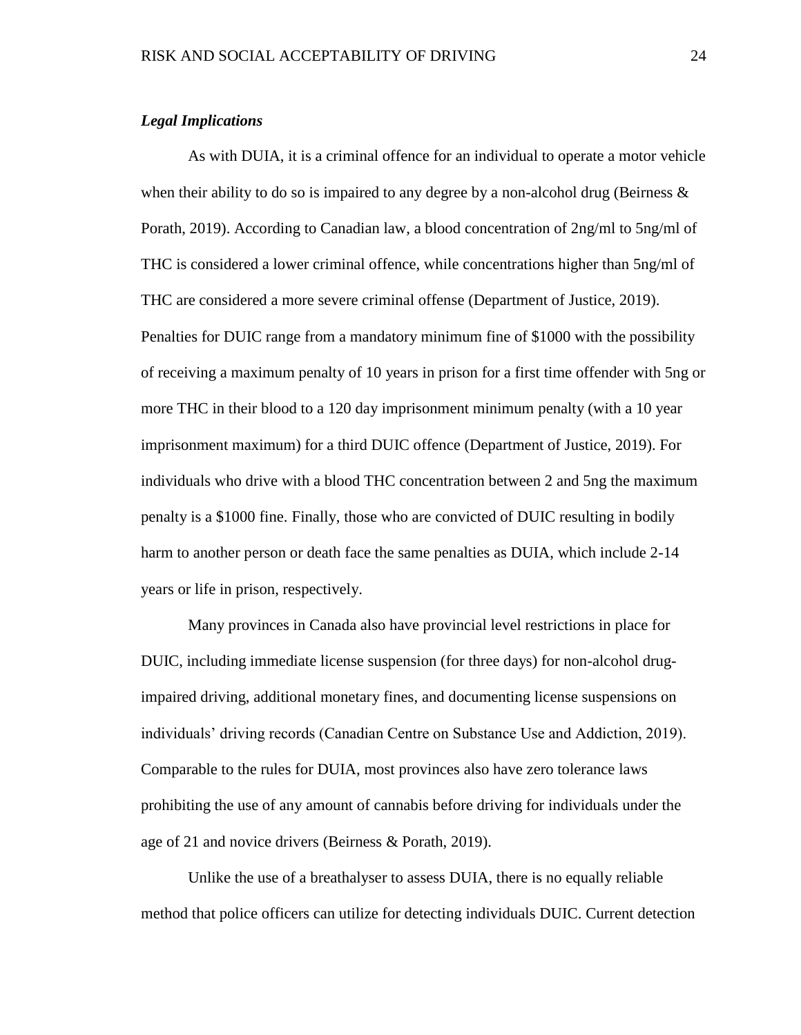### *Legal Implications*

As with DUIA, it is a criminal offence for an individual to operate a motor vehicle when their ability to do so is impaired to any degree by a non-alcohol drug (Beirness & Porath, 2019). According to Canadian law, a blood concentration of 2ng/ml to 5ng/ml of THC is considered a lower criminal offence, while concentrations higher than 5ng/ml of THC are considered a more severe criminal offense (Department of Justice, 2019). Penalties for DUIC range from a mandatory minimum fine of $1000 with the possibility of receiving a maximum penalty of 10 years in prison for a first time offender with 5ng or more THC in their blood to a 120 day imprisonment minimum penalty (with a 10 year imprisonment maximum) for a third DUIC offence (Department of Justice, 2019). For individuals who drive with a blood THC concentration between 2 and 5ng the maximum penalty is a $1000 fine. Finally, those who are convicted of DUIC resulting in bodily harm to another person or death face the same penalties as DUIA, which include 2-14 years or life in prison, respectively.

Many provinces in Canada also have provincial level restrictions in place for DUIC, including immediate license suspension (for three days) for non-alcohol drug-impaired driving, additional monetary fines, and documenting license suspensions on individuals' driving records (Canadian Centre on Substance Use and Addiction, 2019). Comparable to the rules for DUIA, most provinces also have zero tolerance laws prohibiting the use of any amount of cannabis before driving for individuals under the age of 21 and novice drivers (Beirness & Porath, 2019).

Unlike the use of a breathalyser to assess DUIA, there is no equally reliable method that police officers can utilize for detecting individuals DUIC. Current detection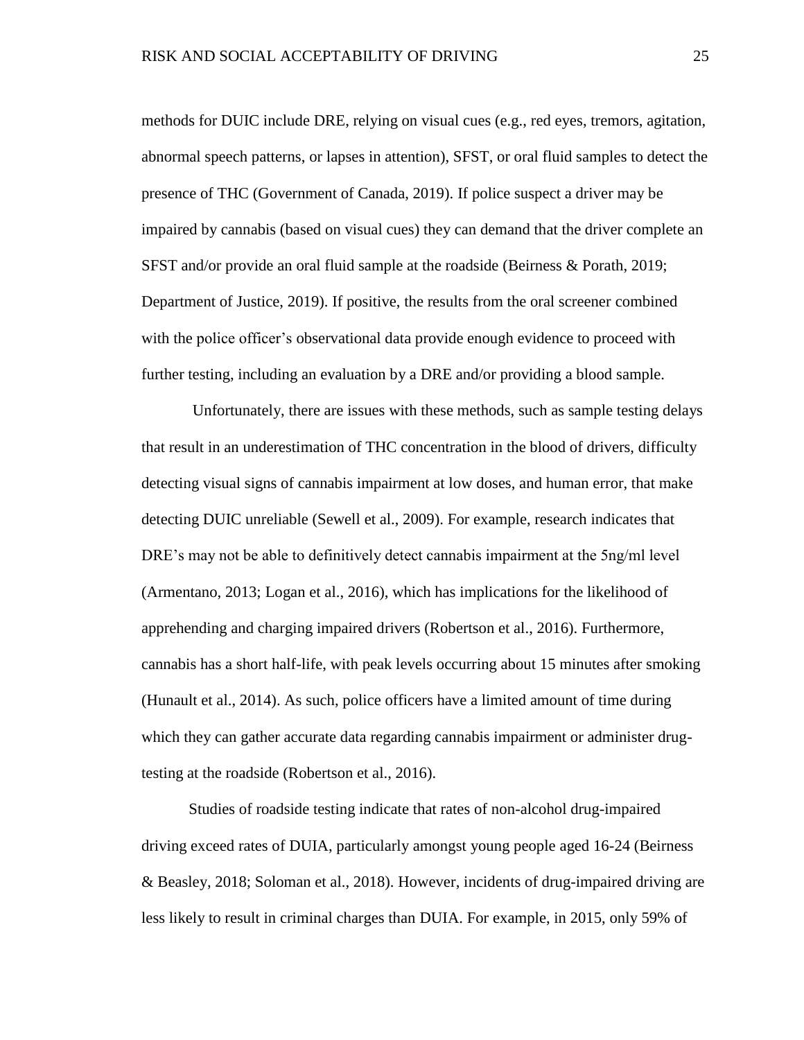methods for DUIC include DRE, relying on visual cues (e.g., red eyes, tremors, agitation, abnormal speech patterns, or lapses in attention), SFST, or oral fluid samples to detect the presence of THC (Government of Canada, 2019). If police suspect a driver may be impaired by cannabis (based on visual cues) they can demand that the driver complete an SFST and/or provide an oral fluid sample at the roadside (Beirness & Porath, 2019; Department of Justice, 2019). If positive, the results from the oral screener combined with the police officer's observational data provide enough evidence to proceed with further testing, including an evaluation by a DRE and/or providing a blood sample.

Unfortunately, there are issues with these methods, such as sample testing delays that result in an underestimation of THC concentration in the blood of drivers, difficulty detecting visual signs of cannabis impairment at low doses, and human error, that make detecting DUIC unreliable (Sewell et al., 2009). For example, research indicates that DRE's may not be able to definitively detect cannabis impairment at the 5ng/ml level (Armentano, 2013; Logan et al., 2016), which has implications for the likelihood of apprehending and charging impaired drivers (Robertson et al., 2016). Furthermore, cannabis has a short half-life, with peak levels occurring about 15 minutes after smoking (Hunault et al., 2014). As such, police officers have a limited amount of time during which they can gather accurate data regarding cannabis impairment or administer drug-testing at the roadside (Robertson et al., 2016).

Studies of roadside testing indicate that rates of non-alcohol drug-impaired driving exceed rates of DUIA, particularly amongst young people aged 16-24 (Beirness & Beasley, 2018; Soloman et al., 2018). However, incidents of drug-impaired driving are less likely to result in criminal charges than DUIA. For example, in 2015, only 59% of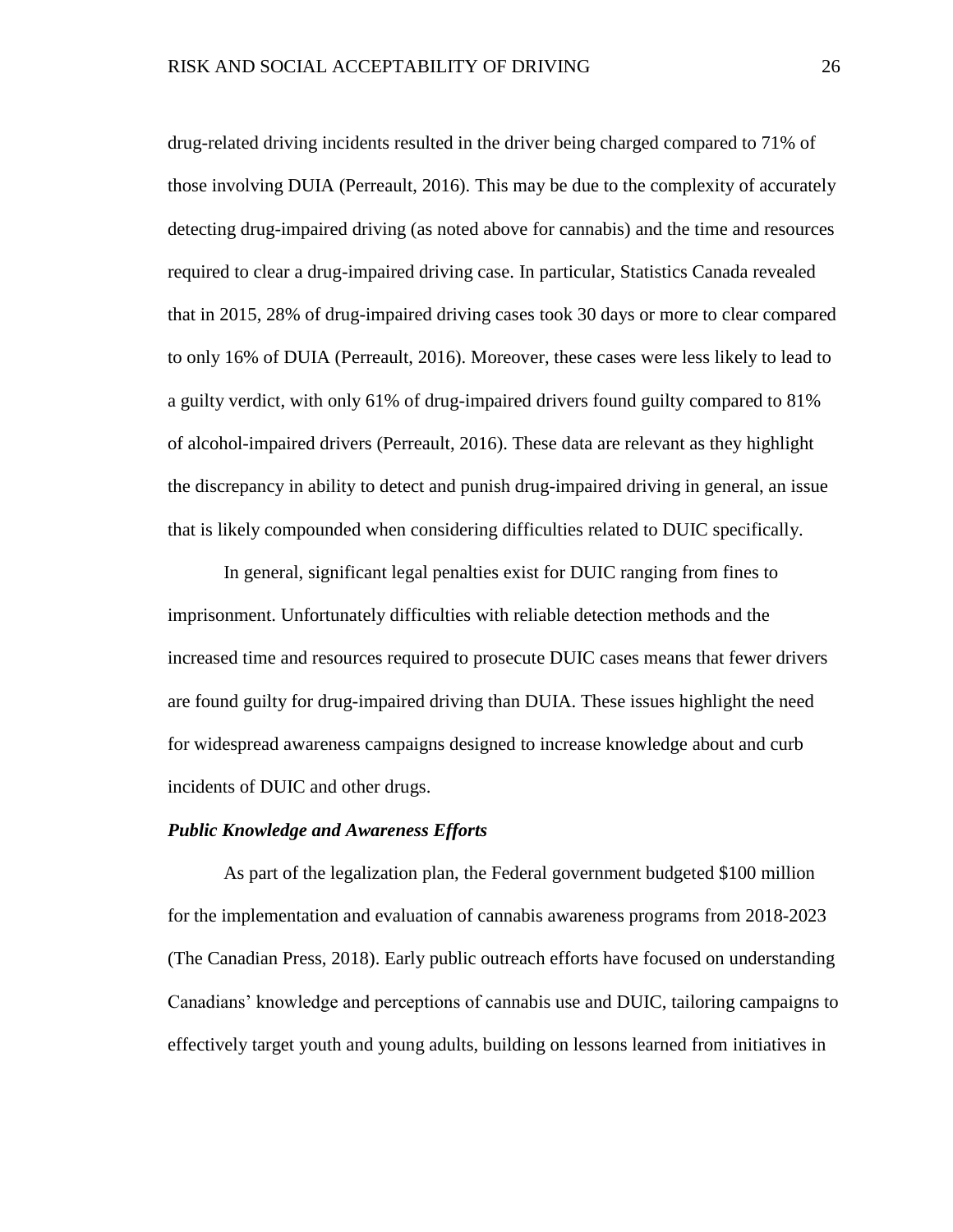drug-related driving incidents resulted in the driver being charged compared to 71% of those involving DUIA (Perreault, 2016). This may be due to the complexity of accurately detecting drug-impaired driving (as noted above for cannabis) and the time and resources required to clear a drug-impaired driving case. In particular, Statistics Canada revealed that in 2015, 28% of drug-impaired driving cases took 30 days or more to clear compared to only 16% of DUIA (Perreault, 2016). Moreover, these cases were less likely to lead to a guilty verdict, with only 61% of drug-impaired drivers found guilty compared to 81% of alcohol-impaired drivers (Perreault, 2016). These data are relevant as they highlight the discrepancy in ability to detect and punish drug-impaired driving in general, an issue that is likely compounded when considering difficulties related to DUIC specifically.

In general, significant legal penalties exist for DUIC ranging from fines to imprisonment. Unfortunately difficulties with reliable detection methods and the increased time and resources required to prosecute DUIC cases means that fewer drivers are found guilty for drug-impaired driving than DUIA. These issues highlight the need for widespread awareness campaigns designed to increase knowledge about and curb incidents of DUIC and other drugs.

### *Public Knowledge and Awareness Efforts*

As part of the legalization plan, the Federal government budgeted $100 million for the implementation and evaluation of cannabis awareness programs from 2018-2023 (The Canadian Press, 2018). Early public outreach efforts have focused on understanding Canadians' knowledge and perceptions of cannabis use and DUIC, tailoring campaigns to effectively target youth and young adults, building on lessons learned from initiatives in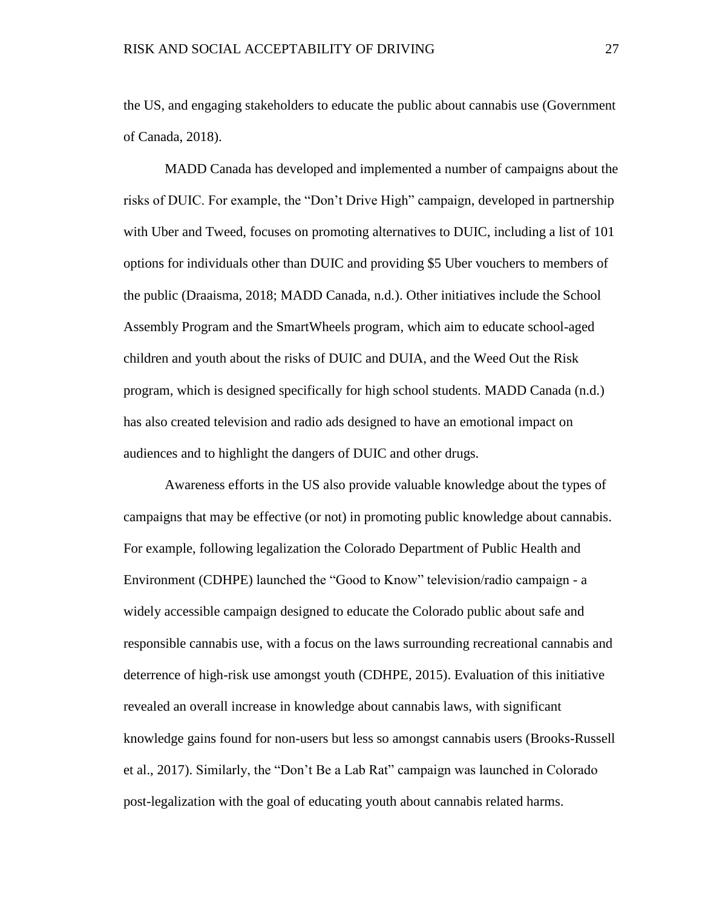the US, and engaging stakeholders to educate the public about cannabis use (Government of Canada, 2018).

MADD Canada has developed and implemented a number of campaigns about the risks of DUIC. For example, the "Don't Drive High" campaign, developed in partnership with Uber and Tweed, focuses on promoting alternatives to DUIC, including a list of 101 options for individuals other than DUIC and providing $5 Uber vouchers to members of the public (Draaisma, 2018; MADD Canada, n.d.). Other initiatives include the School Assembly Program and the SmartWheels program, which aim to educate school-aged children and youth about the risks of DUIC and DUIA, and the Weed Out the Risk program, which is designed specifically for high school students. MADD Canada (n.d.) has also created television and radio ads designed to have an emotional impact on audiences and to highlight the dangers of DUIC and other drugs.

Awareness efforts in the US also provide valuable knowledge about the types of campaigns that may be effective (or not) in promoting public knowledge about cannabis. For example, following legalization the Colorado Department of Public Health and Environment (CDHPE) launched the "Good to Know" television/radio campaign - a widely accessible campaign designed to educate the Colorado public about safe and responsible cannabis use, with a focus on the laws surrounding recreational cannabis and deterrence of high-risk use amongst youth (CDHPE, 2015). Evaluation of this initiative revealed an overall increase in knowledge about cannabis laws, with significant knowledge gains found for non-users but less so amongst cannabis users (Brooks-Russell et al., 2017). Similarly, the "Don't Be a Lab Rat" campaign was launched in Colorado post-legalization with the goal of educating youth about cannabis related harms.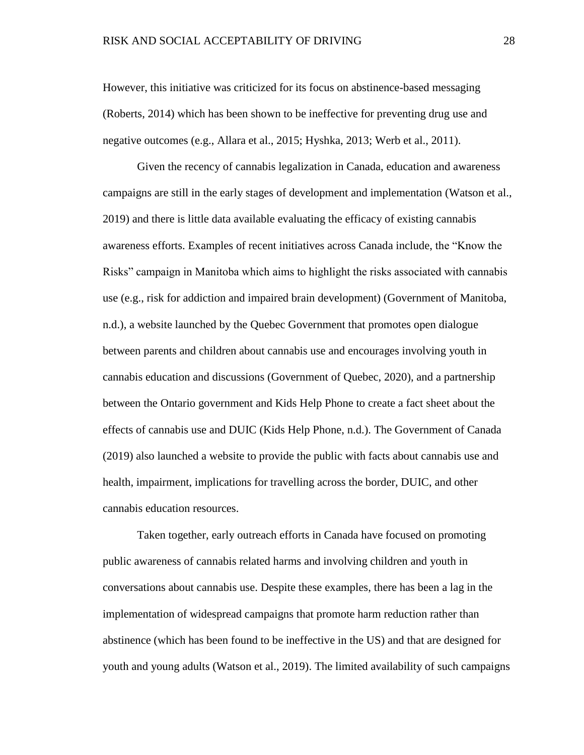However, this initiative was criticized for its focus on abstinence-based messaging (Roberts, 2014) which has been shown to be ineffective for preventing drug use and negative outcomes (e.g., Allara et al., 2015; Hyshka, 2013; Werb et al., 2011).

Given the recency of cannabis legalization in Canada, education and awareness campaigns are still in the early stages of development and implementation (Watson et al., 2019) and there is little data available evaluating the efficacy of existing cannabis awareness efforts. Examples of recent initiatives across Canada include, the "Know the Risks" campaign in Manitoba which aims to highlight the risks associated with cannabis use (e.g., risk for addiction and impaired brain development) (Government of Manitoba, n.d.), a website launched by the Quebec Government that promotes open dialogue between parents and children about cannabis use and encourages involving youth in cannabis education and discussions (Government of Quebec, 2020), and a partnership between the Ontario government and Kids Help Phone to create a fact sheet about the effects of cannabis use and DUIC (Kids Help Phone, n.d.). The Government of Canada (2019) also launched a website to provide the public with facts about cannabis use and health, impairment, implications for travelling across the border, DUIC, and other cannabis education resources.

Taken together, early outreach efforts in Canada have focused on promoting public awareness of cannabis related harms and involving children and youth in conversations about cannabis use. Despite these examples, there has been a lag in the implementation of widespread campaigns that promote harm reduction rather than abstinence (which has been found to be ineffective in the US) and that are designed for youth and young adults (Watson et al., 2019). The limited availability of such campaigns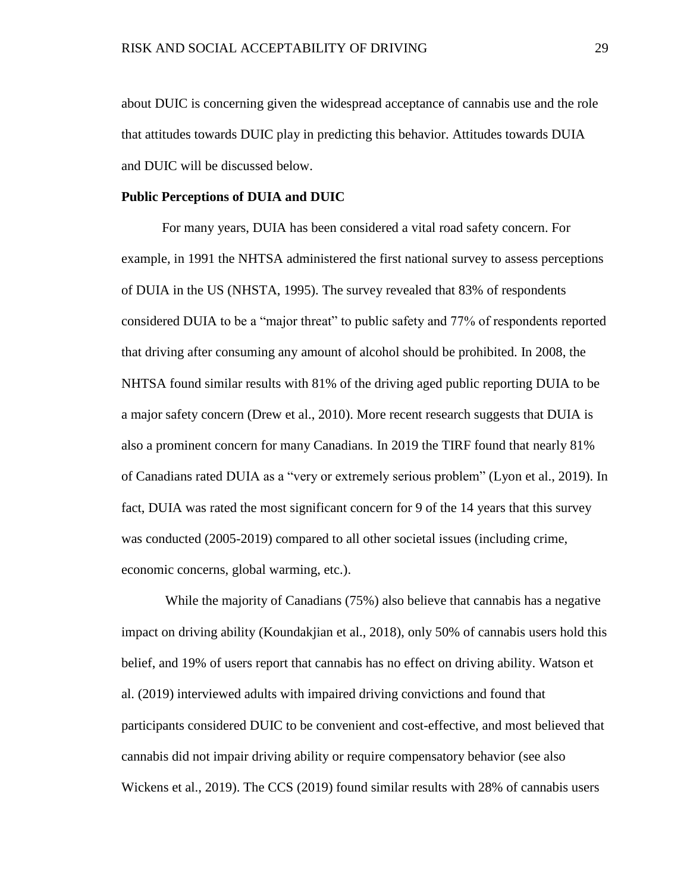about DUIC is concerning given the widespread acceptance of cannabis use and the role that attitudes towards DUIC play in predicting this behavior. Attitudes towards DUIA and DUIC will be discussed below.

**Public Perceptions of DUIA and DUIC**

For many years, DUIA has been considered a vital road safety concern. For example, in 1991 the NHTSA administered the first national survey to assess perceptions of DUIA in the US (NHSTA, 1995). The survey revealed that 83% of respondents considered DUIA to be a "major threat" to public safety and 77% of respondents reported that driving after consuming any amount of alcohol should be prohibited. In 2008, the NHTSA found similar results with 81% of the driving aged public reporting DUIA to be a major safety concern (Drew et al., 2010). More recent research suggests that DUIA is also a prominent concern for many Canadians. In 2019 the TIRF found that nearly 81% of Canadians rated DUIA as a "very or extremely serious problem" (Lyon et al., 2019). In fact, DUIA was rated the most significant concern for 9 of the 14 years that this survey was conducted (2005-2019) compared to all other societal issues (including crime, economic concerns, global warming, etc.).

While the majority of Canadians (75%) also believe that cannabis has a negative impact on driving ability (Koundakjian et al., 2018), only 50% of cannabis users hold this belief, and 19% of users report that cannabis has no effect on driving ability. Watson et al. (2019) interviewed adults with impaired driving convictions and found that participants considered DUIC to be convenient and cost-effective, and most believed that cannabis did not impair driving ability or require compensatory behavior (see also Wickens et al., 2019). The CCS (2019) found similar results with 28% of cannabis users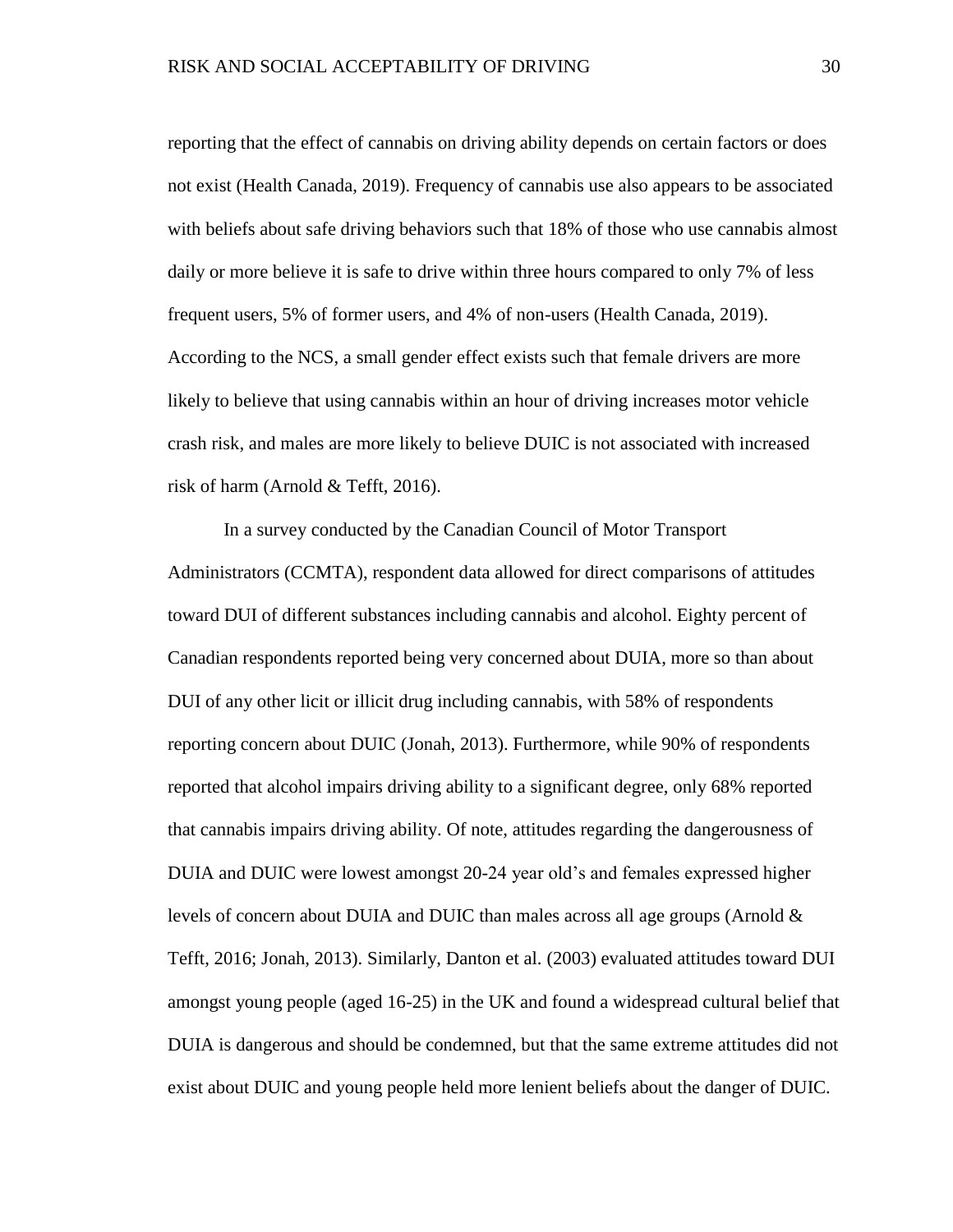reporting that the effect of cannabis on driving ability depends on certain factors or does not exist (Health Canada, 2019). Frequency of cannabis use also appears to be associated with beliefs about safe driving behaviors such that 18% of those who use cannabis almost daily or more believe it is safe to drive within three hours compared to only 7% of less frequent users, 5% of former users, and 4% of non-users (Health Canada, 2019). According to the NCS, a small gender effect exists such that female drivers are more likely to believe that using cannabis within an hour of driving increases motor vehicle crash risk, and males are more likely to believe DUIC is not associated with increased risk of harm (Arnold & Tefft, 2016).

In a survey conducted by the Canadian Council of Motor Transport Administrators (CCMTA), respondent data allowed for direct comparisons of attitudes toward DUI of different substances including cannabis and alcohol. Eighty percent of Canadian respondents reported being very concerned about DUIA, more so than about DUI of any other licit or illicit drug including cannabis, with 58% of respondents reporting concern about DUIC (Jonah, 2013). Furthermore, while 90% of respondents reported that alcohol impairs driving ability to a significant degree, only 68% reported that cannabis impairs driving ability. Of note, attitudes regarding the dangerousness of DUIA and DUIC were lowest amongst 20-24 year old's and females expressed higher levels of concern about DUIA and DUIC than males across all age groups (Arnold & Tefft, 2016; Jonah, 2013). Similarly, Danton et al. (2003) evaluated attitudes toward DUI amongst young people (aged 16-25) in the UK and found a widespread cultural belief that DUIA is dangerous and should be condemned, but that the same extreme attitudes did not exist about DUIC and young people held more lenient beliefs about the danger of DUIC.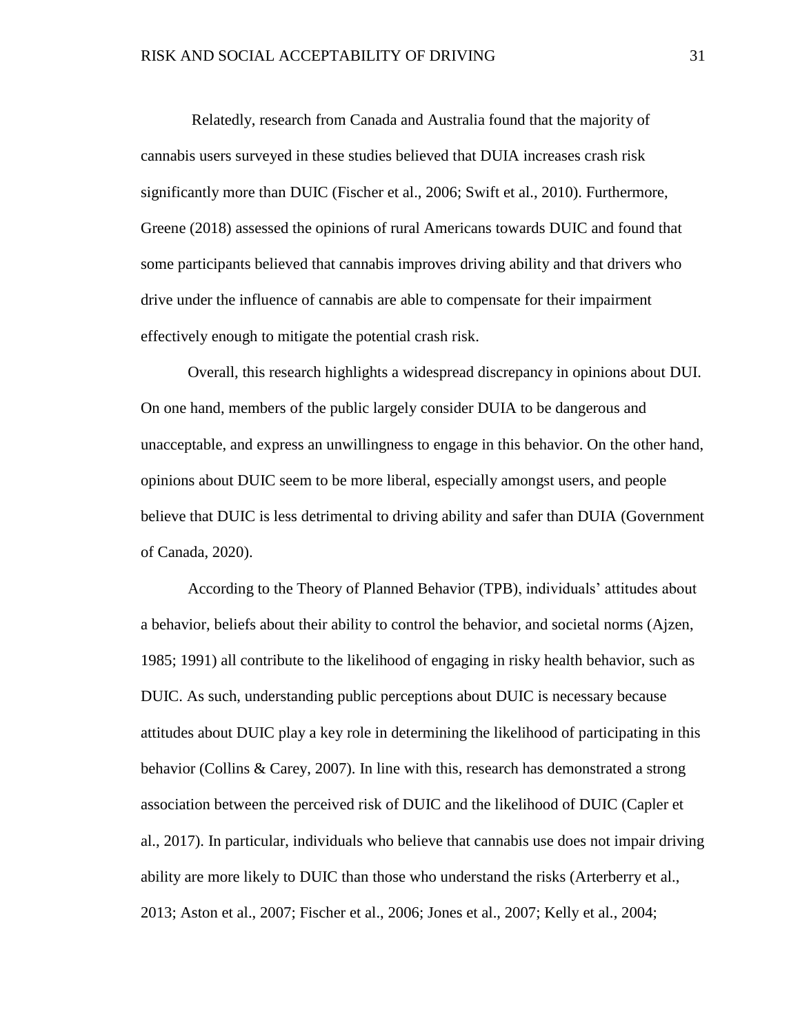Relatedly, research from Canada and Australia found that the majority of cannabis users surveyed in these studies believed that DUIA increases crash risk significantly more than DUIC (Fischer et al., 2006; Swift et al., 2010). Furthermore, Greene (2018) assessed the opinions of rural Americans towards DUIC and found that some participants believed that cannabis improves driving ability and that drivers who drive under the influence of cannabis are able to compensate for their impairment effectively enough to mitigate the potential crash risk.

Overall, this research highlights a widespread discrepancy in opinions about DUI. On one hand, members of the public largely consider DUIA to be dangerous and unacceptable, and express an unwillingness to engage in this behavior. On the other hand, opinions about DUIC seem to be more liberal, especially amongst users, and people believe that DUIC is less detrimental to driving ability and safer than DUIA (Government of Canada, 2020).

According to the Theory of Planned Behavior (TPB), individuals' attitudes about a behavior, beliefs about their ability to control the behavior, and societal norms (Ajzen, 1985; 1991) all contribute to the likelihood of engaging in risky health behavior, such as DUIC. As such, understanding public perceptions about DUIC is necessary because attitudes about DUIC play a key role in determining the likelihood of participating in this behavior (Collins & Carey, 2007). In line with this, research has demonstrated a strong association between the perceived risk of DUIC and the likelihood of DUIC (Capler et al., 2017). In particular, individuals who believe that cannabis use does not impair driving ability are more likely to DUIC than those who understand the risks (Arterberry et al., 2013; Aston et al., 2007; Fischer et al., 2006; Jones et al., 2007; Kelly et al., 2004;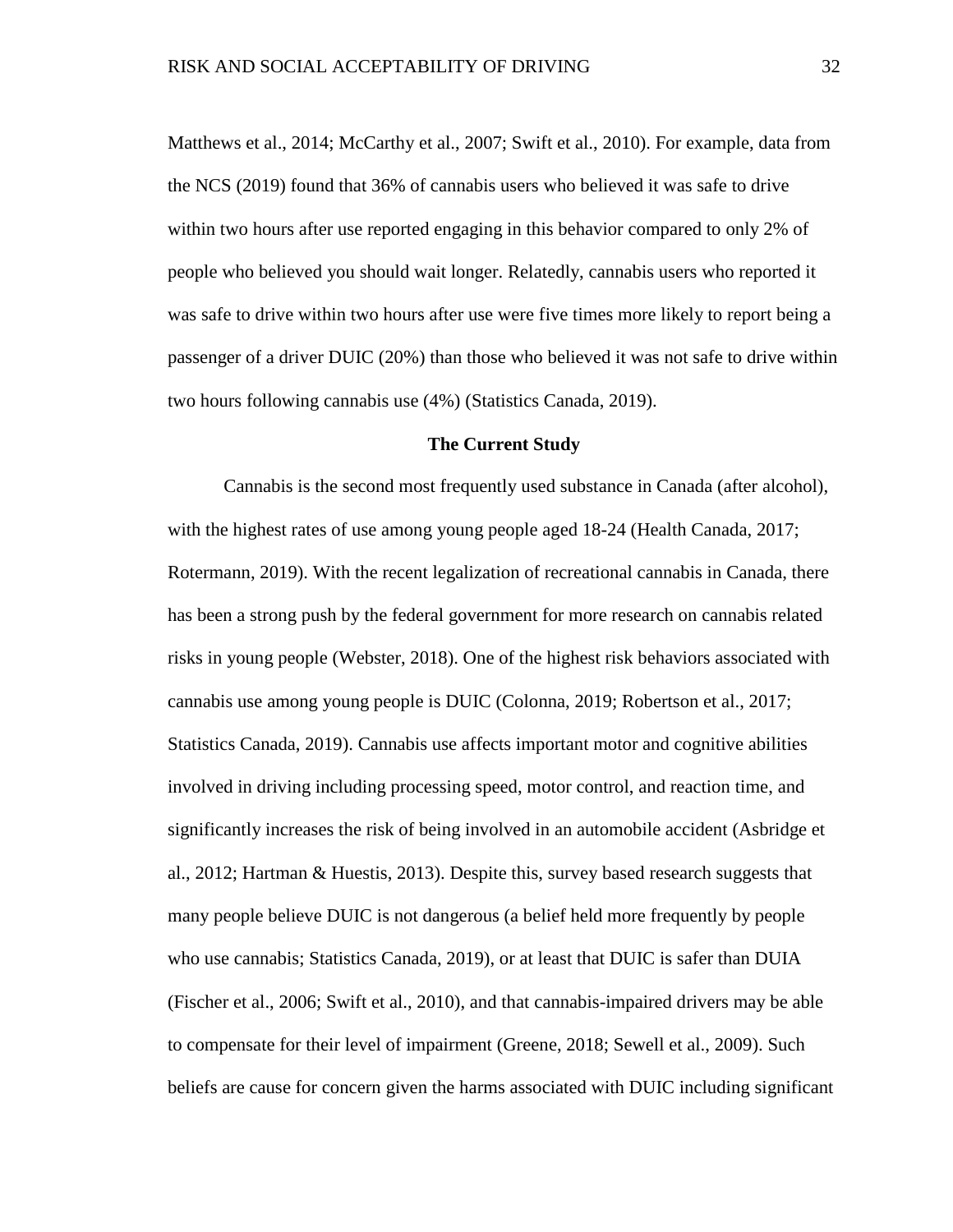Matthews et al., 2014; McCarthy et al., 2007; Swift et al., 2010). For example, data from the NCS (2019) found that 36% of cannabis users who believed it was safe to drive within two hours after use reported engaging in this behavior compared to only 2% of people who believed you should wait longer. Relatedly, cannabis users who reported it was safe to drive within two hours after use were five times more likely to report being a passenger of a driver DUIC (20%) than those who believed it was not safe to drive within two hours following cannabis use (4%) (Statistics Canada, 2019).

## The Current Study

Cannabis is the second most frequently used substance in Canada (after alcohol), with the highest rates of use among young people aged 18-24 (Health Canada, 2017; Rotermann, 2019). With the recent legalization of recreational cannabis in Canada, there has been a strong push by the federal government for more research on cannabis related risks in young people (Webster, 2018). One of the highest risk behaviors associated with cannabis use among young people is DUIC (Colonna, 2019; Robertson et al., 2017; Statistics Canada, 2019). Cannabis use affects important motor and cognitive abilities involved in driving including processing speed, motor control, and reaction time, and significantly increases the risk of being involved in an automobile accident (Asbridge et al., 2012; Hartman & Huestis, 2013). Despite this, survey based research suggests that many people believe DUIC is not dangerous (a belief held more frequently by people who use cannabis; Statistics Canada, 2019), or at least that DUIC is safer than DUIA (Fischer et al., 2006; Swift et al., 2010), and that cannabis-impaired drivers may be able to compensate for their level of impairment (Greene, 2018; Sewell et al., 2009). Such beliefs are cause for concern given the harms associated with DUIC including significant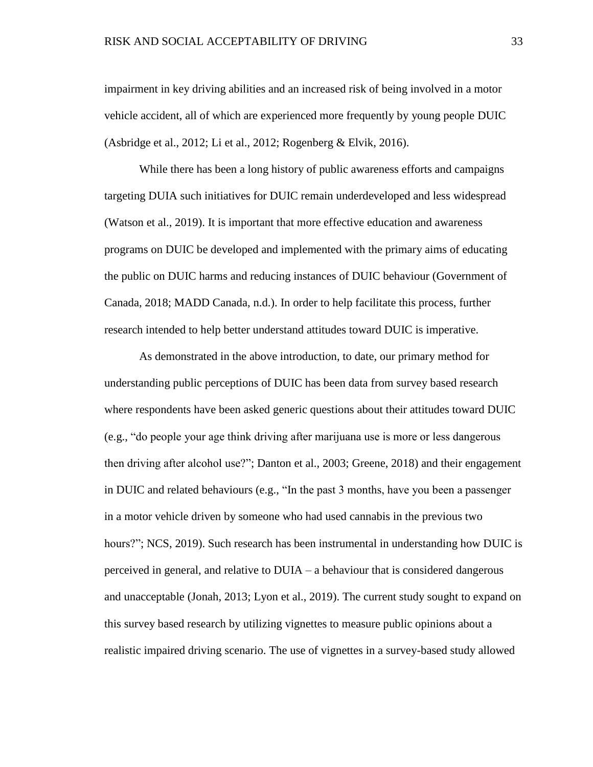impairment in key driving abilities and an increased risk of being involved in a motor vehicle accident, all of which are experienced more frequently by young people DUIC (Asbridge et al., 2012; Li et al., 2012; Rogenberg & Elvik, 2016).

While there has been a long history of public awareness efforts and campaigns targeting DUIA such initiatives for DUIC remain underdeveloped and less widespread (Watson et al., 2019). It is important that more effective education and awareness programs on DUIC be developed and implemented with the primary aims of educating the public on DUIC harms and reducing instances of DUIC behaviour (Government of Canada, 2018; MADD Canada, n.d.). In order to help facilitate this process, further research intended to help better understand attitudes toward DUIC is imperative.

As demonstrated in the above introduction, to date, our primary method for understanding public perceptions of DUIC has been data from survey based research where respondents have been asked generic questions about their attitudes toward DUIC (e.g., "do people your age think driving after marijuana use is more or less dangerous then driving after alcohol use?"; Danton et al., 2003; Greene, 2018) and their engagement in DUIC and related behaviours (e.g., "In the past 3 months, have you been a passenger in a motor vehicle driven by someone who had used cannabis in the previous two hours?"; NCS, 2019). Such research has been instrumental in understanding how DUIC is perceived in general, and relative to DUIA – a behaviour that is considered dangerous and unacceptable (Jonah, 2013; Lyon et al., 2019). The current study sought to expand on this survey based research by utilizing vignettes to measure public opinions about a realistic impaired driving scenario. The use of vignettes in a survey-based study allowed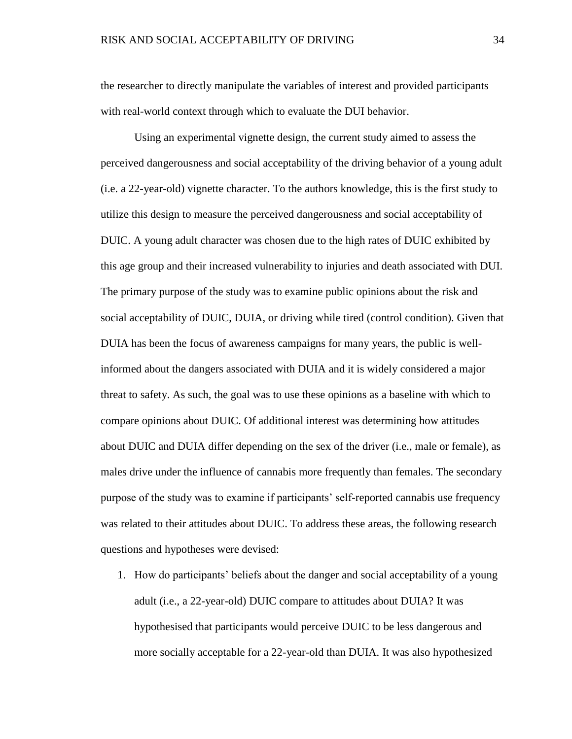the researcher to directly manipulate the variables of interest and provided participants with real-world context through which to evaluate the DUI behavior.

Using an experimental vignette design, the current study aimed to assess the perceived dangerousness and social acceptability of the driving behavior of a young adult (i.e. a 22-year-old) vignette character. To the authors knowledge, this is the first study to utilize this design to measure the perceived dangerousness and social acceptability of DUIC. A young adult character was chosen due to the high rates of DUIC exhibited by this age group and their increased vulnerability to injuries and death associated with DUI. The primary purpose of the study was to examine public opinions about the risk and social acceptability of DUIC, DUIA, or driving while tired (control condition). Given that DUIA has been the focus of awareness campaigns for many years, the public is well-informed about the dangers associated with DUIA and it is widely considered a major threat to safety. As such, the goal was to use these opinions as a baseline with which to compare opinions about DUIC. Of additional interest was determining how attitudes about DUIC and DUIA differ depending on the sex of the driver (i.e., male or female), as males drive under the influence of cannabis more frequently than females. The secondary purpose of the study was to examine if participants' self-reported cannabis use frequency was related to their attitudes about DUIC. To address these areas, the following research questions and hypotheses were devised:

1. How do participants' beliefs about the danger and social acceptability of a young adult (i.e., a 22-year-old) DUIC compare to attitudes about DUIA? It was hypothesised that participants would perceive DUIC to be less dangerous and more socially acceptable for a 22-year-old than DUIA. It was also hypothesized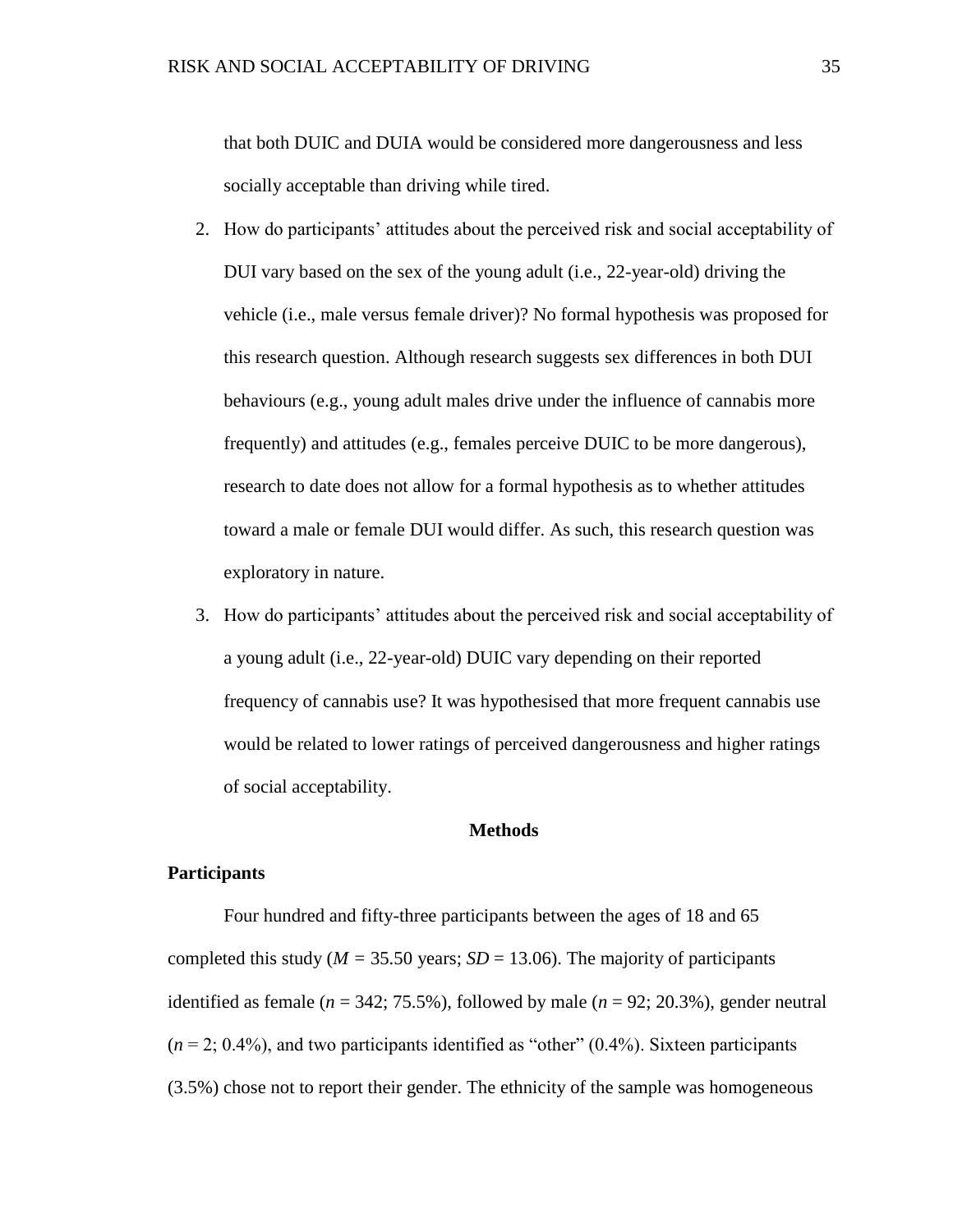that both DUIC and DUIA would be considered more dangerousness and less socially acceptable than driving while tired.

2. How do participants' attitudes about the perceived risk and social acceptability of DUI vary based on the sex of the young adult (i.e., 22-year-old) driving the vehicle (i.e., male versus female driver)? No formal hypothesis was proposed for this research question. Although research suggests sex differences in both DUI behaviours (e.g., young adult males drive under the influence of cannabis more frequently) and attitudes (e.g., females perceive DUIC to be more dangerous), research to date does not allow for a formal hypothesis as to whether attitudes toward a male or female DUI would differ. As such, this research question was exploratory in nature.
3. How do participants' attitudes about the perceived risk and social acceptability of a young adult (i.e., 22-year-old) DUIC vary depending on their reported frequency of cannabis use? It was hypothesised that more frequent cannabis use would be related to lower ratings of perceived dangerousness and higher ratings of social acceptability.

## Methods

### Participants

Four hundred and fifty-three participants between the ages of 18 and 65 completed this study ($M$ = 35.50 years; $SD$ = 13.06). The majority of participants identified as female ($n$ = 342; 75.5%), followed by male ($n$ = 92; 20.3%), gender neutral ($n$ = 2; 0.4%), and two participants identified as "other" (0.4%). Sixteen participants (3.5%) chose not to report their gender. The ethnicity of the sample was homogeneous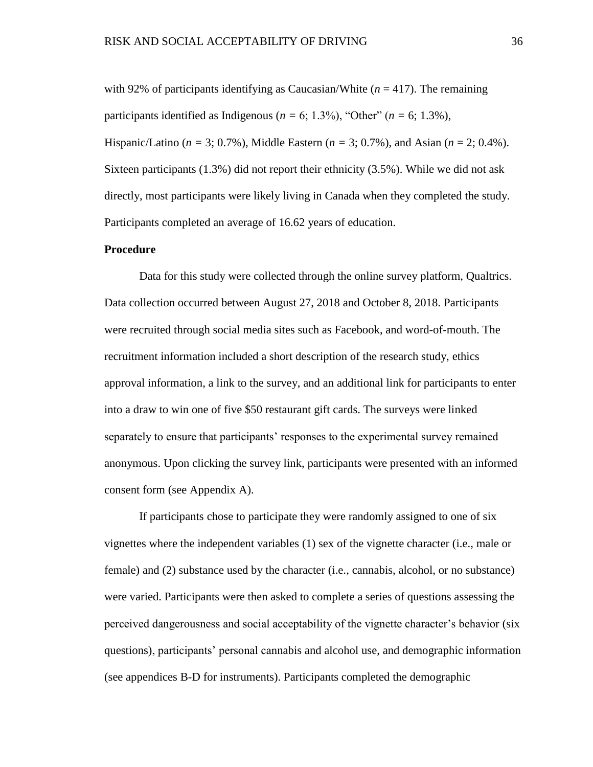with 92% of participants identifying as Caucasian/White ($n$ = 417). The remaining participants identified as Indigenous ($n$ = 6; 1.3%), "Other" ($n$ = 6; 1.3%), Hispanic/Latino ($n$ = 3; 0.7%), Middle Eastern ($n$ = 3; 0.7%), and Asian ($n$ = 2; 0.4%). Sixteen participants (1.3%) did not report their ethnicity (3.5%). While we did not ask directly, most participants were likely living in Canada when they completed the study. Participants completed an average of 16.62 years of education.

**Procedure**

Data for this study were collected through the online survey platform, Qualtrics. Data collection occurred between August 27, 2018 and October 8, 2018. Participants were recruited through social media sites such as Facebook, and word-of-mouth. The recruitment information included a short description of the research study, ethics approval information, a link to the survey, and an additional link for participants to enter into a draw to win one of five $50 restaurant gift cards. The surveys were linked separately to ensure that participants' responses to the experimental survey remained anonymous. Upon clicking the survey link, participants were presented with an informed consent form (see Appendix A).

If participants chose to participate they were randomly assigned to one of six vignettes where the independent variables (1) sex of the vignette character (i.e., male or female) and (2) substance used by the character (i.e., cannabis, alcohol, or no substance) were varied. Participants were then asked to complete a series of questions assessing the perceived dangerousness and social acceptability of the vignette character's behavior (six questions), participants' personal cannabis and alcohol use, and demographic information (see appendices B-D for instruments). Participants completed the demographic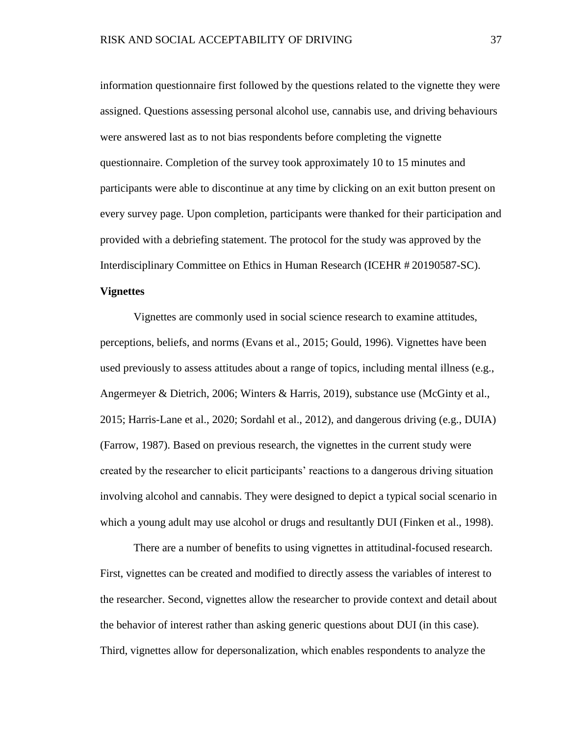information questionnaire first followed by the questions related to the vignette they were assigned. Questions assessing personal alcohol use, cannabis use, and driving behaviours were answered last as to not bias respondents before completing the vignette questionnaire. Completion of the survey took approximately 10 to 15 minutes and participants were able to discontinue at any time by clicking on an exit button present on every survey page. Upon completion, participants were thanked for their participation and provided with a debriefing statement. The protocol for the study was approved by the Interdisciplinary Committee on Ethics in Human Research (ICEHR # 20190587-SC).

**Vignettes**

Vignettes are commonly used in social science research to examine attitudes, perceptions, beliefs, and norms (Evans et al., 2015; Gould, 1996). Vignettes have been used previously to assess attitudes about a range of topics, including mental illness (e.g., Angermeyer & Dietrich, 2006; Winters & Harris, 2019), substance use (McGinty et al., 2015; Harris-Lane et al., 2020; Sordahl et al., 2012), and dangerous driving (e.g., DUIA) (Farrow, 1987). Based on previous research, the vignettes in the current study were created by the researcher to elicit participants' reactions to a dangerous driving situation involving alcohol and cannabis. They were designed to depict a typical social scenario in which a young adult may use alcohol or drugs and resultantly DUI (Finken et al., 1998).

There are a number of benefits to using vignettes in attitudinal-focused research. First, vignettes can be created and modified to directly assess the variables of interest to the researcher. Second, vignettes allow the researcher to provide context and detail about the behavior of interest rather than asking generic questions about DUI (in this case). Third, vignettes allow for depersonalization, which enables respondents to analyze the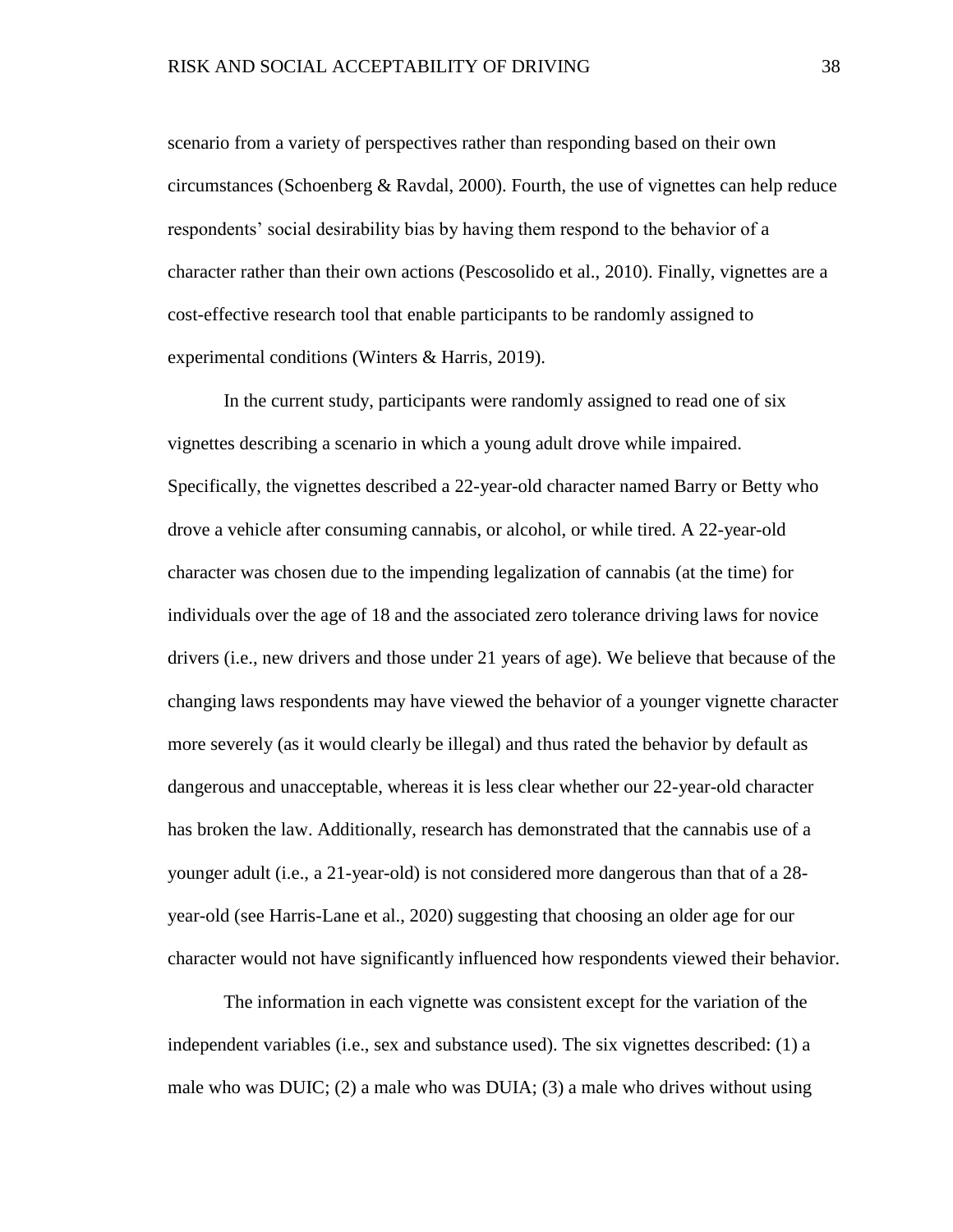scenario from a variety of perspectives rather than responding based on their own circumstances (Schoenberg & Ravdal, 2000). Fourth, the use of vignettes can help reduce respondents' social desirability bias by having them respond to the behavior of a character rather than their own actions (Pescosolido et al., 2010). Finally, vignettes are a cost-effective research tool that enable participants to be randomly assigned to experimental conditions (Winters & Harris, 2019).

In the current study, participants were randomly assigned to read one of six vignettes describing a scenario in which a young adult drove while impaired. Specifically, the vignettes described a 22-year-old character named Barry or Betty who drove a vehicle after consuming cannabis, or alcohol, or while tired. A 22-year-old character was chosen due to the impending legalization of cannabis (at the time) for individuals over the age of 18 and the associated zero tolerance driving laws for novice drivers (i.e., new drivers and those under 21 years of age). We believe that because of the changing laws respondents may have viewed the behavior of a younger vignette character more severely (as it would clearly be illegal) and thus rated the behavior by default as dangerous and unacceptable, whereas it is less clear whether our 22-year-old character has broken the law. Additionally, research has demonstrated that the cannabis use of a younger adult (i.e., a 21-year-old) is not considered more dangerous than that of a 28-year-old (see Harris-Lane et al., 2020) suggesting that choosing an older age for our character would not have significantly influenced how respondents viewed their behavior.

The information in each vignette was consistent except for the variation of the independent variables (i.e., sex and substance used). The six vignettes described: (1) a male who was DUIC; (2) a male who was DUIA; (3) a male who drives without using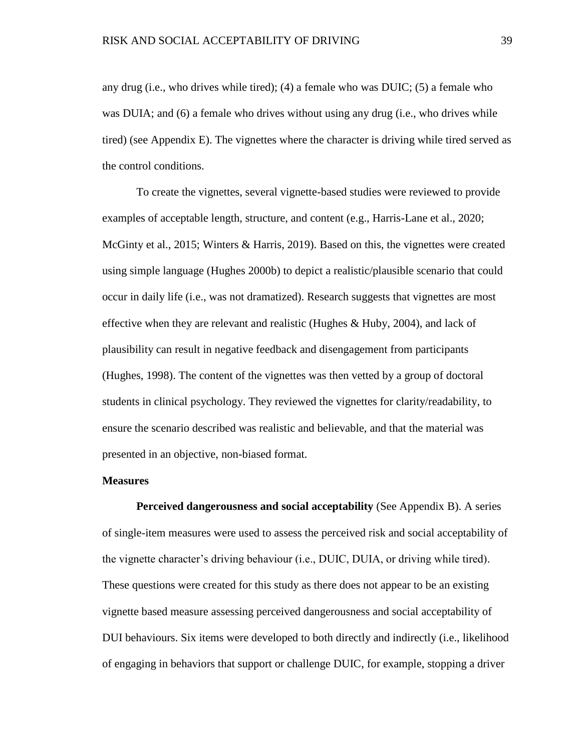any drug (i.e., who drives while tired); (4) a female who was DUIC; (5) a female who was DUIA; and (6) a female who drives without using any drug (i.e., who drives while tired) (see Appendix E). The vignettes where the character is driving while tired served as the control conditions.

To create the vignettes, several vignette-based studies were reviewed to provide examples of acceptable length, structure, and content (e.g., Harris-Lane et al., 2020; McGinty et al., 2015; Winters & Harris, 2019). Based on this, the vignettes were created using simple language (Hughes 2000b) to depict a realistic/plausible scenario that could occur in daily life (i.e., was not dramatized). Research suggests that vignettes are most effective when they are relevant and realistic (Hughes & Huby, 2004), and lack of plausibility can result in negative feedback and disengagement from participants (Hughes, 1998). The content of the vignettes was then vetted by a group of doctoral students in clinical psychology. They reviewed the vignettes for clarity/readability, to ensure the scenario described was realistic and believable, and that the material was presented in an objective, non-biased format.

**Measures**

**Perceived dangerousness and social acceptability** (See Appendix B). A series of single-item measures were used to assess the perceived risk and social acceptability of the vignette character's driving behaviour (i.e., DUIC, DUIA, or driving while tired). These questions were created for this study as there does not appear to be an existing vignette based measure assessing perceived dangerousness and social acceptability of DUI behaviours. Six items were developed to both directly and indirectly (i.e., likelihood of engaging in behaviors that support or challenge DUIC, for example, stopping a driver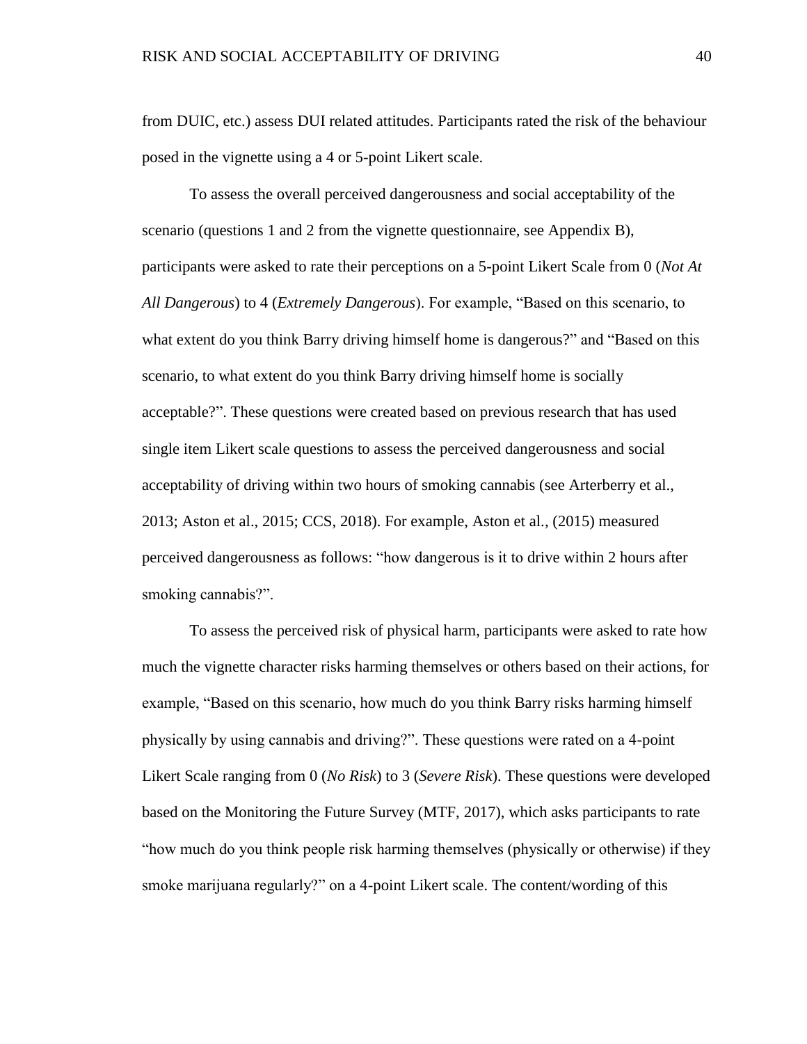from DUIC, etc.) assess DUI related attitudes. Participants rated the risk of the behaviour posed in the vignette using a 4 or 5-point Likert scale.

To assess the overall perceived dangerousness and social acceptability of the scenario (questions 1 and 2 from the vignette questionnaire, see Appendix B), participants were asked to rate their perceptions on a 5-point Likert Scale from 0 (*Not At All Dangerous*) to 4 (*Extremely Dangerous*). For example, "Based on this scenario, to what extent do you think Barry driving himself home is dangerous?" and "Based on this scenario, to what extent do you think Barry driving himself home is socially acceptable?". These questions were created based on previous research that has used single item Likert scale questions to assess the perceived dangerousness and social acceptability of driving within two hours of smoking cannabis (see Arterberry et al., 2013; Aston et al., 2015; CCS, 2018). For example, Aston et al., (2015) measured perceived dangerousness as follows: "how dangerous is it to drive within 2 hours after smoking cannabis?".

To assess the perceived risk of physical harm, participants were asked to rate how much the vignette character risks harming themselves or others based on their actions, for example, "Based on this scenario, how much do you think Barry risks harming himself physically by using cannabis and driving?". These questions were rated on a 4-point Likert Scale ranging from 0 (*No Risk*) to 3 (*Severe Risk*). These questions were developed based on the Monitoring the Future Survey (MTF, 2017), which asks participants to rate "how much do you think people risk harming themselves (physically or otherwise) if they smoke marijuana regularly?" on a 4-point Likert scale. The content/wording of this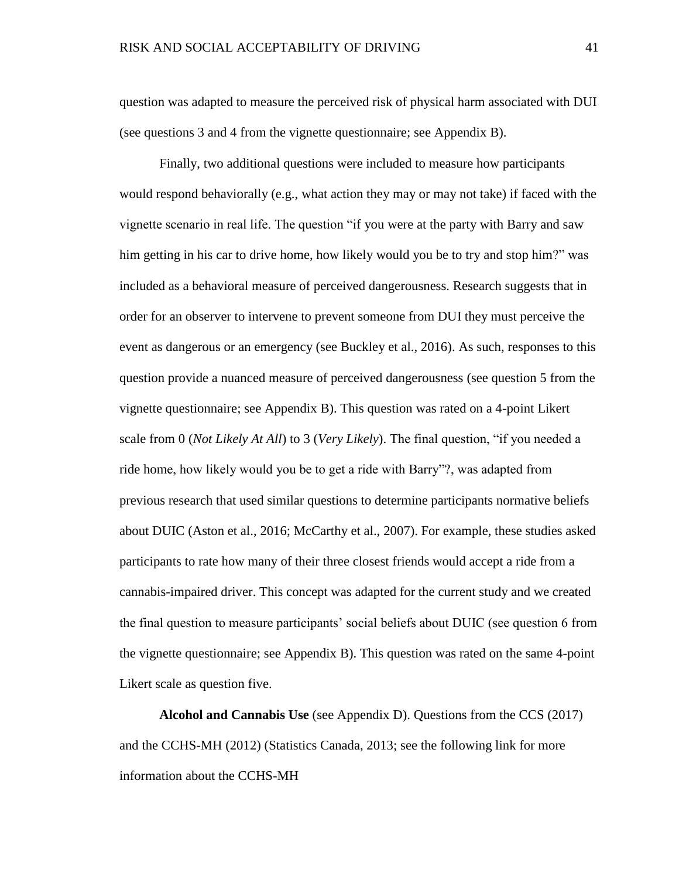question was adapted to measure the perceived risk of physical harm associated with DUI (see questions 3 and 4 from the vignette questionnaire; see Appendix B).

Finally, two additional questions were included to measure how participants would respond behaviorally (e.g., what action they may or may not take) if faced with the vignette scenario in real life. The question "if you were at the party with Barry and saw him getting in his car to drive home, how likely would you be to try and stop him?" was included as a behavioral measure of perceived dangerousness. Research suggests that in order for an observer to intervene to prevent someone from DUI they must perceive the event as dangerous or an emergency (see Buckley et al., 2016). As such, responses to this question provide a nuanced measure of perceived dangerousness (see question 5 from the vignette questionnaire; see Appendix B). This question was rated on a 4-point Likert scale from 0 (*Not Likely At All*) to 3 (*Very Likely*). The final question, "if you needed a ride home, how likely would you be to get a ride with Barry"?, was adapted from previous research that used similar questions to determine participants normative beliefs about DUIC (Aston et al., 2016; McCarthy et al., 2007). For example, these studies asked participants to rate how many of their three closest friends would accept a ride from a cannabis-impaired driver. This concept was adapted for the current study and we created the final question to measure participants' social beliefs about DUIC (see question 6 from the vignette questionnaire; see Appendix B). This question was rated on the same 4-point Likert scale as question five.

**Alcohol and Cannabis Use** (see Appendix D). Questions from the CCS (2017) and the CCHS-MH (2012) (Statistics Canada, 2013; see the following link for more information about the CCHS-MH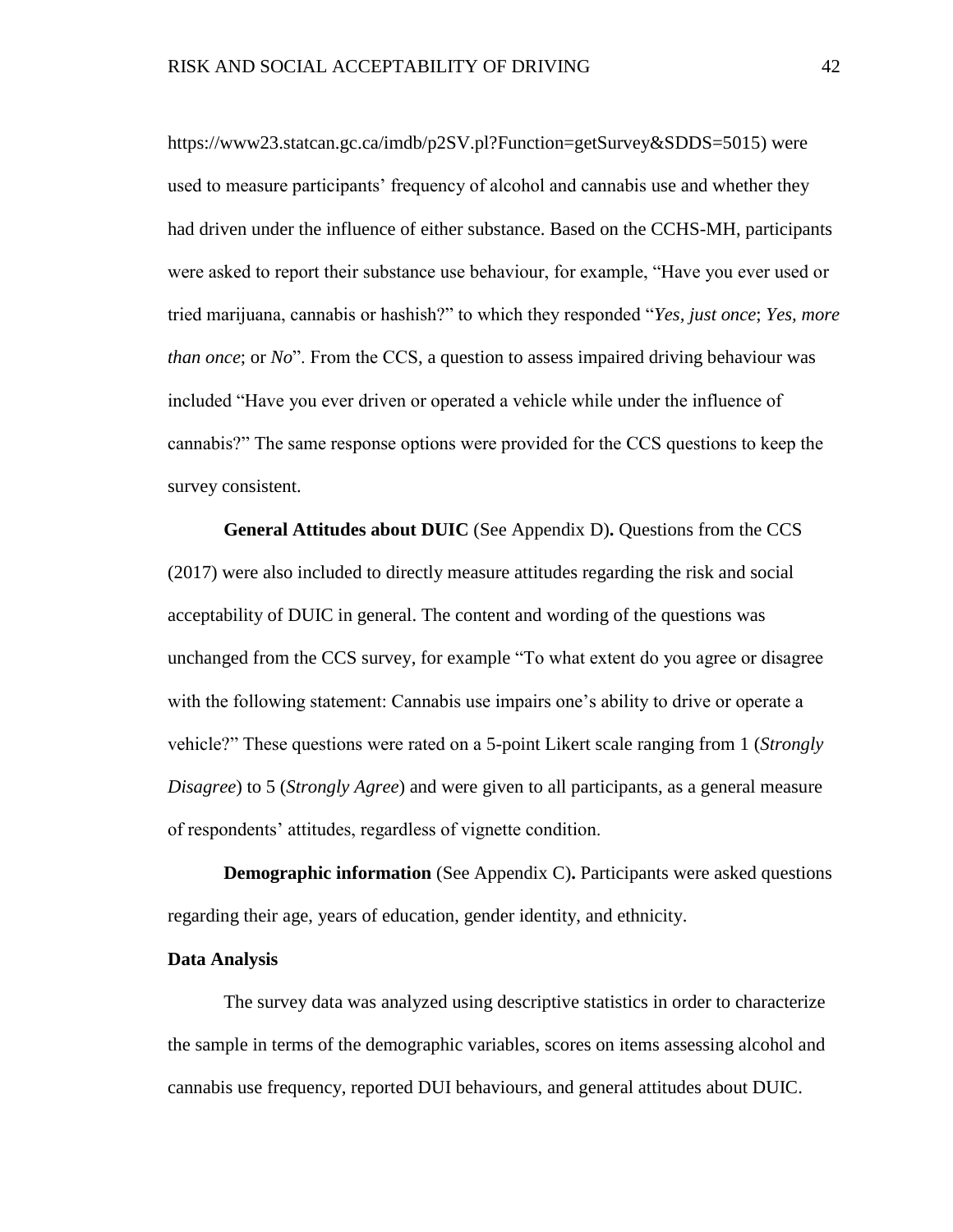https://www23.statcan.gc.ca/imdb/p2SV.pl?Function=getSurvey&SDDS=5015) were used to measure participants' frequency of alcohol and cannabis use and whether they had driven under the influence of either substance. Based on the CCHS-MH, participants were asked to report their substance use behaviour, for example, "Have you ever used or tried marijuana, cannabis or hashish?" to which they responded "*Yes, just once*; *Yes, more than once*; or *No*". From the CCS, a question to assess impaired driving behaviour was included "Have you ever driven or operated a vehicle while under the influence of cannabis?" The same response options were provided for the CCS questions to keep the survey consistent.

**General Attitudes about DUIC** (See Appendix D)**.** Questions from the CCS (2017) were also included to directly measure attitudes regarding the risk and social acceptability of DUIC in general. The content and wording of the questions was unchanged from the CCS survey, for example "To what extent do you agree or disagree with the following statement: Cannabis use impairs one's ability to drive or operate a vehicle?" These questions were rated on a 5-point Likert scale ranging from 1 (*Strongly Disagree*) to 5 (*Strongly Agree*) and were given to all participants, as a general measure of respondents' attitudes, regardless of vignette condition.

**Demographic information** (See Appendix C)**.** Participants were asked questions regarding their age, years of education, gender identity, and ethnicity.

**Data Analysis**

The survey data was analyzed using descriptive statistics in order to characterize the sample in terms of the demographic variables, scores on items assessing alcohol and cannabis use frequency, reported DUI behaviours, and general attitudes about DUIC.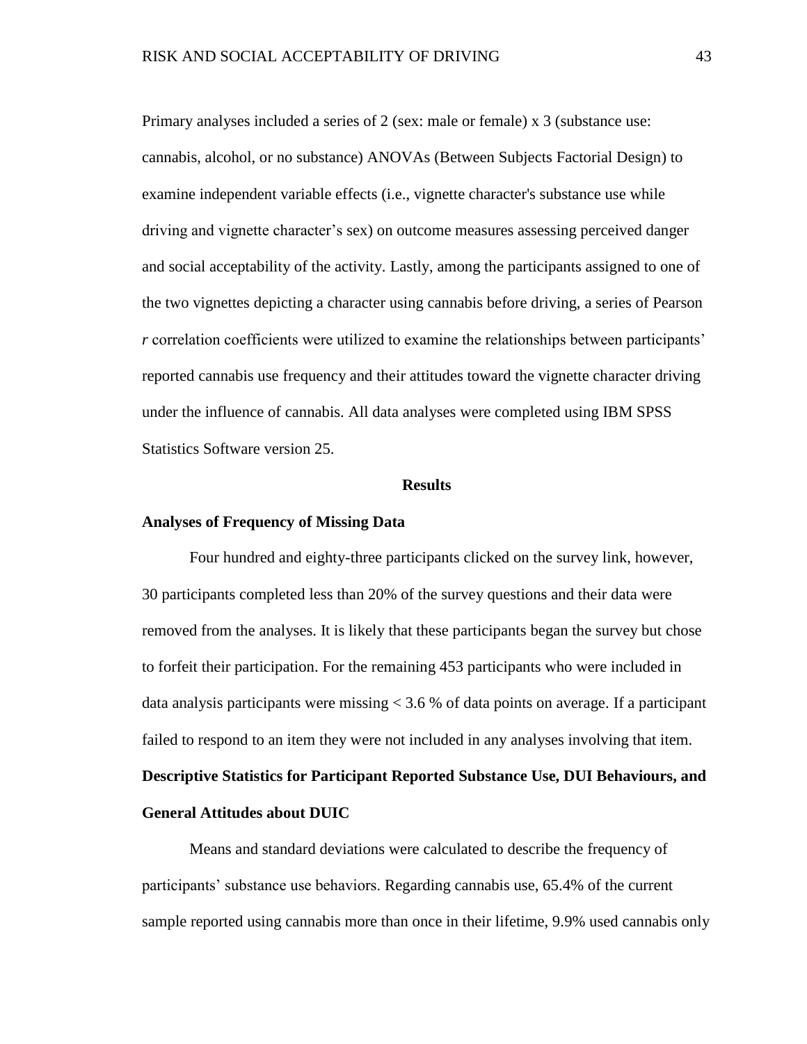Primary analyses included a series of 2 (sex: male or female) x 3 (substance use: cannabis, alcohol, or no substance) ANOVAs (Between Subjects Factorial Design) to examine independent variable effects (i.e., vignette character's substance use while driving and vignette character's sex) on outcome measures assessing perceived danger and social acceptability of the activity. Lastly, among the participants assigned to one of the two vignettes depicting a character using cannabis before driving, a series of Pearson *r* correlation coefficients were utilized to examine the relationships between participants' reported cannabis use frequency and their attitudes toward the vignette character driving under the influence of cannabis. All data analyses were completed using IBM SPSS Statistics Software version 25.

## Results

### Analyses of Frequency of Missing Data

Four hundred and eighty-three participants clicked on the survey link, however, 30 participants completed less than 20% of the survey questions and their data were removed from the analyses. It is likely that these participants began the survey but chose to forfeit their participation. For the remaining 453 participants who were included in data analysis participants were missing $< 3.6$ % of data points on average. If a participant failed to respond to an item they were not included in any analyses involving that item.

### Descriptive Statistics for Participant Reported Substance Use, DUI Behaviours, and General Attitudes about DUIC

Means and standard deviations were calculated to describe the frequency of participants' substance use behaviors. Regarding cannabis use, 65.4% of the current sample reported using cannabis more than once in their lifetime, 9.9% used cannabis only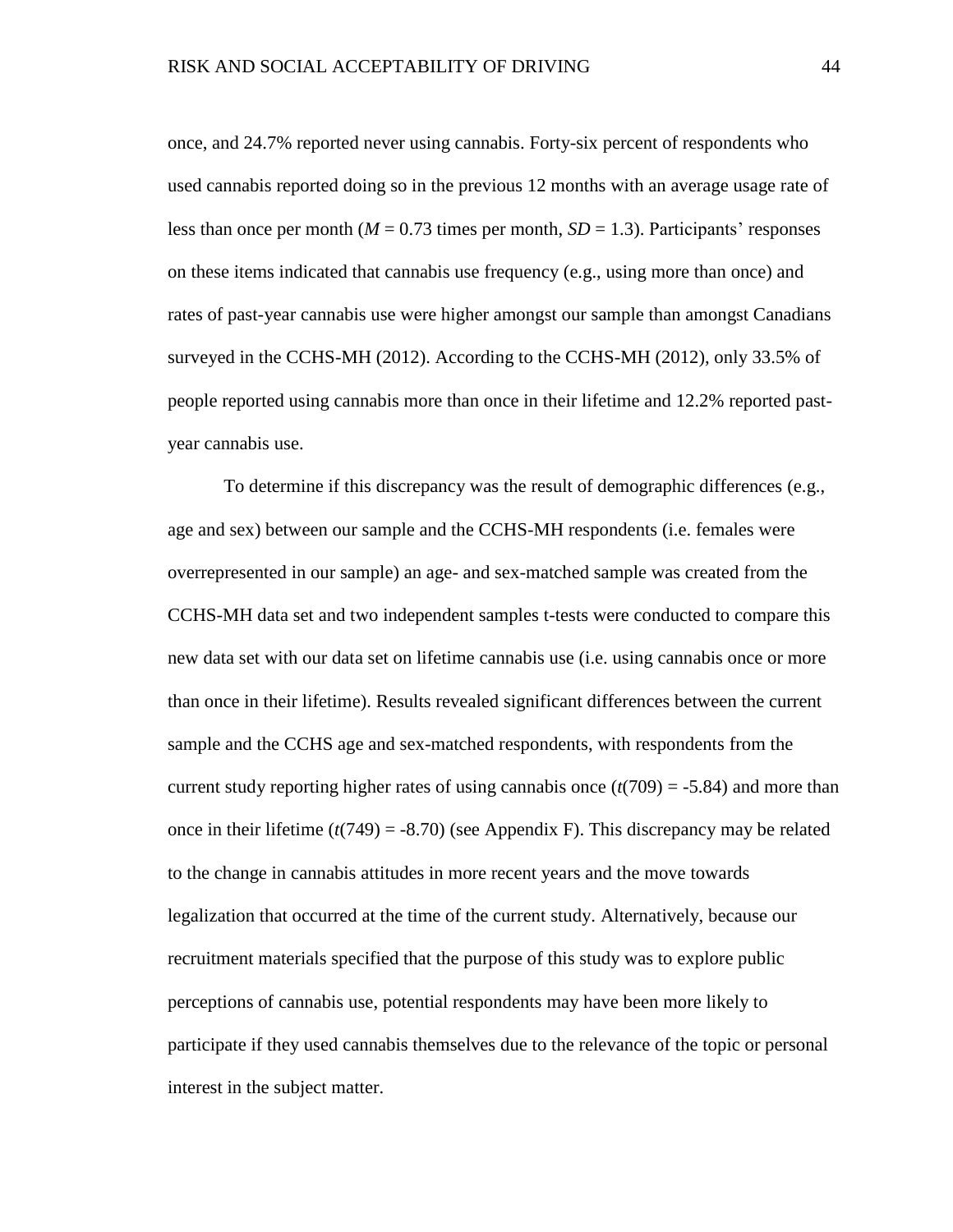once, and 24.7% reported never using cannabis. Forty-six percent of respondents who used cannabis reported doing so in the previous 12 months with an average usage rate of less than once per month ($M = 0.73$ times per month, $SD = 1.3$). Participants' responses on these items indicated that cannabis use frequency (e.g., using more than once) and rates of past-year cannabis use were higher amongst our sample than amongst Canadians surveyed in the CCHS-MH (2012). According to the CCHS-MH (2012), only 33.5% of people reported using cannabis more than once in their lifetime and 12.2% reported past-year cannabis use.

To determine if this discrepancy was the result of demographic differences (e.g., age and sex) between our sample and the CCHS-MH respondents (i.e. females were overrepresented in our sample) an age- and sex-matched sample was created from the CCHS-MH data set and two independent samples t-tests were conducted to compare this new data set with our data set on lifetime cannabis use (i.e. using cannabis once or more than once in their lifetime). Results revealed significant differences between the current sample and the CCHS age and sex-matched respondents, with respondents from the current study reporting higher rates of using cannabis once ($t(709) = -5.84$) and more than once in their lifetime ($t(749) = -8.70$) (see Appendix F). This discrepancy may be related to the change in cannabis attitudes in more recent years and the move towards legalization that occurred at the time of the current study. Alternatively, because our recruitment materials specified that the purpose of this study was to explore public perceptions of cannabis use, potential respondents may have been more likely to participate if they used cannabis themselves due to the relevance of the topic or personal interest in the subject matter.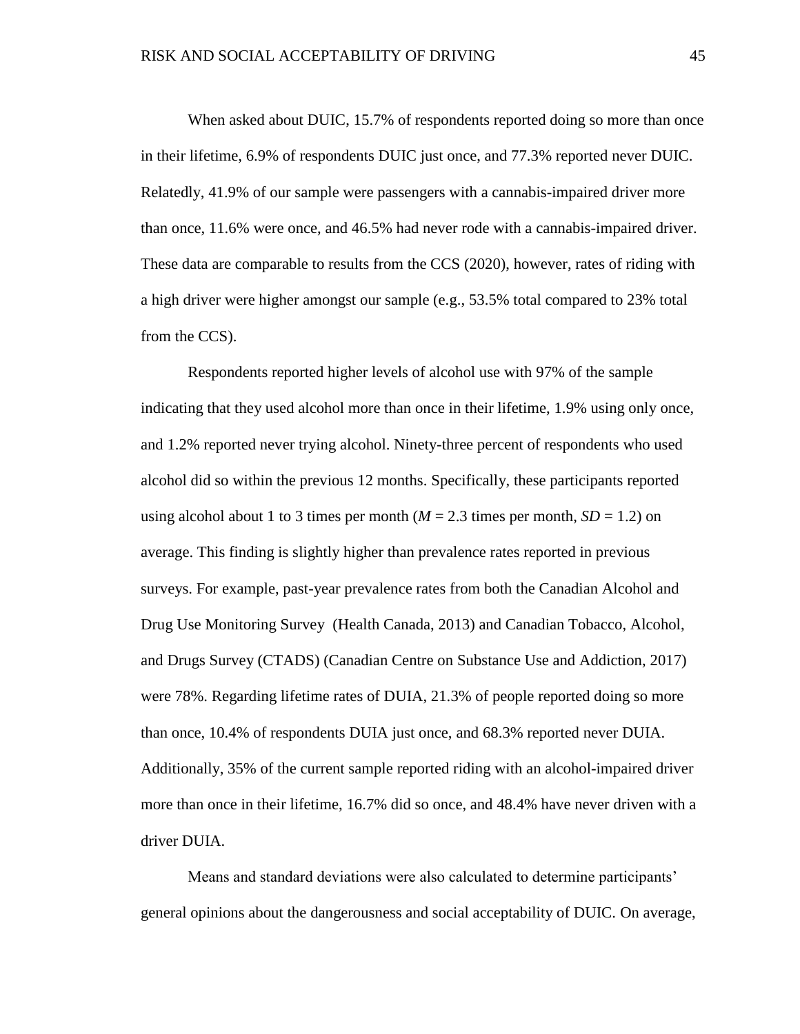When asked about DUIC, 15.7% of respondents reported doing so more than once in their lifetime, 6.9% of respondents DUIC just once, and 77.3% reported never DUIC. Relatedly, 41.9% of our sample were passengers with a cannabis-impaired driver more than once, 11.6% were once, and 46.5% had never rode with a cannabis-impaired driver. These data are comparable to results from the CCS (2020), however, rates of riding with a high driver were higher amongst our sample (e.g., 53.5% total compared to 23% total from the CCS).

Respondents reported higher levels of alcohol use with 97% of the sample indicating that they used alcohol more than once in their lifetime, 1.9% using only once, and 1.2% reported never trying alcohol. Ninety-three percent of respondents who used alcohol did so within the previous 12 months. Specifically, these participants reported using alcohol about 1 to 3 times per month ($M$ = 2.3 times per month, $SD$ = 1.2) on average. This finding is slightly higher than prevalence rates reported in previous surveys. For example, past-year prevalence rates from both the Canadian Alcohol and Drug Use Monitoring Survey (Health Canada, 2013) and Canadian Tobacco, Alcohol, and Drugs Survey (CTADS) (Canadian Centre on Substance Use and Addiction, 2017) were 78%. Regarding lifetime rates of DUIA, 21.3% of people reported doing so more than once, 10.4% of respondents DUIA just once, and 68.3% reported never DUIA. Additionally, 35% of the current sample reported riding with an alcohol-impaired driver more than once in their lifetime, 16.7% did so once, and 48.4% have never driven with a driver DUIA.

Means and standard deviations were also calculated to determine participants' general opinions about the dangerousness and social acceptability of DUIC. On average,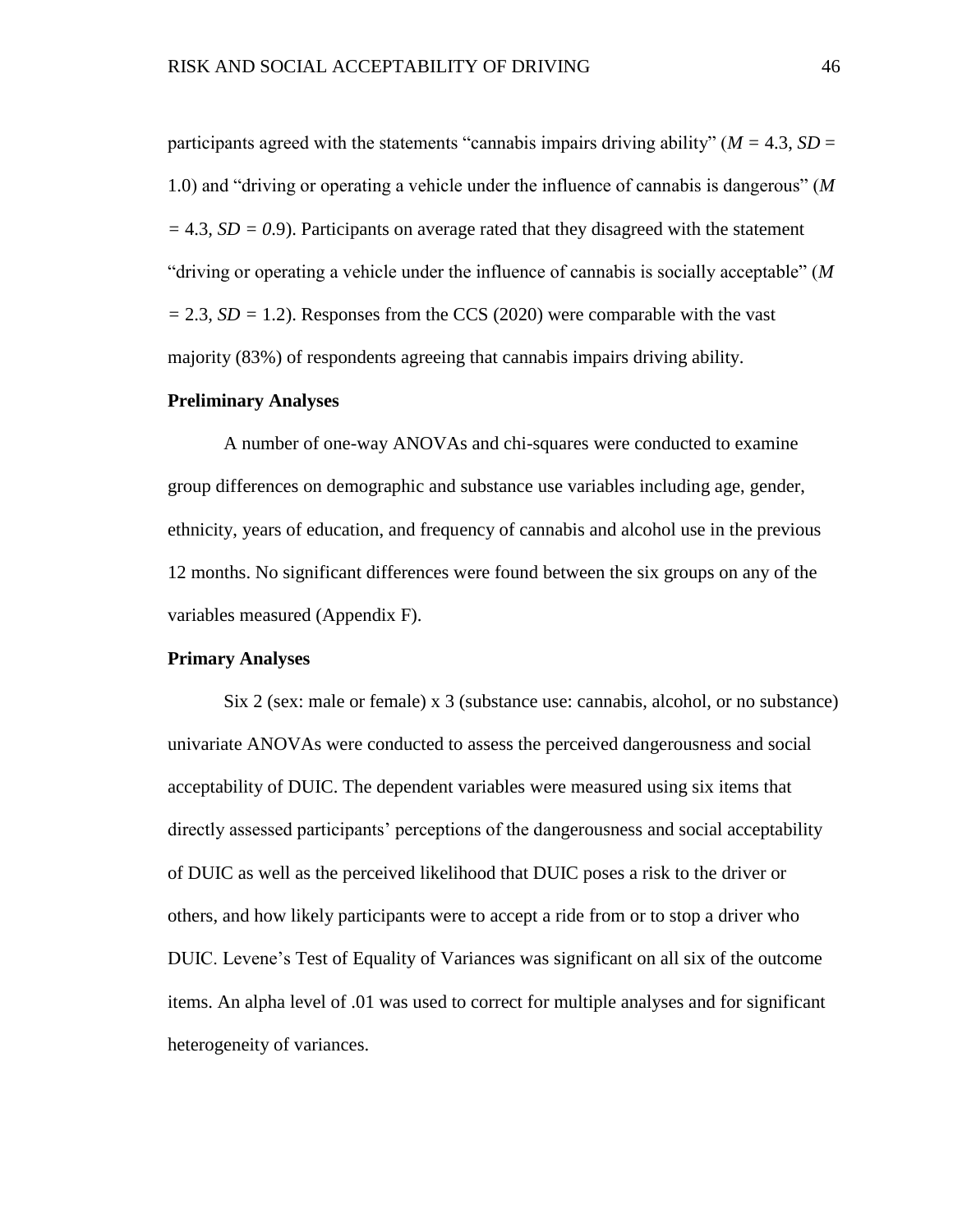participants agreed with the statements "cannabis impairs driving ability" ($M = 4.3$, $SD = 1.0$) and "driving or operating a vehicle under the influence of cannabis is dangerous" ($M = 4.3$, $SD = 0.9$). Participants on average rated that they disagreed with the statement "driving or operating a vehicle under the influence of cannabis is socially acceptable" ($M = 2.3$, $SD = 1.2$). Responses from the CCS (2020) were comparable with the vast majority (83%) of respondents agreeing that cannabis impairs driving ability.

### Preliminary Analyses

A number of one-way ANOVAs and chi-squares were conducted to examine group differences on demographic and substance use variables including age, gender, ethnicity, years of education, and frequency of cannabis and alcohol use in the previous 12 months. No significant differences were found between the six groups on any of the variables measured (Appendix F).

### Primary Analyses

Six 2 (sex: male or female) x 3 (substance use: cannabis, alcohol, or no substance) univariate ANOVAs were conducted to assess the perceived dangerousness and social acceptability of DUIC. The dependent variables were measured using six items that directly assessed participants' perceptions of the dangerousness and social acceptability of DUIC as well as the perceived likelihood that DUIC poses a risk to the driver or others, and how likely participants were to accept a ride from or to stop a driver who DUIC. Levene's Test of Equality of Variances was significant on all six of the outcome items. An alpha level of .01 was used to correct for multiple analyses and for significant heterogeneity of variances.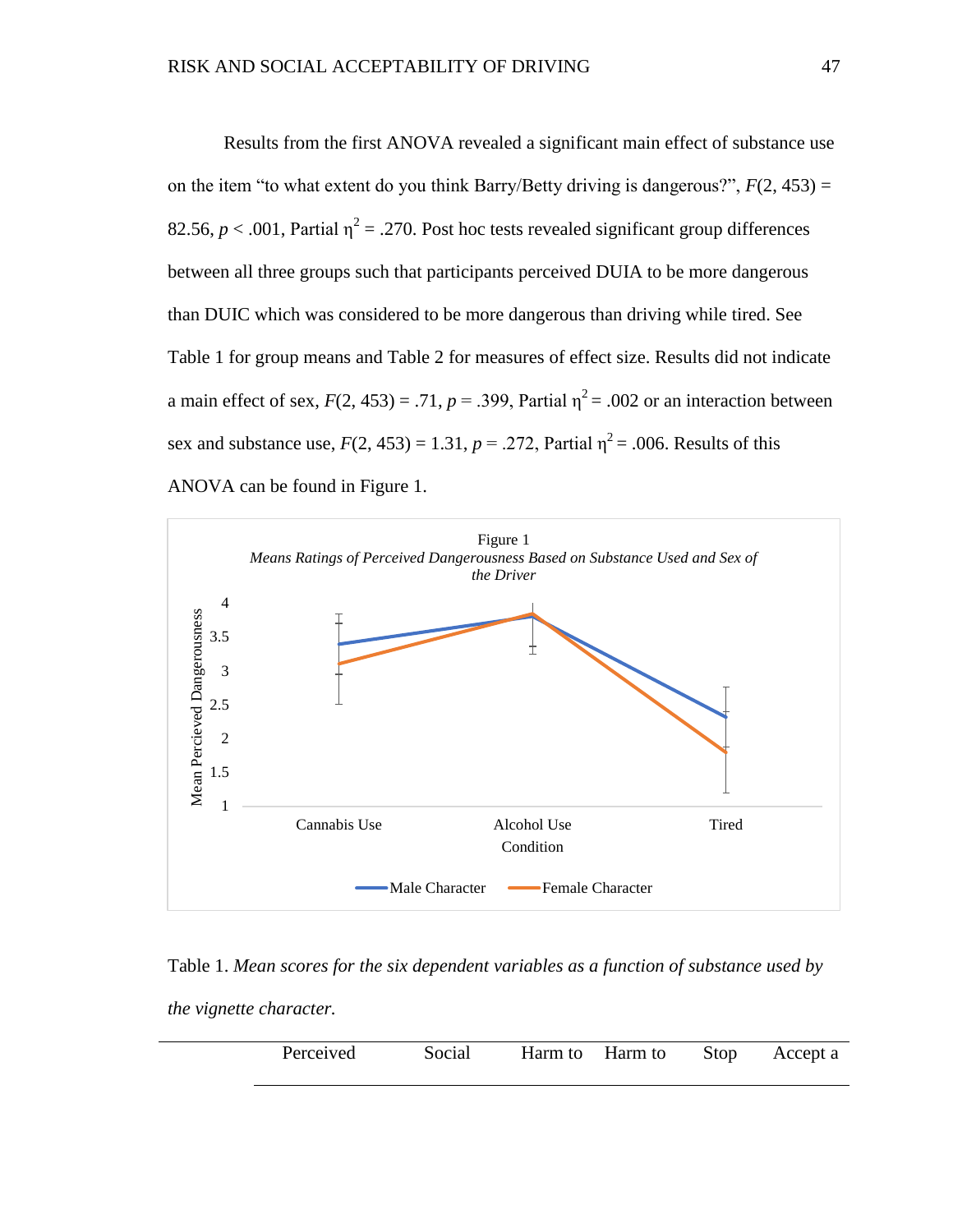Results from the first ANOVA revealed a significant main effect of substance use on the item “to what extent do you think Barry/Betty driving is dangerous?”, $F(2, 453) = 82.56$, $p < .001$, Partial $\eta^2 = .270$. Post hoc tests revealed significant group differences between all three groups such that participants perceived DUIA to be more dangerous than DUIC which was considered to be more dangerous than driving while tired. See Table 1 for group means and Table 2 for measures of effect size. Results did not indicate a main effect of sex, $F(2, 453) = .71$, $p = .399$, Partial $\eta^2 = .002$ or an interaction between sex and substance use, $F(2, 453) = 1.31$, $p = .272$, Partial $\eta^2 = .006$. Results of this ANOVA can be found in Figure 1.

Figure 1

*Means Ratings of Perceived Dangerousness Based on Substance Used and Sex of the Driver*

Table 1. *Mean scores for the six dependent variables as a function of substance used by the vignette character.*

| | Perceived | Social | Harm to | Harm to | Stop | Accept a |
|---|---|---|---|---|---|---|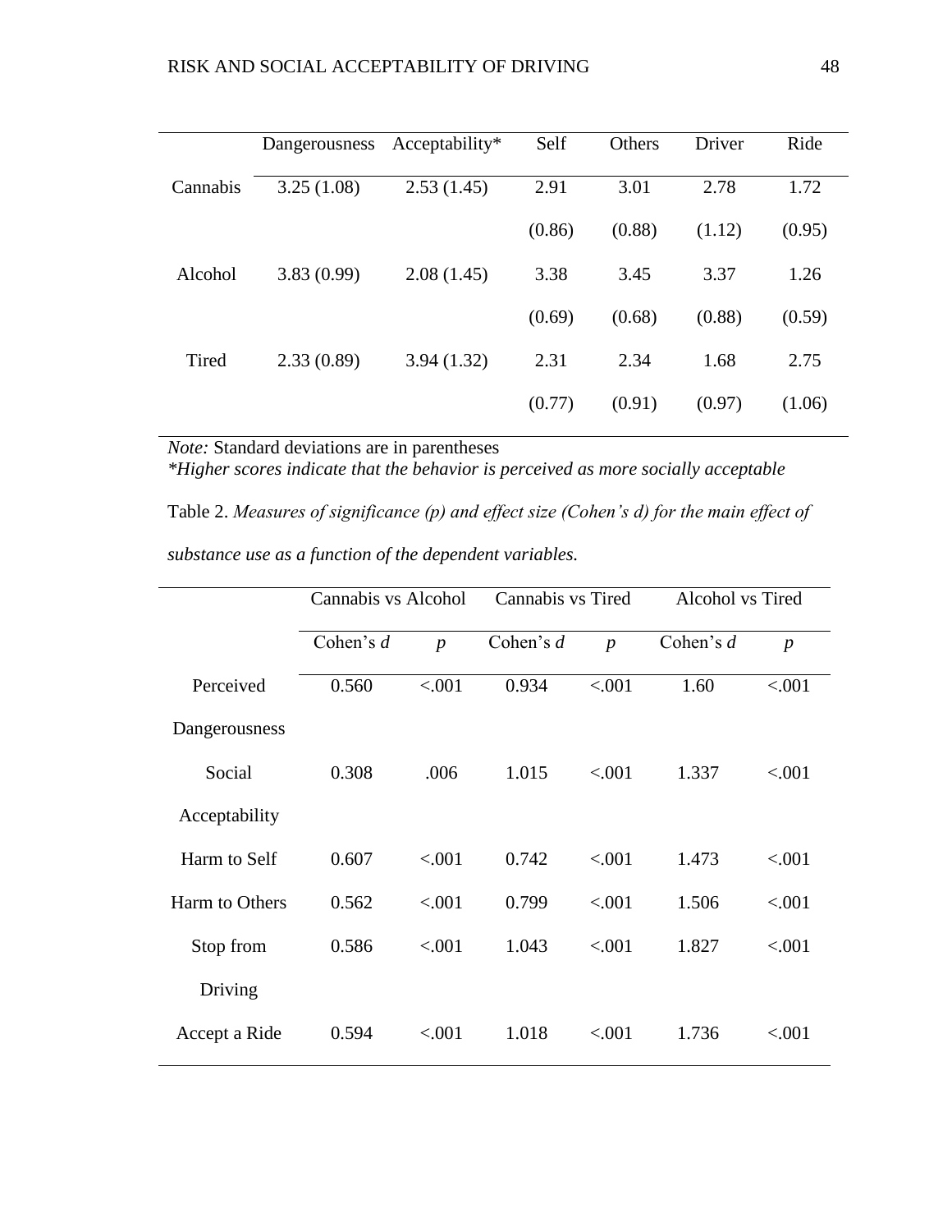| | Dangerousness | Acceptability* | Self | Others | Driver | Ride |
|---|---|---|---|---|---|---|
| Cannabis | 3.25 (1.08) | 2.53 (1.45) | 2.91 (0.86) | 3.01 (0.88) | 2.78 (1.12) | 1.72 (0.95) |
| Alcohol | 3.83 (0.99) | 2.08 (1.45) | 3.38 (0.69) | 3.45 (0.68) | 3.37 (0.88) | 1.26 (0.59) |
| Tired | 2.33 (0.89) | 3.94 (1.32) | 2.31 (0.77) | 2.34 (0.91) | 1.68 (0.97) | 2.75 (1.06) |

*Note:* Standard deviations are in parentheses
*\*Higher scores indicate that the behavior is perceived as more socially acceptable*

Table 2. *Measures of significance (p) and effect size (Cohen's d) for the main effect of substance use as a function of the dependent variables.*

| | Cannabis vs Alcohol | | Cannabis vs Tired | | Alcohol vs Tired | |
|---|---|---|---|---|---|---|
| | Cohen's $d$ | $p$ | Cohen's $d$ | $p$ | Cohen's $d$ | $p$ |
| Perceived Dangerousness | 0.560 | <.001 | 0.934 | <.001 | 1.60 | <.001 |
| Social Acceptability | 0.308 | .006 | 1.015 | <.001 | 1.337 | <.001 |
| Harm to Self | 0.607 | <.001 | 0.742 | <.001 | 1.473 | <.001 |
| Harm to Others | 0.562 | <.001 | 0.799 | <.001 | 1.506 | <.001 |
| Stop from Driving | 0.586 | <.001 | 1.043 | <.001 | 1.827 | <.001 |
| Accept a Ride | 0.594 | <.001 | 1.018 | <.001 | 1.736 | <.001 |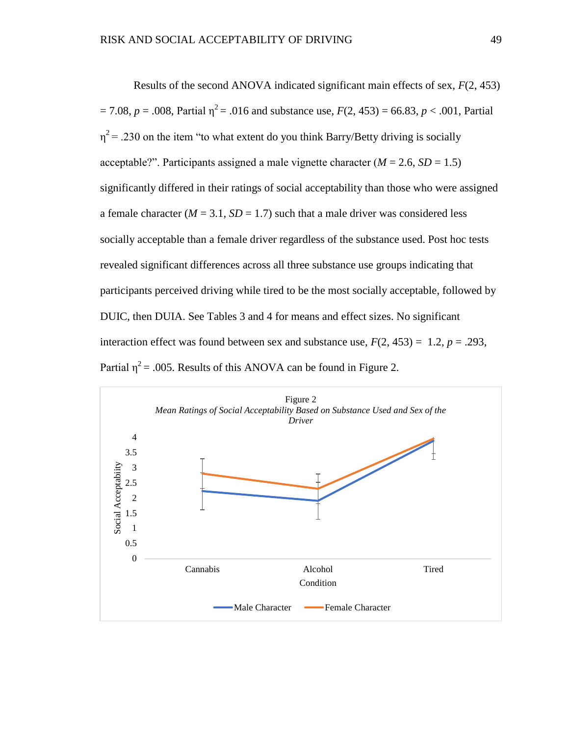Results of the second ANOVA indicated significant main effects of sex, $F(2, 453) = 7.08$, $p = .008$, Partial $\eta^2 = .016$ and substance use, $F(2, 453) = 66.83$, $p < .001$, Partial $\eta^2 = .230$ on the item "to what extent do you think Barry/Betty driving is socially acceptable?". Participants assigned a male vignette character ($M = 2.6$, $SD = 1.5$) significantly differed in their ratings of social acceptability than those who were assigned a female character ($M = 3.1$, $SD = 1.7$) such that a male driver was considered less socially acceptable than a female driver regardless of the substance used. Post hoc tests revealed significant differences across all three substance use groups indicating that participants perceived driving while tired to be the most socially acceptable, followed by DUIC, then DUIA. See Tables 3 and 4 for means and effect sizes. No significant interaction effect was found between sex and substance use, $F(2, 453) = 1.2$, $p = .293$, Partial $\eta^2 = .005$. Results of this ANOVA can be found in Figure 2.

Figure 2

*Mean Ratings of Social Acceptability Based on Substance Used and Sex of the Driver*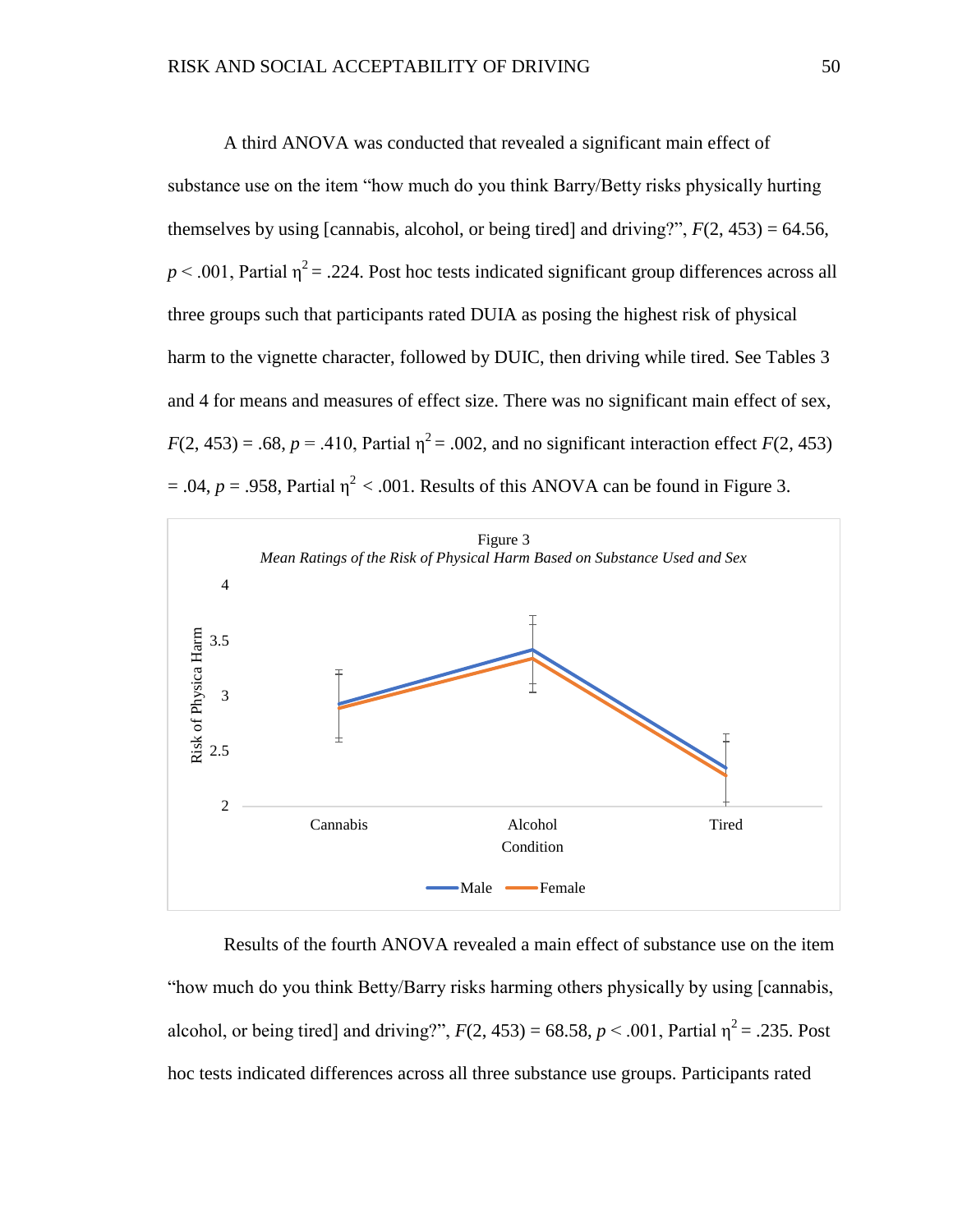A third ANOVA was conducted that revealed a significant main effect of substance use on the item "how much do you think Barry/Betty risks physically hurting themselves by using [cannabis, alcohol, or being tired] and driving?", $F(2, 453) = 64.56$, $p < .001$, Partial $\eta^2 = .224$. Post hoc tests indicated significant group differences across all three groups such that participants rated DUIA as posing the highest risk of physical harm to the vignette character, followed by DUIC, then driving while tired. See Tables 3 and 4 for means and measures of effect size. There was no significant main effect of sex, $F(2, 453) = .68$, $p = .410$, Partial $\eta^2 = .002$, and no significant interaction effect $F(2, 453) = .04$, $p = .958$, Partial $\eta^2 < .001$. Results of this ANOVA can be found in Figure 3.

Figure 3

*Mean Ratings of the Risk of Physical Harm Based on Substance Used and Sex*

Results of the fourth ANOVA revealed a main effect of substance use on the item "how much do you think Betty/Barry risks harming others physically by using [cannabis, alcohol, or being tired] and driving?", $F(2, 453) = 68.58$, $p < .001$, Partial $\eta^2 = .235$. Post hoc tests indicated differences across all three substance use groups. Participants rated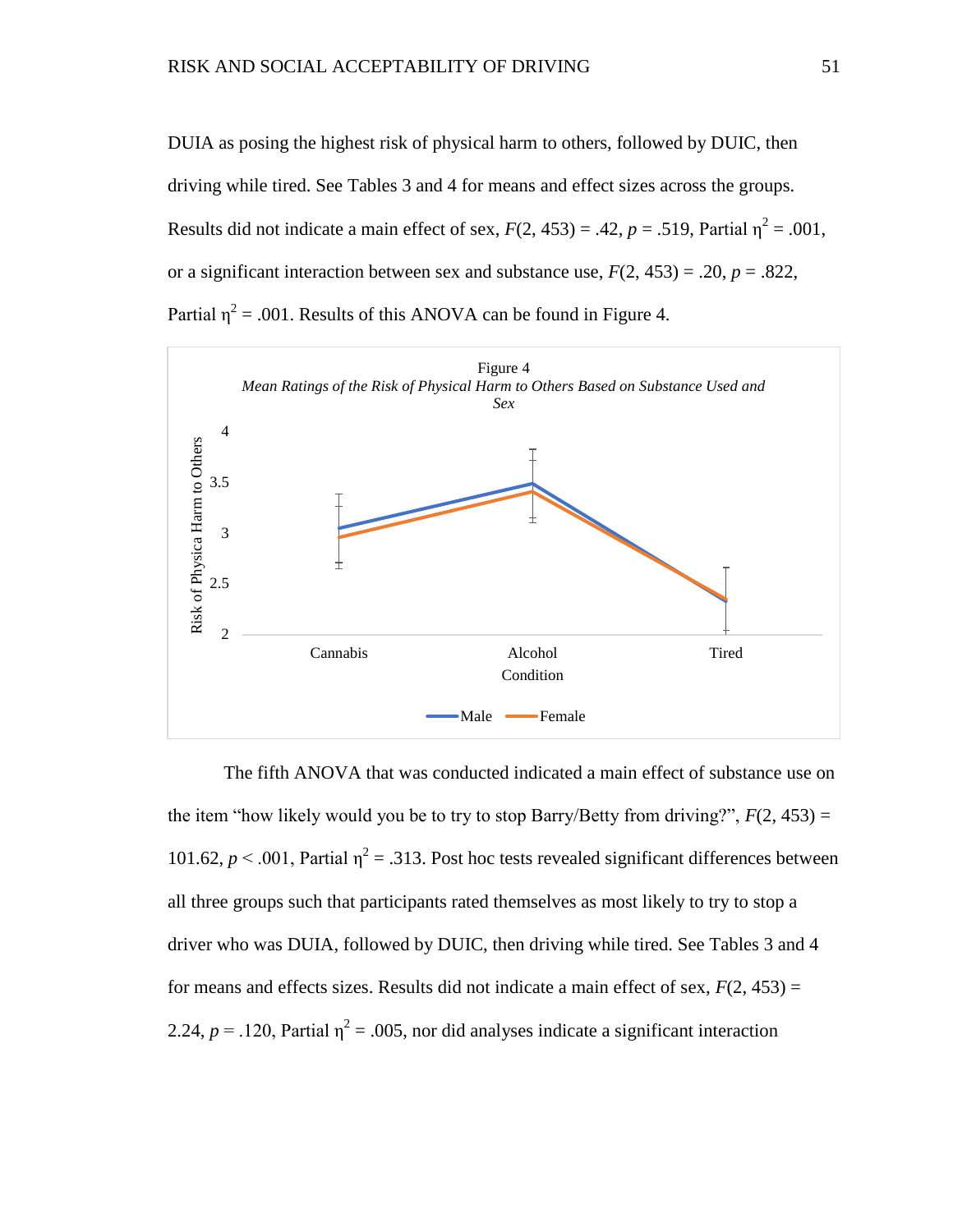DUIA as posing the highest risk of physical harm to others, followed by DUIC, then driving while tired. See Tables 3 and 4 for means and effect sizes across the groups. Results did not indicate a main effect of sex, $F(2, 453) = .42$, $p = .519$, Partial $\eta^2 = .001$, or a significant interaction between sex and substance use, $F(2, 453) = .20$, $p = .822$, Partial $\eta^2 = .001$. Results of this ANOVA can be found in Figure 4.

Figure 4

*Mean Ratings of the Risk of Physical Harm to Others Based on Substance Used and Sex*

The fifth ANOVA that was conducted indicated a main effect of substance use on the item "how likely would you be to try to stop Barry/Betty from driving?", $F(2, 453) = 101.62$, $p < .001$, Partial $\eta^2 = .313$. Post hoc tests revealed significant differences between all three groups such that participants rated themselves as most likely to try to stop a driver who was DUIA, followed by DUIC, then driving while tired. See Tables 3 and 4 for means and effects sizes. Results did not indicate a main effect of sex, $F(2, 453) = 2.24$, $p = .120$, Partial $\eta^2 = .005$, nor did analyses indicate a significant interaction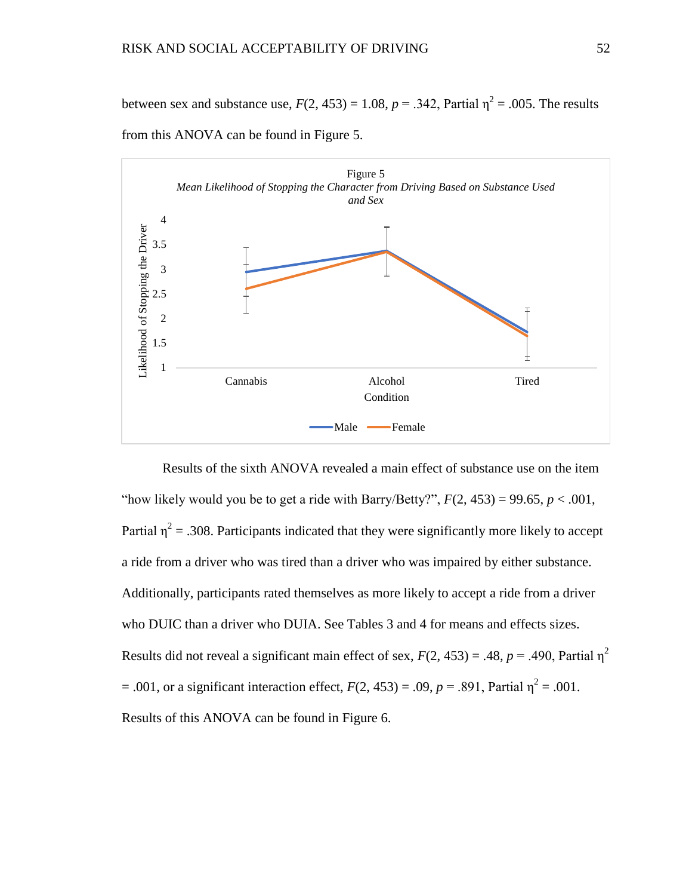between sex and substance use, $F(2, 453) = 1.08$, $p = .342$, Partial $\eta^2 = .005$. The results from this ANOVA can be found in Figure 5.

Figure 5
*Mean Likelihood of Stopping the Character from Driving Based on Substance Used and Sex*

Results of the sixth ANOVA revealed a main effect of substance use on the item "how likely would you be to get a ride with Barry/Betty?", $F(2, 453) = 99.65$, $p < .001$, Partial $\eta^2 = .308$. Participants indicated that they were significantly more likely to accept a ride from a driver who was tired than a driver who was impaired by either substance. Additionally, participants rated themselves as more likely to accept a ride from a driver who DUIC than a driver who DUIA. See Tables 3 and 4 for means and effects sizes. Results did not reveal a significant main effect of sex, $F(2, 453) = .48$, $p = .490$, Partial $\eta^2 = .001$, or a significant interaction effect, $F(2, 453) = .09$, $p = .891$, Partial $\eta^2 = .001$. Results of this ANOVA can be found in Figure 6.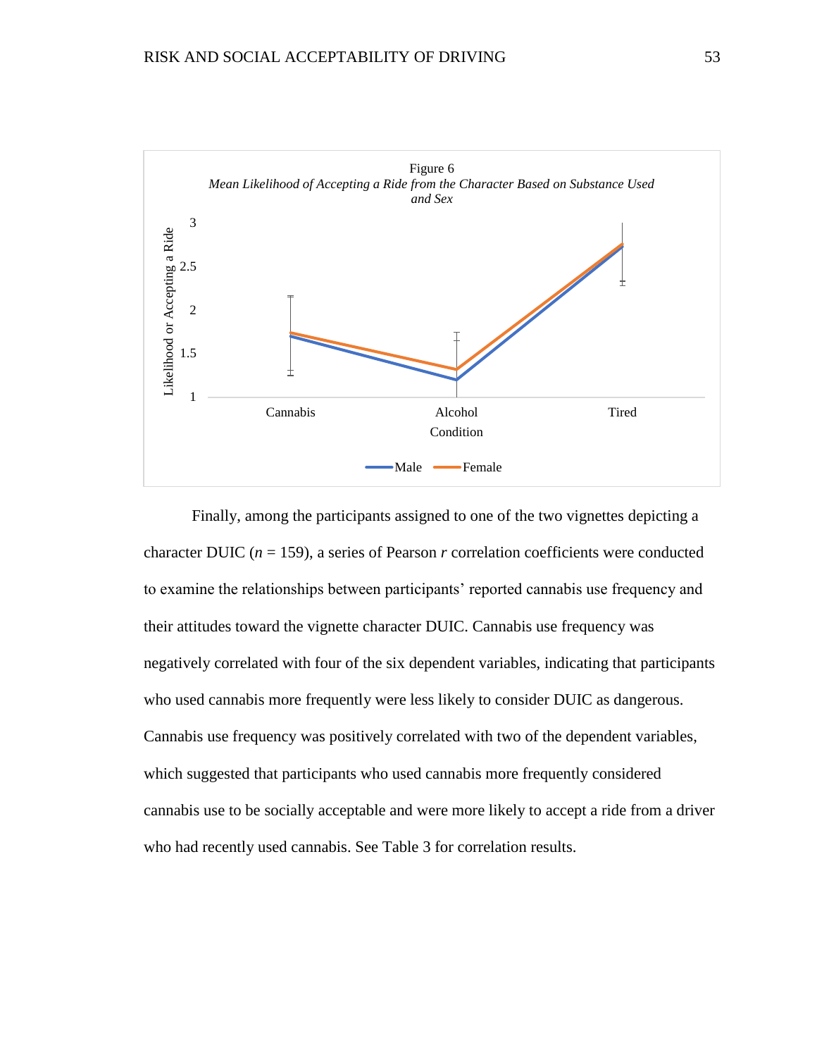Figure 6

*Mean Likelihood of Accepting a Ride from the Character Based on Substance Used and Sex*

Finally, among the participants assigned to one of the two vignettes depicting a character DUIC ($n$ = 159), a series of Pearson $r$ correlation coefficients were conducted to examine the relationships between participants' reported cannabis use frequency and their attitudes toward the vignette character DUIC. Cannabis use frequency was negatively correlated with four of the six dependent variables, indicating that participants who used cannabis more frequently were less likely to consider DUIC as dangerous. Cannabis use frequency was positively correlated with two of the dependent variables, which suggested that participants who used cannabis more frequently considered cannabis use to be socially acceptable and were more likely to accept a ride from a driver who had recently used cannabis. See Table 3 for correlation results.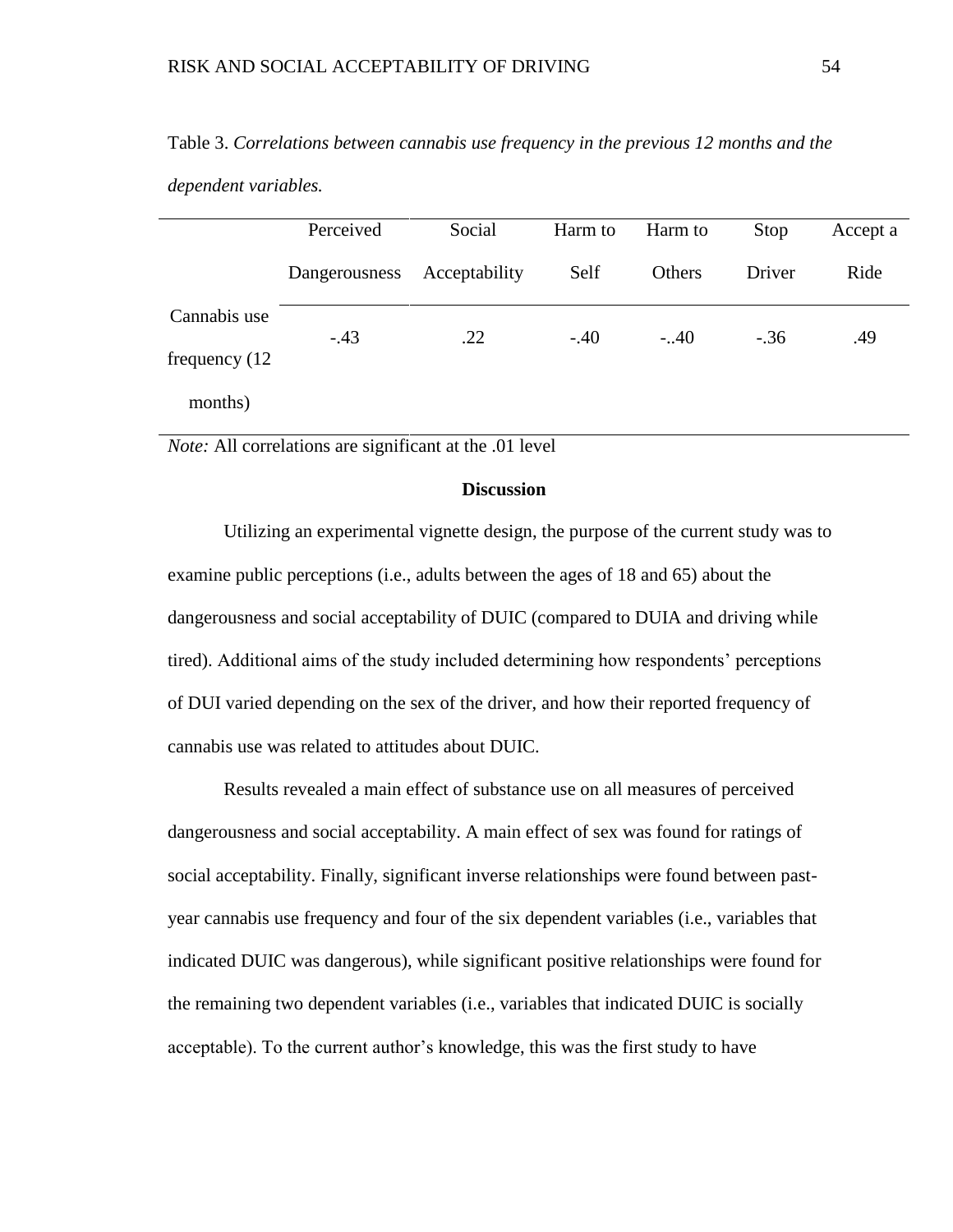Table 3. *Correlations between cannabis use frequency in the previous 12 months and the dependent variables.*

| | Perceived Dangerousness | Social Acceptability | Harm to Self | Harm to Others | Stop Driver | Accept a Ride |
|---|---|---|---|---|---|---|
| Cannabis use frequency (12 months) | -.43 | .22 | -.40 | -..40 | -.36 | .49 |

*Note:* All correlations are significant at the .01 level

## Discussion

Utilizing an experimental vignette design, the purpose of the current study was to examine public perceptions (i.e., adults between the ages of 18 and 65) about the dangerousness and social acceptability of DUIC (compared to DUIA and driving while tired). Additional aims of the study included determining how respondents' perceptions of DUI varied depending on the sex of the driver, and how their reported frequency of cannabis use was related to attitudes about DUIC.

Results revealed a main effect of substance use on all measures of perceived dangerousness and social acceptability. A main effect of sex was found for ratings of social acceptability. Finally, significant inverse relationships were found between past-year cannabis use frequency and four of the six dependent variables (i.e., variables that indicated DUIC was dangerous), while significant positive relationships were found for the remaining two dependent variables (i.e., variables that indicated DUIC is socially acceptable). To the current author's knowledge, this was the first study to have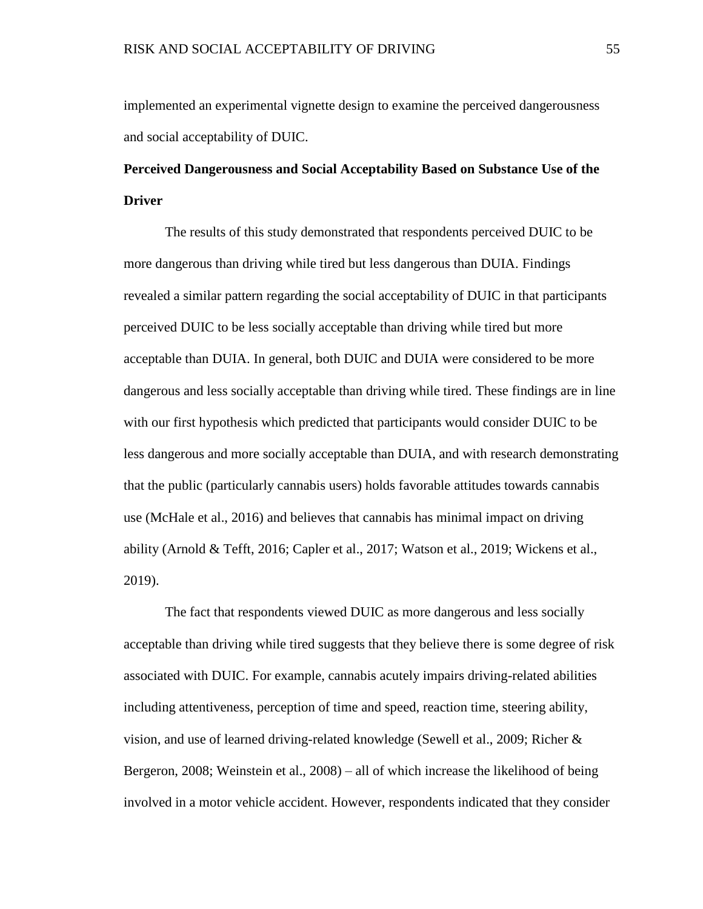implemented an experimental vignette design to examine the perceived dangerousness and social acceptability of DUIC.

**Perceived Dangerousness and Social Acceptability Based on Substance Use of the Driver**

The results of this study demonstrated that respondents perceived DUIC to be more dangerous than driving while tired but less dangerous than DUIA. Findings revealed a similar pattern regarding the social acceptability of DUIC in that participants perceived DUIC to be less socially acceptable than driving while tired but more acceptable than DUIA. In general, both DUIC and DUIA were considered to be more dangerous and less socially acceptable than driving while tired. These findings are in line with our first hypothesis which predicted that participants would consider DUIC to be less dangerous and more socially acceptable than DUIA, and with research demonstrating that the public (particularly cannabis users) holds favorable attitudes towards cannabis use (McHale et al., 2016) and believes that cannabis has minimal impact on driving ability (Arnold & Tefft, 2016; Capler et al., 2017; Watson et al., 2019; Wickens et al., 2019).

The fact that respondents viewed DUIC as more dangerous and less socially acceptable than driving while tired suggests that they believe there is some degree of risk associated with DUIC. For example, cannabis acutely impairs driving-related abilities including attentiveness, perception of time and speed, reaction time, steering ability, vision, and use of learned driving-related knowledge (Sewell et al., 2009; Richer & Bergeron, 2008; Weinstein et al., 2008) – all of which increase the likelihood of being involved in a motor vehicle accident. However, respondents indicated that they consider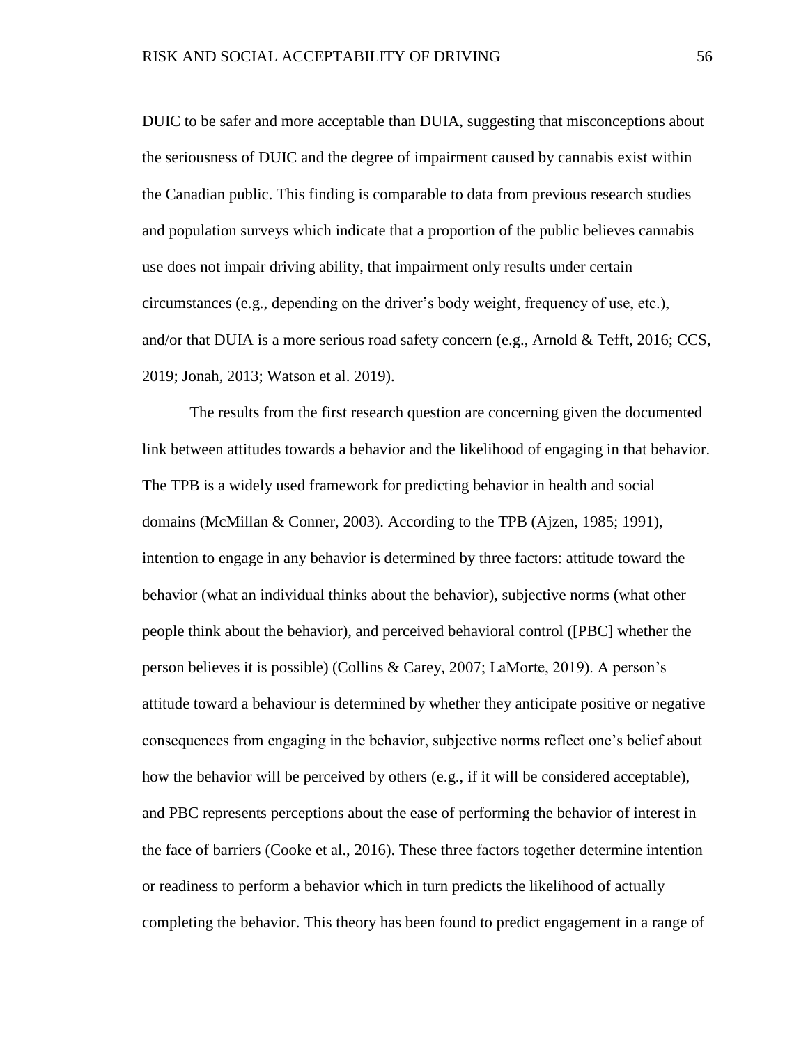DUIC to be safer and more acceptable than DUIA, suggesting that misconceptions about the seriousness of DUIC and the degree of impairment caused by cannabis exist within the Canadian public. This finding is comparable to data from previous research studies and population surveys which indicate that a proportion of the public believes cannabis use does not impair driving ability, that impairment only results under certain circumstances (e.g., depending on the driver's body weight, frequency of use, etc.), and/or that DUIA is a more serious road safety concern (e.g., Arnold & Tefft, 2016; CCS, 2019; Jonah, 2013; Watson et al. 2019).

The results from the first research question are concerning given the documented link between attitudes towards a behavior and the likelihood of engaging in that behavior. The TPB is a widely used framework for predicting behavior in health and social domains (McMillan & Conner, 2003). According to the TPB (Ajzen, 1985; 1991), intention to engage in any behavior is determined by three factors: attitude toward the behavior (what an individual thinks about the behavior), subjective norms (what other people think about the behavior), and perceived behavioral control ([PBC] whether the person believes it is possible) (Collins & Carey, 2007; LaMorte, 2019). A person's attitude toward a behaviour is determined by whether they anticipate positive or negative consequences from engaging in the behavior, subjective norms reflect one's belief about how the behavior will be perceived by others (e.g., if it will be considered acceptable), and PBC represents perceptions about the ease of performing the behavior of interest in the face of barriers (Cooke et al., 2016). These three factors together determine intention or readiness to perform a behavior which in turn predicts the likelihood of actually completing the behavior. This theory has been found to predict engagement in a range of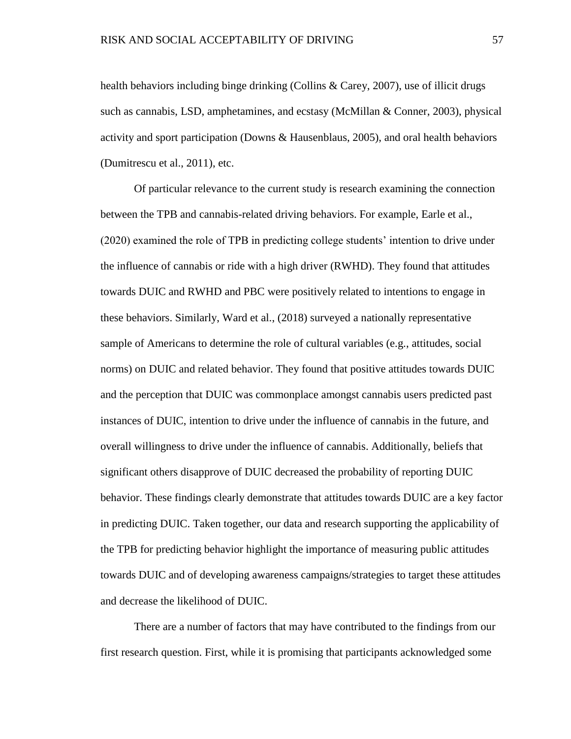health behaviors including binge drinking (Collins & Carey, 2007), use of illicit drugs such as cannabis, LSD, amphetamines, and ecstasy (McMillan & Conner, 2003), physical activity and sport participation (Downs & Hausenblaus, 2005), and oral health behaviors (Dumitrescu et al., 2011), etc.

Of particular relevance to the current study is research examining the connection between the TPB and cannabis-related driving behaviors. For example, Earle et al., (2020) examined the role of TPB in predicting college students' intention to drive under the influence of cannabis or ride with a high driver (RWHD). They found that attitudes towards DUIC and RWHD and PBC were positively related to intentions to engage in these behaviors. Similarly, Ward et al., (2018) surveyed a nationally representative sample of Americans to determine the role of cultural variables (e.g., attitudes, social norms) on DUIC and related behavior. They found that positive attitudes towards DUIC and the perception that DUIC was commonplace amongst cannabis users predicted past instances of DUIC, intention to drive under the influence of cannabis in the future, and overall willingness to drive under the influence of cannabis. Additionally, beliefs that significant others disapprove of DUIC decreased the probability of reporting DUIC behavior. These findings clearly demonstrate that attitudes towards DUIC are a key factor in predicting DUIC. Taken together, our data and research supporting the applicability of the TPB for predicting behavior highlight the importance of measuring public attitudes towards DUIC and of developing awareness campaigns/strategies to target these attitudes and decrease the likelihood of DUIC.

There are a number of factors that may have contributed to the findings from our first research question. First, while it is promising that participants acknowledged some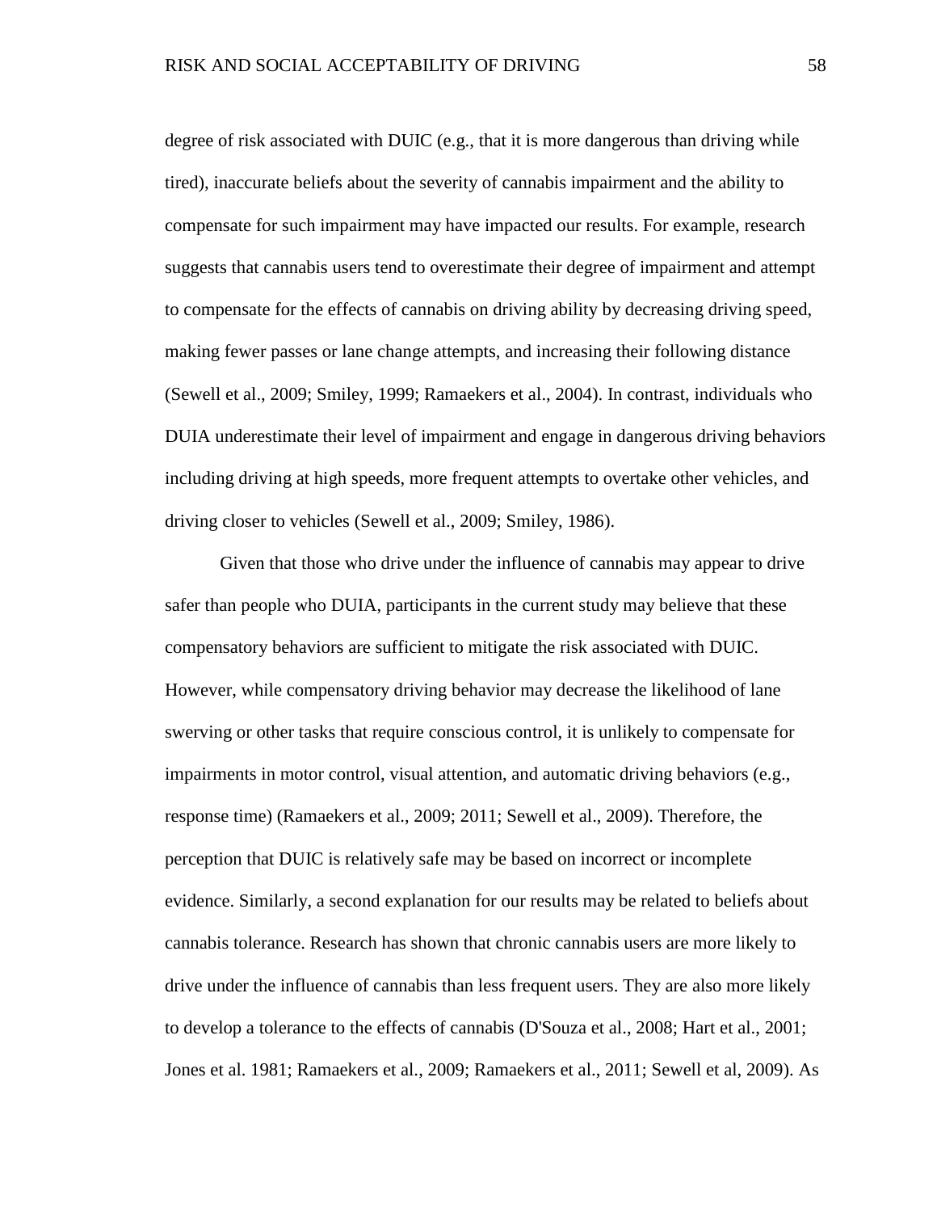degree of risk associated with DUIC (e.g., that it is more dangerous than driving while tired), inaccurate beliefs about the severity of cannabis impairment and the ability to compensate for such impairment may have impacted our results. For example, research suggests that cannabis users tend to overestimate their degree of impairment and attempt to compensate for the effects of cannabis on driving ability by decreasing driving speed, making fewer passes or lane change attempts, and increasing their following distance (Sewell et al., 2009; Smiley, 1999; Ramaekers et al., 2004). In contrast, individuals who DUIA underestimate their level of impairment and engage in dangerous driving behaviors including driving at high speeds, more frequent attempts to overtake other vehicles, and driving closer to vehicles (Sewell et al., 2009; Smiley, 1986).

Given that those who drive under the influence of cannabis may appear to drive safer than people who DUIA, participants in the current study may believe that these compensatory behaviors are sufficient to mitigate the risk associated with DUIC. However, while compensatory driving behavior may decrease the likelihood of lane swerving or other tasks that require conscious control, it is unlikely to compensate for impairments in motor control, visual attention, and automatic driving behaviors (e.g., response time) (Ramaekers et al., 2009; 2011; Sewell et al., 2009). Therefore, the perception that DUIC is relatively safe may be based on incorrect or incomplete evidence. Similarly, a second explanation for our results may be related to beliefs about cannabis tolerance. Research has shown that chronic cannabis users are more likely to drive under the influence of cannabis than less frequent users. They are also more likely to develop a tolerance to the effects of cannabis (D'Souza et al., 2008; Hart et al., 2001; Jones et al. 1981; Ramaekers et al., 2009; Ramaekers et al., 2011; Sewell et al, 2009). As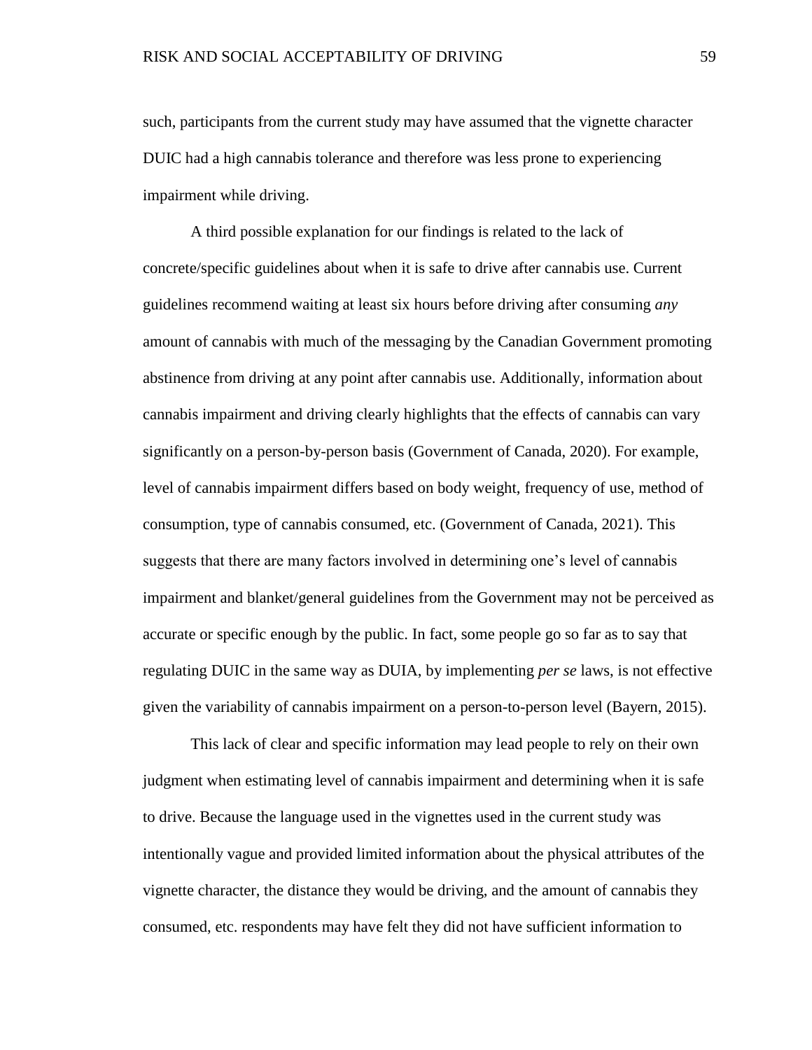such, participants from the current study may have assumed that the vignette character DUIC had a high cannabis tolerance and therefore was less prone to experiencing impairment while driving.

A third possible explanation for our findings is related to the lack of concrete/specific guidelines about when it is safe to drive after cannabis use. Current guidelines recommend waiting at least six hours before driving after consuming *any* amount of cannabis with much of the messaging by the Canadian Government promoting abstinence from driving at any point after cannabis use. Additionally, information about cannabis impairment and driving clearly highlights that the effects of cannabis can vary significantly on a person-by-person basis (Government of Canada, 2020). For example, level of cannabis impairment differs based on body weight, frequency of use, method of consumption, type of cannabis consumed, etc. (Government of Canada, 2021). This suggests that there are many factors involved in determining one's level of cannabis impairment and blanket/general guidelines from the Government may not be perceived as accurate or specific enough by the public. In fact, some people go so far as to say that regulating DUIC in the same way as DUIA, by implementing *per se* laws, is not effective given the variability of cannabis impairment on a person-to-person level (Bayern, 2015).

This lack of clear and specific information may lead people to rely on their own judgment when estimating level of cannabis impairment and determining when it is safe to drive. Because the language used in the vignettes used in the current study was intentionally vague and provided limited information about the physical attributes of the vignette character, the distance they would be driving, and the amount of cannabis they consumed, etc. respondents may have felt they did not have sufficient information to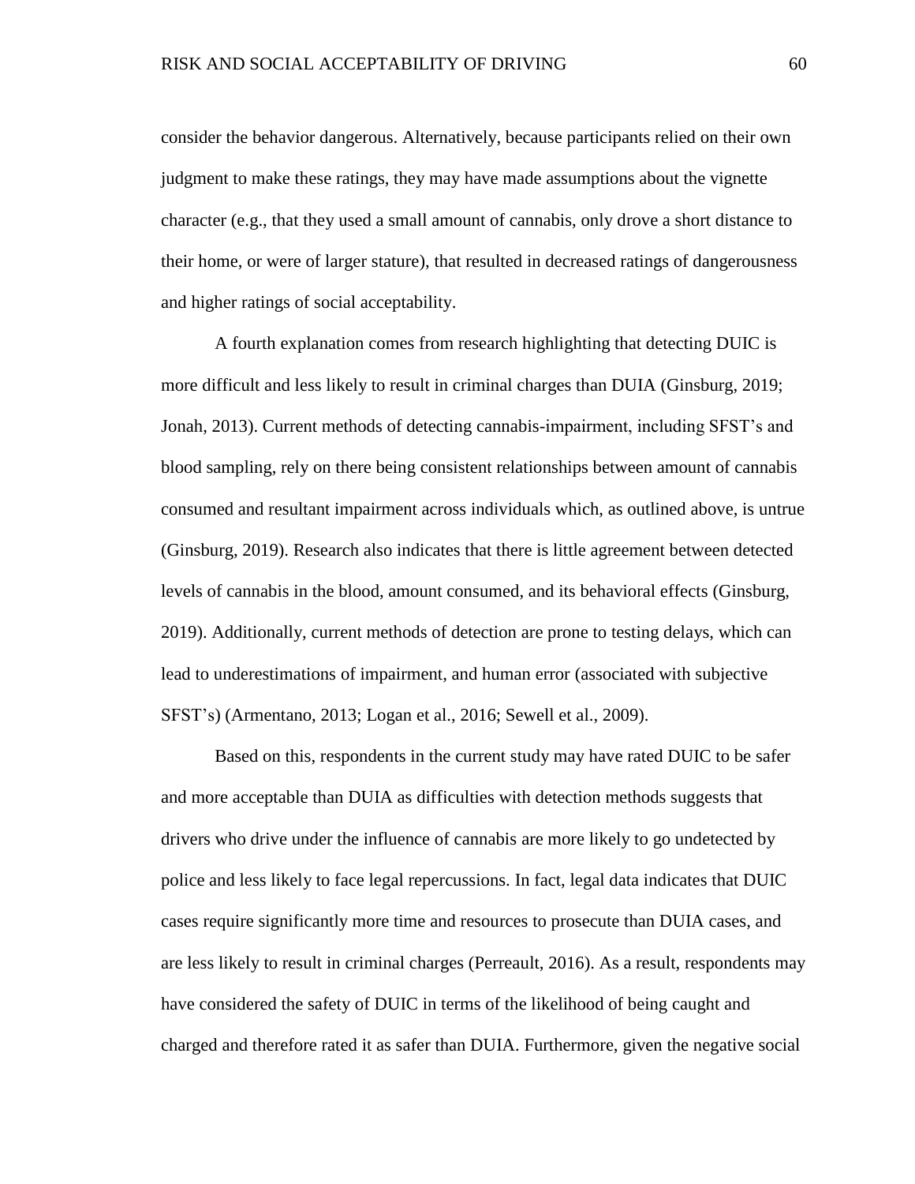consider the behavior dangerous. Alternatively, because participants relied on their own judgment to make these ratings, they may have made assumptions about the vignette character (e.g., that they used a small amount of cannabis, only drove a short distance to their home, or were of larger stature), that resulted in decreased ratings of dangerousness and higher ratings of social acceptability.

A fourth explanation comes from research highlighting that detecting DUIC is more difficult and less likely to result in criminal charges than DUIA (Ginsburg, 2019; Jonah, 2013). Current methods of detecting cannabis-impairment, including SFST's and blood sampling, rely on there being consistent relationships between amount of cannabis consumed and resultant impairment across individuals which, as outlined above, is untrue (Ginsburg, 2019). Research also indicates that there is little agreement between detected levels of cannabis in the blood, amount consumed, and its behavioral effects (Ginsburg, 2019). Additionally, current methods of detection are prone to testing delays, which can lead to underestimations of impairment, and human error (associated with subjective SFST's) (Armentano, 2013; Logan et al., 2016; Sewell et al., 2009).

Based on this, respondents in the current study may have rated DUIC to be safer and more acceptable than DUIA as difficulties with detection methods suggests that drivers who drive under the influence of cannabis are more likely to go undetected by police and less likely to face legal repercussions. In fact, legal data indicates that DUIC cases require significantly more time and resources to prosecute than DUIA cases, and are less likely to result in criminal charges (Perreault, 2016). As a result, respondents may have considered the safety of DUIC in terms of the likelihood of being caught and charged and therefore rated it as safer than DUIA. Furthermore, given the negative social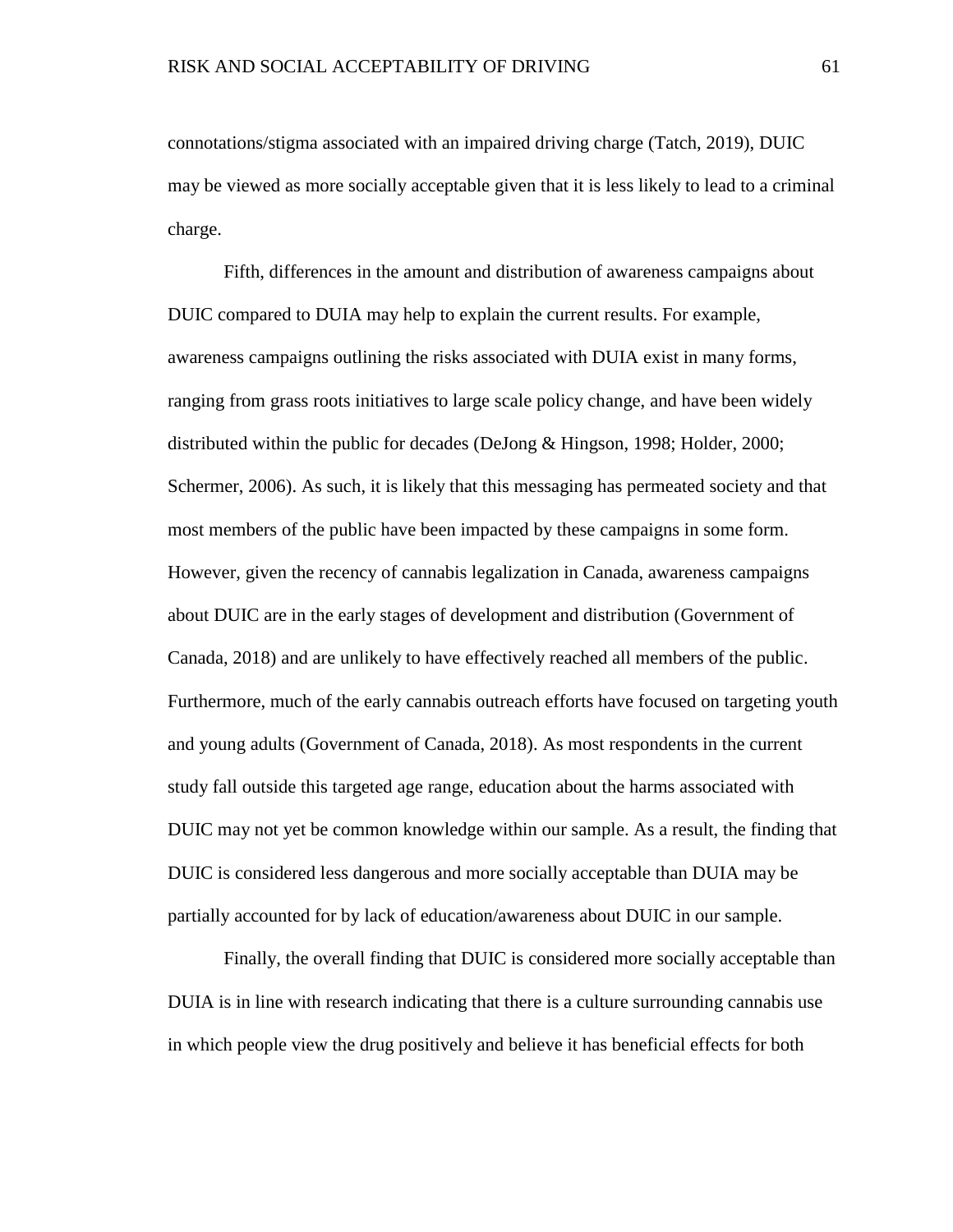connotations/stigma associated with an impaired driving charge (Tatch, 2019), DUIC may be viewed as more socially acceptable given that it is less likely to lead to a criminal charge.

Fifth, differences in the amount and distribution of awareness campaigns about DUIC compared to DUIA may help to explain the current results. For example, awareness campaigns outlining the risks associated with DUIA exist in many forms, ranging from grass roots initiatives to large scale policy change, and have been widely distributed within the public for decades (DeJong & Hingson, 1998; Holder, 2000; Schermer, 2006). As such, it is likely that this messaging has permeated society and that most members of the public have been impacted by these campaigns in some form. However, given the recency of cannabis legalization in Canada, awareness campaigns about DUIC are in the early stages of development and distribution (Government of Canada, 2018) and are unlikely to have effectively reached all members of the public. Furthermore, much of the early cannabis outreach efforts have focused on targeting youth and young adults (Government of Canada, 2018). As most respondents in the current study fall outside this targeted age range, education about the harms associated with DUIC may not yet be common knowledge within our sample. As a result, the finding that DUIC is considered less dangerous and more socially acceptable than DUIA may be partially accounted for by lack of education/awareness about DUIC in our sample.

Finally, the overall finding that DUIC is considered more socially acceptable than DUIA is in line with research indicating that there is a culture surrounding cannabis use in which people view the drug positively and believe it has beneficial effects for both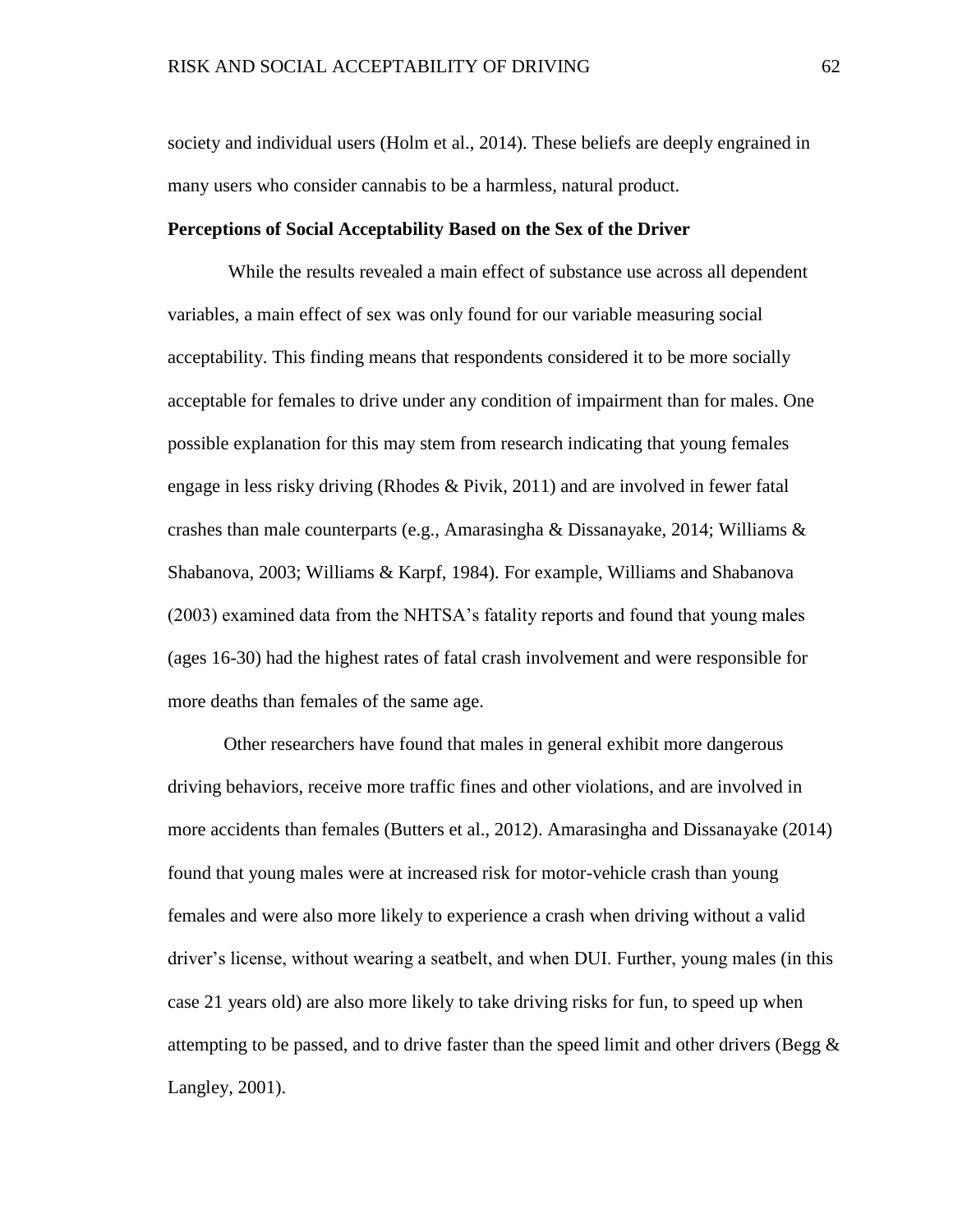society and individual users (Holm et al., 2014). These beliefs are deeply engrained in many users who consider cannabis to be a harmless, natural product.

**Perceptions of Social Acceptability Based on the Sex of the Driver**

While the results revealed a main effect of substance use across all dependent variables, a main effect of sex was only found for our variable measuring social acceptability. This finding means that respondents considered it to be more socially acceptable for females to drive under any condition of impairment than for males. One possible explanation for this may stem from research indicating that young females engage in less risky driving (Rhodes & Pivik, 2011) and are involved in fewer fatal crashes than male counterparts (e.g., Amarasingha & Dissanayake, 2014; Williams & Shabanova, 2003; Williams & Karpf, 1984). For example, Williams and Shabanova (2003) examined data from the NHTSA's fatality reports and found that young males (ages 16-30) had the highest rates of fatal crash involvement and were responsible for more deaths than females of the same age.

Other researchers have found that males in general exhibit more dangerous driving behaviors, receive more traffic fines and other violations, and are involved in more accidents than females (Butters et al., 2012). Amarasingha and Dissanayake (2014) found that young males were at increased risk for motor-vehicle crash than young females and were also more likely to experience a crash when driving without a valid driver's license, without wearing a seatbelt, and when DUI. Further, young males (in this case 21 years old) are also more likely to take driving risks for fun, to speed up when attempting to be passed, and to drive faster than the speed limit and other drivers (Begg & Langley, 2001).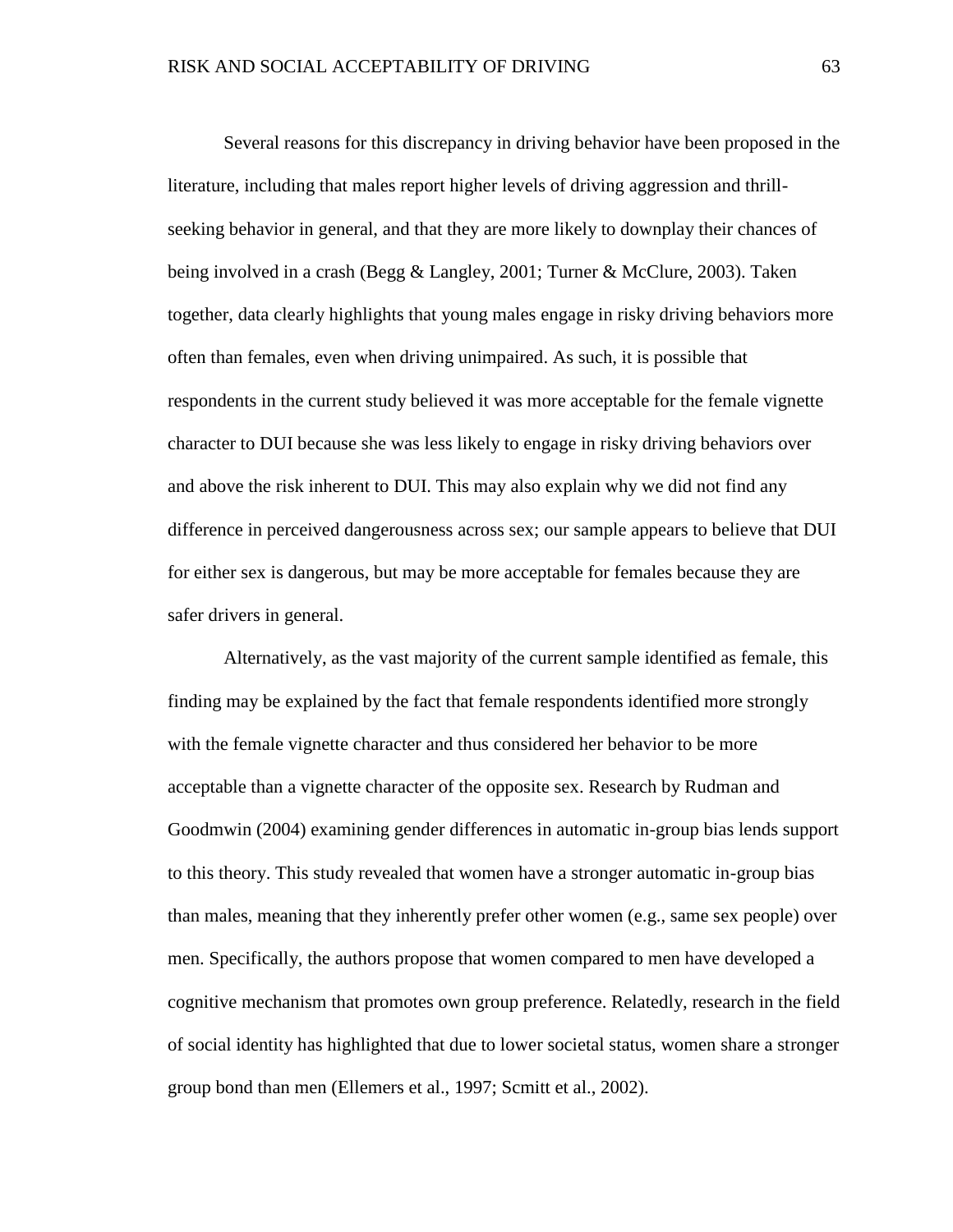Several reasons for this discrepancy in driving behavior have been proposed in the literature, including that males report higher levels of driving aggression and thrill-seeking behavior in general, and that they are more likely to downplay their chances of being involved in a crash (Begg & Langley, 2001; Turner & McClure, 2003). Taken together, data clearly highlights that young males engage in risky driving behaviors more often than females, even when driving unimpaired. As such, it is possible that respondents in the current study believed it was more acceptable for the female vignette character to DUI because she was less likely to engage in risky driving behaviors over and above the risk inherent to DUI. This may also explain why we did not find any difference in perceived dangerousness across sex; our sample appears to believe that DUI for either sex is dangerous, but may be more acceptable for females because they are safer drivers in general.

Alternatively, as the vast majority of the current sample identified as female, this finding may be explained by the fact that female respondents identified more strongly with the female vignette character and thus considered her behavior to be more acceptable than a vignette character of the opposite sex. Research by Rudman and Goodmwin (2004) examining gender differences in automatic in-group bias lends support to this theory. This study revealed that women have a stronger automatic in-group bias than males, meaning that they inherently prefer other women (e.g., same sex people) over men. Specifically, the authors propose that women compared to men have developed a cognitive mechanism that promotes own group preference. Relatedly, research in the field of social identity has highlighted that due to lower societal status, women share a stronger group bond than men (Ellemers et al., 1997; Scmitt et al., 2002).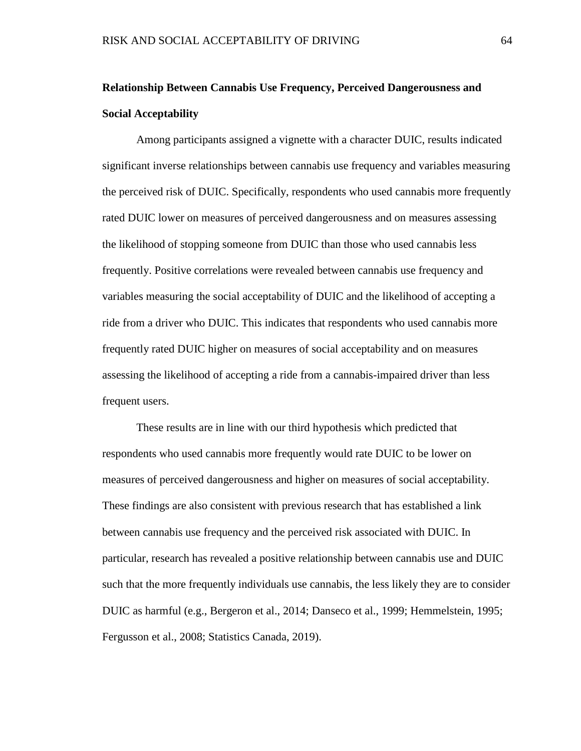**Relationship Between Cannabis Use Frequency, Perceived Dangerousness and Social Acceptability**

Among participants assigned a vignette with a character DUIC, results indicated significant inverse relationships between cannabis use frequency and variables measuring the perceived risk of DUIC. Specifically, respondents who used cannabis more frequently rated DUIC lower on measures of perceived dangerousness and on measures assessing the likelihood of stopping someone from DUIC than those who used cannabis less frequently. Positive correlations were revealed between cannabis use frequency and variables measuring the social acceptability of DUIC and the likelihood of accepting a ride from a driver who DUIC. This indicates that respondents who used cannabis more frequently rated DUIC higher on measures of social acceptability and on measures assessing the likelihood of accepting a ride from a cannabis-impaired driver than less frequent users.

These results are in line with our third hypothesis which predicted that respondents who used cannabis more frequently would rate DUIC to be lower on measures of perceived dangerousness and higher on measures of social acceptability. These findings are also consistent with previous research that has established a link between cannabis use frequency and the perceived risk associated with DUIC. In particular, research has revealed a positive relationship between cannabis use and DUIC such that the more frequently individuals use cannabis, the less likely they are to consider DUIC as harmful (e.g., Bergeron et al., 2014; Danseco et al., 1999; Hemmelstein, 1995; Fergusson et al., 2008; Statistics Canada, 2019).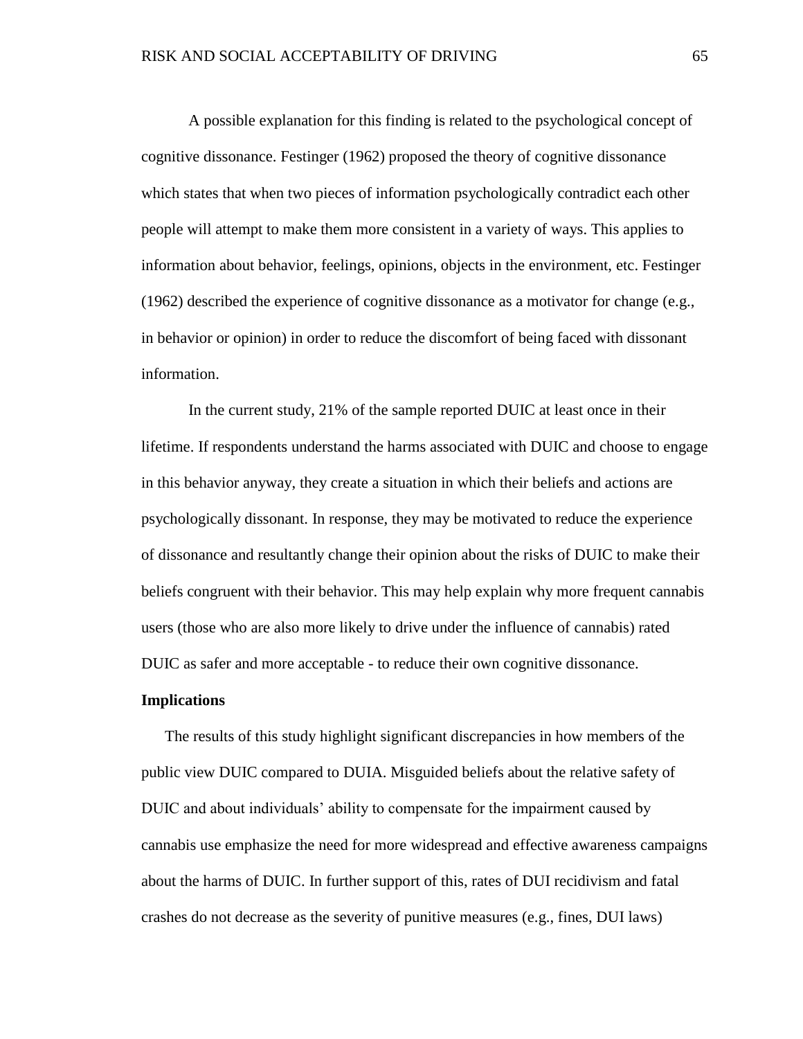A possible explanation for this finding is related to the psychological concept of cognitive dissonance. Festinger (1962) proposed the theory of cognitive dissonance which states that when two pieces of information psychologically contradict each other people will attempt to make them more consistent in a variety of ways. This applies to information about behavior, feelings, opinions, objects in the environment, etc. Festinger (1962) described the experience of cognitive dissonance as a motivator for change (e.g., in behavior or opinion) in order to reduce the discomfort of being faced with dissonant information.

In the current study, 21% of the sample reported DUIC at least once in their lifetime. If respondents understand the harms associated with DUIC and choose to engage in this behavior anyway, they create a situation in which their beliefs and actions are psychologically dissonant. In response, they may be motivated to reduce the experience of dissonance and resultantly change their opinion about the risks of DUIC to make their beliefs congruent with their behavior. This may help explain why more frequent cannabis users (those who are also more likely to drive under the influence of cannabis) rated DUIC as safer and more acceptable - to reduce their own cognitive dissonance.

**Implications**

The results of this study highlight significant discrepancies in how members of the public view DUIC compared to DUIA. Misguided beliefs about the relative safety of DUIC and about individuals' ability to compensate for the impairment caused by cannabis use emphasize the need for more widespread and effective awareness campaigns about the harms of DUIC. In further support of this, rates of DUI recidivism and fatal crashes do not decrease as the severity of punitive measures (e.g., fines, DUI laws)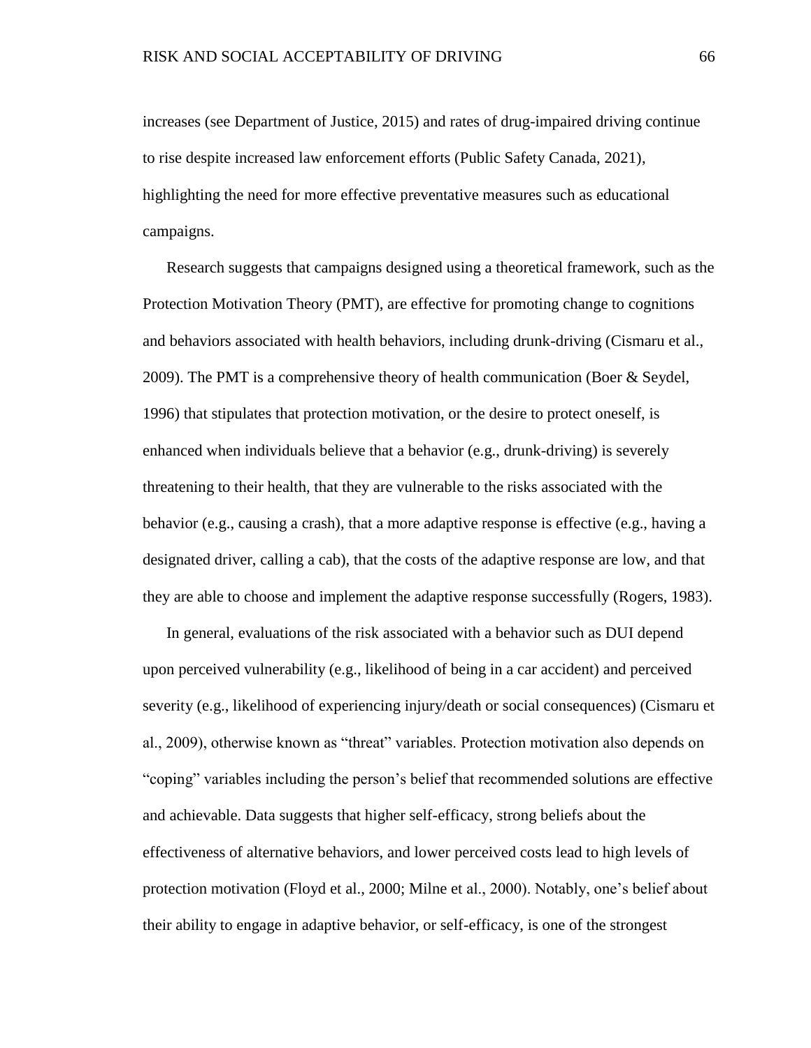increases (see Department of Justice, 2015) and rates of drug-impaired driving continue to rise despite increased law enforcement efforts (Public Safety Canada, 2021), highlighting the need for more effective preventative measures such as educational campaigns.

Research suggests that campaigns designed using a theoretical framework, such as the Protection Motivation Theory (PMT), are effective for promoting change to cognitions and behaviors associated with health behaviors, including drunk-driving (Cismaru et al., 2009). The PMT is a comprehensive theory of health communication (Boer & Seydel, 1996) that stipulates that protection motivation, or the desire to protect oneself, is enhanced when individuals believe that a behavior (e.g., drunk-driving) is severely threatening to their health, that they are vulnerable to the risks associated with the behavior (e.g., causing a crash), that a more adaptive response is effective (e.g., having a designated driver, calling a cab), that the costs of the adaptive response are low, and that they are able to choose and implement the adaptive response successfully (Rogers, 1983).

In general, evaluations of the risk associated with a behavior such as DUI depend upon perceived vulnerability (e.g., likelihood of being in a car accident) and perceived severity (e.g., likelihood of experiencing injury/death or social consequences) (Cismaru et al., 2009), otherwise known as "threat" variables. Protection motivation also depends on "coping" variables including the person's belief that recommended solutions are effective and achievable. Data suggests that higher self-efficacy, strong beliefs about the effectiveness of alternative behaviors, and lower perceived costs lead to high levels of protection motivation (Floyd et al., 2000; Milne et al., 2000). Notably, one's belief about their ability to engage in adaptive behavior, or self-efficacy, is one of the strongest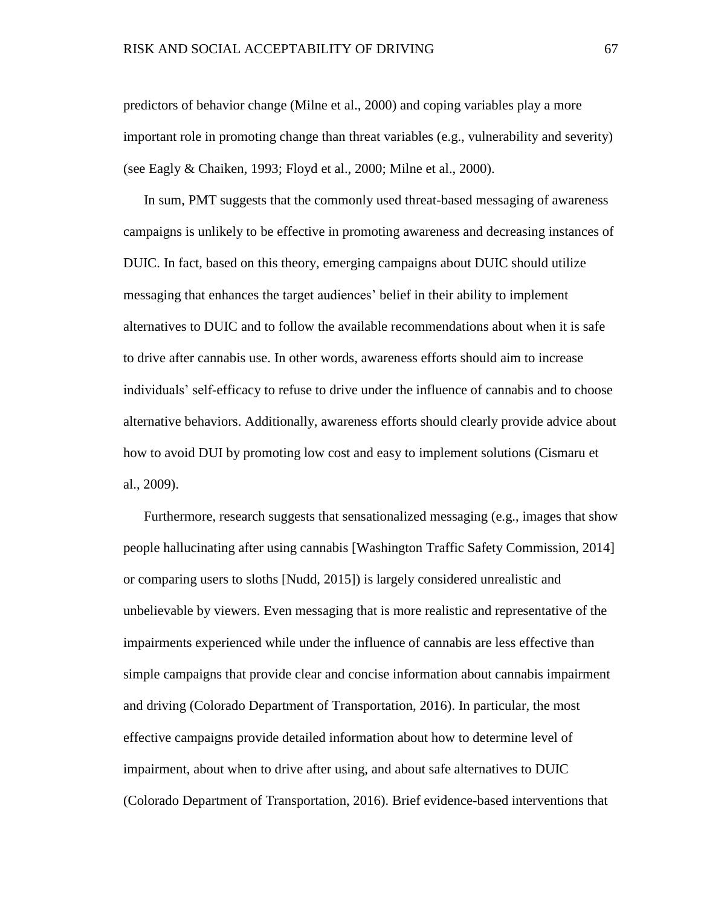predictors of behavior change (Milne et al., 2000) and coping variables play a more important role in promoting change than threat variables (e.g., vulnerability and severity) (see Eagly & Chaiken, 1993; Floyd et al., 2000; Milne et al., 2000).

In sum, PMT suggests that the commonly used threat-based messaging of awareness campaigns is unlikely to be effective in promoting awareness and decreasing instances of DUIC. In fact, based on this theory, emerging campaigns about DUIC should utilize messaging that enhances the target audiences' belief in their ability to implement alternatives to DUIC and to follow the available recommendations about when it is safe to drive after cannabis use. In other words, awareness efforts should aim to increase individuals' self-efficacy to refuse to drive under the influence of cannabis and to choose alternative behaviors. Additionally, awareness efforts should clearly provide advice about how to avoid DUI by promoting low cost and easy to implement solutions (Cismaru et al., 2009).

Furthermore, research suggests that sensationalized messaging (e.g., images that show people hallucinating after using cannabis [Washington Traffic Safety Commission, 2014] or comparing users to sloths [Nudd, 2015]) is largely considered unrealistic and unbelievable by viewers. Even messaging that is more realistic and representative of the impairments experienced while under the influence of cannabis are less effective than simple campaigns that provide clear and concise information about cannabis impairment and driving (Colorado Department of Transportation, 2016). In particular, the most effective campaigns provide detailed information about how to determine level of impairment, about when to drive after using, and about safe alternatives to DUIC (Colorado Department of Transportation, 2016). Brief evidence-based interventions that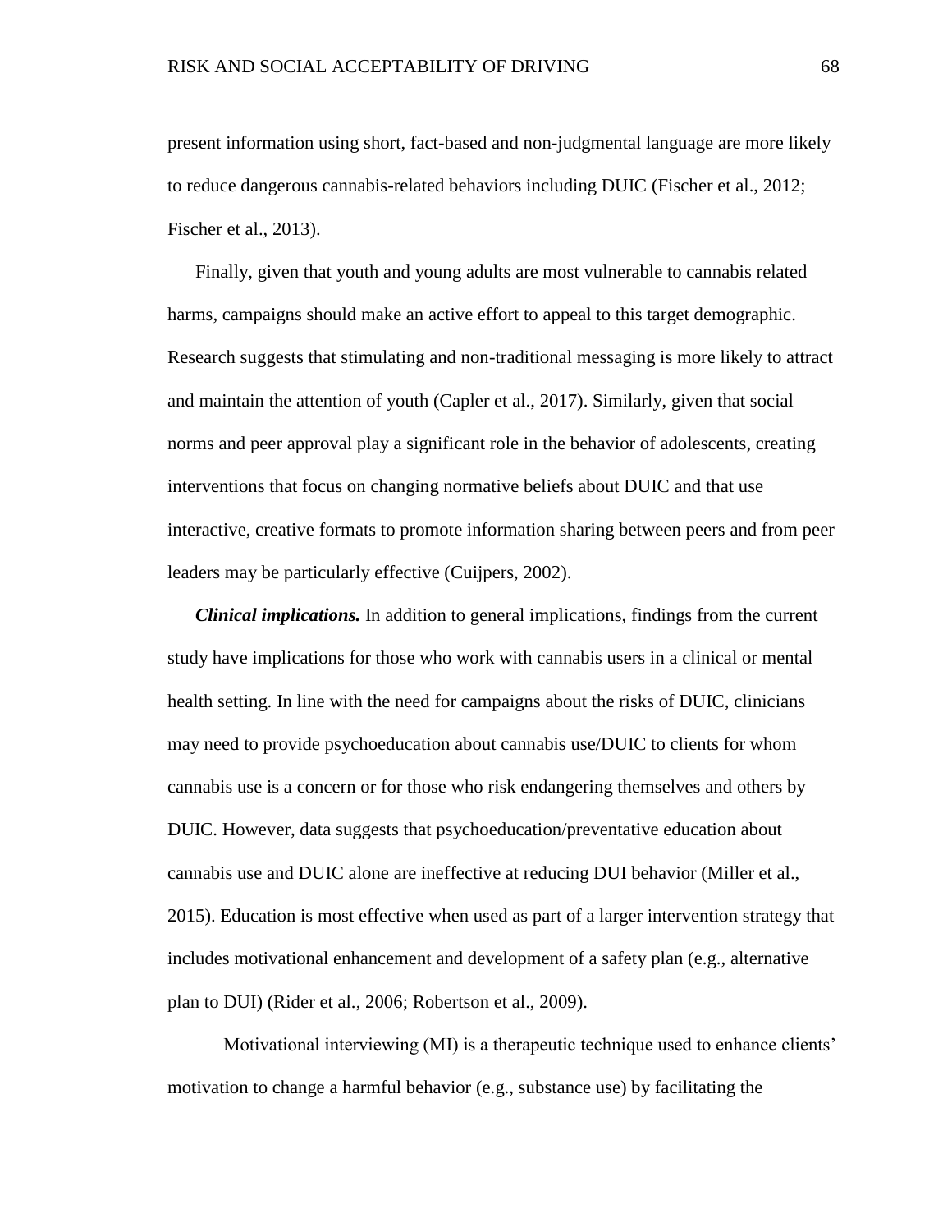present information using short, fact-based and non-judgmental language are more likely to reduce dangerous cannabis-related behaviors including DUIC (Fischer et al., 2012; Fischer et al., 2013).

Finally, given that youth and young adults are most vulnerable to cannabis related harms, campaigns should make an active effort to appeal to this target demographic. Research suggests that stimulating and non-traditional messaging is more likely to attract and maintain the attention of youth (Capler et al., 2017). Similarly, given that social norms and peer approval play a significant role in the behavior of adolescents, creating interventions that focus on changing normative beliefs about DUIC and that use interactive, creative formats to promote information sharing between peers and from peer leaders may be particularly effective (Cuijpers, 2002).

***Clinical implications.*** In addition to general implications, findings from the current study have implications for those who work with cannabis users in a clinical or mental health setting. In line with the need for campaigns about the risks of DUIC, clinicians may need to provide psychoeducation about cannabis use/DUIC to clients for whom cannabis use is a concern or for those who risk endangering themselves and others by DUIC. However, data suggests that psychoeducation/preventative education about cannabis use and DUIC alone are ineffective at reducing DUI behavior (Miller et al., 2015). Education is most effective when used as part of a larger intervention strategy that includes motivational enhancement and development of a safety plan (e.g., alternative plan to DUI) (Rider et al., 2006; Robertson et al., 2009).

Motivational interviewing (MI) is a therapeutic technique used to enhance clients' motivation to change a harmful behavior (e.g., substance use) by facilitating the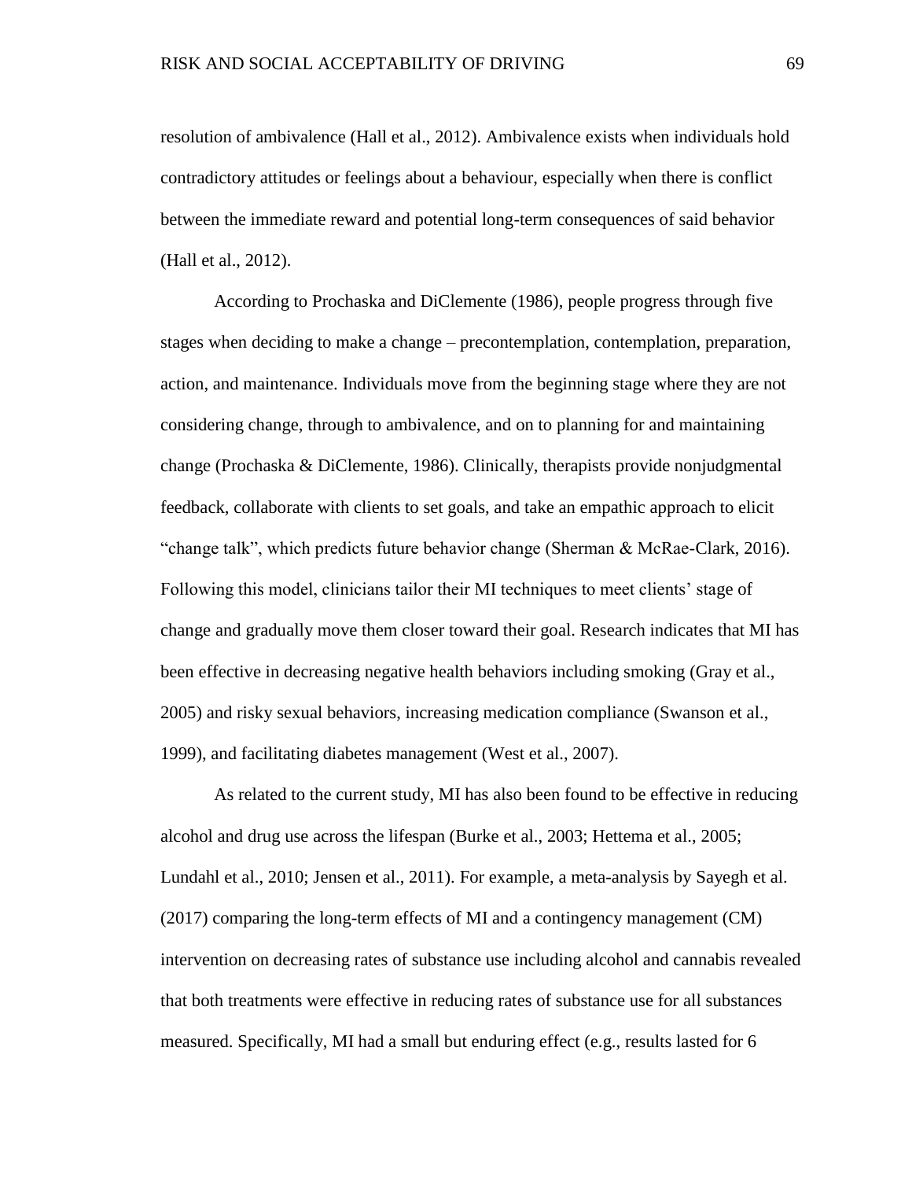resolution of ambivalence (Hall et al., 2012). Ambivalence exists when individuals hold contradictory attitudes or feelings about a behaviour, especially when there is conflict between the immediate reward and potential long-term consequences of said behavior (Hall et al., 2012).

According to Prochaska and DiClemente (1986), people progress through five stages when deciding to make a change – precontemplation, contemplation, preparation, action, and maintenance. Individuals move from the beginning stage where they are not considering change, through to ambivalence, and on to planning for and maintaining change (Prochaska & DiClemente, 1986). Clinically, therapists provide nonjudgmental feedback, collaborate with clients to set goals, and take an empathic approach to elicit "change talk", which predicts future behavior change (Sherman & McRae-Clark, 2016). Following this model, clinicians tailor their MI techniques to meet clients' stage of change and gradually move them closer toward their goal. Research indicates that MI has been effective in decreasing negative health behaviors including smoking (Gray et al., 2005) and risky sexual behaviors, increasing medication compliance (Swanson et al., 1999), and facilitating diabetes management (West et al., 2007).

As related to the current study, MI has also been found to be effective in reducing alcohol and drug use across the lifespan (Burke et al., 2003; Hettema et al., 2005; Lundahl et al., 2010; Jensen et al., 2011). For example, a meta-analysis by Sayegh et al. (2017) comparing the long-term effects of MI and a contingency management (CM) intervention on decreasing rates of substance use including alcohol and cannabis revealed that both treatments were effective in reducing rates of substance use for all substances measured. Specifically, MI had a small but enduring effect (e.g., results lasted for 6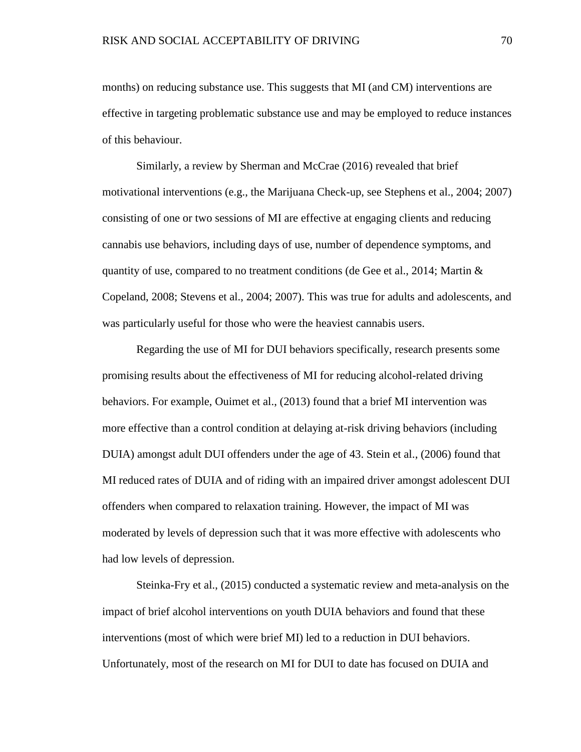months) on reducing substance use. This suggests that MI (and CM) interventions are effective in targeting problematic substance use and may be employed to reduce instances of this behaviour.

Similarly, a review by Sherman and McCrae (2016) revealed that brief motivational interventions (e.g., the Marijuana Check-up, see Stephens et al., 2004; 2007) consisting of one or two sessions of MI are effective at engaging clients and reducing cannabis use behaviors, including days of use, number of dependence symptoms, and quantity of use, compared to no treatment conditions (de Gee et al., 2014; Martin & Copeland, 2008; Stevens et al., 2004; 2007). This was true for adults and adolescents, and was particularly useful for those who were the heaviest cannabis users.

Regarding the use of MI for DUI behaviors specifically, research presents some promising results about the effectiveness of MI for reducing alcohol-related driving behaviors. For example, Ouimet et al., (2013) found that a brief MI intervention was more effective than a control condition at delaying at-risk driving behaviors (including DUIA) amongst adult DUI offenders under the age of 43. Stein et al., (2006) found that MI reduced rates of DUIA and of riding with an impaired driver amongst adolescent DUI offenders when compared to relaxation training. However, the impact of MI was moderated by levels of depression such that it was more effective with adolescents who had low levels of depression.

Steinka-Fry et al., (2015) conducted a systematic review and meta-analysis on the impact of brief alcohol interventions on youth DUIA behaviors and found that these interventions (most of which were brief MI) led to a reduction in DUI behaviors. Unfortunately, most of the research on MI for DUI to date has focused on DUIA and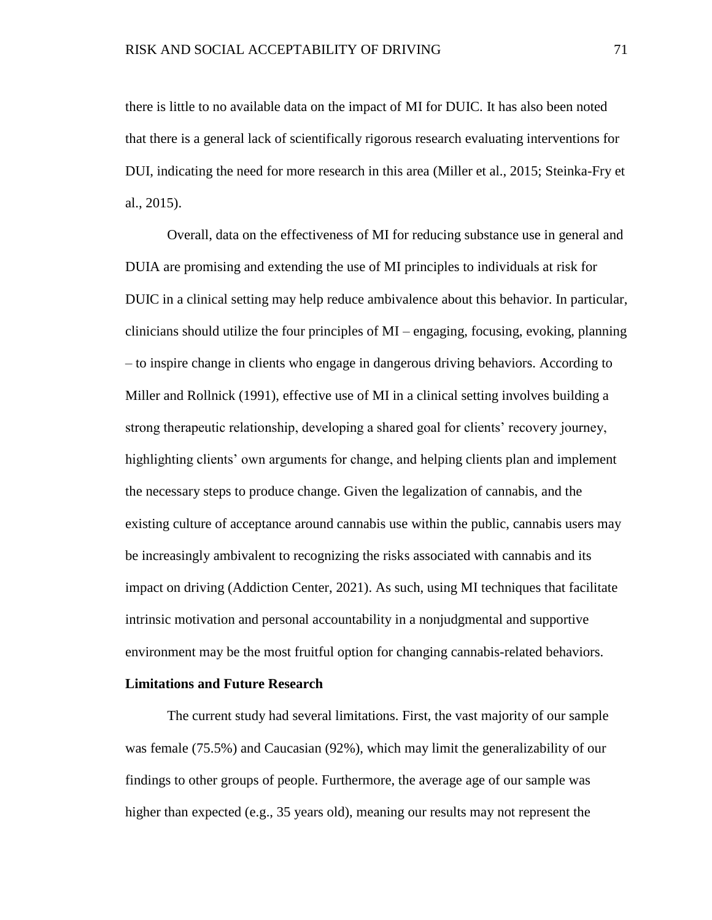there is little to no available data on the impact of MI for DUIC. It has also been noted that there is a general lack of scientifically rigorous research evaluating interventions for DUI, indicating the need for more research in this area (Miller et al., 2015; Steinka-Fry et al., 2015).

Overall, data on the effectiveness of MI for reducing substance use in general and DUIA are promising and extending the use of MI principles to individuals at risk for DUIC in a clinical setting may help reduce ambivalence about this behavior. In particular, clinicians should utilize the four principles of MI – engaging, focusing, evoking, planning – to inspire change in clients who engage in dangerous driving behaviors. According to Miller and Rollnick (1991), effective use of MI in a clinical setting involves building a strong therapeutic relationship, developing a shared goal for clients' recovery journey, highlighting clients' own arguments for change, and helping clients plan and implement the necessary steps to produce change. Given the legalization of cannabis, and the existing culture of acceptance around cannabis use within the public, cannabis users may be increasingly ambivalent to recognizing the risks associated with cannabis and its impact on driving (Addiction Center, 2021). As such, using MI techniques that facilitate intrinsic motivation and personal accountability in a nonjudgmental and supportive environment may be the most fruitful option for changing cannabis-related behaviors.

**Limitations and Future Research**

The current study had several limitations. First, the vast majority of our sample was female (75.5%) and Caucasian (92%), which may limit the generalizability of our findings to other groups of people. Furthermore, the average age of our sample was higher than expected (e.g., 35 years old), meaning our results may not represent the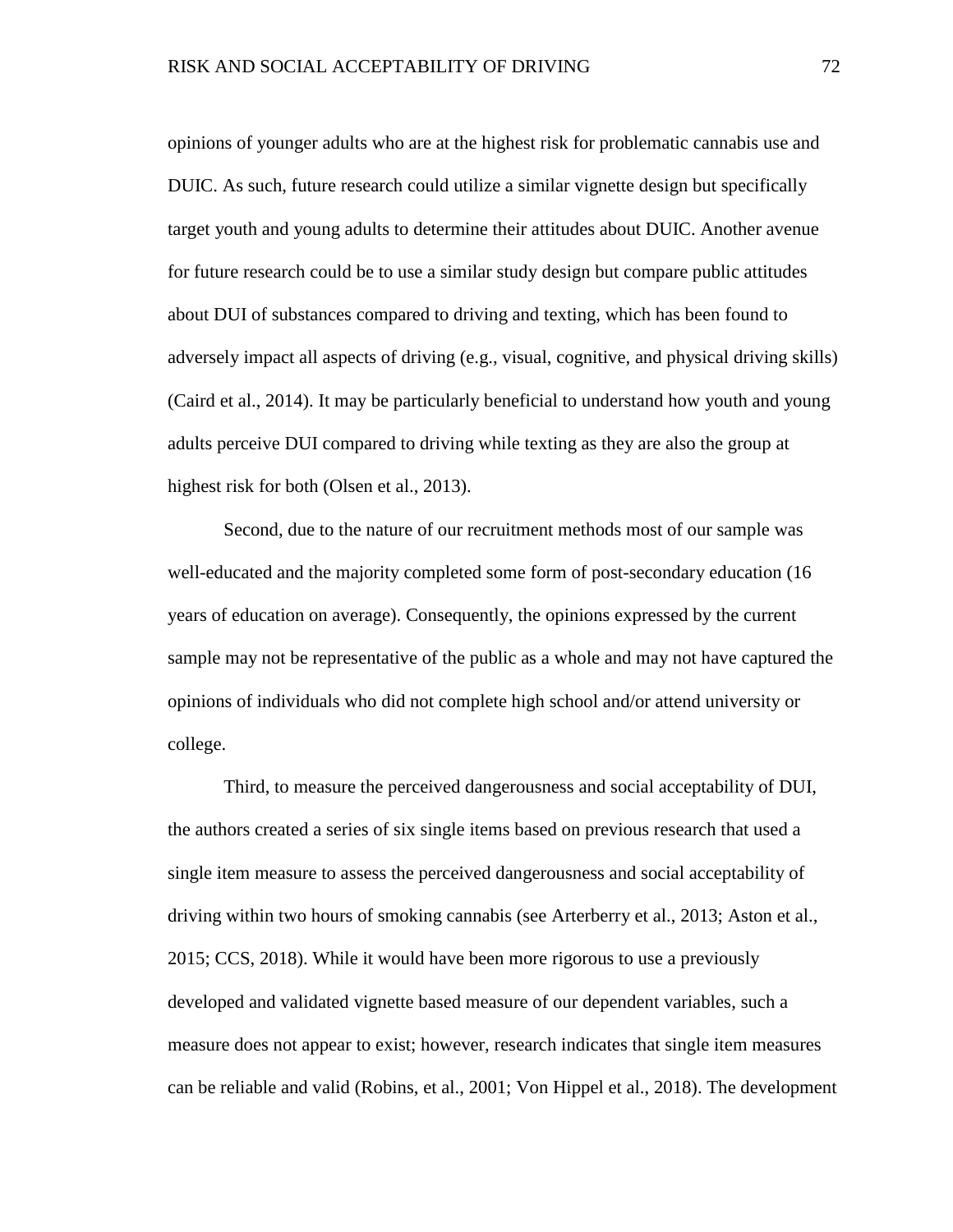opinions of younger adults who are at the highest risk for problematic cannabis use and DUIC. As such, future research could utilize a similar vignette design but specifically target youth and young adults to determine their attitudes about DUIC. Another avenue for future research could be to use a similar study design but compare public attitudes about DUI of substances compared to driving and texting, which has been found to adversely impact all aspects of driving (e.g., visual, cognitive, and physical driving skills) (Caird et al., 2014). It may be particularly beneficial to understand how youth and young adults perceive DUI compared to driving while texting as they are also the group at highest risk for both (Olsen et al., 2013).

Second, due to the nature of our recruitment methods most of our sample was well-educated and the majority completed some form of post-secondary education (16 years of education on average). Consequently, the opinions expressed by the current sample may not be representative of the public as a whole and may not have captured the opinions of individuals who did not complete high school and/or attend university or college.

Third, to measure the perceived dangerousness and social acceptability of DUI, the authors created a series of six single items based on previous research that used a single item measure to assess the perceived dangerousness and social acceptability of driving within two hours of smoking cannabis (see Arterberry et al., 2013; Aston et al., 2015; CCS, 2018). While it would have been more rigorous to use a previously developed and validated vignette based measure of our dependent variables, such a measure does not appear to exist; however, research indicates that single item measures can be reliable and valid (Robins, et al., 2001; Von Hippel et al., 2018). The development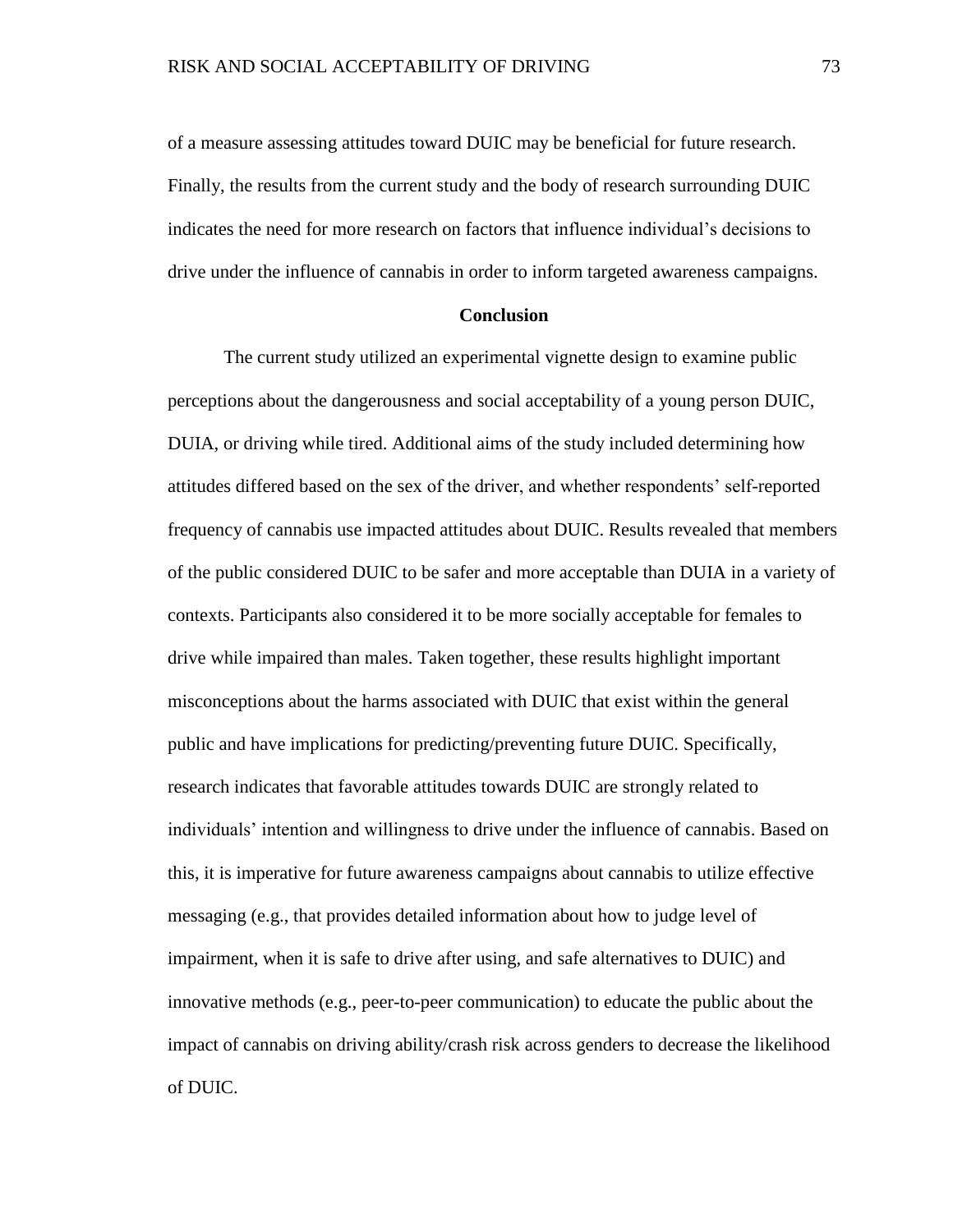of a measure assessing attitudes toward DUIC may be beneficial for future research. Finally, the results from the current study and the body of research surrounding DUIC indicates the need for more research on factors that influence individual's decisions to drive under the influence of cannabis in order to inform targeted awareness campaigns.

## Conclusion

The current study utilized an experimental vignette design to examine public perceptions about the dangerousness and social acceptability of a young person DUIC, DUIA, or driving while tired. Additional aims of the study included determining how attitudes differed based on the sex of the driver, and whether respondents' self-reported frequency of cannabis use impacted attitudes about DUIC. Results revealed that members of the public considered DUIC to be safer and more acceptable than DUIA in a variety of contexts. Participants also considered it to be more socially acceptable for females to drive while impaired than males. Taken together, these results highlight important misconceptions about the harms associated with DUIC that exist within the general public and have implications for predicting/preventing future DUIC. Specifically, research indicates that favorable attitudes towards DUIC are strongly related to individuals' intention and willingness to drive under the influence of cannabis. Based on this, it is imperative for future awareness campaigns about cannabis to utilize effective messaging (e.g., that provides detailed information about how to judge level of impairment, when it is safe to drive after using, and safe alternatives to DUIC) and innovative methods (e.g., peer-to-peer communication) to educate the public about the impact of cannabis on driving ability/crash risk across genders to decrease the likelihood of DUIC.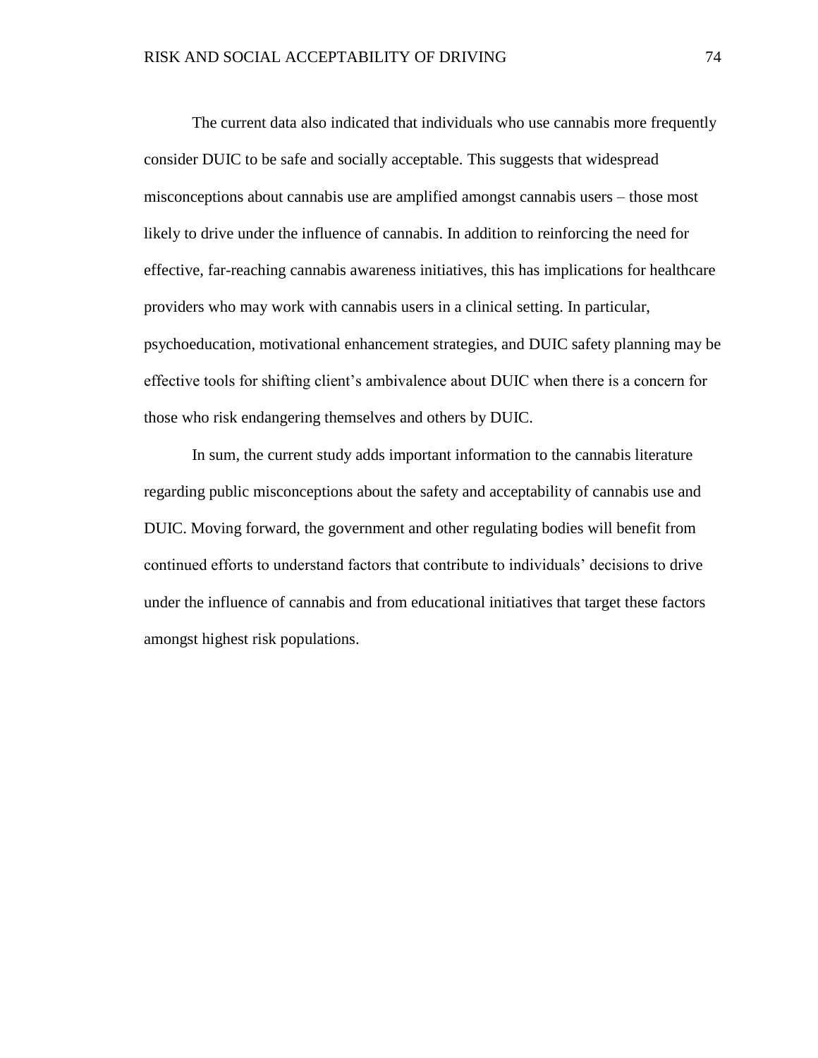The current data also indicated that individuals who use cannabis more frequently consider DUIC to be safe and socially acceptable. This suggests that widespread misconceptions about cannabis use are amplified amongst cannabis users – those most likely to drive under the influence of cannabis. In addition to reinforcing the need for effective, far-reaching cannabis awareness initiatives, this has implications for healthcare providers who may work with cannabis users in a clinical setting. In particular, psychoeducation, motivational enhancement strategies, and DUIC safety planning may be effective tools for shifting client's ambivalence about DUIC when there is a concern for those who risk endangering themselves and others by DUIC.

In sum, the current study adds important information to the cannabis literature regarding public misconceptions about the safety and acceptability of cannabis use and DUIC. Moving forward, the government and other regulating bodies will benefit from continued efforts to understand factors that contribute to individuals' decisions to drive under the influence of cannabis and from educational initiatives that target these factors amongst highest risk populations.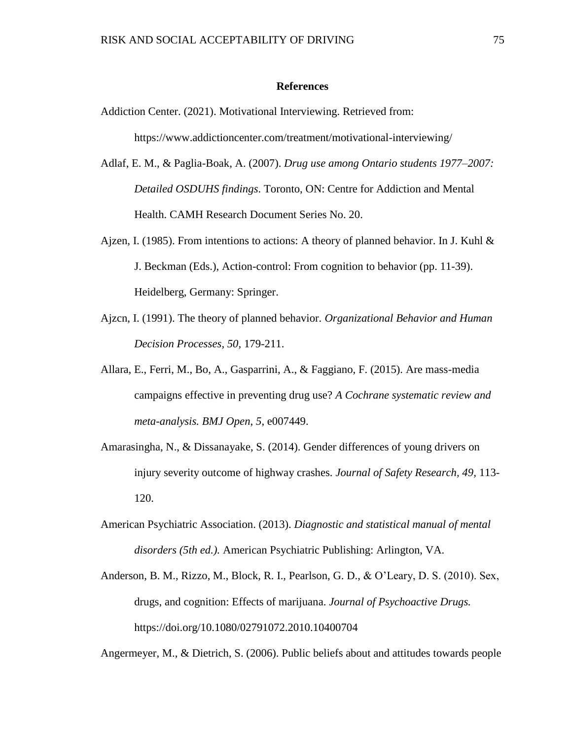## References

Addiction Center. (2021). Motivational Interviewing. Retrieved from: https://www.addictioncenter.com/treatment/motivational-interviewing/

Adlaf, E. M., & Paglia-Boak, A. (2007). *Drug use among Ontario students 1977–2007: Detailed OSDUHS findings.* Toronto, ON: Centre for Addiction and Mental Health. CAMH Research Document Series No. 20.

Ajzen, I. (1985). From intentions to actions: A theory of planned behavior. In J. Kuhl & J. Beckman (Eds.), Action-control: From cognition to behavior (pp. 11-39). Heidelberg, Germany: Springer.

Ajzcn, I. (1991). The theory of planned behavior. *Organizational Behavior and Human Decision Processes, 50,* 179-211.

Allara, E., Ferri, M., Bo, A., Gasparrini, A., & Faggiano, F. (2015). Are mass-media campaigns effective in preventing drug use? *A Cochrane systematic review and meta-analysis. BMJ Open, 5*, e007449.

Amarasingha, N., & Dissanayake, S. (2014). Gender differences of young drivers on injury severity outcome of highway crashes. *Journal of Safety Research, 49,* 113-120.

American Psychiatric Association. (2013). *Diagnostic and statistical manual of mental disorders (5th ed.).* American Psychiatric Publishing: Arlington, VA.

Anderson, B. M., Rizzo, M., Block, R. I., Pearlson, G. D., & O'Leary, D. S. (2010). Sex, drugs, and cognition: Effects of marijuana. *Journal of Psychoactive Drugs.* https://doi.org/10.1080/02791072.2010.10400704

Angermeyer, M., & Dietrich, S. (2006). Public beliefs about and attitudes towards people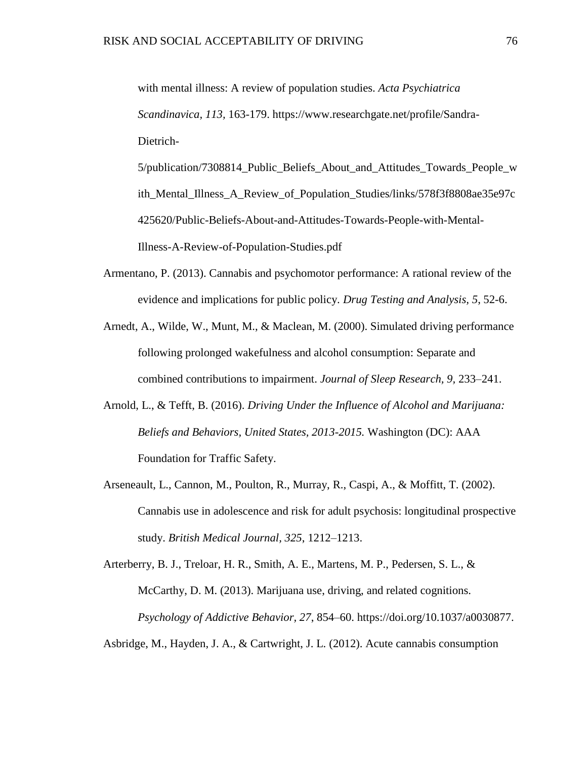with mental illness: A review of population studies. *Acta Psychiatrica Scandinavica, 113*, 163-179. https://www.researchgate.net/profile/Sandra-Dietrich-5/publication/7308814_Public_Beliefs_About_and_Attitudes_Towards_People_with_Mental_Illness_A_Review_of_Population_Studies/links/578f3f8808ae35e97c425620/Public-Beliefs-About-and-Attitudes-Towards-People-with-Mental-Illness-A-Review-of-Population-Studies.pdf

Armentano, P. (2013). Cannabis and psychomotor performance: A rational review of the evidence and implications for public policy. *Drug Testing and Analysis, 5*, 52-6.

Arnedt, A., Wilde, W., Munt, M., & Maclean, M. (2000). Simulated driving performance following prolonged wakefulness and alcohol consumption: Separate and combined contributions to impairment. *Journal of Sleep Research, 9*, 233–241.

Arnold, L., & Tefft, B. (2016). *Driving Under the Influence of Alcohol and Marijuana: Beliefs and Behaviors, United States, 2013-2015.* Washington (DC): AAA Foundation for Traffic Safety.

Arseneault, L., Cannon, M., Poulton, R., Murray, R., Caspi, A., & Moffitt, T. (2002). Cannabis use in adolescence and risk for adult psychosis: longitudinal prospective study. *British Medical Journal*, *325*, 1212–1213.

Arterberry, B. J., Treloar, H. R., Smith, A. E., Martens, M. P., Pedersen, S. L., & McCarthy, D. M. (2013). Marijuana use, driving, and related cognitions. *Psychology of Addictive Behavior*, *27*, 854–60. https://doi.org/10.1037/a0030877.

Asbridge, M., Hayden, J. A., & Cartwright, J. L. (2012). Acute cannabis consumption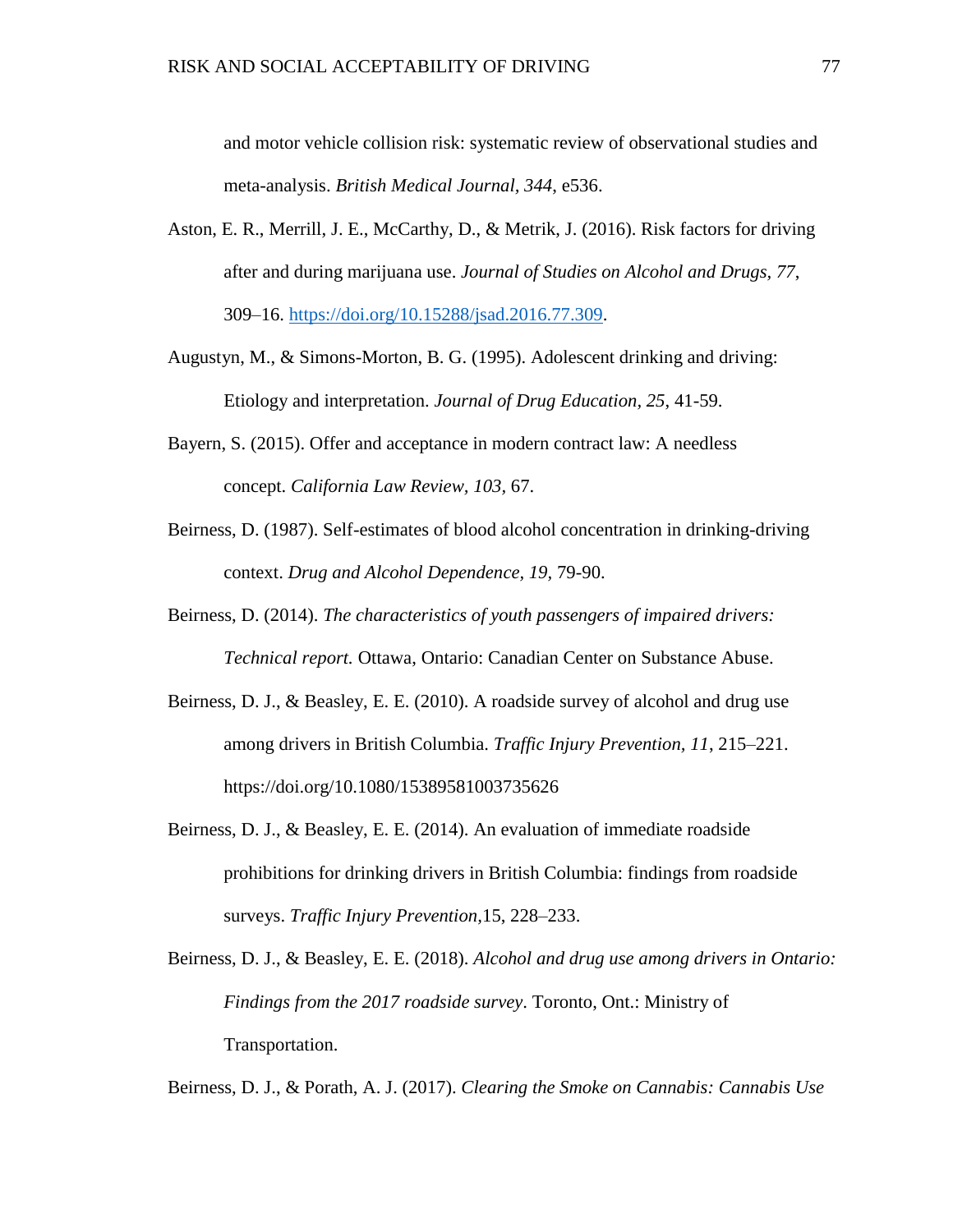and motor vehicle collision risk: systematic review of observational studies and meta-analysis. *British Medical Journal*, *344*, e536.

Aston, E. R., Merrill, J. E., McCarthy, D., & Metrik, J. (2016). Risk factors for driving after and during marijuana use. *Journal of Studies on Alcohol and Drugs*, *77*, 309–16. https://doi.org/10.15288/jsad.2016.77.309.

Augustyn, M., & Simons-Morton, B. G. (1995). Adolescent drinking and driving: Etiology and interpretation. *Journal of Drug Education, 25,* 41-59.

Bayern, S. (2015). Offer and acceptance in modern contract law: A needless concept. *California Law Review, 103*, 67.

Beirness, D. (1987). Self-estimates of blood alcohol concentration in drinking-driving context. *Drug and Alcohol Dependence, 19,* 79-90.

Beirness, D. (2014). *The characteristics of youth passengers of impaired drivers: Technical report.* Ottawa, Ontario: Canadian Center on Substance Abuse.

Beirness, D. J., & Beasley, E. E. (2010). A roadside survey of alcohol and drug use among drivers in British Columbia. *Traffic Injury Prevention, 11*, 215–221. https://doi.org/10.1080/15389581003735626

Beirness, D. J., & Beasley, E. E. (2014). An evaluation of immediate roadside prohibitions for drinking drivers in British Columbia: findings from roadside surveys. *Traffic Injury Prevention,*15, 228–233.

Beirness, D. J., & Beasley, E. E. (2018). *Alcohol and drug use among drivers in Ontario: Findings from the 2017 roadside survey*. Toronto, Ont.: Ministry of Transportation.

Beirness, D. J., & Porath, A. J. (2017). *Clearing the Smoke on Cannabis: Cannabis Use*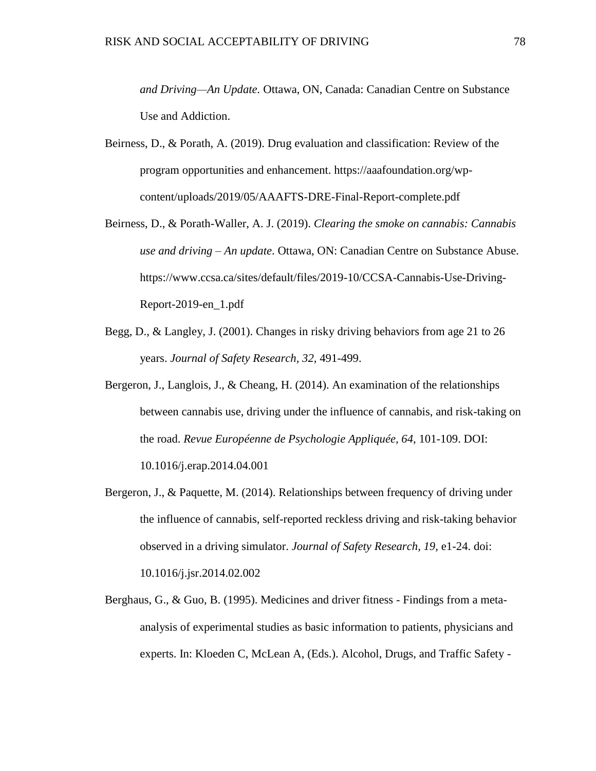*and Driving—An Update.* Ottawa, ON, Canada: Canadian Centre on Substance Use and Addiction.

Beirness, D., & Porath, A. (2019). Drug evaluation and classification: Review of the program opportunities and enhancement. https://aaafoundation.org/wp-content/uploads/2019/05/AAAFTS-DRE-Final-Report-complete.pdf

Beirness, D., & Porath-Waller, A. J. (2019). *Clearing the smoke on cannabis: Cannabis use and driving – An update*. Ottawa, ON: Canadian Centre on Substance Abuse. https://www.ccsa.ca/sites/default/files/2019-10/CCSA-Cannabis-Use-Driving-Report-2019-en_1.pdf

Begg, D., & Langley, J. (2001). Changes in risky driving behaviors from age 21 to 26 years. *Journal of Safety Research, 32*, 491-499.

Bergeron, J., Langlois, J., & Cheang, H. (2014). An examination of the relationships between cannabis use, driving under the influence of cannabis, and risk-taking on the road. *Revue Européenne de Psychologie Appliquée, 64*, 101-109. DOI: 10.1016/j.erap.2014.04.001

Bergeron, J., & Paquette, M. (2014). Relationships between frequency of driving under the influence of cannabis, self-reported reckless driving and risk-taking behavior observed in a driving simulator. *Journal of Safety Research, 19*, e1-24. doi: 10.1016/j.jsr.2014.02.002

Berghaus, G., & Guo, B. (1995). Medicines and driver fitness - Findings from a meta-analysis of experimental studies as basic information to patients, physicians and experts. In: Kloeden C, McLean A, (Eds.). Alcohol, Drugs, and Traffic Safety -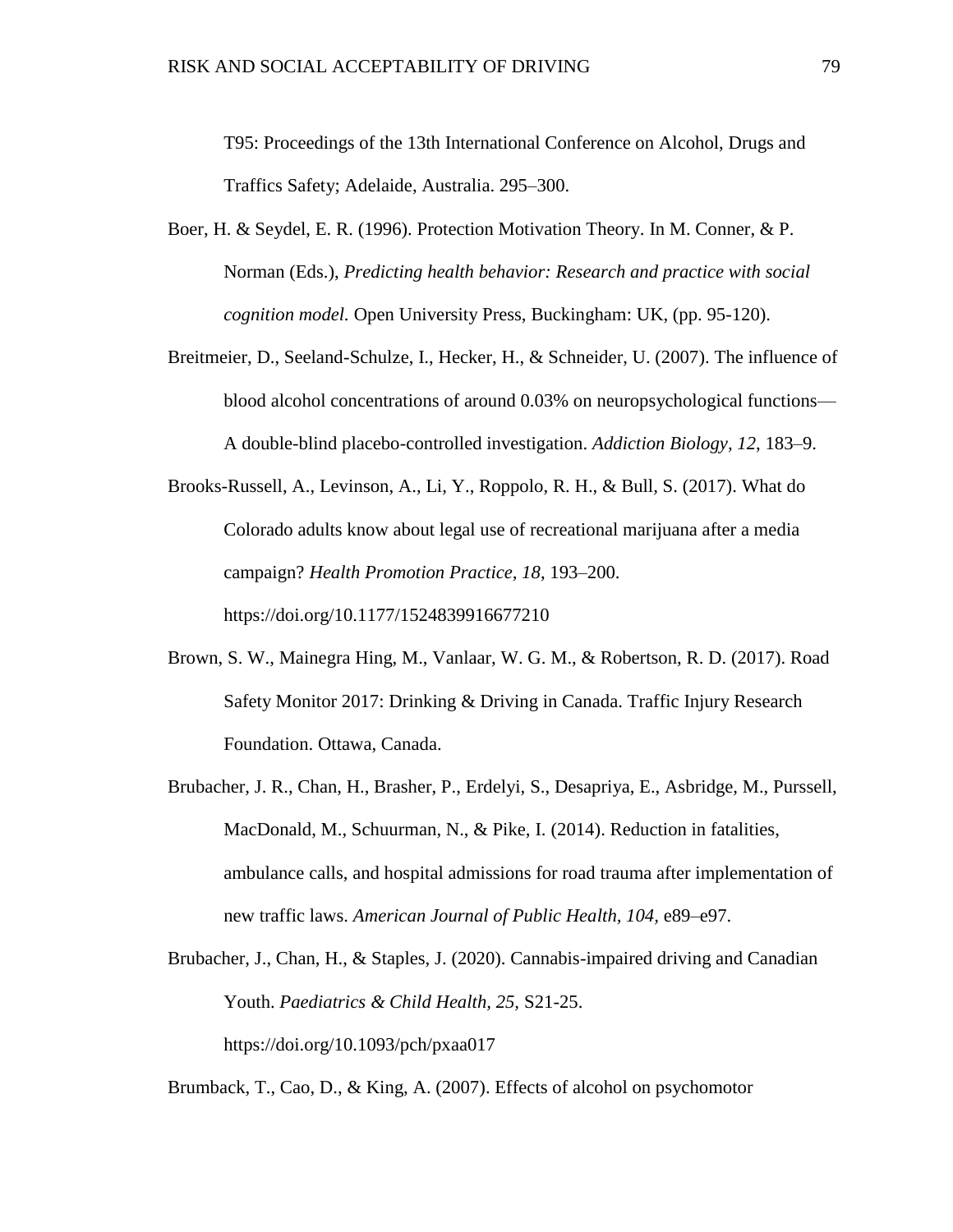T95: Proceedings of the 13th International Conference on Alcohol, Drugs and Traffics Safety; Adelaide, Australia. 295–300.

Boer, H. & Seydel, E. R. (1996). Protection Motivation Theory. In M. Conner, & P. Norman (Eds.), *Predicting health behavior: Research and practice with social cognition model.* Open University Press, Buckingham: UK, (pp. 95-120).

Breitmeier, D., Seeland-Schulze, I., Hecker, H., & Schneider, U. (2007). The influence of blood alcohol concentrations of around 0.03% on neuropsychological functions—A double-blind placebo-controlled investigation. *Addiction Biology, 12*, 183–9.

Brooks-Russell, A., Levinson, A., Li, Y., Roppolo, R. H., & Bull, S. (2017). What do Colorado adults know about legal use of recreational marijuana after a media campaign? *Health Promotion Practice, 18*, 193–200. https://doi.org/10.1177/1524839916677210

Brown, S. W., Mainegra Hing, M., Vanlaar, W. G. M., & Robertson, R. D. (2017). Road Safety Monitor 2017: Drinking & Driving in Canada. Traffic Injury Research Foundation. Ottawa, Canada.

Brubacher, J. R., Chan, H., Brasher, P., Erdelyi, S., Desapriya, E., Asbridge, M., Purssell, MacDonald, M., Schuurman, N., & Pike, I. (2014). Reduction in fatalities, ambulance calls, and hospital admissions for road trauma after implementation of new traffic laws. *American Journal of Public Health, 104,* e89–e97.

Brubacher, J., Chan, H., & Staples, J. (2020). Cannabis-impaired driving and Canadian Youth. *Paediatrics & Child Health, 25*, S21-25. https://doi.org/10.1093/pch/pxaa017

Brumback, T., Cao, D., & King, A. (2007). Effects of alcohol on psychomotor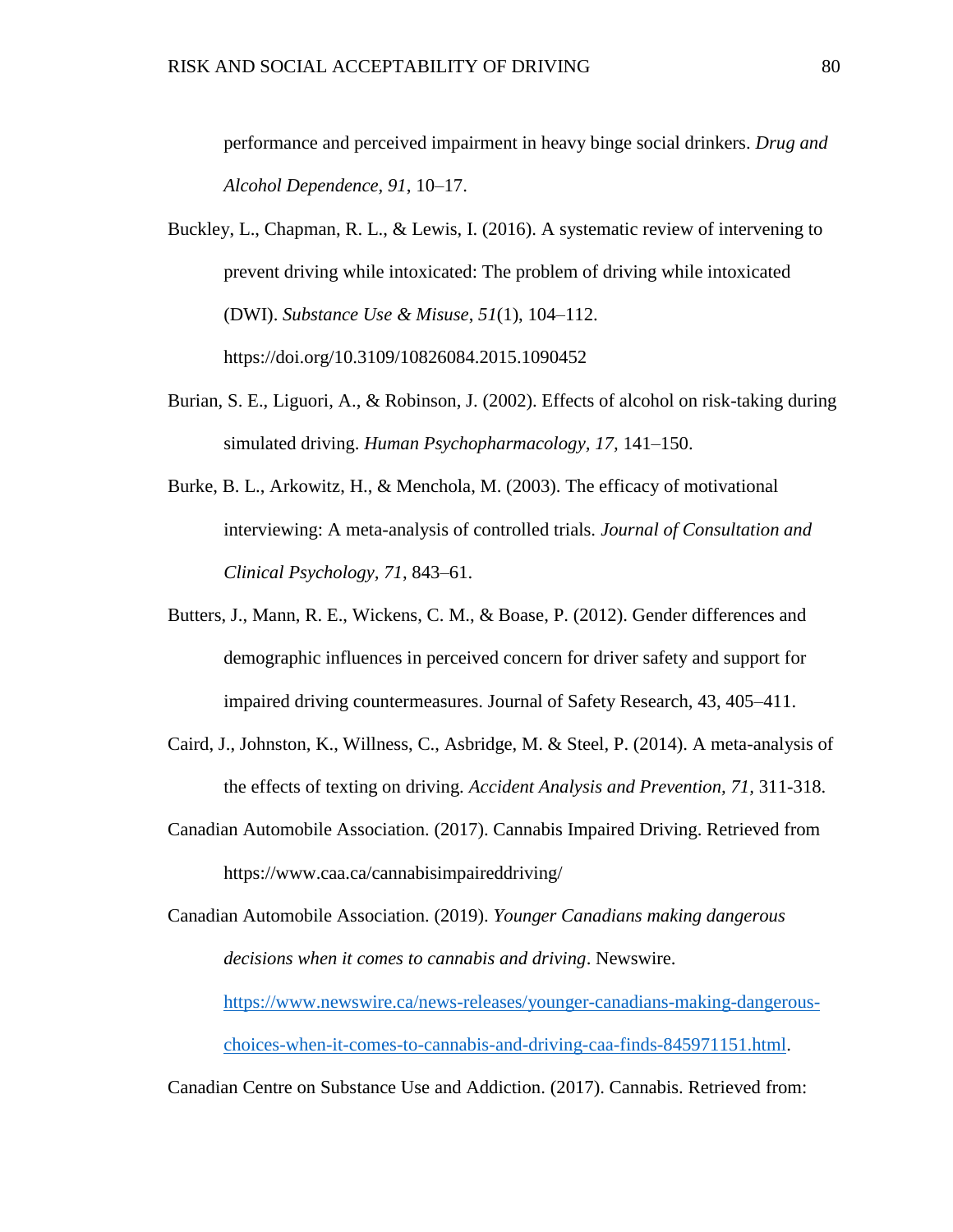performance and perceived impairment in heavy binge social drinkers. *Drug and Alcohol Dependence, 91*, 10–17.

Buckley, L., Chapman, R. L., & Lewis, I. (2016). A systematic review of intervening to prevent driving while intoxicated: The problem of driving while intoxicated (DWI). *Substance Use & Misuse, 51*(1), 104–112. https://doi.org/10.3109/10826084.2015.1090452

Burian, S. E., Liguori, A., & Robinson, J. (2002). Effects of alcohol on risk-taking during simulated driving. *Human Psychopharmacology, 17,* 141–150.

Burke, B. L., Arkowitz, H., & Menchola, M. (2003). The efficacy of motivational interviewing: A meta-analysis of controlled trials. *Journal of Consultation and Clinical Psychology, 71*, 843–61.

Butters, J., Mann, R. E., Wickens, C. M., & Boase, P. (2012). Gender differences and demographic influences in perceived concern for driver safety and support for impaired driving countermeasures. Journal of Safety Research, 43, 405–411.

Caird, J., Johnston, K., Willness, C., Asbridge, M. & Steel, P. (2014). A meta-analysis of the effects of texting on driving. *Accident Analysis and Prevention, 71*, 311-318.

Canadian Automobile Association. (2017). Cannabis Impaired Driving. Retrieved from https://www.caa.ca/cannabisimpaireddriving/

Canadian Automobile Association. (2019). *Younger Canadians making dangerous decisions when it comes to cannabis and driving*. Newswire. [https://www.newswire.ca/news-releases/younger-canadians-making-dangerous-choices-when-it-comes-to-cannabis-and-driving-caa-finds-845971151.html](https://www.newswire.ca/news-releases/younger-canadians-making-dangerous-choices-when-it-comes-to-cannabis-and-driving-caa-finds-845971151.html).

Canadian Centre on Substance Use and Addiction. (2017). Cannabis. Retrieved from: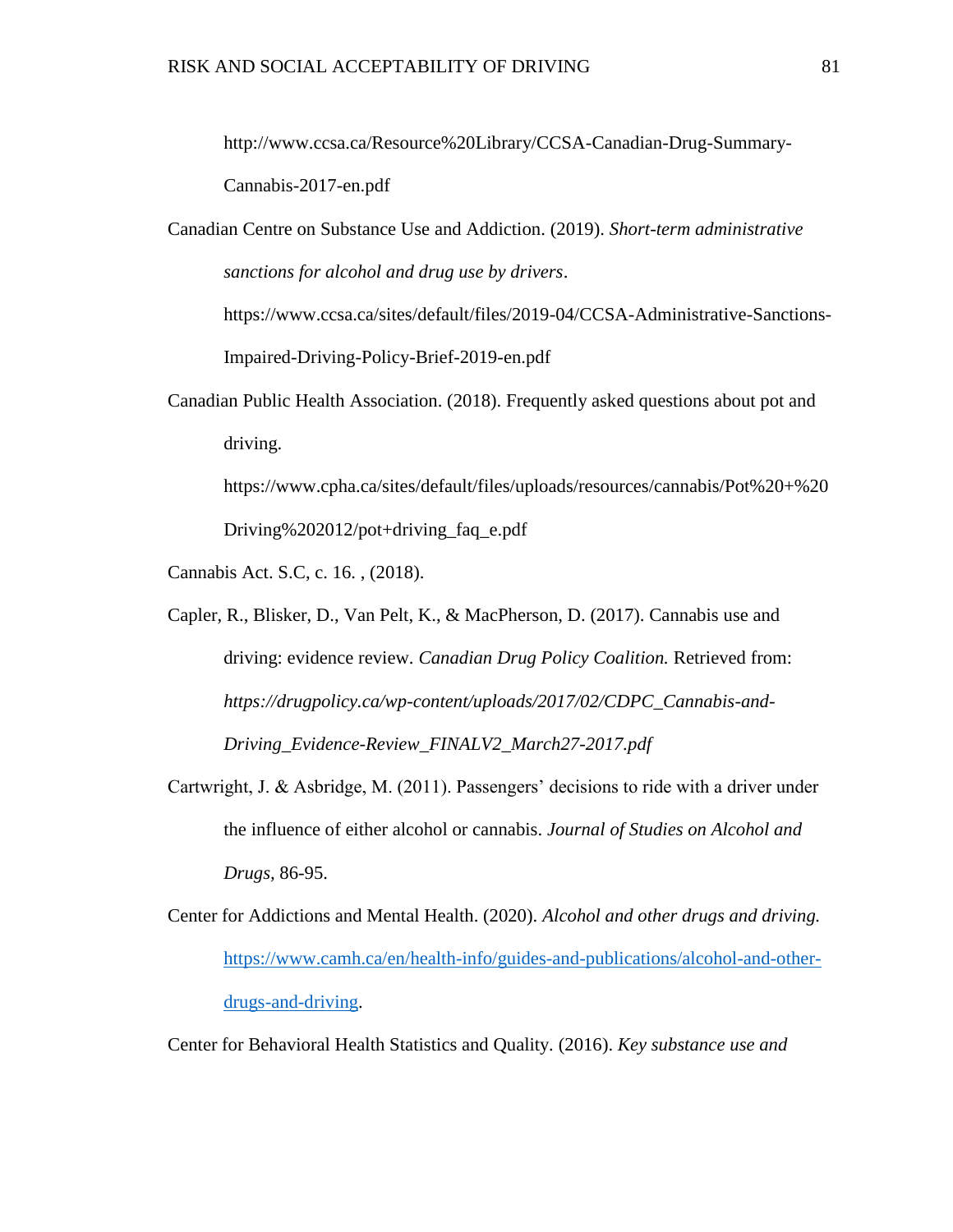http://www.ccsa.ca/Resource%20Library/CCSA-Canadian-Drug-Summary-Cannabis-2017-en.pdf

Canadian Centre on Substance Use and Addiction. (2019). *Short-term administrative sanctions for alcohol and drug use by drivers*. https://www.ccsa.ca/sites/default/files/2019-04/CCSA-Administrative-Sanctions-Impaired-Driving-Policy-Brief-2019-en.pdf

Canadian Public Health Association. (2018). Frequently asked questions about pot and driving. https://www.cpha.ca/sites/default/files/uploads/resources/cannabis/Pot%20+%20Driving%202012/pot+driving_faq_e.pdf

Cannabis Act. S.C, c. 16. , (2018).

Capler, R., Blisker, D., Van Pelt, K., & MacPherson, D. (2017). Cannabis use and driving: evidence review. *Canadian Drug Policy Coalition.* Retrieved from: *https://drugpolicy.ca/wp-content/uploads/2017/02/CDPC_Cannabis-and-Driving_Evidence-Review_FINALV2_March27-2017.pdf*

Cartwright, J. & Asbridge, M. (2011). Passengers' decisions to ride with a driver under the influence of either alcohol or cannabis. *Journal of Studies on Alcohol and Drugs,* 86-95.

Center for Addictions and Mental Health. (2020). *Alcohol and other drugs and driving.* [https://www.camh.ca/en/health-info/guides-and-publications/alcohol-and-other-drugs-and-driving](https://www.camh.ca/en/health-info/guides-and-publications/alcohol-and-other-drugs-and-driving).

Center for Behavioral Health Statistics and Quality. (2016). *Key substance use and*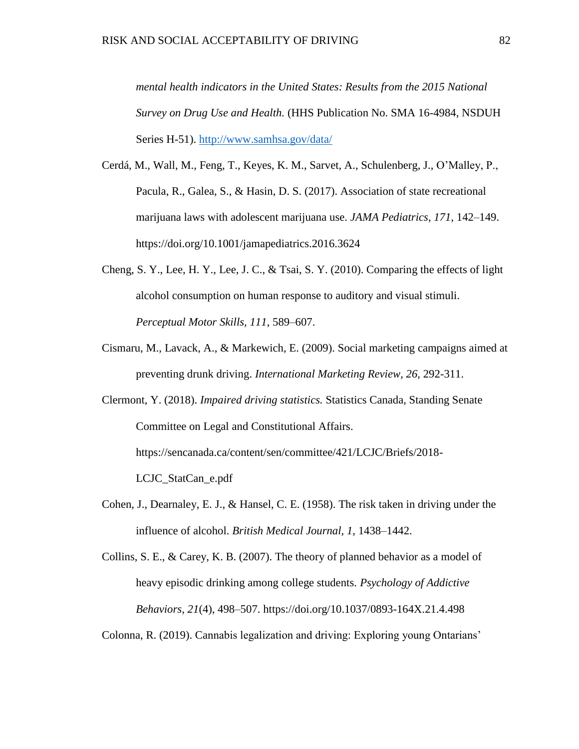*mental health indicators in the United States: Results from the 2015 National Survey on Drug Use and Health.* (HHS Publication No. SMA 16-4984, NSDUH Series H-51). http://www.samhsa.gov/data/

Cerdá, M., Wall, M., Feng, T., Keyes, K. M., Sarvet, A., Schulenberg, J., O'Malley, P., Pacula, R., Galea, S., & Hasin, D. S. (2017). Association of state recreational marijuana laws with adolescent marijuana use. *JAMA Pediatrics, 171*, 142–149. https://doi.org/10.1001/jamapediatrics.2016.3624

Cheng, S. Y., Lee, H. Y., Lee, J. C., & Tsai, S. Y. (2010). Comparing the effects of light alcohol consumption on human response to auditory and visual stimuli. *Perceptual Motor Skills, 111*, 589–607.

Cismaru, M., Lavack, A., & Markewich, E. (2009). Social marketing campaigns aimed at preventing drunk driving. *International Marketing Review, 26*, 292-311.

Clermont, Y. (2018). *Impaired driving statistics.* Statistics Canada, Standing Senate Committee on Legal and Constitutional Affairs. https://sencanada.ca/content/sen/committee/421/LCJC/Briefs/2018-LCJC_StatCan_e.pdf

Cohen, J., Dearnaley, E. J., & Hansel, C. E. (1958). The risk taken in driving under the influence of alcohol. *British Medical Journal, 1,* 1438–1442.

Collins, S. E., & Carey, K. B. (2007). The theory of planned behavior as a model of heavy episodic drinking among college students. *Psychology of Addictive Behaviors, 21*(4), 498–507. https://doi.org/10.1037/0893-164X.21.4.498

Colonna, R. (2019). Cannabis legalization and driving: Exploring young Ontarians'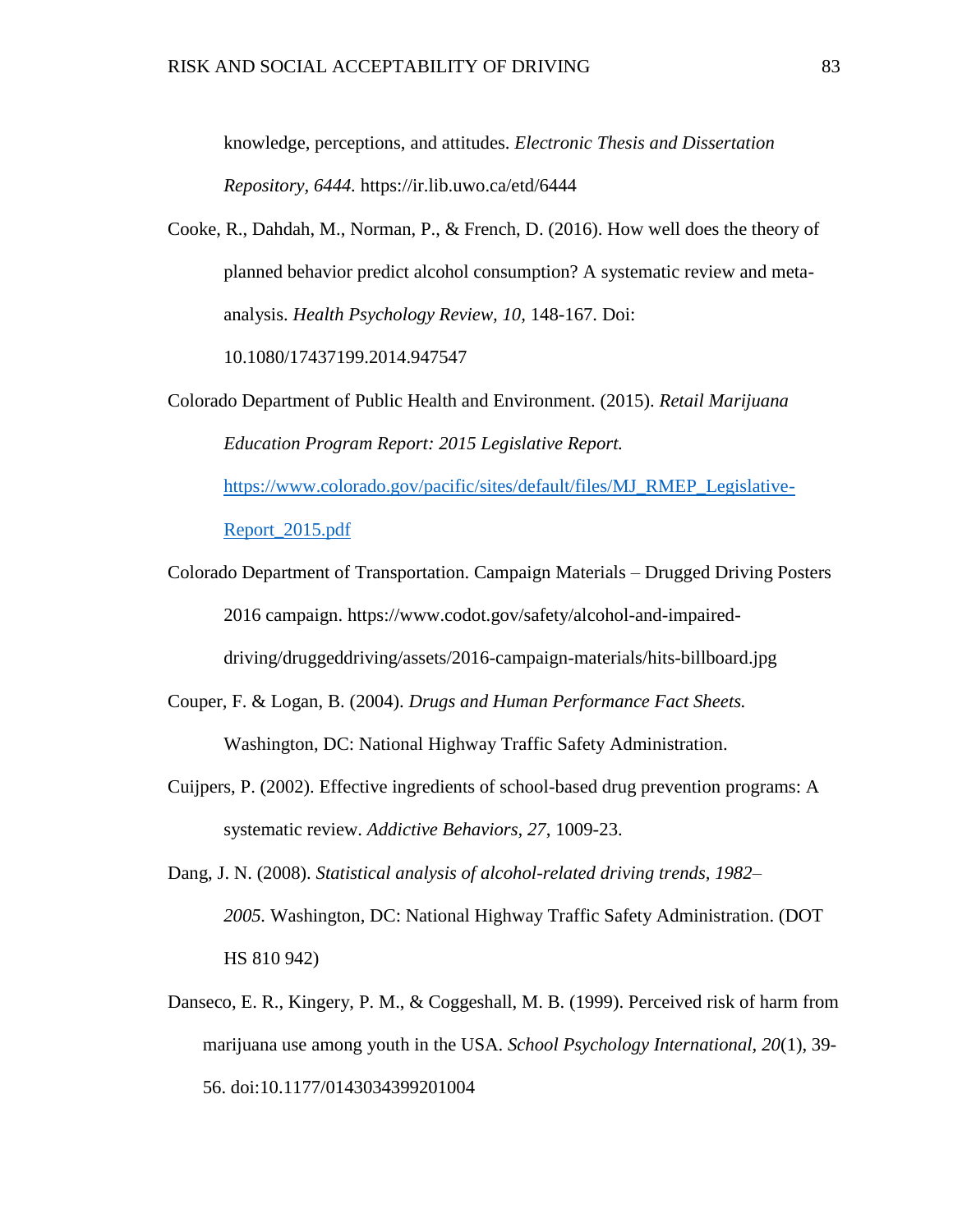knowledge, perceptions, and attitudes. *Electronic Thesis and Dissertation Repository, 6444.* https://ir.lib.uwo.ca/etd/6444

Cooke, R., Dahdah, M., Norman, P., & French, D. (2016). How well does the theory of planned behavior predict alcohol consumption? A systematic review and meta-analysis. *Health Psychology Review, 10*, 148-167. Doi: 10.1080/17437199.2014.947547

Colorado Department of Public Health and Environment. (2015). *Retail Marijuana Education Program Report: 2015 Legislative Report.* https://www.colorado.gov/pacific/sites/default/files/MJ_RMEP_Legislative-Report_2015.pdf

Colorado Department of Transportation. Campaign Materials – Drugged Driving Posters 2016 campaign. https://www.codot.gov/safety/alcohol-and-impaired-driving/druggeddriving/assets/2016-campaign-materials/hits-billboard.jpg

Couper, F. & Logan, B. (2004). *Drugs and Human Performance Fact Sheets.* Washington, DC: National Highway Traffic Safety Administration.

Cuijpers, P. (2002). Effective ingredients of school-based drug prevention programs: A systematic review. *Addictive Behaviors, 27*, 1009-23.

Dang, J. N. (2008). *Statistical analysis of alcohol-related driving trends, 1982–2005.* Washington, DC: National Highway Traffic Safety Administration. (DOT HS 810 942)

Danseco, E. R., Kingery, P. M., & Coggeshall, M. B. (1999). Perceived risk of harm from marijuana use among youth in the USA. *School Psychology International, 20*(1), 39-56. doi:10.1177/0143034399201004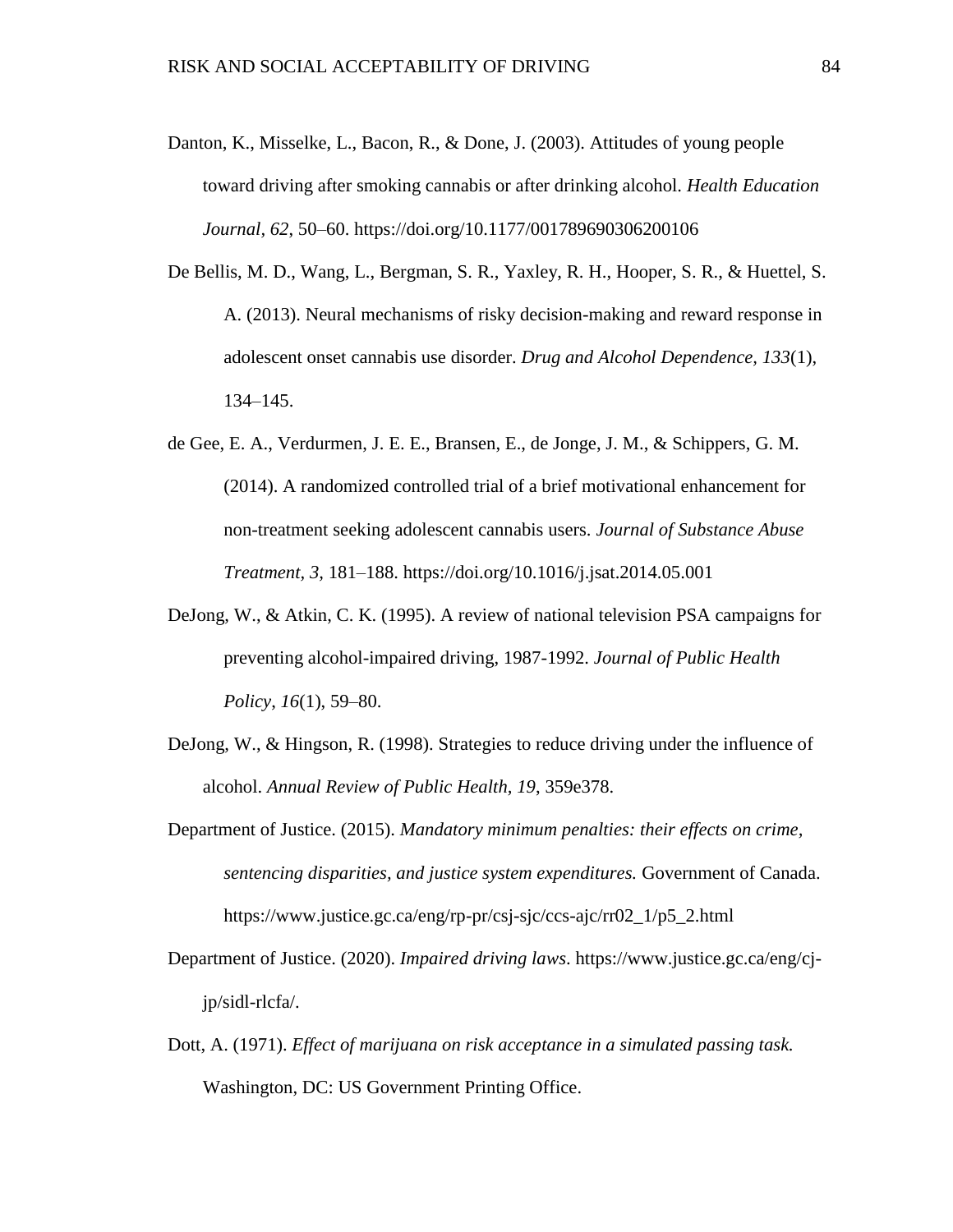Danton, K., Misselke, L., Bacon, R., & Done, J. (2003). Attitudes of young people toward driving after smoking cannabis or after drinking alcohol. *Health Education Journal*, *62*, 50–60. https://doi.org/10.1177/001789690306200106

De Bellis, M. D., Wang, L., Bergman, S. R., Yaxley, R. H., Hooper, S. R., & Huettel, S. A. (2013). Neural mechanisms of risky decision-making and reward response in adolescent onset cannabis use disorder. *Drug and Alcohol Dependence, 133*(1), 134–145.

de Gee, E. A., Verdurmen, J. E. E., Bransen, E., de Jonge, J. M., & Schippers, G. M. (2014). A randomized controlled trial of a brief motivational enhancement for non-treatment seeking adolescent cannabis users. *Journal of Substance Abuse Treatment, 3,* 181–188. https://doi.org/10.1016/j.jsat.2014.05.001

DeJong, W., & Atkin, C. K. (1995). A review of national television PSA campaigns for preventing alcohol-impaired driving, 1987-1992. *Journal of Public Health Policy*, *16*(1), 59–80.

DeJong, W., & Hingson, R. (1998). Strategies to reduce driving under the influence of alcohol. *Annual Review of Public Health*, *19*, 359e378.

Department of Justice. (2015). *Mandatory minimum penalties: their effects on crime, sentencing disparities, and justice system expenditures.* Government of Canada. https://www.justice.gc.ca/eng/rp-pr/csj-sjc/ccs-ajc/rr02_1/p5_2.html

Department of Justice. (2020). *Impaired driving laws*. https://www.justice.gc.ca/eng/cj-jp/sidl-rlcfa/.

Dott, A. (1971). *Effect of marijuana on risk acceptance in a simulated passing task.* Washington, DC: US Government Printing Office.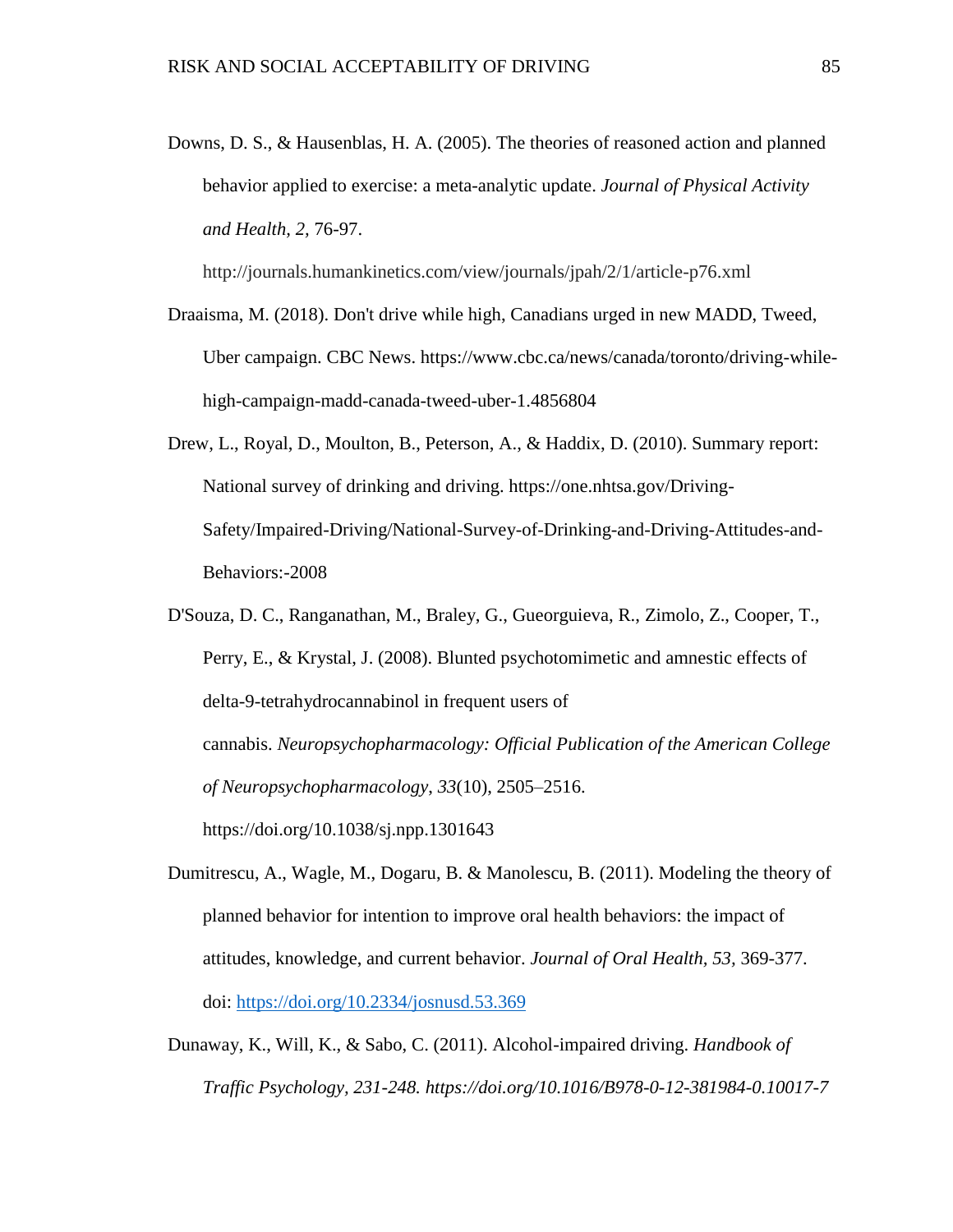Downs, D. S., & Hausenblas, H. A. (2005). The theories of reasoned action and planned behavior applied to exercise: a meta-analytic update. *Journal of Physical Activity and Health, 2,* 76-97. http://journals.humankinetics.com/view/journals/jpah/2/1/article-p76.xml

Draaisma, M. (2018). Don't drive while high, Canadians urged in new MADD, Tweed, Uber campaign. CBC News. https://www.cbc.ca/news/canada/toronto/driving-while-high-campaign-madd-canada-tweed-uber-1.4856804

Drew, L., Royal, D., Moulton, B., Peterson, A., & Haddix, D. (2010). Summary report: National survey of drinking and driving. https://one.nhtsa.gov/Driving-Safety/Impaired-Driving/National-Survey-of-Drinking-and-Driving-Attitudes-and-Behaviors:-2008

D'Souza, D. C., Ranganathan, M., Braley, G., Gueorguieva, R., Zimolo, Z., Cooper, T., Perry, E., & Krystal, J. (2008). Blunted psychotomimetic and amnestic effects of delta-9-tetrahydrocannabinol in frequent users of cannabis. *Neuropsychopharmacology: Official Publication of the American College of Neuropsychopharmacology*, *33*(10), 2505–2516. https://doi.org/10.1038/sj.npp.1301643

Dumitrescu, A., Wagle, M., Dogaru, B. & Manolescu, B. (2011). Modeling the theory of planned behavior for intention to improve oral health behaviors: the impact of attitudes, knowledge, and current behavior. *Journal of Oral Health*, *53*, 369-377. doi: https://doi.org/10.2334/josnusd.53.369

Dunaway, K., Will, K., & Sabo, C. (2011). Alcohol-impaired driving. *Handbook of Traffic Psychology, 231-248. https://doi.org/10.1016/B978-0-12-381984-0.10017-7*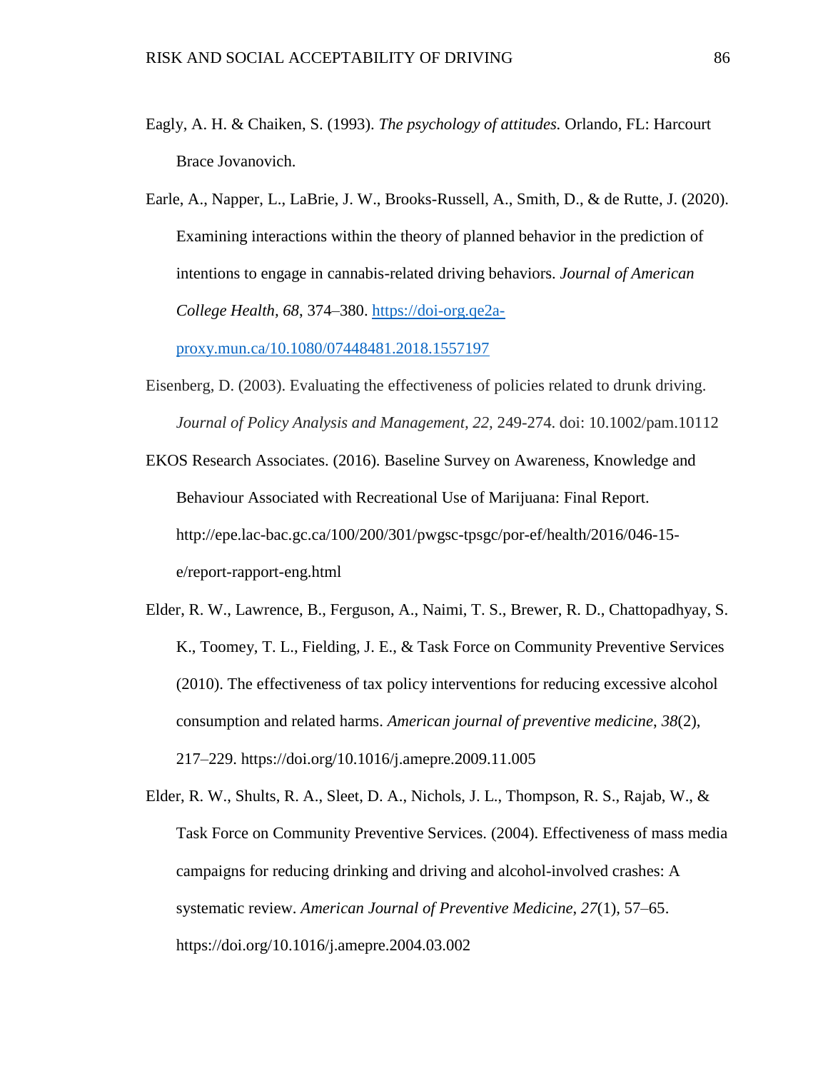Eagly, A. H. & Chaiken, S. (1993). *The psychology of attitudes.* Orlando, FL: Harcourt Brace Jovanovich.

Earle, A., Napper, L., LaBrie, J. W., Brooks-Russell, A., Smith, D., & de Rutte, J. (2020). Examining interactions within the theory of planned behavior in the prediction of intentions to engage in cannabis-related driving behaviors. *Journal of American College Health*, *68*, 374–380. [https://doi-org.qe2a-proxy.mun.ca/10.1080/07448481.2018.1557197](https://doi-org.qe2a-proxy.mun.ca/10.1080/07448481.2018.1557197)

Eisenberg, D. (2003). Evaluating the effectiveness of policies related to drunk driving. *Journal of Policy Analysis and Management, 22,* 249-274. doi: 10.1002/pam.10112

EKOS Research Associates. (2016). Baseline Survey on Awareness, Knowledge and Behaviour Associated with Recreational Use of Marijuana: Final Report. http://epe.lac-bac.gc.ca/100/200/301/pwgsc-tpsgc/por-ef/health/2016/046-15-e/report-rapport-eng.html

Elder, R. W., Lawrence, B., Ferguson, A., Naimi, T. S., Brewer, R. D., Chattopadhyay, S. K., Toomey, T. L., Fielding, J. E., & Task Force on Community Preventive Services (2010). The effectiveness of tax policy interventions for reducing excessive alcohol consumption and related harms. *American journal of preventive medicine*, *38*(2), 217–229. https://doi.org/10.1016/j.amepre.2009.11.005

Elder, R. W., Shults, R. A., Sleet, D. A., Nichols, J. L., Thompson, R. S., Rajab, W., & Task Force on Community Preventive Services. (2004). Effectiveness of mass media campaigns for reducing drinking and driving and alcohol-involved crashes: A systematic review. *American Journal of Preventive Medicine*, *27*(1), 57–65. https://doi.org/10.1016/j.amepre.2004.03.002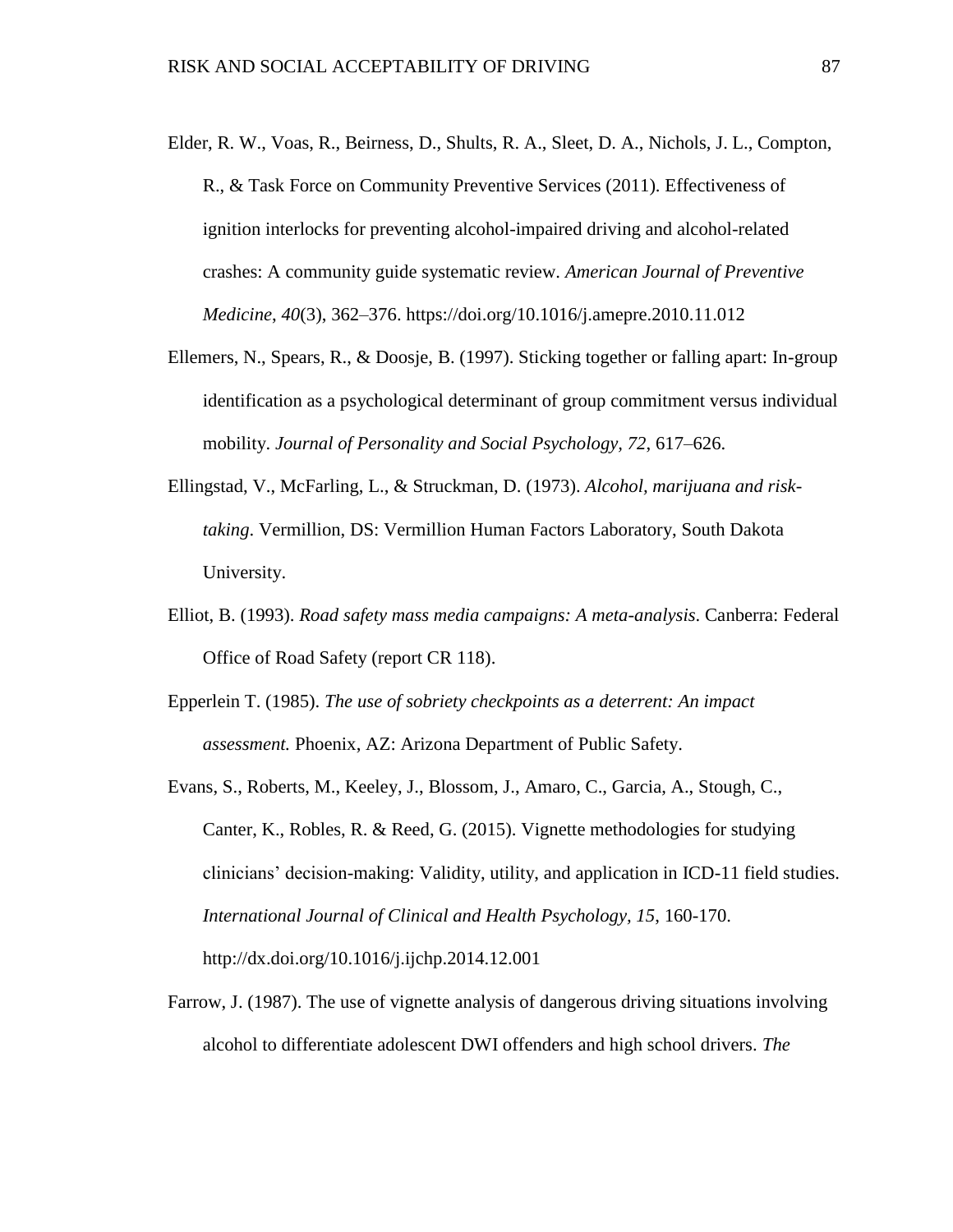Elder, R. W., Voas, R., Beirness, D., Shults, R. A., Sleet, D. A., Nichols, J. L., Compton, R., & Task Force on Community Preventive Services (2011). Effectiveness of ignition interlocks for preventing alcohol-impaired driving and alcohol-related crashes: A community guide systematic review. *American Journal of Preventive Medicine*, *40*(3), 362–376. https://doi.org/10.1016/j.amepre.2010.11.012

Ellemers, N., Spears, R., & Doosje, B. (1997). Sticking together or falling apart: In-group identification as a psychological determinant of group commitment versus individual mobility. *Journal of Personality and Social Psychology, 72*, 617–626.

Ellingstad, V., McFarling, L., & Struckman, D. (1973). *Alcohol, marijuana and risk-taking*. Vermillion, DS: Vermillion Human Factors Laboratory, South Dakota University.

Elliot, B. (1993). *Road safety mass media campaigns: A meta-analysis*. Canberra: Federal Office of Road Safety (report CR 118).

Epperlein T. (1985). *The use of sobriety checkpoints as a deterrent: An impact assessment.* Phoenix, AZ: Arizona Department of Public Safety.

Evans, S., Roberts, M., Keeley, J., Blossom, J., Amaro, C., Garcia, A., Stough, C., Canter, K., Robles, R. & Reed, G. (2015). Vignette methodologies for studying clinicians' decision-making: Validity, utility, and application in ICD-11 field studies. *International Journal of Clinical and Health Psychology, 15*, 160-170. http://dx.doi.org/10.1016/j.ijchp.2014.12.001

Farrow, J. (1987). The use of vignette analysis of dangerous driving situations involving alcohol to differentiate adolescent DWI offenders and high school drivers. *The*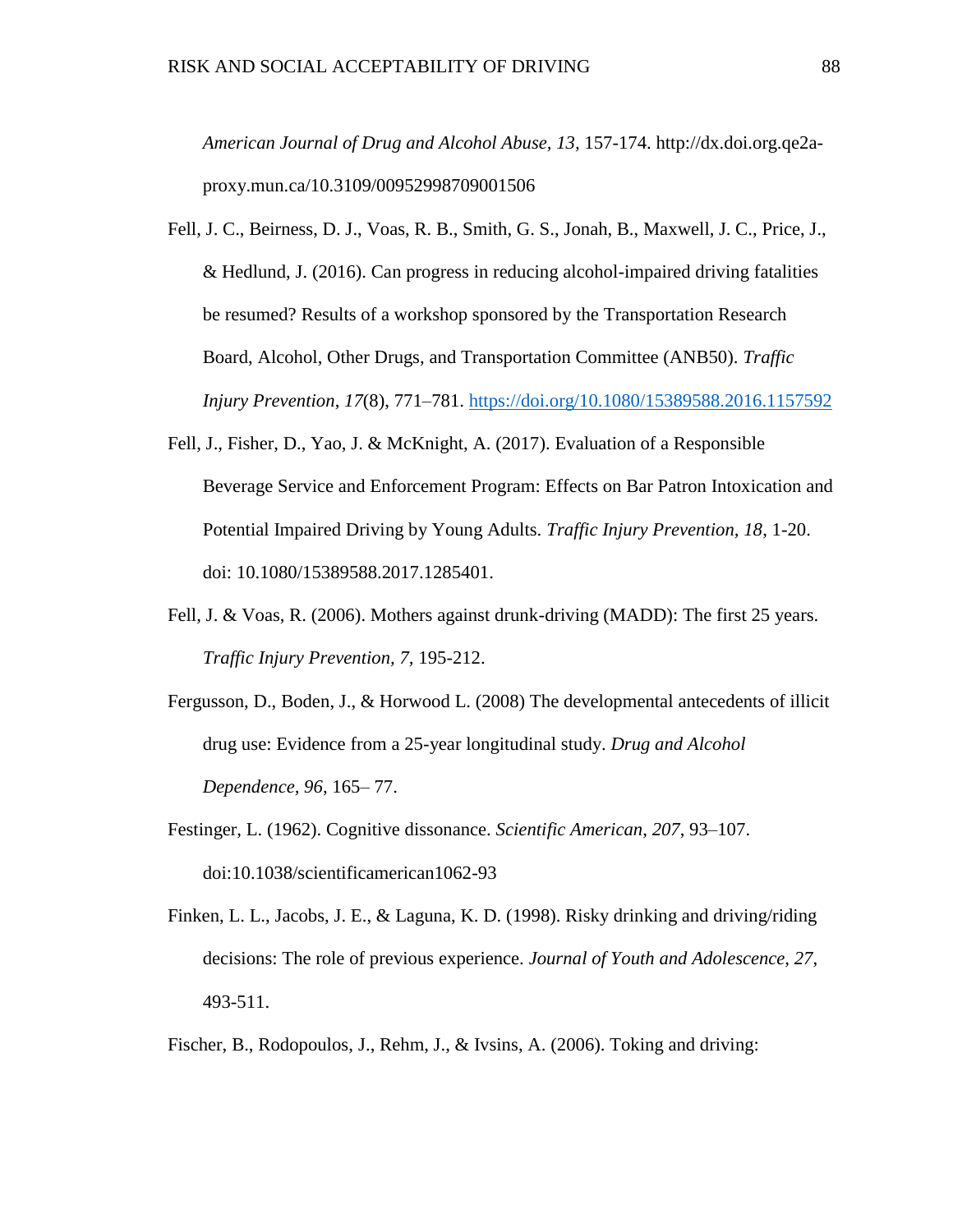*American Journal of Drug and Alcohol Abuse, 13*, 157-174. http://dx.doi.org.qe2a-proxy.mun.ca/10.3109/00952998709001506

Fell, J. C., Beirness, D. J., Voas, R. B., Smith, G. S., Jonah, B., Maxwell, J. C., Price, J., & Hedlund, J. (2016). Can progress in reducing alcohol-impaired driving fatalities be resumed? Results of a workshop sponsored by the Transportation Research Board, Alcohol, Other Drugs, and Transportation Committee (ANB50). *Traffic Injury Prevention*, *17*(8), 771–781. https://doi.org/10.1080/15389588.2016.1157592

Fell, J., Fisher, D., Yao, J. & McKnight, A. (2017). Evaluation of a Responsible Beverage Service and Enforcement Program: Effects on Bar Patron Intoxication and Potential Impaired Driving by Young Adults. *Traffic Injury Prevention, 18*, 1-20. doi: 10.1080/15389588.2017.1285401.

Fell, J. & Voas, R. (2006). Mothers against drunk-driving (MADD): The first 25 years. *Traffic Injury Prevention, 7*, 195-212.

Fergusson, D., Boden, J., & Horwood L. (2008) The developmental antecedents of illicit drug use: Evidence from a 25-year longitudinal study. *Drug and Alcohol Dependence, 96*, 165– 77.

Festinger, L. (1962). Cognitive dissonance. *Scientific American*, *207*, 93–107. doi:10.1038/scientificamerican1062-93

Finken, L. L., Jacobs, J. E., & Laguna, K. D. (1998). Risky drinking and driving/riding decisions: The role of previous experience. *Journal of Youth and Adolescence, 27*, 493-511.

Fischer, B., Rodopoulos, J., Rehm, J., & Ivsins, A. (2006). Toking and driving: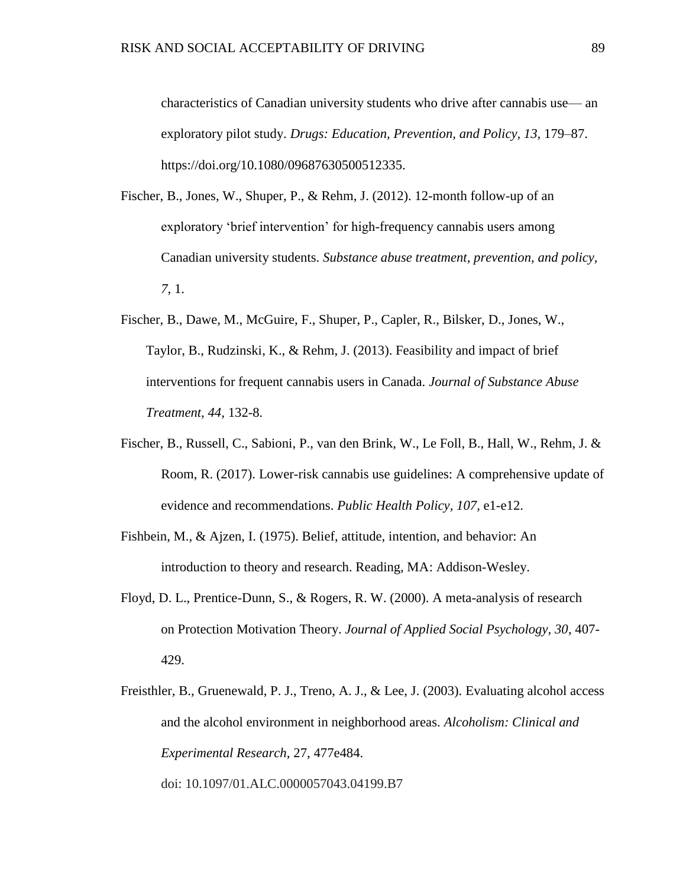characteristics of Canadian university students who drive after cannabis use— an exploratory pilot study. *Drugs: Education, Prevention, and Policy, 13*, 179–87. https://doi.org/10.1080/09687630500512335.

Fischer, B., Jones, W., Shuper, P., & Rehm, J. (2012). 12-month follow-up of an exploratory 'brief intervention' for high-frequency cannabis users among Canadian university students. *Substance abuse treatment, prevention, and policy, 7*, 1.

Fischer, B., Dawe, M., McGuire, F., Shuper, P., Capler, R., Bilsker, D., Jones, W., Taylor, B., Rudzinski, K., & Rehm, J. (2013). Feasibility and impact of brief interventions for frequent cannabis users in Canada. *Journal of Substance Abuse Treatment, 44*, 132-8.

Fischer, B., Russell, C., Sabioni, P., van den Brink, W., Le Foll, B., Hall, W., Rehm, J. & Room, R. (2017). Lower-risk cannabis use guidelines: A comprehensive update of evidence and recommendations. *Public Health Policy, 107,* e1-e12.

Fishbein, M., & Ajzen, I. (1975). Belief, attitude, intention, and behavior: An introduction to theory and research. Reading, MA: Addison-Wesley.

Floyd, D. L., Prentice-Dunn, S., & Rogers, R. W. (2000). A meta-analysis of research on Protection Motivation Theory. *Journal of Applied Social Psychology, 30*, 407-429.

Freisthler, B., Gruenewald, P. J., Treno, A. J., & Lee, J. (2003). Evaluating alcohol access and the alcohol environment in neighborhood areas. *Alcoholism: Clinical and Experimental Research*, 27, 477e484. doi: 10.1097/01.ALC.0000057043.04199.B7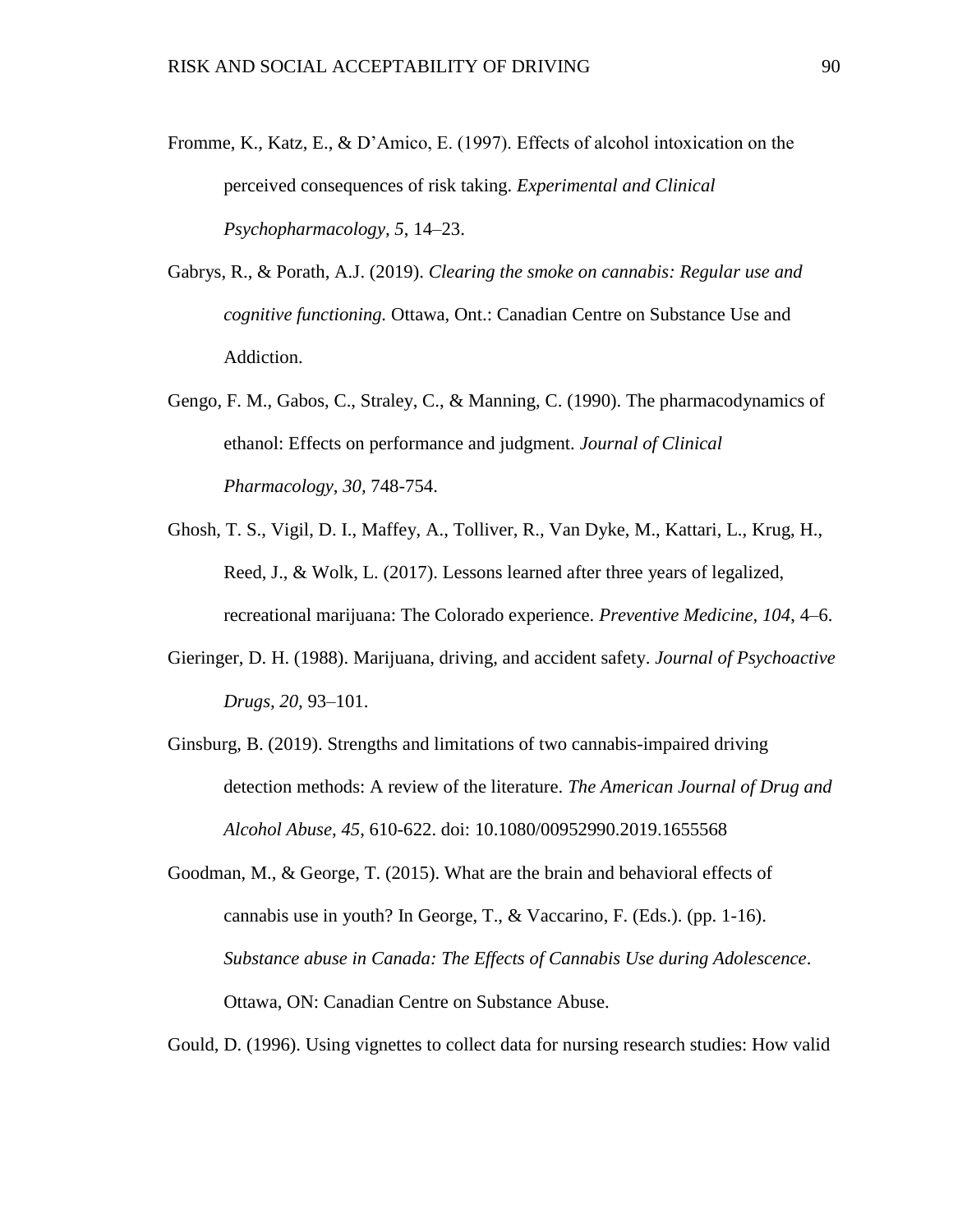Fromme, K., Katz, E., & D'Amico, E. (1997). Effects of alcohol intoxication on the perceived consequences of risk taking. *Experimental and Clinical Psychopharmacology, 5*, 14–23.

Gabrys, R., & Porath, A.J. (2019). *Clearing the smoke on cannabis: Regular use and cognitive functioning.* Ottawa, Ont.: Canadian Centre on Substance Use and Addiction.

Gengo, F. M., Gabos, C., Straley, C., & Manning, C. (1990). The pharmacodynamics of ethanol: Effects on performance and judgment. *Journal of Clinical Pharmacology*, *30*, 748-754.

Ghosh, T. S., Vigil, D. I., Maffey, A., Tolliver, R., Van Dyke, M., Kattari, L., Krug, H., Reed, J., & Wolk, L. (2017). Lessons learned after three years of legalized, recreational marijuana: The Colorado experience. *Preventive Medicine, 104*, 4–6.

Gieringer, D. H. (1988). Marijuana, driving, and accident safety. *Journal of Psychoactive Drugs, 20*, 93–101.

Ginsburg, B. (2019). Strengths and limitations of two cannabis-impaired driving detection methods: A review of the literature. *The American Journal of Drug and Alcohol Abuse, 45*, 610-622. doi: 10.1080/00952990.2019.1655568

Goodman, M., & George, T. (2015). What are the brain and behavioral effects of cannabis use in youth? In George, T., & Vaccarino, F. (Eds.). (pp. 1-16). *Substance abuse in Canada: The Effects of Cannabis Use during Adolescence*. Ottawa, ON: Canadian Centre on Substance Abuse.

Gould, D. (1996). Using vignettes to collect data for nursing research studies: How valid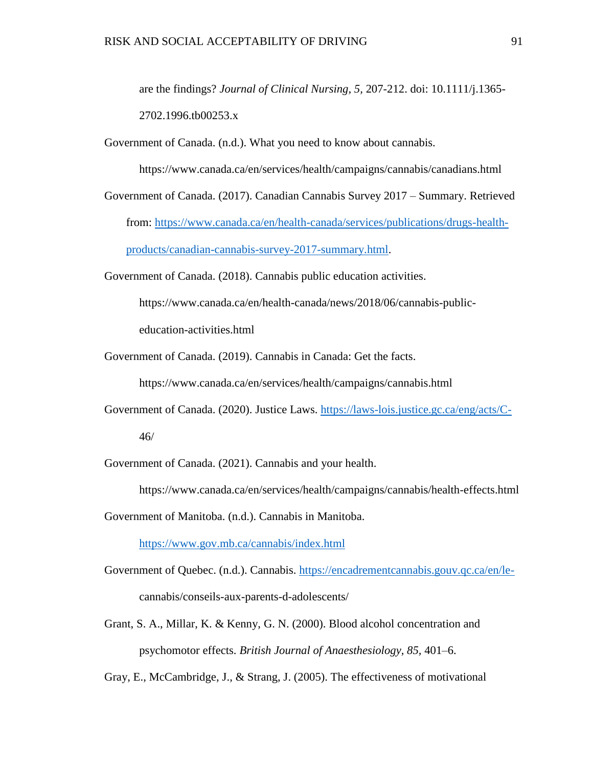are the findings? *Journal of Clinical Nursing, 5,* 207-212. doi: 10.1111/j.1365-2702.1996.tb00253.x

Government of Canada. (n.d.). What you need to know about cannabis. https://www.canada.ca/en/services/health/campaigns/cannabis/canadians.html

Government of Canada. (2017). Canadian Cannabis Survey 2017 – Summary. Retrieved from: https://www.canada.ca/en/health-canada/services/publications/drugs-health-products/canadian-cannabis-survey-2017-summary.html.

Government of Canada. (2018). Cannabis public education activities. https://www.canada.ca/en/health-canada/news/2018/06/cannabis-public-education-activities.html

Government of Canada. (2019). Cannabis in Canada: Get the facts. https://www.canada.ca/en/services/health/campaigns/cannabis.html

Government of Canada. (2020). Justice Laws. https://laws-lois.justice.gc.ca/eng/acts/C-46/

Government of Canada. (2021). Cannabis and your health. https://www.canada.ca/en/services/health/campaigns/cannabis/health-effects.html

Government of Manitoba. (n.d.). Cannabis in Manitoba. https://www.gov.mb.ca/cannabis/index.html

Government of Quebec. (n.d.). Cannabis. https://encadrementcannabis.gouv.qc.ca/en/le-cannabis/conseils-aux-parents-d-adolescents/

Grant, S. A., Millar, K. & Kenny, G. N. (2000). Blood alcohol concentration and psychomotor effects. *British Journal of Anaesthesiology, 85,* 401–6.

Gray, E., McCambridge, J., & Strang, J. (2005). The effectiveness of motivational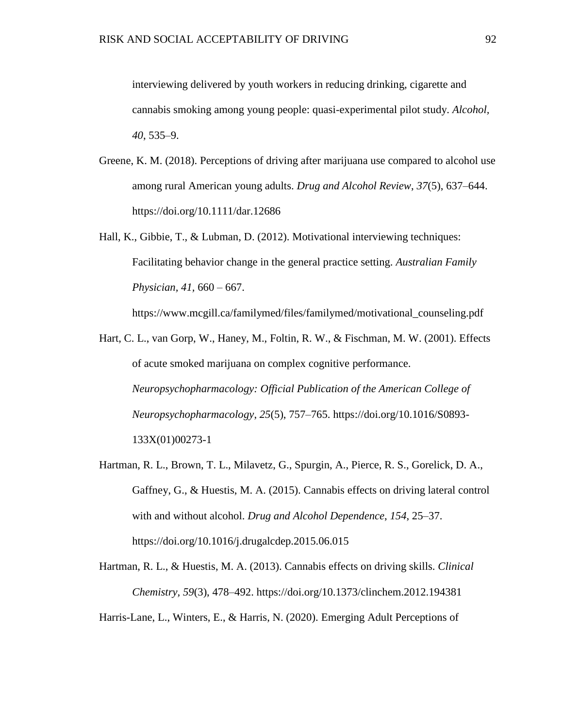interviewing delivered by youth workers in reducing drinking, cigarette and cannabis smoking among young people: quasi-experimental pilot study. *Alcohol, 40*, 535–9.

Greene, K. M. (2018). Perceptions of driving after marijuana use compared to alcohol use among rural American young adults. *Drug and Alcohol Review*, *37*(5), 637–644. https://doi.org/10.1111/dar.12686

Hall, K., Gibbie, T., & Lubman, D. (2012). Motivational interviewing techniques: Facilitating behavior change in the general practice setting. *Australian Family Physician, 41*, 660 – 667.
https://www.mcgill.ca/familymed/files/familymed/motivational_counseling.pdf

Hart, C. L., van Gorp, W., Haney, M., Foltin, R. W., & Fischman, M. W. (2001). Effects of acute smoked marijuana on complex cognitive performance. *Neuropsychopharmacology: Official Publication of the American College of Neuropsychopharmacology*, *25*(5), 757–765. https://doi.org/10.1016/S0893-133X(01)00273-1

Hartman, R. L., Brown, T. L., Milavetz, G., Spurgin, A., Pierce, R. S., Gorelick, D. A., Gaffney, G., & Huestis, M. A. (2015). Cannabis effects on driving lateral control with and without alcohol. *Drug and Alcohol Dependence*, *154*, 25–37. https://doi.org/10.1016/j.drugalcdep.2015.06.015

Hartman, R. L., & Huestis, M. A. (2013). Cannabis effects on driving skills. *Clinical Chemistry*, *59*(3), 478–492. https://doi.org/10.1373/clinchem.2012.194381

Harris-Lane, L., Winters, E., & Harris, N. (2020). Emerging Adult Perceptions of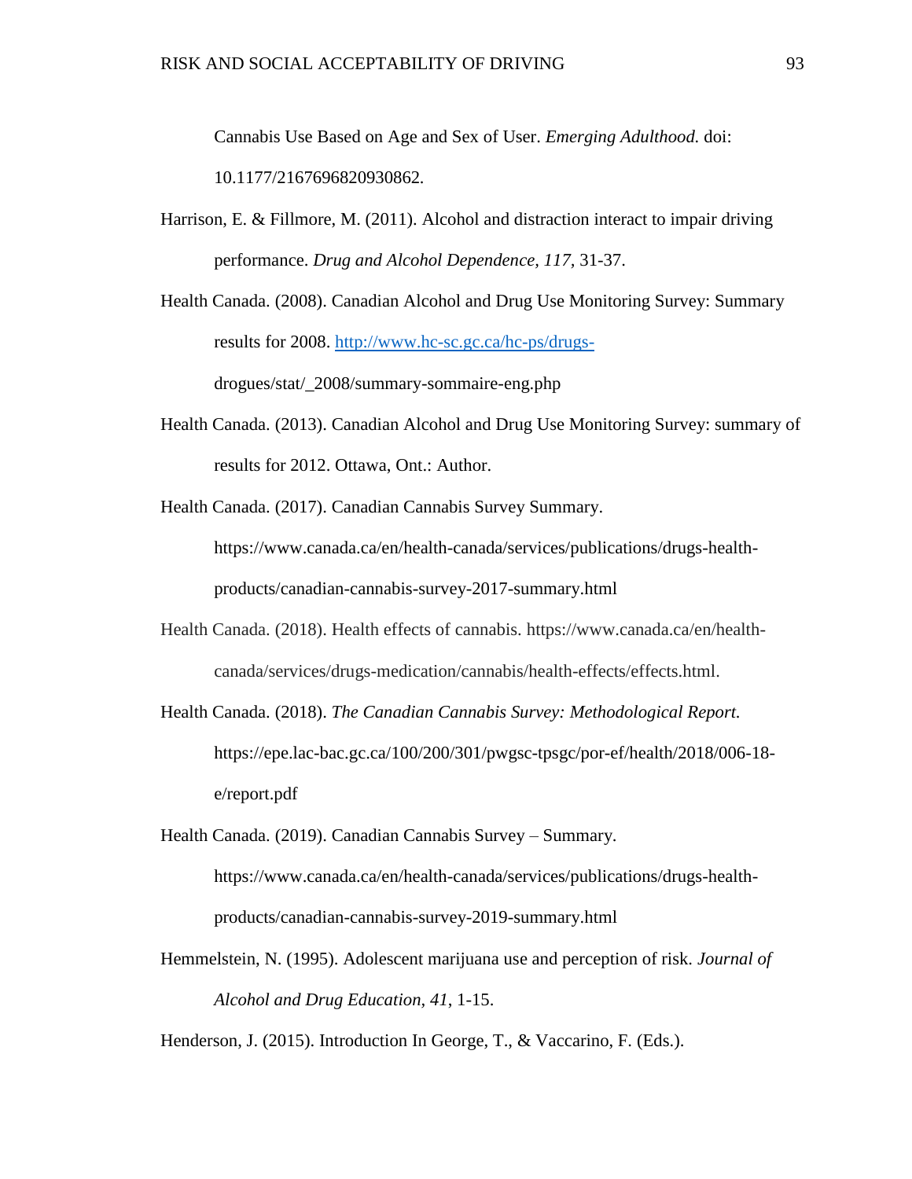Cannabis Use Based on Age and Sex of User. *Emerging Adulthood.* doi: 10.1177/2167696820930862.

Harrison, E. & Fillmore, M. (2011). Alcohol and distraction interact to impair driving performance. *Drug and Alcohol Dependence, 117*, 31-37.

Health Canada. (2008). Canadian Alcohol and Drug Use Monitoring Survey: Summary results for 2008. [http://www.hc-sc.gc.ca/hc-ps/drugs-](http://www.hc-sc.gc.ca/hc-ps/drugs-) drogues/stat/_2008/summary-sommaire-eng.php

Health Canada. (2013). Canadian Alcohol and Drug Use Monitoring Survey: summary of results for 2012. Ottawa, Ont.: Author.

Health Canada. (2017). Canadian Cannabis Survey Summary. https://www.canada.ca/en/health-canada/services/publications/drugs-health-products/canadian-cannabis-survey-2017-summary.html

Health Canada. (2018). Health effects of cannabis. https://www.canada.ca/en/health-canada/services/drugs-medication/cannabis/health-effects/effects.html.

Health Canada. (2018). *The Canadian Cannabis Survey: Methodological Report.* https://epe.lac-bac.gc.ca/100/200/301/pwgsc-tpsgc/por-ef/health/2018/006-18-e/report.pdf

Health Canada. (2019). Canadian Cannabis Survey – Summary. https://www.canada.ca/en/health-canada/services/publications/drugs-health-products/canadian-cannabis-survey-2019-summary.html

Hemmelstein, N. (1995). Adolescent marijuana use and perception of risk. *Journal of Alcohol and Drug Education, 41*, 1-15.

Henderson, J. (2015). Introduction In George, T., & Vaccarino, F. (Eds.).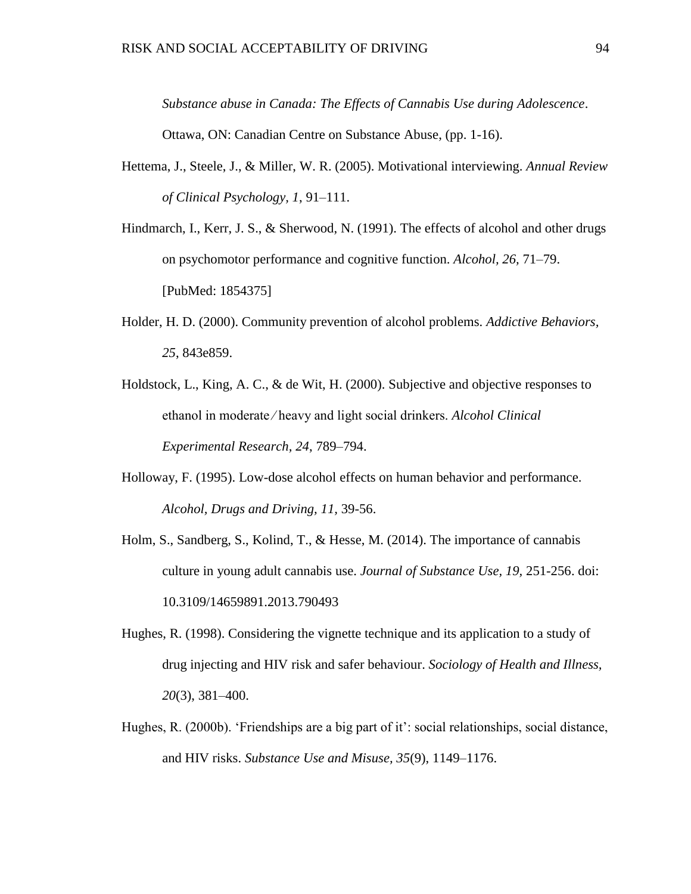*Substance abuse in Canada: The Effects of Cannabis Use during Adolescence*. Ottawa, ON: Canadian Centre on Substance Abuse, (pp. 1-16).

Hettema, J., Steele, J., & Miller, W. R. (2005). Motivational interviewing. *Annual Review of Clinical Psychology, 1*, 91–111.

Hindmarch, I., Kerr, J. S., & Sherwood, N. (1991). The effects of alcohol and other drugs on psychomotor performance and cognitive function. *Alcohol, 26,* 71–79. [PubMed: 1854375]

Holder, H. D. (2000). Community prevention of alcohol problems. *Addictive Behaviors, 25*, 843e859.

Holdstock, L., King, A. C., & de Wit, H. (2000). Subjective and objective responses to ethanol in moderate ⁄ heavy and light social drinkers. *Alcohol Clinical Experimental Research, 24*, 789–794.

Holloway, F. (1995). Low-dose alcohol effects on human behavior and performance. *Alcohol, Drugs and Driving, 11,* 39-56.

Holm, S., Sandberg, S., Kolind, T., & Hesse, M. (2014). The importance of cannabis culture in young adult cannabis use. *Journal of Substance Use, 19,* 251-256. doi: 10.3109/14659891.2013.790493

Hughes, R. (1998). Considering the vignette technique and its application to a study of drug injecting and HIV risk and safer behaviour. *Sociology of Health and Illness, 20*(3), 381–400.

Hughes, R. (2000b). 'Friendships are a big part of it': social relationships, social distance, and HIV risks. *Substance Use and Misuse, 35*(9), 1149–1176.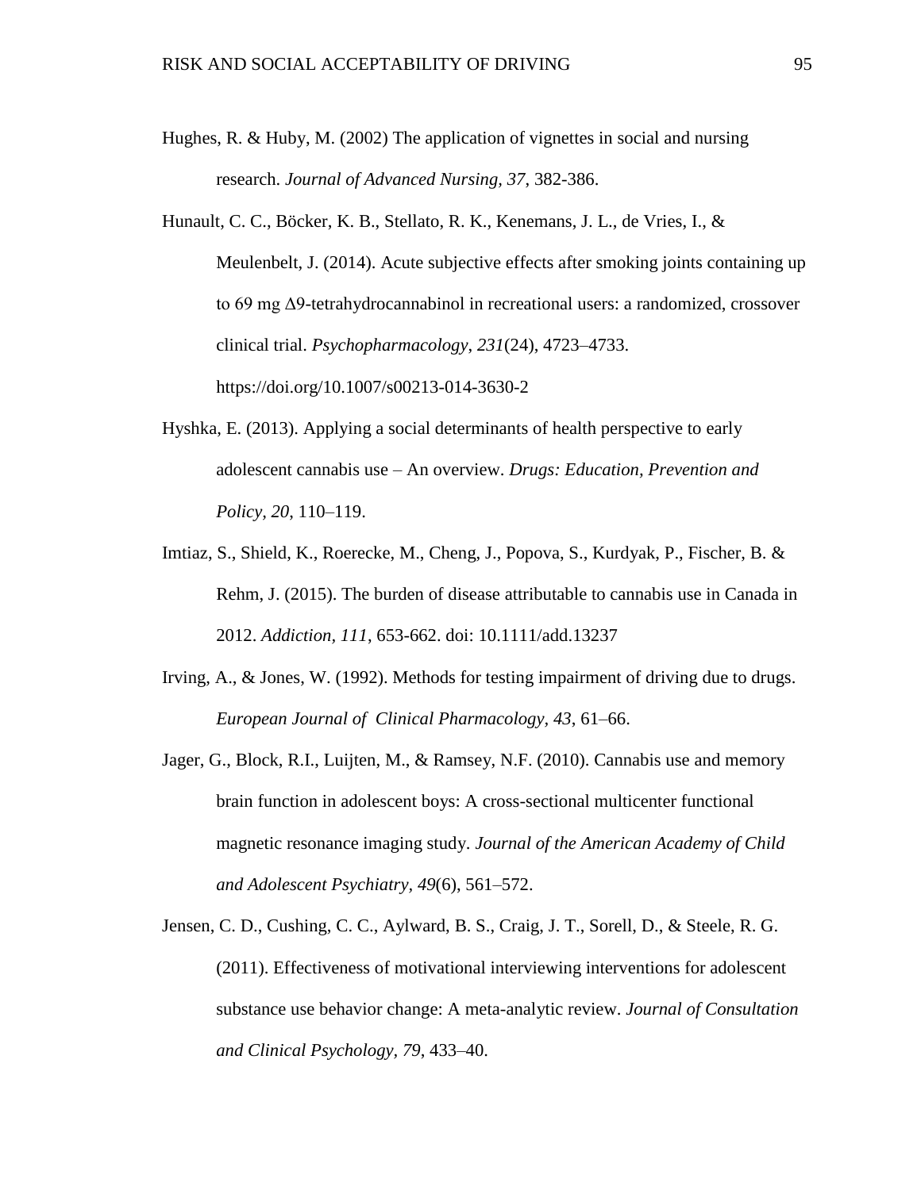Hughes, R. & Huby, M. (2002) The application of vignettes in social and nursing research. *Journal of Advanced Nursing, 37*, 382-386.

Hunault, C. C., Böcker, K. B., Stellato, R. K., Kenemans, J. L., de Vries, I., & Meulenbelt, J. (2014). Acute subjective effects after smoking joints containing up to 69 mg Δ9-tetrahydrocannabinol in recreational users: a randomized, crossover clinical trial. *Psychopharmacology*, *231*(24), 4723–4733. https://doi.org/10.1007/s00213-014-3630-2

Hyshka, E. (2013). Applying a social determinants of health perspective to early adolescent cannabis use – An overview. *Drugs: Education, Prevention and Policy, 20*, 110–119.

Imtiaz, S., Shield, K., Roerecke, M., Cheng, J., Popova, S., Kurdyak, P., Fischer, B. & Rehm, J. (2015). The burden of disease attributable to cannabis use in Canada in 2012. *Addiction, 111*, 653-662. doi: 10.1111/add.13237

Irving, A., & Jones, W. (1992). Methods for testing impairment of driving due to drugs. *European Journal of Clinical Pharmacology*, *43*, 61–66.

Jager, G., Block, R.I., Luijten, M., & Ramsey, N.F. (2010). Cannabis use and memory brain function in adolescent boys: A cross-sectional multicenter functional magnetic resonance imaging study. *Journal of the American Academy of Child and Adolescent Psychiatry, 49*(6), 561–572.

Jensen, C. D., Cushing, C. C., Aylward, B. S., Craig, J. T., Sorell, D., & Steele, R. G. (2011). Effectiveness of motivational interviewing interventions for adolescent substance use behavior change: A meta-analytic review. *Journal of Consultation and Clinical Psychology, 79*, 433–40.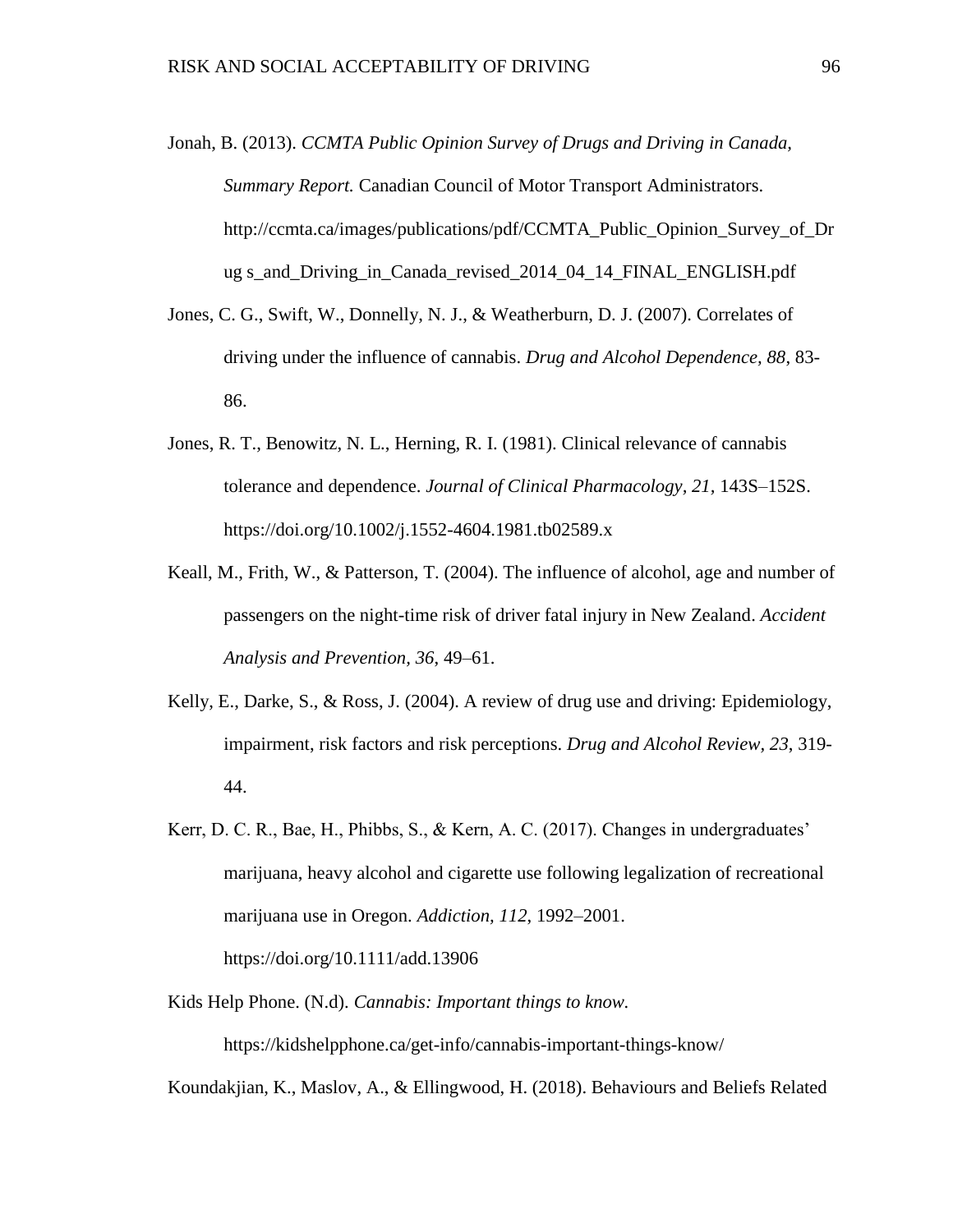Jonah, B. (2013). *CCMTA Public Opinion Survey of Drugs and Driving in Canada, Summary Report.* Canadian Council of Motor Transport Administrators. http://ccmta.ca/images/publications/pdf/CCMTA_Public_Opinion_Survey_of_Dr ug s_and_Driving_in_Canada_revised_2014_04_14_FINAL_ENGLISH.pdf

Jones, C. G., Swift, W., Donnelly, N. J., & Weatherburn, D. J. (2007). Correlates of driving under the influence of cannabis. *Drug and Alcohol Dependence, 88*, 83-86.

Jones, R. T., Benowitz, N. L., Herning, R. I. (1981). Clinical relevance of cannabis tolerance and dependence. *Journal of Clinical Pharmacology, 21*, 143S–152S. https://doi.org/10.1002/j.1552-4604.1981.tb02589.x

Keall, M., Frith, W., & Patterson, T. (2004). The influence of alcohol, age and number of passengers on the night-time risk of driver fatal injury in New Zealand. *Accident Analysis and Prevention, 36*, 49–61.

Kelly, E., Darke, S., & Ross, J. (2004). A review of drug use and driving: Epidemiology, impairment, risk factors and risk perceptions. *Drug and Alcohol Review, 23*, 319-44.

Kerr, D. C. R., Bae, H., Phibbs, S., & Kern, A. C. (2017). Changes in undergraduates' marijuana, heavy alcohol and cigarette use following legalization of recreational marijuana use in Oregon. *Addiction, 112*, 1992–2001. https://doi.org/10.1111/add.13906

Kids Help Phone. (N.d). *Cannabis: Important things to know.* https://kidshelpphone.ca/get-info/cannabis-important-things-know/

Koundakjian, K., Maslov, A., & Ellingwood, H. (2018). Behaviours and Beliefs Related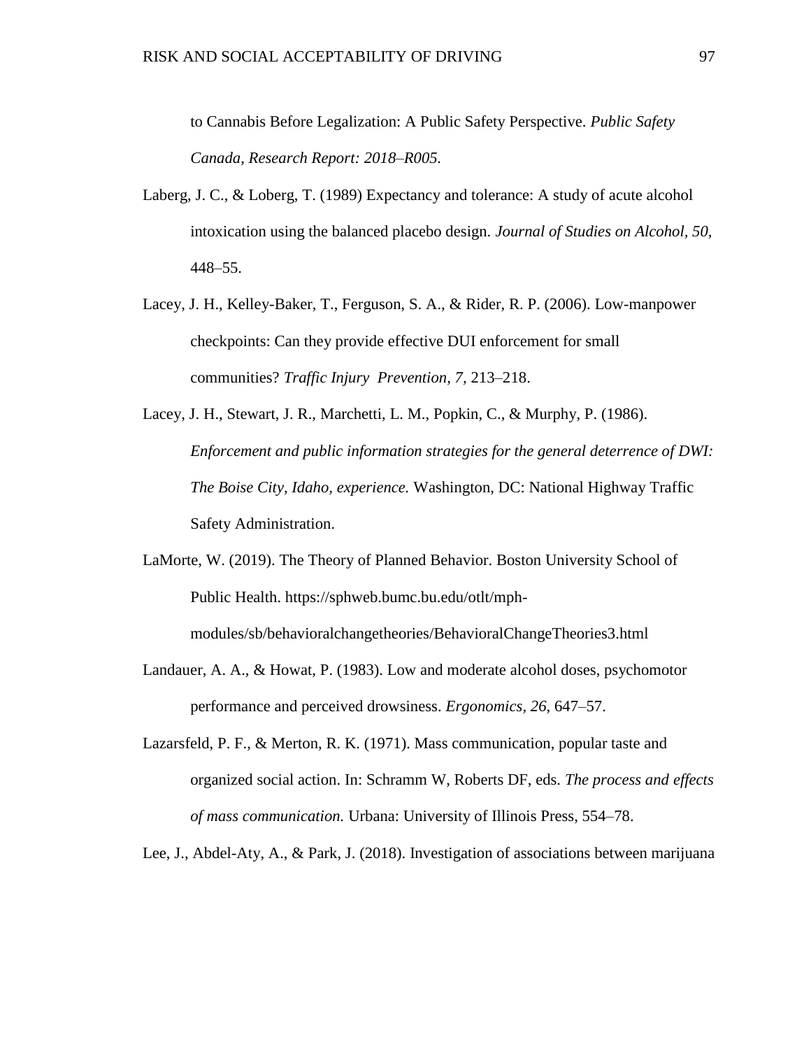to Cannabis Before Legalization: A Public Safety Perspective. *Public Safety Canada, Research Report: 2018–R005.*

Laberg, J. C., & Loberg, T. (1989) Expectancy and tolerance: A study of acute alcohol intoxication using the balanced placebo design. *Journal of Studies on Alcohol, 50,* 448–55.

Lacey, J. H., Kelley-Baker, T., Ferguson, S. A., & Rider, R. P. (2006). Low-manpower checkpoints: Can they provide effective DUI enforcement for small communities? *Traffic Injury Prevention, 7,* 213–218.

Lacey, J. H., Stewart, J. R., Marchetti, L. M., Popkin, C., & Murphy, P. (1986). *Enforcement and public information strategies for the general deterrence of DWI: The Boise City, Idaho, experience.* Washington, DC: National Highway Traffic Safety Administration.

LaMorte, W. (2019). The Theory of Planned Behavior. Boston University School of Public Health. https://sphweb.bumc.bu.edu/otlt/mph-modules/sb/behavioralchangetheories/BehavioralChangeTheories3.html

Landauer, A. A., & Howat, P. (1983). Low and moderate alcohol doses, psychomotor performance and perceived drowsiness. *Ergonomics, 26,* 647–57.

Lazarsfeld, P. F., & Merton, R. K. (1971). Mass communication, popular taste and organized social action. In: Schramm W, Roberts DF, eds. *The process and effects of mass communication.* Urbana: University of Illinois Press, 554–78.

Lee, J., Abdel-Aty, A., & Park, J. (2018). Investigation of associations between marijuana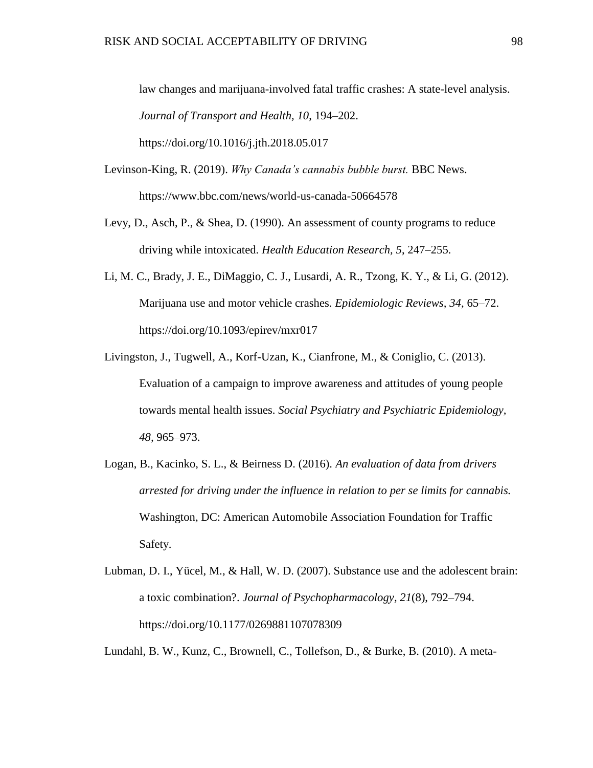law changes and marijuana-involved fatal traffic crashes: A state-level analysis. *Journal of Transport and Health, 10*, 194–202. https://doi.org/10.1016/j.jth.2018.05.017

Levinson-King, R. (2019). *Why Canada's cannabis bubble burst.* BBC News. https://www.bbc.com/news/world-us-canada-50664578

Levy, D., Asch, P., & Shea, D. (1990). An assessment of county programs to reduce driving while intoxicated. *Health Education Research, 5*, 247–255.

Li, M. C., Brady, J. E., DiMaggio, C. J., Lusardi, A. R., Tzong, K. Y., & Li, G. (2012). Marijuana use and motor vehicle crashes. *Epidemiologic Reviews*, *34*, 65–72. https://doi.org/10.1093/epirev/mxr017

Livingston, J., Tugwell, A., Korf-Uzan, K., Cianfrone, M., & Coniglio, C. (2013). Evaluation of a campaign to improve awareness and attitudes of young people towards mental health issues. *Social Psychiatry and Psychiatric Epidemiology, 48*, 965–973.

Logan, B., Kacinko, S. L., & Beirness D. (2016). *An evaluation of data from drivers arrested for driving under the influence in relation to per se limits for cannabis.* Washington, DC: American Automobile Association Foundation for Traffic Safety.

Lubman, D. I., Yücel, M., & Hall, W. D. (2007). Substance use and the adolescent brain: a toxic combination?. *Journal of Psychopharmacology, 21*(8), 792–794. https://doi.org/10.1177/0269881107078309

Lundahl, B. W., Kunz, C., Brownell, C., Tollefson, D., & Burke, B. (2010). A meta-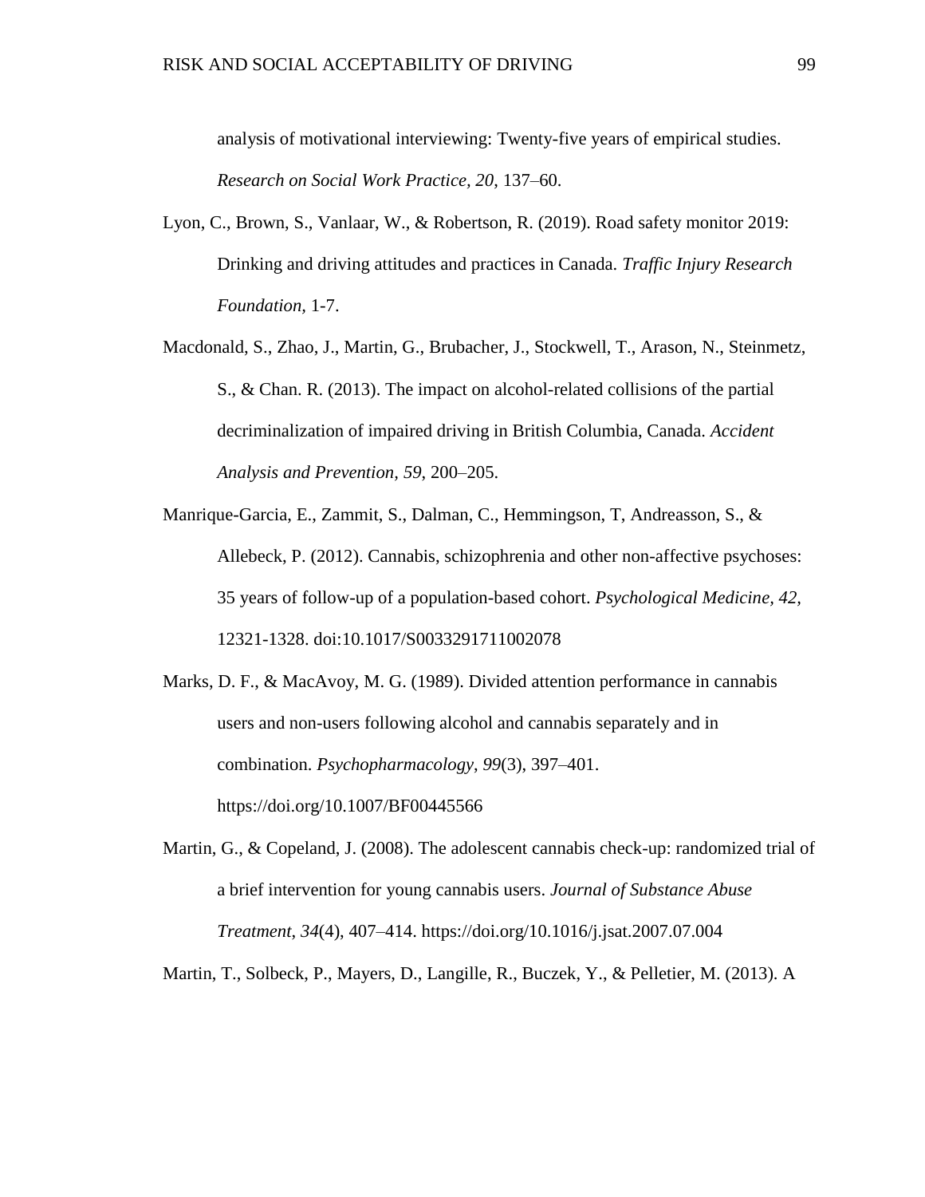analysis of motivational interviewing: Twenty-five years of empirical studies. *Research on Social Work Practice, 20*, 137–60.

Lyon, C., Brown, S., Vanlaar, W., & Robertson, R. (2019). Road safety monitor 2019: Drinking and driving attitudes and practices in Canada. *Traffic Injury Research Foundation*, 1-7.

Macdonald, S., Zhao, J., Martin, G., Brubacher, J., Stockwell, T., Arason, N., Steinmetz, S., & Chan. R. (2013). The impact on alcohol-related collisions of the partial decriminalization of impaired driving in British Columbia, Canada. *Accident Analysis and Prevention, 59*, 200–205.

Manrique-Garcia, E., Zammit, S., Dalman, C., Hemmingson, T, Andreasson, S., & Allebeck, P. (2012). Cannabis, schizophrenia and other non-affective psychoses: 35 years of follow-up of a population-based cohort. *Psychological Medicine, 42,* 12321-1328. doi:10.1017/S0033291711002078

Marks, D. F., & MacAvoy, M. G. (1989). Divided attention performance in cannabis users and non-users following alcohol and cannabis separately and in combination. *Psychopharmacology, 99*(3), 397–401. https://doi.org/10.1007/BF00445566

Martin, G., & Copeland, J. (2008). The adolescent cannabis check-up: randomized trial of a brief intervention for young cannabis users. *Journal of Substance Abuse Treatment, 34*(4), 407–414. https://doi.org/10.1016/j.jsat.2007.07.004

Martin, T., Solbeck, P., Mayers, D., Langille, R., Buczek, Y., & Pelletier, M. (2013). A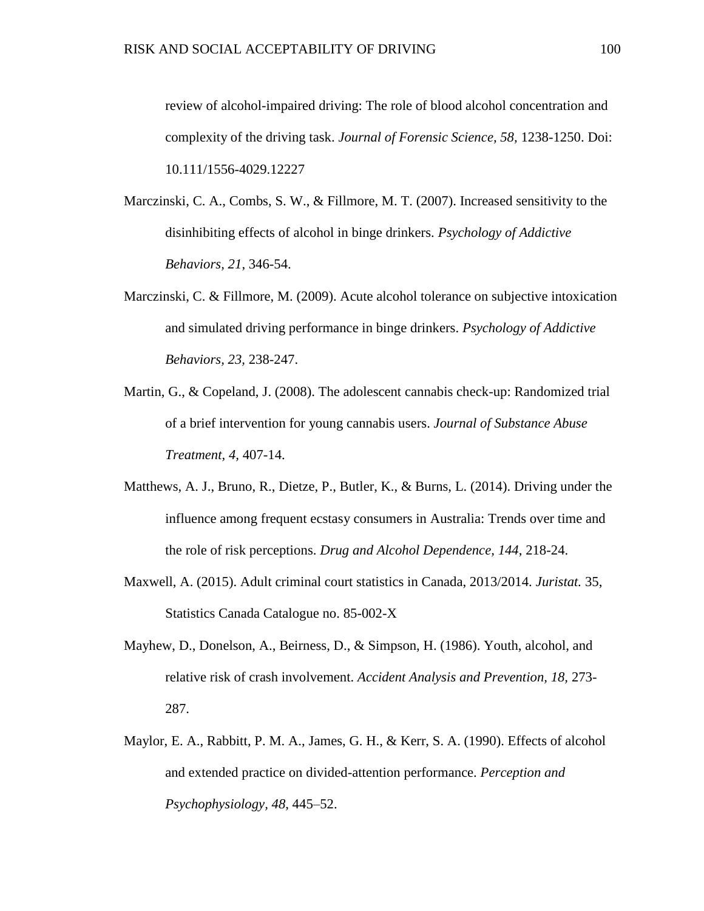review of alcohol-impaired driving: The role of blood alcohol concentration and complexity of the driving task. *Journal of Forensic Science, 58,* 1238-1250. Doi: 10.111/1556-4029.12227

Marczinski, C. A., Combs, S. W., & Fillmore, M. T. (2007). Increased sensitivity to the disinhibiting effects of alcohol in binge drinkers. *Psychology of Addictive Behaviors, 21*, 346-54.

Marczinski, C. & Fillmore, M. (2009). Acute alcohol tolerance on subjective intoxication and simulated driving performance in binge drinkers. *Psychology of Addictive Behaviors, 23,* 238-247.

Martin, G., & Copeland, J. (2008). The adolescent cannabis check-up: Randomized trial of a brief intervention for young cannabis users. *Journal of Substance Abuse Treatment, 4,* 407-14.

Matthews, A. J., Bruno, R., Dietze, P., Butler, K., & Burns, L. (2014). Driving under the influence among frequent ecstasy consumers in Australia: Trends over time and the role of risk perceptions. *Drug and Alcohol Dependence, 144*, 218-24.

Maxwell, A. (2015). Adult criminal court statistics in Canada, 2013/2014. *Juristat.* 35, Statistics Canada Catalogue no. 85-002-X

Mayhew, D., Donelson, A., Beirness, D., & Simpson, H. (1986). Youth, alcohol, and relative risk of crash involvement. *Accident Analysis and Prevention, 18,* 273-287.

Maylor, E. A., Rabbitt, P. M. A., James, G. H., & Kerr, S. A. (1990). Effects of alcohol and extended practice on divided-attention performance. *Perception and Psychophysiology, 48*, 445–52.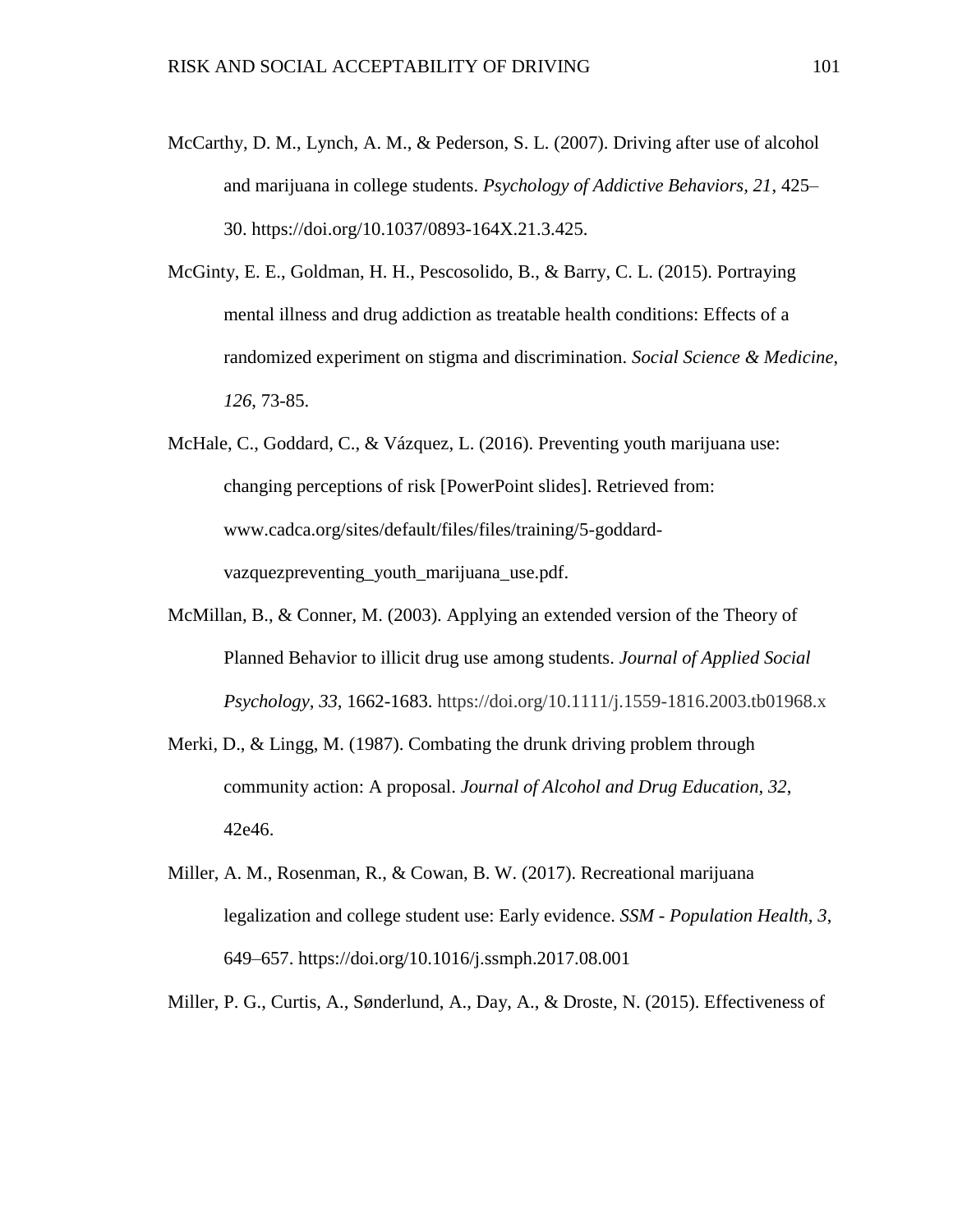McCarthy, D. M., Lynch, A. M., & Pederson, S. L. (2007). Driving after use of alcohol and marijuana in college students. *Psychology of Addictive Behaviors, 21*, 425–30. https://doi.org/10.1037/0893-164X.21.3.425.

McGinty, E. E., Goldman, H. H., Pescosolido, B., & Barry, C. L. (2015). Portraying mental illness and drug addiction as treatable health conditions: Effects of a randomized experiment on stigma and discrimination. *Social Science & Medicine*, *126*, 73-85.

McHale, C., Goddard, C., & Vázquez, L. (2016). Preventing youth marijuana use: changing perceptions of risk [PowerPoint slides]. Retrieved from: www.cadca.org/sites/default/files/files/training/5-goddard-vazquezpreventing_youth_marijuana_use.pdf.

McMillan, B., & Conner, M. (2003). Applying an extended version of the Theory of Planned Behavior to illicit drug use among students. *Journal of Applied Social Psychology*, *33*, 1662-1683. https://doi.org/10.1111/j.1559-1816.2003.tb01968.x

Merki, D., & Lingg, M. (1987). Combating the drunk driving problem through community action: A proposal. *Journal of Alcohol and Drug Education*, *32*, 42e46.

Miller, A. M., Rosenman, R., & Cowan, B. W. (2017). Recreational marijuana legalization and college student use: Early evidence. *SSM - Population Health*, *3*, 649–657. https://doi.org/10.1016/j.ssmph.2017.08.001

Miller, P. G., Curtis, A., Sønderlund, A., Day, A., & Droste, N. (2015). Effectiveness of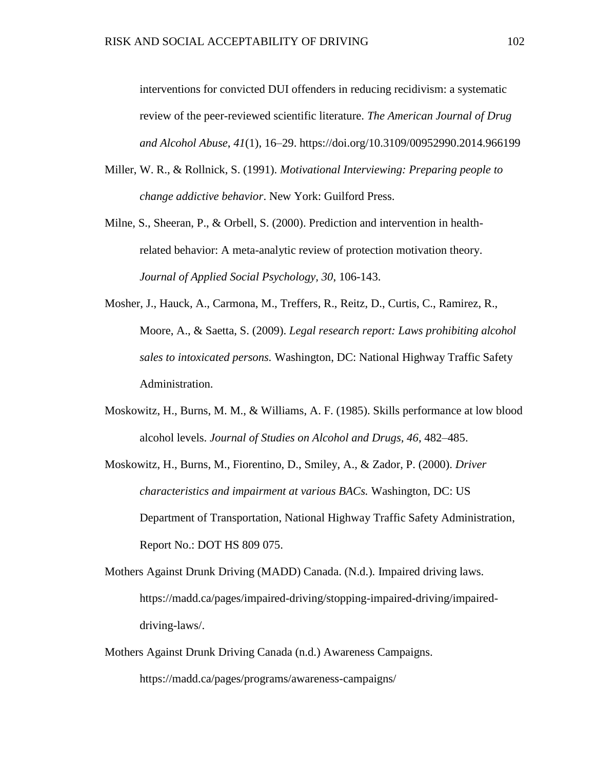interventions for convicted DUI offenders in reducing recidivism: a systematic review of the peer-reviewed scientific literature. *The American Journal of Drug and Alcohol Abuse*, *41*(1), 16–29. https://doi.org/10.3109/00952990.2014.966199

Miller, W. R., & Rollnick, S. (1991). *Motivational Interviewing: Preparing people to change addictive behavior*. New York: Guilford Press.

Milne, S., Sheeran, P., & Orbell, S. (2000). Prediction and intervention in health-related behavior: A meta-analytic review of protection motivation theory. *Journal of Applied Social Psychology, 30*, 106-143.

Mosher, J., Hauck, A., Carmona, M., Treffers, R., Reitz, D., Curtis, C., Ramirez, R., Moore, A., & Saetta, S. (2009). *Legal research report: Laws prohibiting alcohol sales to intoxicated persons.* Washington, DC: National Highway Traffic Safety Administration.

Moskowitz, H., Burns, M. M., & Williams, A. F. (1985). Skills performance at low blood alcohol levels. *Journal of Studies on Alcohol and Drugs, 46*, 482–485.

Moskowitz, H., Burns, M., Fiorentino, D., Smiley, A., & Zador, P. (2000). *Driver characteristics and impairment at various BACs.* Washington, DC: US Department of Transportation, National Highway Traffic Safety Administration, Report No.: DOT HS 809 075.

Mothers Against Drunk Driving (MADD) Canada. (N.d.). Impaired driving laws. https://madd.ca/pages/impaired-driving/stopping-impaired-driving/impaired-driving-laws/.

Mothers Against Drunk Driving Canada (n.d.) Awareness Campaigns. https://madd.ca/pages/programs/awareness-campaigns/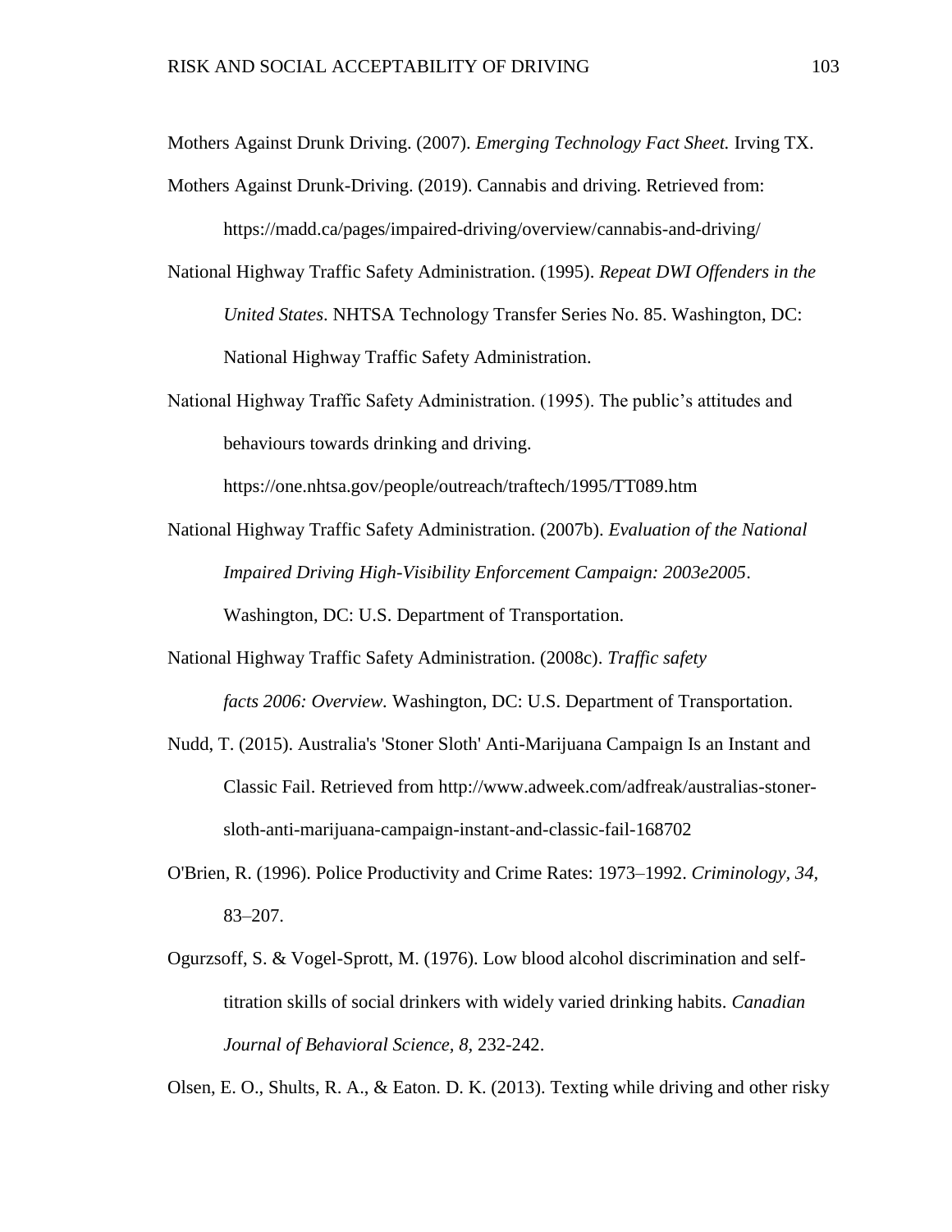Mothers Against Drunk Driving. (2007). *Emerging Technology Fact Sheet.* Irving TX.

Mothers Against Drunk-Driving. (2019). Cannabis and driving. Retrieved from: https://madd.ca/pages/impaired-driving/overview/cannabis-and-driving/

National Highway Traffic Safety Administration. (1995). *Repeat DWI Offenders in the United States*. NHTSA Technology Transfer Series No. 85. Washington, DC: National Highway Traffic Safety Administration.

National Highway Traffic Safety Administration. (1995). The public's attitudes and behaviours towards drinking and driving. https://one.nhtsa.gov/people/outreach/traftech/1995/TT089.htm

National Highway Traffic Safety Administration. (2007b). *Evaluation of the National Impaired Driving High-Visibility Enforcement Campaign: 2003e2005*. Washington, DC: U.S. Department of Transportation.

National Highway Traffic Safety Administration. (2008c). *Traffic safety facts 2006: Overview.* Washington, DC: U.S. Department of Transportation.

Nudd, T. (2015). Australia's 'Stoner Sloth' Anti-Marijuana Campaign Is an Instant and Classic Fail. Retrieved from http://www.adweek.com/adfreak/australias-stoner-sloth-anti-marijuana-campaign-instant-and-classic-fail-168702

O'Brien, R. (1996). Police Productivity and Crime Rates: 1973–1992. *Criminology*, *34*, 83–207.

Ogurzsoff, S. & Vogel-Sprott, M. (1976). Low blood alcohol discrimination and self-titration skills of social drinkers with widely varied drinking habits. *Canadian Journal of Behavioral Science, 8*, 232-242.

Olsen, E. O., Shults, R. A., & Eaton. D. K. (2013). Texting while driving and other risky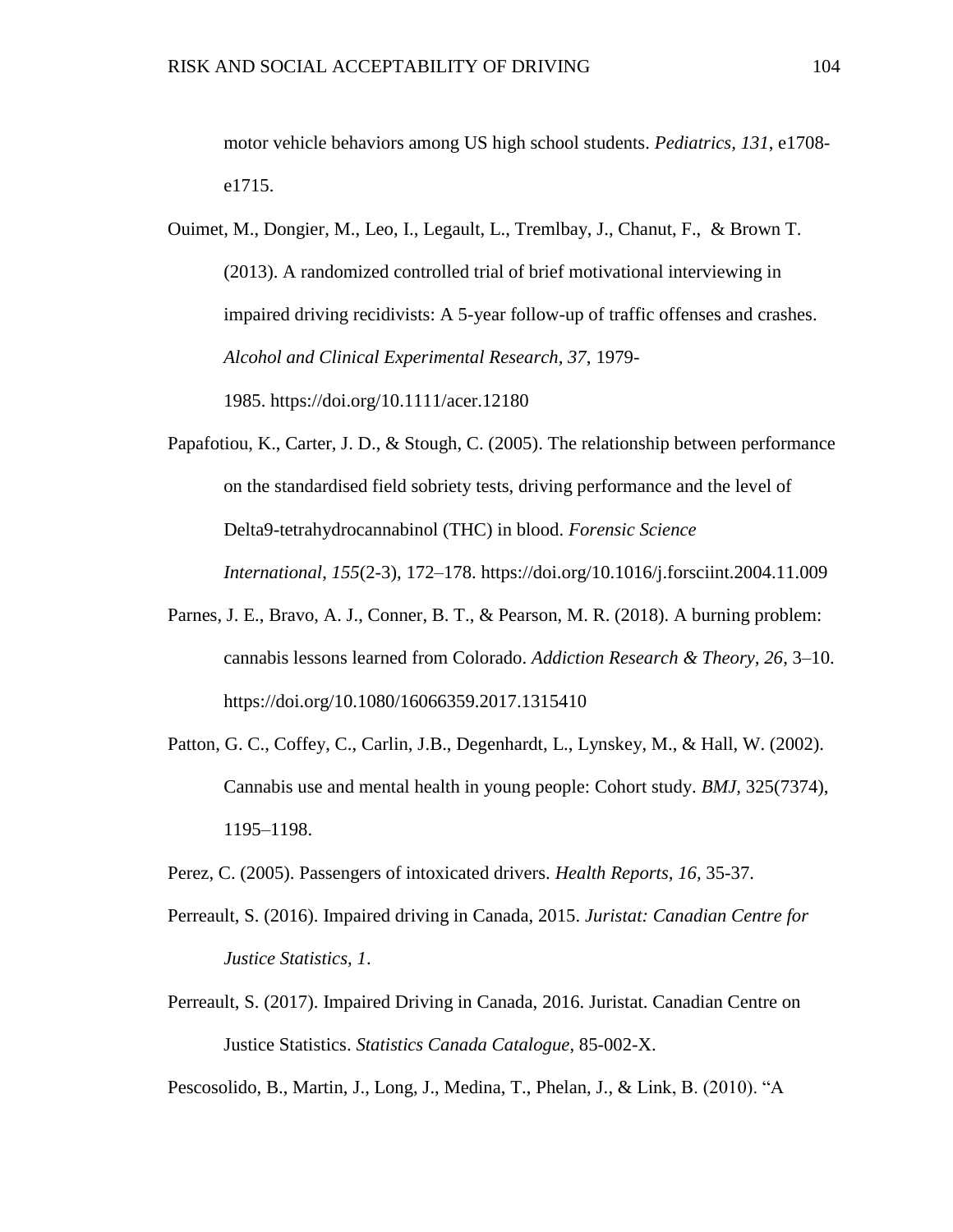motor vehicle behaviors among US high school students. *Pediatrics, 131*, e1708-e1715.

Ouimet, M., Dongier, M., Leo, I., Legault, L., Tremlbay, J., Chanut, F., & Brown T. (2013). A randomized controlled trial of brief motivational interviewing in impaired driving recidivists: A 5-year follow-up of traffic offenses and crashes. *Alcohol and Clinical Experimental Research*, *37*, 1979-1985. https://doi.org/10.1111/acer.12180

Papafotiou, K., Carter, J. D., & Stough, C. (2005). The relationship between performance on the standardised field sobriety tests, driving performance and the level of Delta9-tetrahydrocannabinol (THC) in blood. *Forensic Science International*, *155*(2-3), 172–178. https://doi.org/10.1016/j.forsciint.2004.11.009

Parnes, J. E., Bravo, A. J., Conner, B. T., & Pearson, M. R. (2018). A burning problem: cannabis lessons learned from Colorado. *Addiction Research & Theory*, *26*, 3–10. https://doi.org/10.1080/16066359.2017.1315410

Patton, G. C., Coffey, C., Carlin, J.B., Degenhardt, L., Lynskey, M., & Hall, W. (2002). Cannabis use and mental health in young people: Cohort study. *BMJ,* 325(7374), 1195–1198.

Perez, C. (2005). Passengers of intoxicated drivers. *Health Reports*, *16*, 35-37.

Perreault, S. (2016). Impaired driving in Canada, 2015. *Juristat: Canadian Centre for Justice Statistics*, *1*.

Perreault, S. (2017). Impaired Driving in Canada, 2016. Juristat. Canadian Centre on Justice Statistics. *Statistics Canada Catalogue*, 85-002-X.

Pescosolido, B., Martin, J., Long, J., Medina, T., Phelan, J., & Link, B. (2010). “A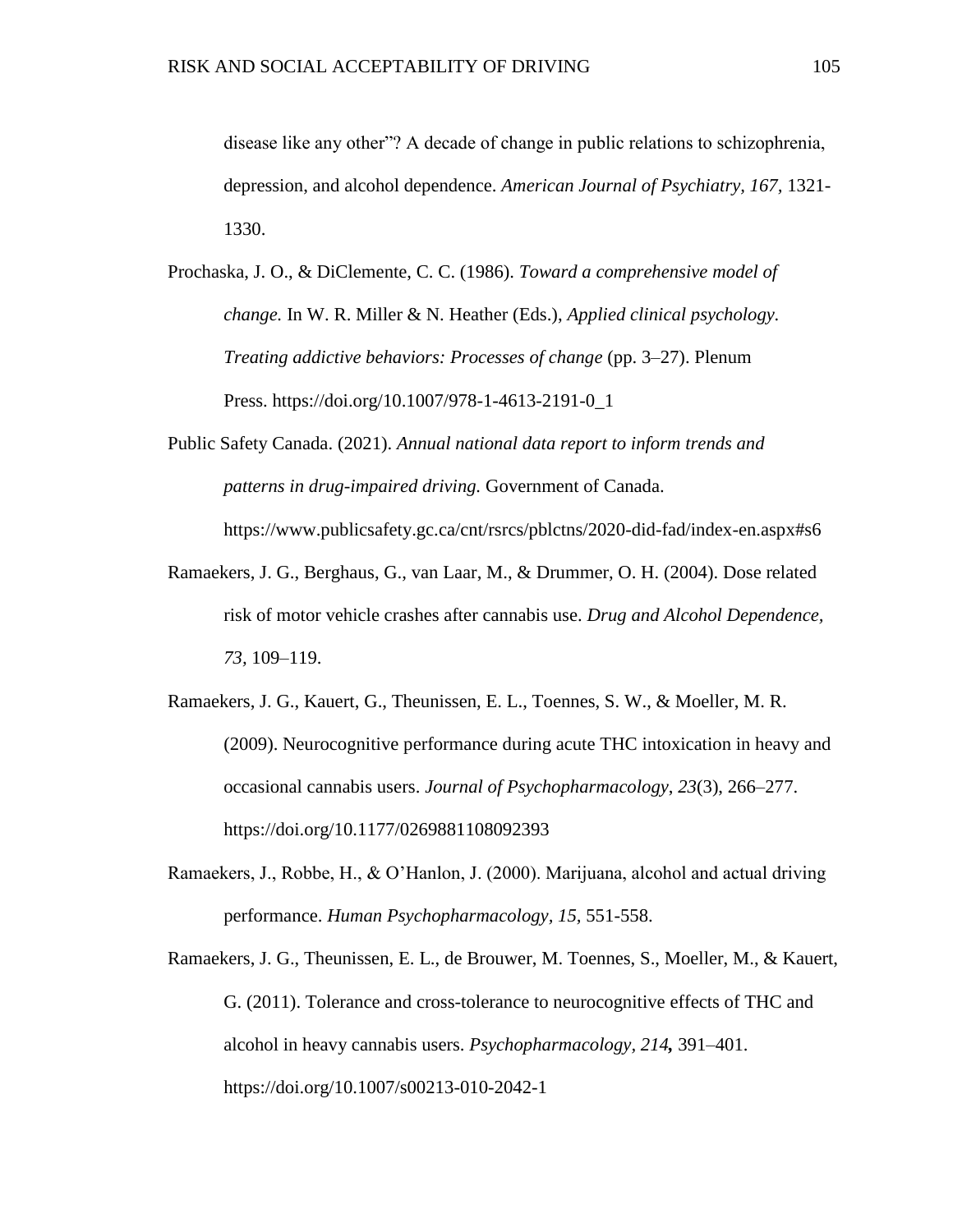disease like any other"? A decade of change in public relations to schizophrenia, depression, and alcohol dependence. *American Journal of Psychiatry, 167,* 1321-1330.

Prochaska, J. O., & DiClemente, C. C. (1986). *Toward a comprehensive model of change.* In W. R. Miller & N. Heather (Eds.), *Applied clinical psychology. Treating addictive behaviors: Processes of change* (pp. 3–27). Plenum Press. https://doi.org/10.1007/978-1-4613-2191-0_1

Public Safety Canada. (2021). *Annual national data report to inform trends and patterns in drug-impaired driving.* Government of Canada. https://www.publicsafety.gc.ca/cnt/rsrcs/pblctns/2020-did-fad/index-en.aspx#s6

Ramaekers, J. G., Berghaus, G., van Laar, M., & Drummer, O. H. (2004). Dose related risk of motor vehicle crashes after cannabis use. *Drug and Alcohol Dependence, 73,* 109–119.

Ramaekers, J. G., Kauert, G., Theunissen, E. L., Toennes, S. W., & Moeller, M. R. (2009). Neurocognitive performance during acute THC intoxication in heavy and occasional cannabis users. *Journal of Psychopharmacology*, *23*(3), 266–277. https://doi.org/10.1177/0269881108092393

Ramaekers, J., Robbe, H., & O'Hanlon, J. (2000). Marijuana, alcohol and actual driving performance. *Human Psychopharmacology, 15,* 551-558.

Ramaekers, J. G., Theunissen, E. L., de Brouwer, M. Toennes, S., Moeller, M., & Kauert, G. (2011). Tolerance and cross-tolerance to neurocognitive effects of THC and alcohol in heavy cannabis users. *Psychopharmacology*, *214***,** 391–401. https://doi.org/10.1007/s00213-010-2042-1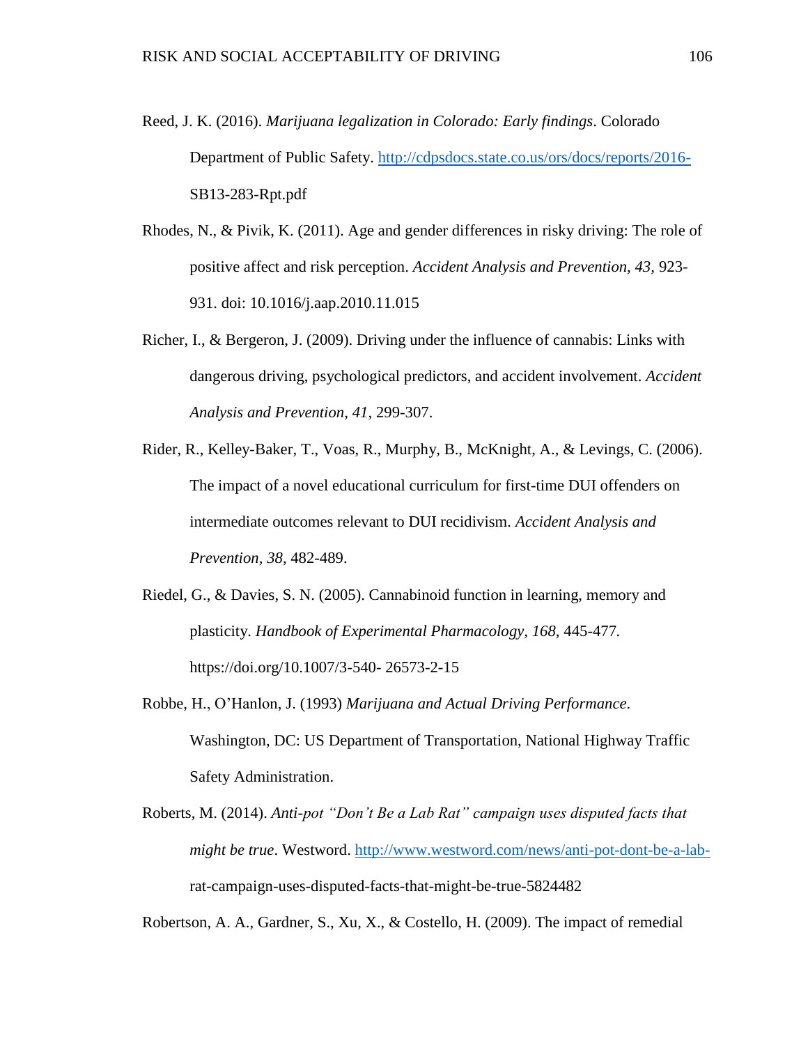Reed, J. K. (2016). *Marijuana legalization in Colorado: Early findings*. Colorado Department of Public Safety. http://cdpsdocs.state.co.us/ors/docs/reports/2016-SB13-283-Rpt.pdf

Rhodes, N., & Pivik, K. (2011). Age and gender differences in risky driving: The role of positive affect and risk perception. *Accident Analysis and Prevention, 43,* 923-931. doi: 10.1016/j.aap.2010.11.015

Richer, I., & Bergeron, J. (2009). Driving under the influence of cannabis: Links with dangerous driving, psychological predictors, and accident involvement. *Accident Analysis and Prevention, 41,* 299-307.

Rider, R., Kelley-Baker, T., Voas, R., Murphy, B., McKnight, A., & Levings, C. (2006). The impact of a novel educational curriculum for first-time DUI offenders on intermediate outcomes relevant to DUI recidivism. *Accident Analysis and Prevention, 38*, 482-489.

Riedel, G., & Davies, S. N. (2005). Cannabinoid function in learning, memory and plasticity. *Handbook of Experimental Pharmacology, 168,* 445-477. https://doi.org/10.1007/3-540- 26573-2-15

Robbe, H., O'Hanlon, J. (1993) *Marijuana and Actual Driving Performance.* Washington, DC: US Department of Transportation, National Highway Traffic Safety Administration.

Roberts, M. (2014). *Anti-pot "Don't Be a Lab Rat" campaign uses disputed facts that might be true*. Westword. http://www.westword.com/news/anti-pot-dont-be-a-lab-rat-campaign-uses-disputed-facts-that-might-be-true-5824482

Robertson, A. A., Gardner, S., Xu, X., & Costello, H. (2009). The impact of remedial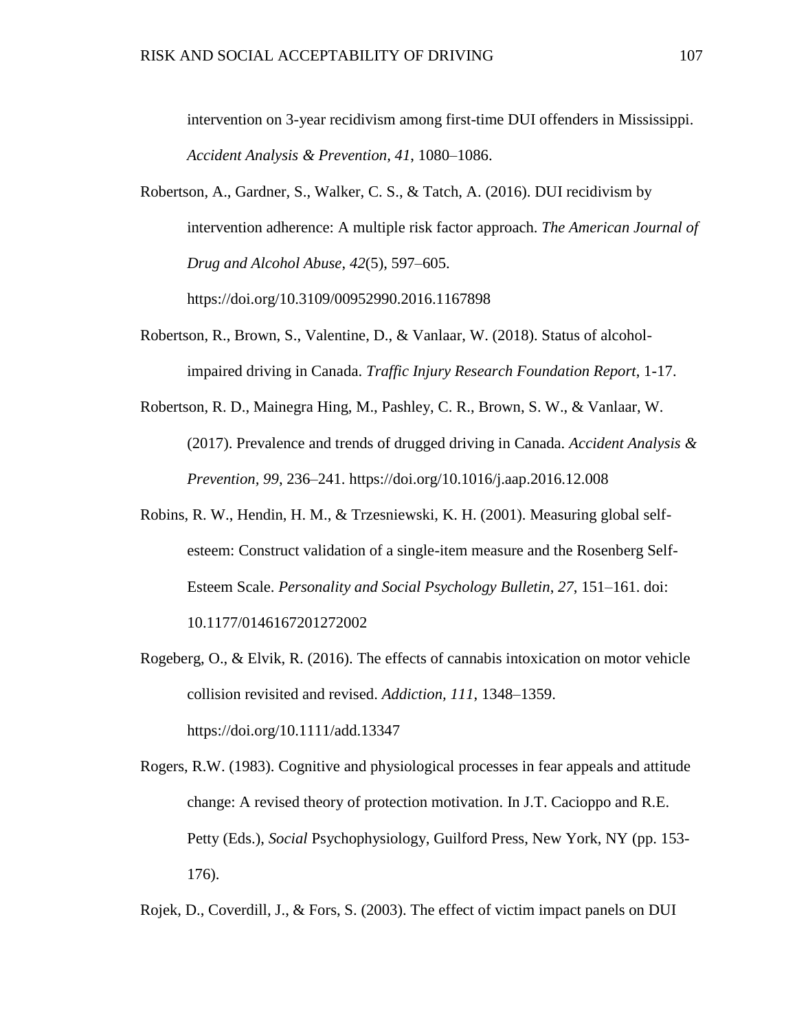intervention on 3-year recidivism among first-time DUI offenders in Mississippi. *Accident Analysis & Prevention*, *41*, 1080–1086.

Robertson, A., Gardner, S., Walker, C. S., & Tatch, A. (2016). DUI recidivism by intervention adherence: A multiple risk factor approach. *The American Journal of Drug and Alcohol Abuse*, *42*(5), 597–605. https://doi.org/10.3109/00952990.2016.1167898

Robertson, R., Brown, S., Valentine, D., & Vanlaar, W. (2018). Status of alcohol-impaired driving in Canada. *Traffic Injury Research Foundation Report*, 1-17.

Robertson, R. D., Mainegra Hing, M., Pashley, C. R., Brown, S. W., & Vanlaar, W. (2017). Prevalence and trends of drugged driving in Canada. *Accident Analysis & Prevention, 99*, 236–241. https://doi.org/10.1016/j.aap.2016.12.008

Robins, R. W., Hendin, H. M., & Trzesniewski, K. H. (2001). Measuring global self-esteem: Construct validation of a single-item measure and the Rosenberg Self-Esteem Scale. *Personality and Social Psychology Bulletin*, *27*, 151–161. doi: 10.1177/0146167201272002

Rogeberg, O., & Elvik, R. (2016). The effects of cannabis intoxication on motor vehicle collision revisited and revised. *Addiction, 111*, 1348–1359. https://doi.org/10.1111/add.13347

Rogers, R.W. (1983). Cognitive and physiological processes in fear appeals and attitude change: A revised theory of protection motivation. In J.T. Cacioppo and R.E. Petty (Eds.), *Social* Psychophysiology, Guilford Press, New York, NY (pp. 153-176).

Rojek, D., Coverdill, J., & Fors, S. (2003). The effect of victim impact panels on DUI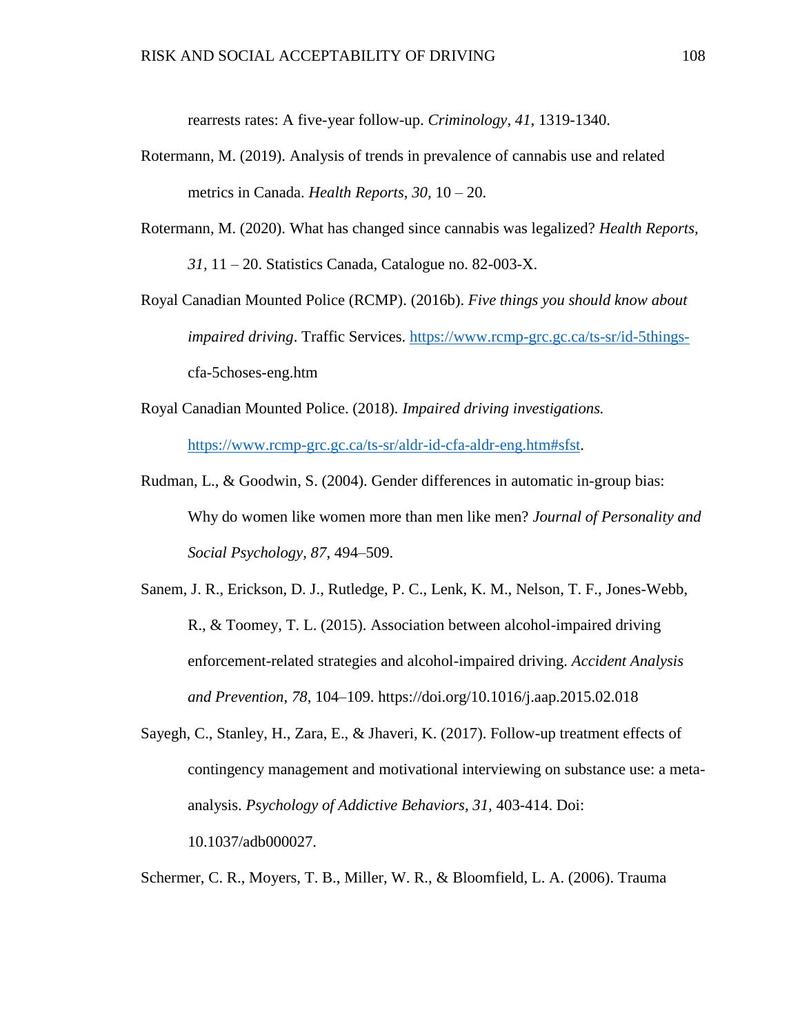rearrests rates: A five-year follow-up. *Criminology, 41*, 1319-1340.

Rotermann, M. (2019). Analysis of trends in prevalence of cannabis use and related metrics in Canada. *Health Reports, 30,* 10 – 20.

Rotermann, M. (2020). What has changed since cannabis was legalized? *Health Reports, 31*, 11 – 20. Statistics Canada, Catalogue no. 82-003-X.

Royal Canadian Mounted Police (RCMP). (2016b). *Five things you should know about impaired driving*. Traffic Services. https://www.rcmp-grc.gc.ca/ts-sr/id-5things-cfa-5choses-eng.htm

Royal Canadian Mounted Police. (2018). *Impaired driving investigations.* https://www.rcmp-grc.gc.ca/ts-sr/aldr-id-cfa-aldr-eng.htm#sfst.

Rudman, L., & Goodwin, S. (2004). Gender differences in automatic in-group bias: Why do women like women more than men like men? *Journal of Personality and Social Psychology, 87*, 494–509.

Sanem, J. R., Erickson, D. J., Rutledge, P. C., Lenk, K. M., Nelson, T. F., Jones-Webb, R., & Toomey, T. L. (2015). Association between alcohol-impaired driving enforcement-related strategies and alcohol-impaired driving. *Accident Analysis and Prevention*, *78*, 104–109. https://doi.org/10.1016/j.aap.2015.02.018

Sayegh, C., Stanley, H., Zara, E., & Jhaveri, K. (2017). Follow-up treatment effects of contingency management and motivational interviewing on substance use: a meta-analysis. *Psychology of Addictive Behaviors*, *31*, 403-414. Doi: 10.1037/adb000027.

Schermer, C. R., Moyers, T. B., Miller, W. R., & Bloomfield, L. A. (2006). Trauma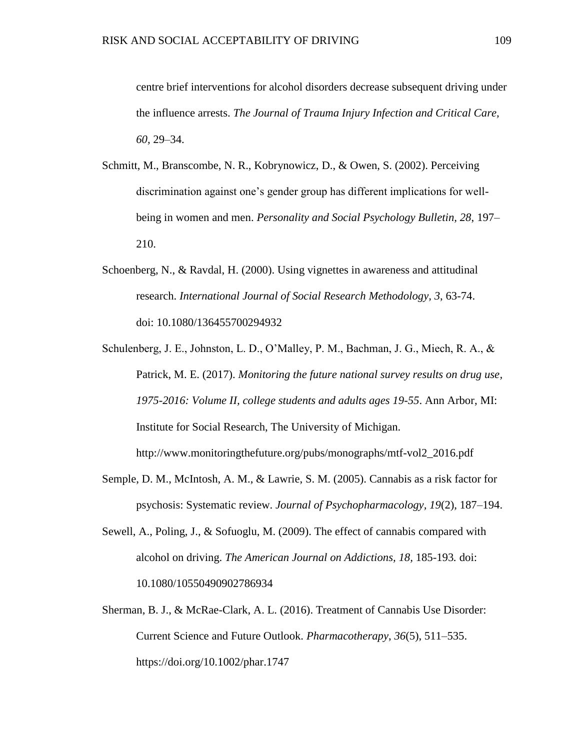centre brief interventions for alcohol disorders decrease subsequent driving under the influence arrests. *The Journal of Trauma Injury Infection and Critical Care, 60*, 29–34.

Schmitt, M., Branscombe, N. R., Kobrynowicz, D., & Owen, S. (2002). Perceiving discrimination against one's gender group has different implications for well-being in women and men. *Personality and Social Psychology Bulletin, 28*, 197–210.

Schoenberg, N., & Ravdal, H. (2000). Using vignettes in awareness and attitudinal research. *International Journal of Social Research Methodology, 3*, 63-74. doi: 10.1080/136455700294932

Schulenberg, J. E., Johnston, L. D., O'Malley, P. M., Bachman, J. G., Miech, R. A., & Patrick, M. E. (2017). *Monitoring the future national survey results on drug use, 1975-2016: Volume II, college students and adults ages 19-55*. Ann Arbor, MI: Institute for Social Research, The University of Michigan. http://www.monitoringthefuture.org/pubs/monographs/mtf-vol2_2016.pdf

Semple, D. M., McIntosh, A. M., & Lawrie, S. M. (2005). Cannabis as a risk factor for psychosis: Systematic review. *Journal of Psychopharmacology*, *19*(2), 187–194.

Sewell, A., Poling, J., & Sofuoglu, M. (2009). The effect of cannabis compared with alcohol on driving. *The American Journal on Addictions, 18,* 185-193. doi: 10.1080/10550490902786934

Sherman, B. J., & McRae-Clark, A. L. (2016). Treatment of Cannabis Use Disorder: Current Science and Future Outlook. *Pharmacotherapy*, *36*(5), 511–535. https://doi.org/10.1002/phar.1747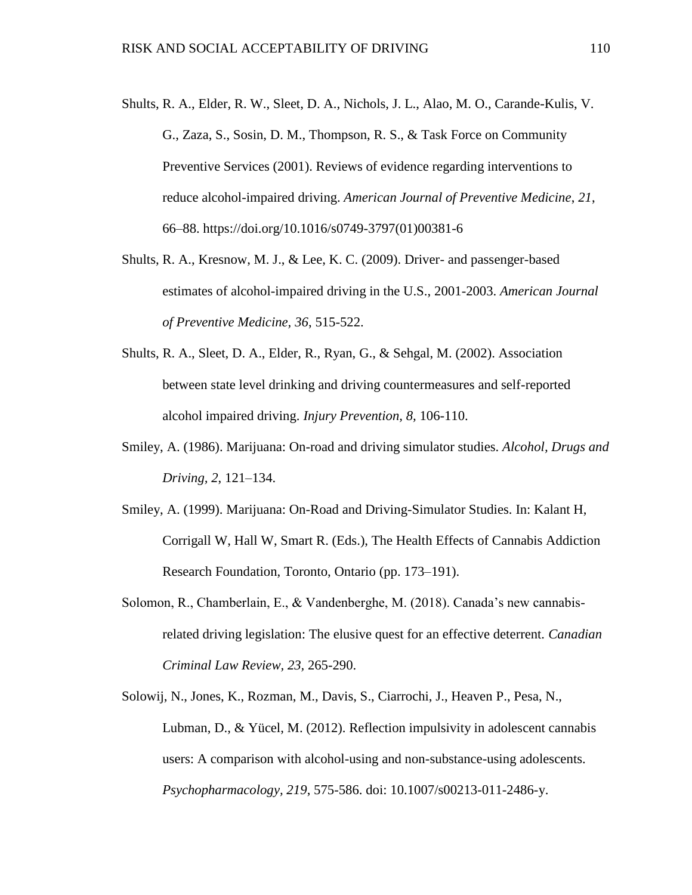Shults, R. A., Elder, R. W., Sleet, D. A., Nichols, J. L., Alao, M. O., Carande-Kulis, V. G., Zaza, S., Sosin, D. M., Thompson, R. S., & Task Force on Community Preventive Services (2001). Reviews of evidence regarding interventions to reduce alcohol-impaired driving. *American Journal of Preventive Medicine*, *21*, 66–88. https://doi.org/10.1016/s0749-3797(01)00381-6

Shults, R. A., Kresnow, M. J., & Lee, K. C. (2009). Driver- and passenger-based estimates of alcohol-impaired driving in the U.S., 2001-2003. *American Journal of Preventive Medicine, 36*, 515-522.

Shults, R. A., Sleet, D. A., Elder, R., Ryan, G., & Sehgal, M. (2002). Association between state level drinking and driving countermeasures and self-reported alcohol impaired driving. *Injury Prevention, 8*, 106-110.

Smiley, A. (1986). Marijuana: On-road and driving simulator studies. *Alcohol, Drugs and Driving, 2*, 121–134.

Smiley, A. (1999). Marijuana: On-Road and Driving-Simulator Studies. In: Kalant H, Corrigall W, Hall W, Smart R. (Eds.), The Health Effects of Cannabis Addiction Research Foundation, Toronto, Ontario (pp. 173–191).

Solomon, R., Chamberlain, E., & Vandenberghe, M. (2018). Canada's new cannabis-related driving legislation: The elusive quest for an effective deterrent. *Canadian Criminal Law Review*, *23*, 265-290.

Solowij, N., Jones, K., Rozman, M., Davis, S., Ciarrochi, J., Heaven P., Pesa, N., Lubman, D., & Yücel, M. (2012). Reflection impulsivity in adolescent cannabis users: A comparison with alcohol-using and non-substance-using adolescents. *Psychopharmacology, 219*, 575-586. doi: 10.1007/s00213-011-2486-y.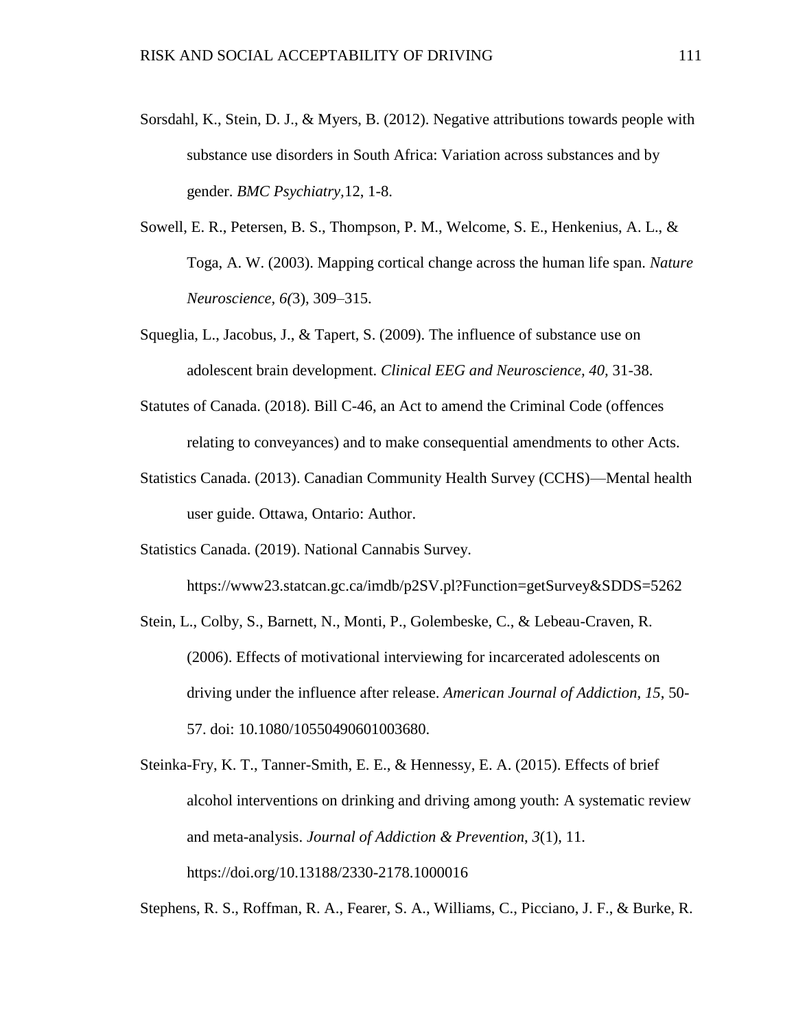Sorsdahl, K., Stein, D. J., & Myers, B. (2012). Negative attributions towards people with substance use disorders in South Africa: Variation across substances and by gender. *BMC Psychiatry*,12, 1-8.

Sowell, E. R., Petersen, B. S., Thompson, P. M., Welcome, S. E., Henkenius, A. L., & Toga, A. W. (2003). Mapping cortical change across the human life span. *Nature Neuroscience, 6(*3), 309–315.

Squeglia, L., Jacobus, J., & Tapert, S. (2009). The influence of substance use on adolescent brain development. *Clinical EEG and Neuroscience, 40,* 31-38.

Statutes of Canada. (2018). Bill C-46, an Act to amend the Criminal Code (offences relating to conveyances) and to make consequential amendments to other Acts.

Statistics Canada. (2013). Canadian Community Health Survey (CCHS)—Mental health user guide. Ottawa, Ontario: Author.

Statistics Canada. (2019). National Cannabis Survey. https://www23.statcan.gc.ca/imdb/p2SV.pl?Function=getSurvey&SDDS=5262

Stein, L., Colby, S., Barnett, N., Monti, P., Golembeske, C., & Lebeau-Craven, R. (2006). Effects of motivational interviewing for incarcerated adolescents on driving under the influence after release. *American Journal of Addiction, 15*, 50-57. doi: 10.1080/10550490601003680.

Steinka-Fry, K. T., Tanner-Smith, E. E., & Hennessy, E. A. (2015). Effects of brief alcohol interventions on drinking and driving among youth: A systematic review and meta-analysis. *Journal of Addiction & Prevention*, *3*(1), 11. https://doi.org/10.13188/2330-2178.1000016

Stephens, R. S., Roffman, R. A., Fearer, S. A., Williams, C., Picciano, J. F., & Burke, R.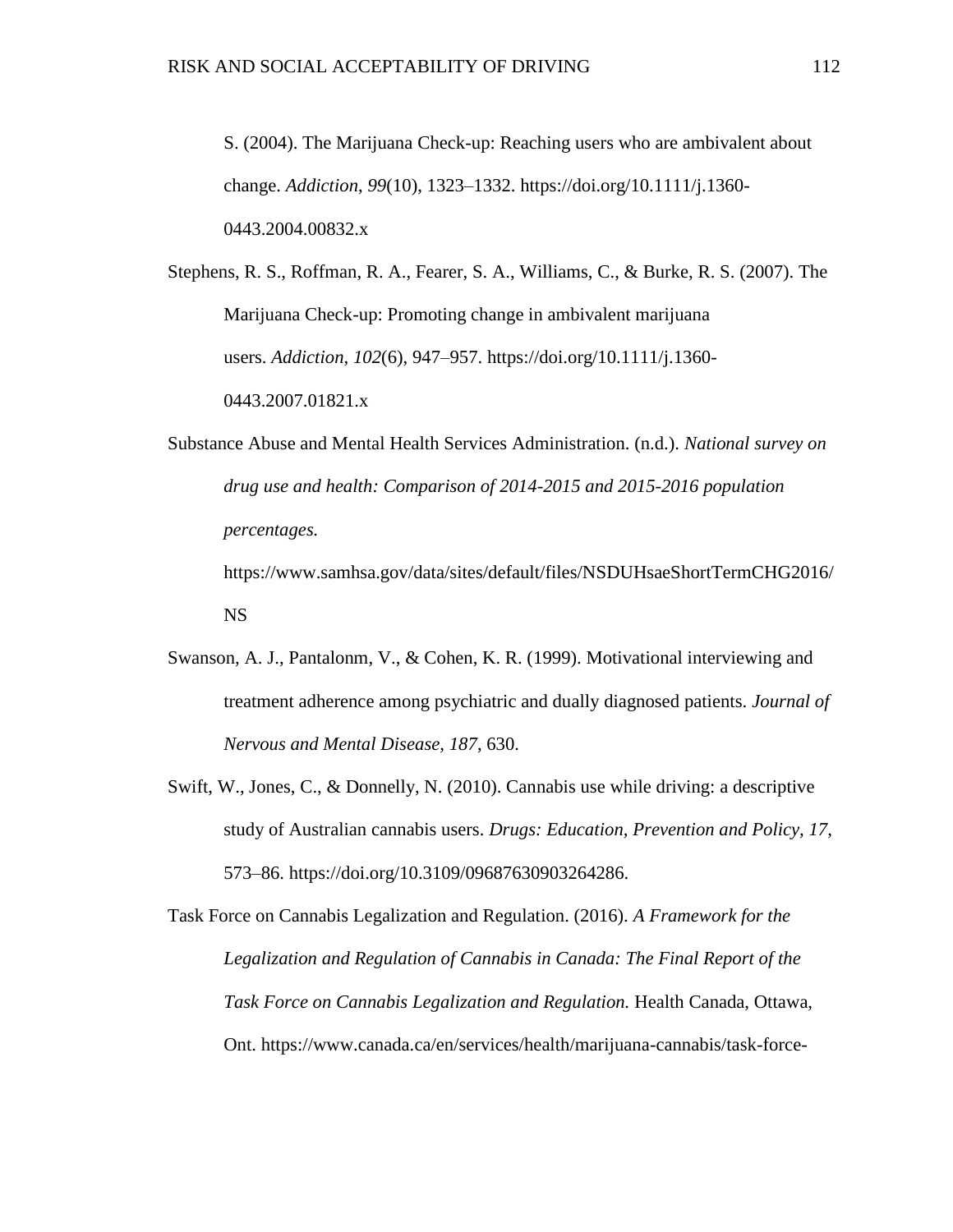S. (2004). The Marijuana Check-up: Reaching users who are ambivalent about change. *Addiction*, *99*(10), 1323–1332. https://doi.org/10.1111/j.1360-0443.2004.00832.x

Stephens, R. S., Roffman, R. A., Fearer, S. A., Williams, C., & Burke, R. S. (2007). The Marijuana Check-up: Promoting change in ambivalent marijuana users. *Addiction*, *102*(6), 947–957. https://doi.org/10.1111/j.1360-0443.2007.01821.x

Substance Abuse and Mental Health Services Administration. (n.d.). *National survey on drug use and health: Comparison of 2014-2015 and 2015-2016 population percentages.* https://www.samhsa.gov/data/sites/default/files/NSDUHsaeShortTermCHG2016/NS

Swanson, A. J., Pantalonm, V., & Cohen, K. R. (1999). Motivational interviewing and treatment adherence among psychiatric and dually diagnosed patients. *Journal of Nervous and Mental Disease*, *187*, 630.

Swift, W., Jones, C., & Donnelly, N. (2010). Cannabis use while driving: a descriptive study of Australian cannabis users. *Drugs: Education, Prevention and Policy, 17*, 573–86. https://doi.org/10.3109/09687630903264286.

Task Force on Cannabis Legalization and Regulation. (2016). *A Framework for the Legalization and Regulation of Cannabis in Canada: The Final Report of the Task Force on Cannabis Legalization and Regulation.* Health Canada, Ottawa, Ont. https://www.canada.ca/en/services/health/marijuana-cannabis/task-force-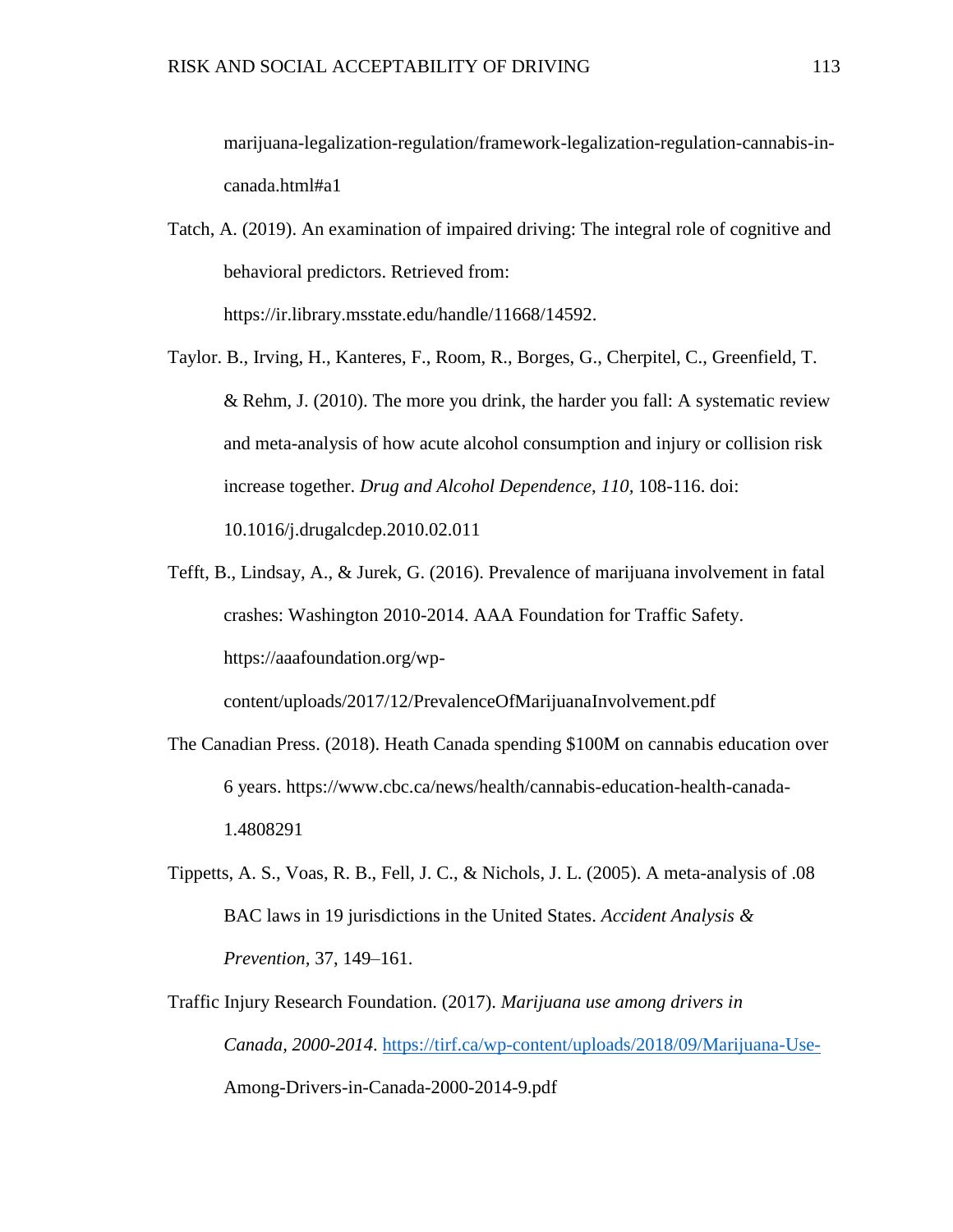marijuana-legalization-regulation/framework-legalization-regulation-cannabis-in-canada.html#a1

Tatch, A. (2019). An examination of impaired driving: The integral role of cognitive and behavioral predictors. Retrieved from: https://ir.library.msstate.edu/handle/11668/14592.

Taylor. B., Irving, H., Kanteres, F., Room, R., Borges, G., Cherpitel, C., Greenfield, T. & Rehm, J. (2010). The more you drink, the harder you fall: A systematic review and meta-analysis of how acute alcohol consumption and injury or collision risk increase together. *Drug and Alcohol Dependence*, *110*, 108-116. doi: 10.1016/j.drugalcdep.2010.02.011

Tefft, B., Lindsay, A., & Jurek, G. (2016). Prevalence of marijuana involvement in fatal crashes: Washington 2010-2014. AAA Foundation for Traffic Safety. https://aaafoundation.org/wp-content/uploads/2017/12/PrevalenceOfMarijuanaInvolvement.pdf

The Canadian Press. (2018). Heath Canada spending $100M on cannabis education over 6 years. https://www.cbc.ca/news/health/cannabis-education-health-canada-1.4808291

Tippetts, A. S., Voas, R. B., Fell, J. C., & Nichols, J. L. (2005). A meta-analysis of .08 BAC laws in 19 jurisdictions in the United States. *Accident Analysis & Prevention*, 37, 149–161.

Traffic Injury Research Foundation. (2017). *Marijuana use among drivers in Canada, 2000-2014*. https://tirf.ca/wp-content/uploads/2018/09/Marijuana-Use-Among-Drivers-in-Canada-2000-2014-9.pdf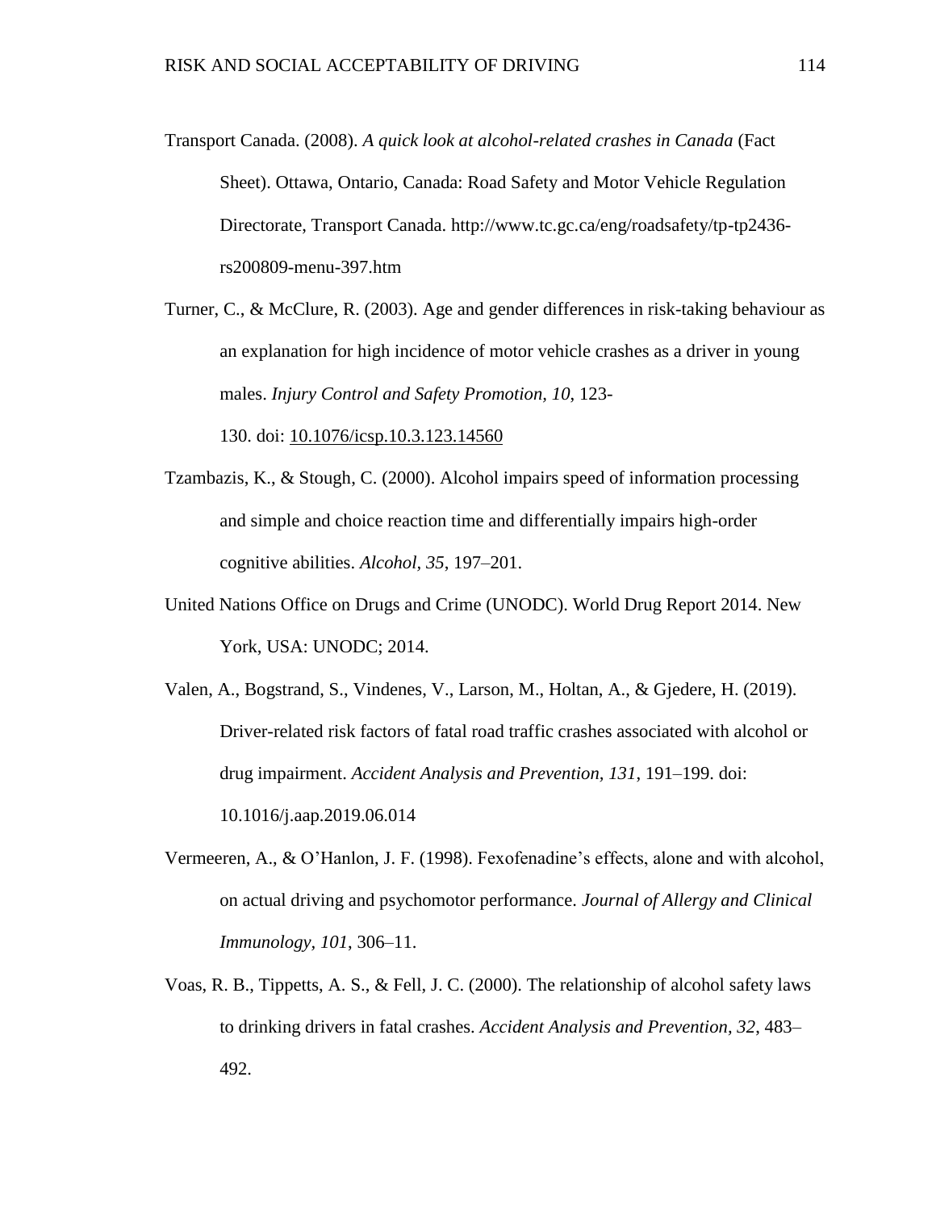Transport Canada. (2008). *A quick look at alcohol-related crashes in Canada* (Fact Sheet). Ottawa, Ontario, Canada: Road Safety and Motor Vehicle Regulation Directorate, Transport Canada. http://www.tc.gc.ca/eng/roadsafety/tp-tp2436-rs200809-menu-397.htm

Turner, C., & McClure, R. (2003). Age and gender differences in risk-taking behaviour as an explanation for high incidence of motor vehicle crashes as a driver in young males. *Injury Control and Safety Promotion, 10*, 123-130. doi: 10.1076/icsp.10.3.123.14560

Tzambazis, K., & Stough, C. (2000). Alcohol impairs speed of information processing and simple and choice reaction time and differentially impairs high-order cognitive abilities. *Alcohol, 35*, 197–201.

United Nations Office on Drugs and Crime (UNODC). World Drug Report 2014. New York, USA: UNODC; 2014.

Valen, A., Bogstrand, S., Vindenes, V., Larson, M., Holtan, A., & Gjedere, H. (2019). Driver-related risk factors of fatal road traffic crashes associated with alcohol or drug impairment. *Accident Analysis and Prevention, 131*, 191–199. doi: 10.1016/j.aap.2019.06.014

Vermeeren, A., & O'Hanlon, J. F. (1998). Fexofenadine's effects, alone and with alcohol, on actual driving and psychomotor performance. *Journal of Allergy and Clinical Immunology, 101*, 306–11.

Voas, R. B., Tippetts, A. S., & Fell, J. C. (2000). The relationship of alcohol safety laws to drinking drivers in fatal crashes. *Accident Analysis and Prevention, 32*, 483–492.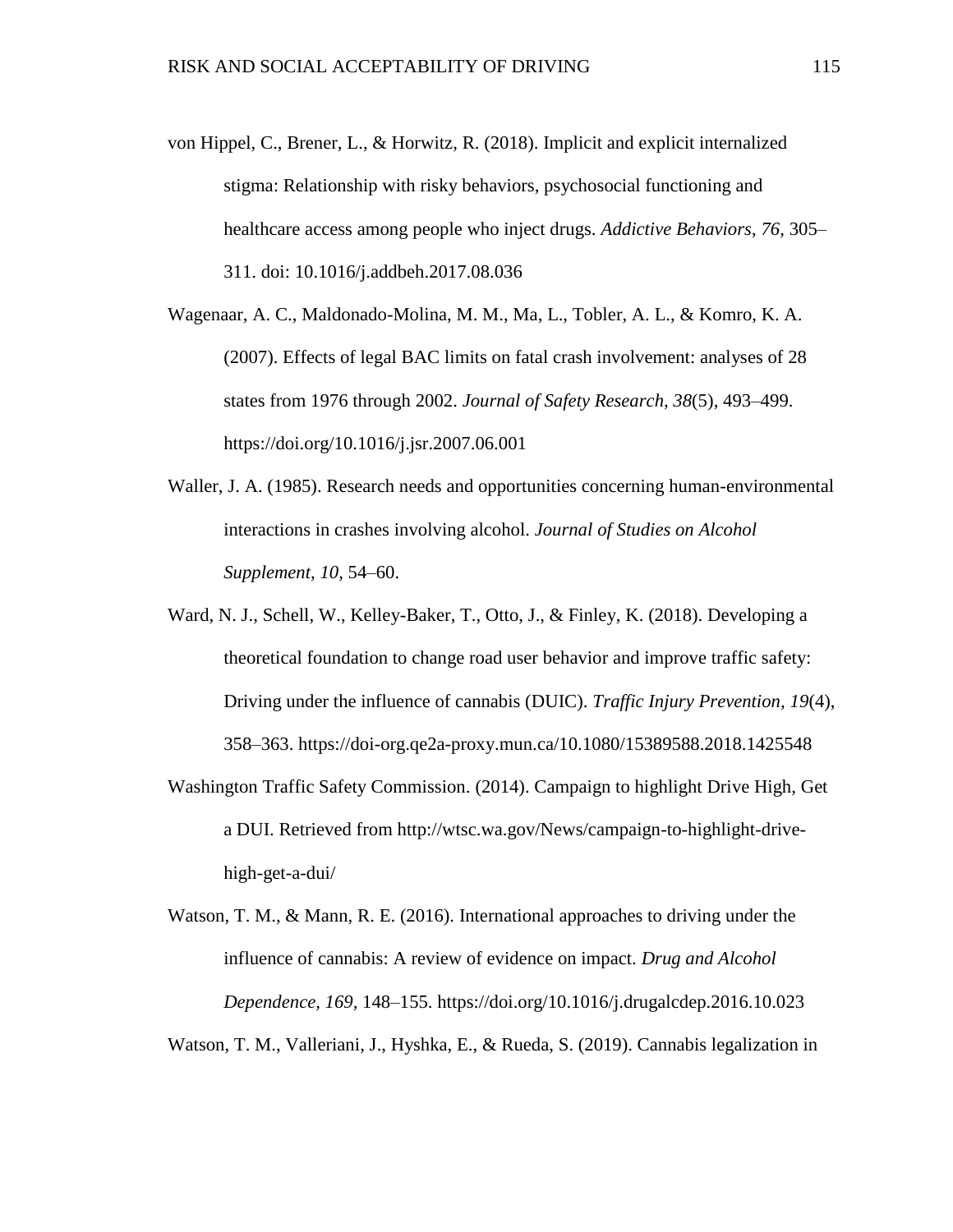von Hippel, C., Brener, L., & Horwitz, R. (2018). Implicit and explicit internalized stigma: Relationship with risky behaviors, psychosocial functioning and healthcare access among people who inject drugs. *Addictive Behaviors*, *76*, 305–311. doi: 10.1016/j.addbeh.2017.08.036

Wagenaar, A. C., Maldonado-Molina, M. M., Ma, L., Tobler, A. L., & Komro, K. A. (2007). Effects of legal BAC limits on fatal crash involvement: analyses of 28 states from 1976 through 2002. *Journal of Safety Research*, *38*(5), 493–499. https://doi.org/10.1016/j.jsr.2007.06.001

Waller, J. A. (1985). Research needs and opportunities concerning human-environmental interactions in crashes involving alcohol. *Journal of Studies on Alcohol Supplement, 10,* 54–60.

Ward, N. J., Schell, W., Kelley-Baker, T., Otto, J., & Finley, K. (2018). Developing a theoretical foundation to change road user behavior and improve traffic safety: Driving under the influence of cannabis (DUIC). *Traffic Injury Prevention, 19*(4), 358–363. https://doi-org.qe2a-proxy.mun.ca/10.1080/15389588.2018.1425548

Washington Traffic Safety Commission. (2014). Campaign to highlight Drive High, Get a DUI. Retrieved from http://wtsc.wa.gov/News/campaign-to-highlight-drive-high-get-a-dui/

Watson, T. M., & Mann, R. E. (2016). International approaches to driving under the influence of cannabis: A review of evidence on impact. *Drug and Alcohol Dependence, 169*, 148–155. https://doi.org/10.1016/j.drugalcdep.2016.10.023

Watson, T. M., Valleriani, J., Hyshka, E., & Rueda, S. (2019). Cannabis legalization in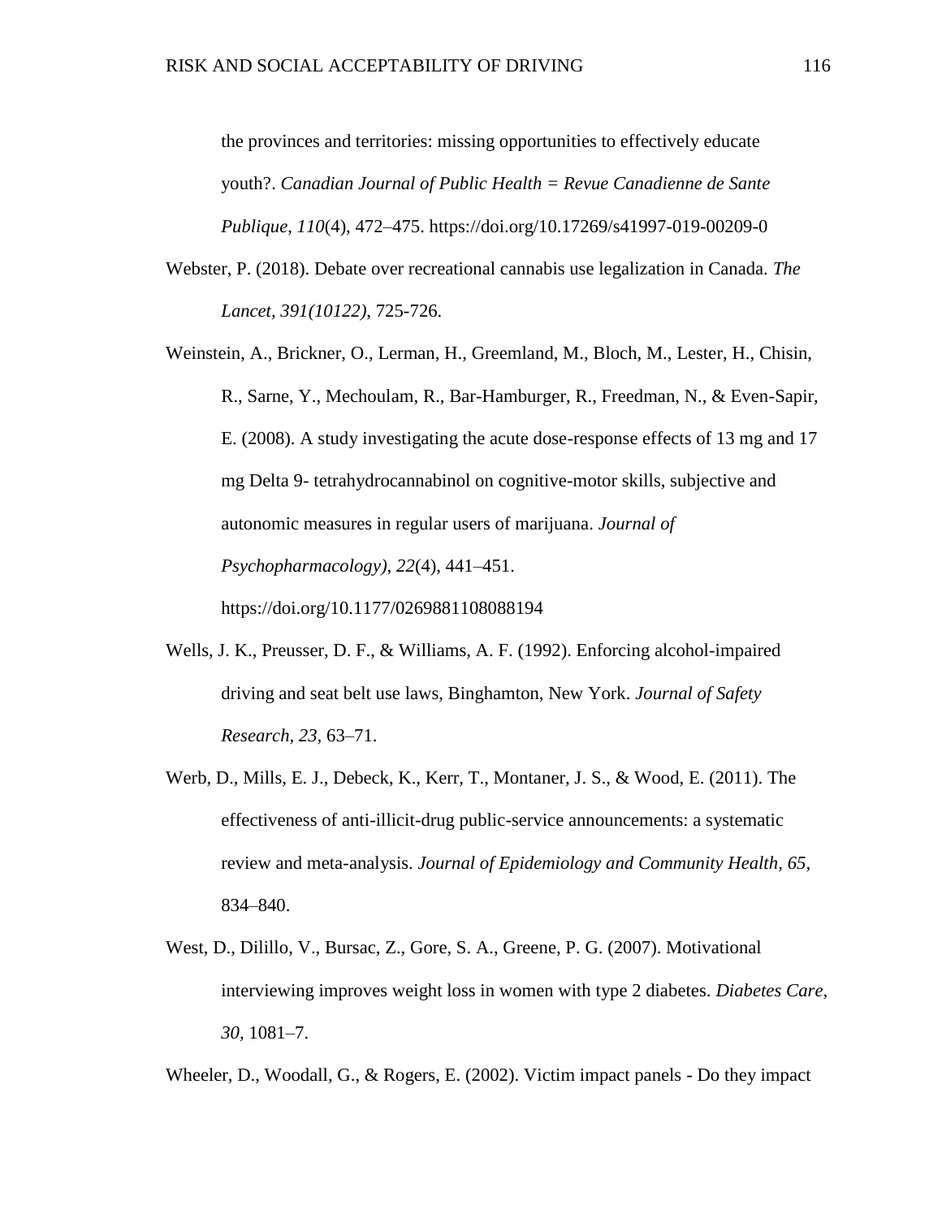the provinces and territories: missing opportunities to effectively educate youth?. *Canadian Journal of Public Health = Revue Canadienne de Sante Publique*, *110*(4), 472–475. https://doi.org/10.17269/s41997-019-00209-0

Webster, P. (2018). Debate over recreational cannabis use legalization in Canada. *The Lancet, 391(10122)*, 725-726.

Weinstein, A., Brickner, O., Lerman, H., Greemland, M., Bloch, M., Lester, H., Chisin, R., Sarne, Y., Mechoulam, R., Bar-Hamburger, R., Freedman, N., & Even-Sapir, E. (2008). A study investigating the acute dose-response effects of 13 mg and 17 mg Delta 9- tetrahydrocannabinol on cognitive-motor skills, subjective and autonomic measures in regular users of marijuana. *Journal of Psychopharmacology)*, *22*(4), 441–451. https://doi.org/10.1177/0269881108088194

Wells, J. K., Preusser, D. F., & Williams, A. F. (1992). Enforcing alcohol-impaired driving and seat belt use laws, Binghamton, New York. *Journal of Safety Research*, *23*, 63–71.

Werb, D., Mills, E. J., Debeck, K., Kerr, T., Montaner, J. S., & Wood, E. (2011). The effectiveness of anti-illicit-drug public-service announcements: a systematic review and meta-analysis. *Journal of Epidemiology and Community Health, 65*, 834–840.

West, D., Dilillo, V., Bursac, Z., Gore, S. A., Greene, P. G. (2007). Motivational interviewing improves weight loss in women with type 2 diabetes. *Diabetes Care, 30*, 1081–7.

Wheeler, D., Woodall, G., & Rogers, E. (2002). Victim impact panels - Do they impact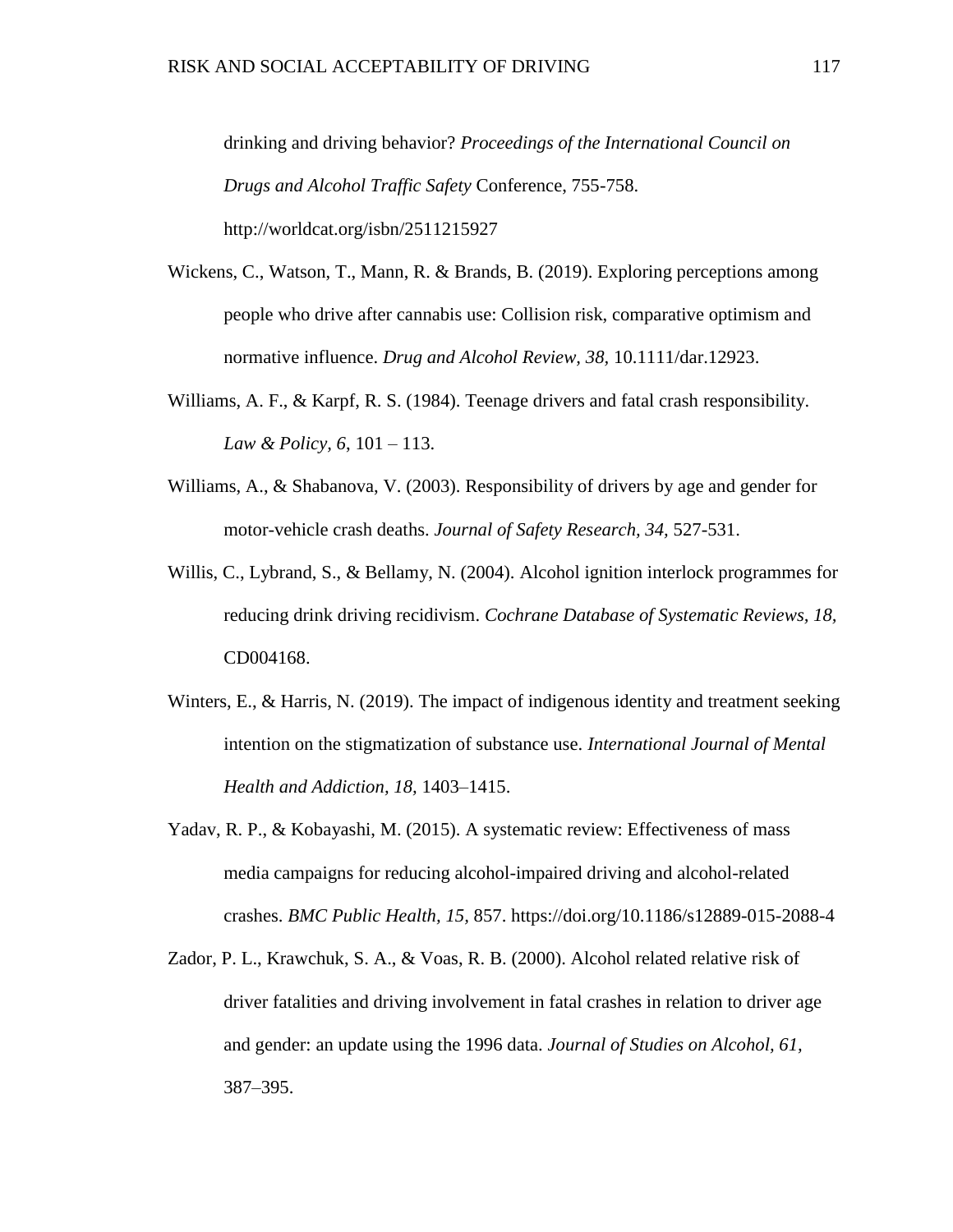drinking and driving behavior? *Proceedings of the International Council on Drugs and Alcohol Traffic Safety* Conference, 755-758. http://worldcat.org/isbn/2511215927

Wickens, C., Watson, T., Mann, R. & Brands, B. (2019). Exploring perceptions among people who drive after cannabis use: Collision risk, comparative optimism and normative influence. *Drug and Alcohol Review, 38,* 10.1111/dar.12923.

Williams, A. F., & Karpf, R. S. (1984). Teenage drivers and fatal crash responsibility. *Law & Policy, 6,* 101 – 113.

Williams, A., & Shabanova, V. (2003). Responsibility of drivers by age and gender for motor-vehicle crash deaths. *Journal of Safety Research, 34,* 527-531.

Willis, C., Lybrand, S., & Bellamy, N. (2004). Alcohol ignition interlock programmes for reducing drink driving recidivism. *Cochrane Database of Systematic Reviews, 18,* CD004168.

Winters, E., & Harris, N. (2019). The impact of indigenous identity and treatment seeking intention on the stigmatization of substance use. *International Journal of Mental Health and Addiction, 18,* 1403–1415.

Yadav, R. P., & Kobayashi, M. (2015). A systematic review: Effectiveness of mass media campaigns for reducing alcohol-impaired driving and alcohol-related crashes. *BMC Public Health, 15,* 857. https://doi.org/10.1186/s12889-015-2088-4

Zador, P. L., Krawchuk, S. A., & Voas, R. B. (2000). Alcohol related relative risk of driver fatalities and driving involvement in fatal crashes in relation to driver age and gender: an update using the 1996 data. *Journal of Studies on Alcohol, 61,* 387–395.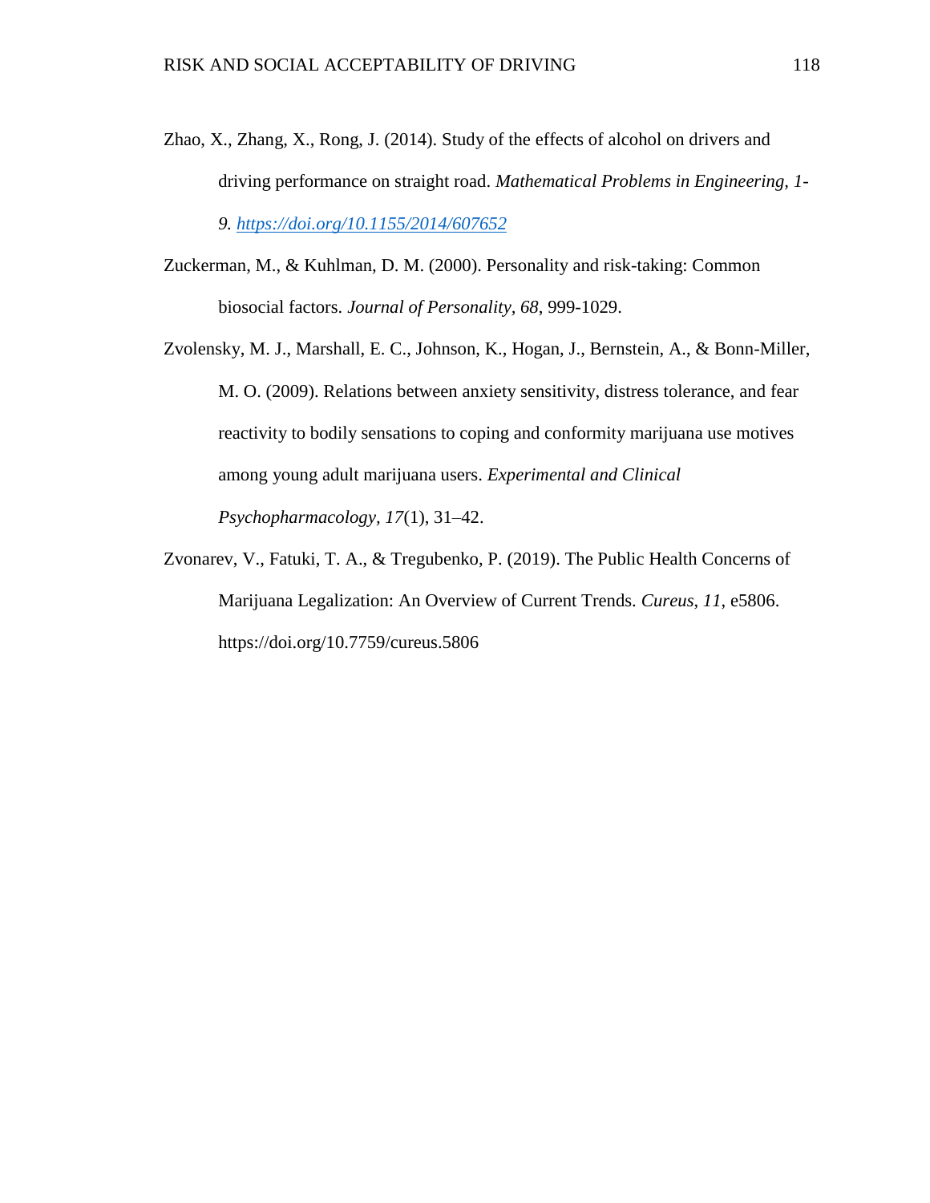Zhao, X., Zhang, X., Rong, J. (2014). Study of the effects of alcohol on drivers and driving performance on straight road. *Mathematical Problems in Engineering, 1-9.* [*https://doi.org/10.1155/2014/607652*](https://doi.org/10.1155/2014/607652)

Zuckerman, M., & Kuhlman, D. M. (2000). Personality and risk-taking: Common biosocial factors. *Journal of Personality, 68*, 999-1029.

Zvolensky, M. J., Marshall, E. C., Johnson, K., Hogan, J., Bernstein, A., & Bonn-Miller, M. O. (2009). Relations between anxiety sensitivity, distress tolerance, and fear reactivity to bodily sensations to coping and conformity marijuana use motives among young adult marijuana users. *Experimental and Clinical Psychopharmacology, 17*(1), 31–42.

Zvonarev, V., Fatuki, T. A., & Tregubenko, P. (2019). The Public Health Concerns of Marijuana Legalization: An Overview of Current Trends. *Cureus*, *11*, e5806. https://doi.org/10.7759/cureus.5806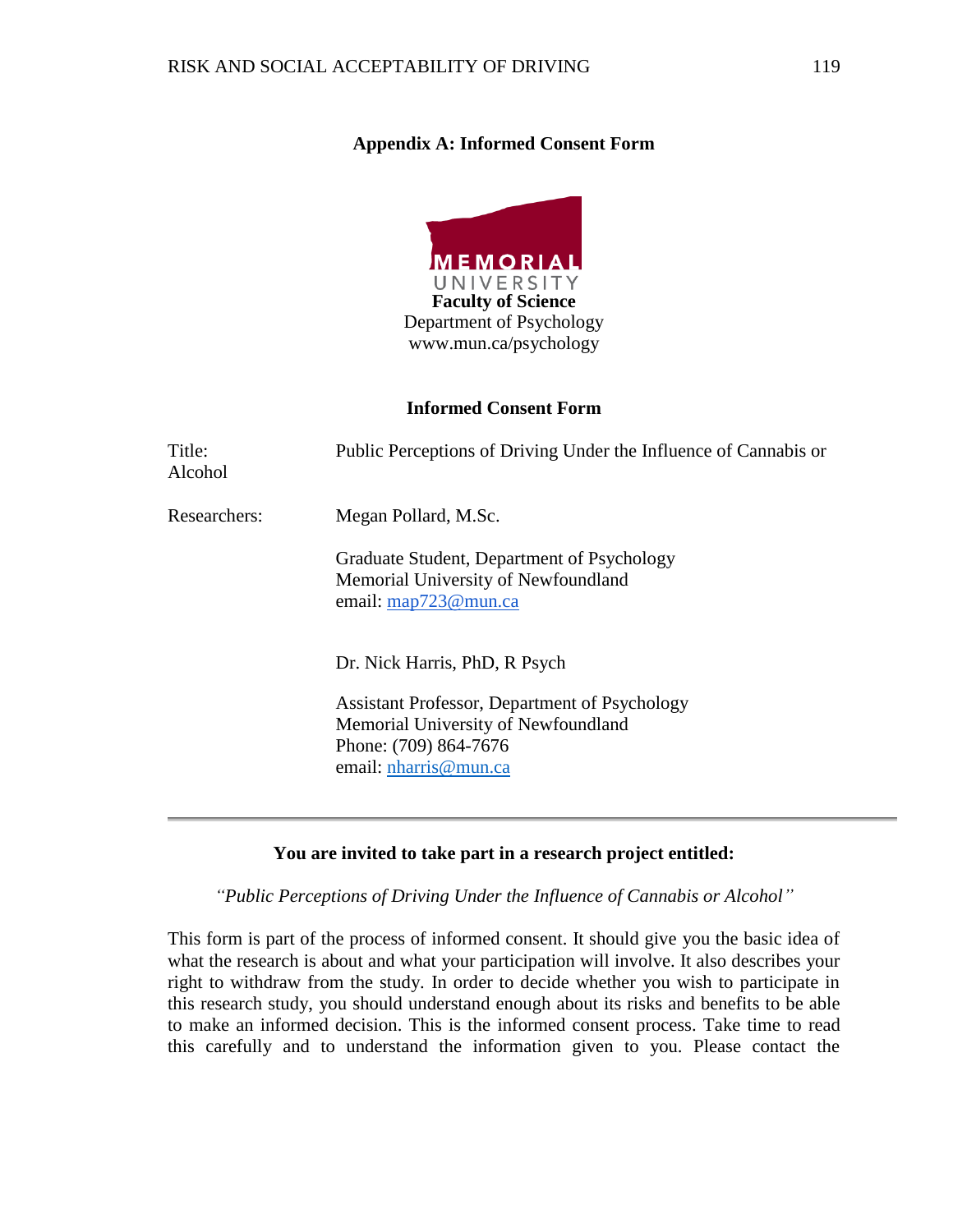## Appendix A: Informed Consent Form

MEMORIAL UNIVERSITY

**Faculty of Science**

Department of Psychology

www.mun.ca/psychology

### Informed Consent Form

Title: Public Perceptions of Driving Under the Influence of Cannabis or Alcohol

Researchers: Megan Pollard, M.Sc.

Graduate Student, Department of Psychology
Memorial University of Newfoundland
email: map723@mun.ca

Dr. Nick Harris, PhD, R Psych

Assistant Professor, Department of Psychology
Memorial University of Newfoundland
Phone: (709) 864-7676
email: nharris@mun.ca

---

**You are invited to take part in a research project entitled:**

*"Public Perceptions of Driving Under the Influence of Cannabis or Alcohol"*

This form is part of the process of informed consent. It should give you the basic idea of what the research is about and what your participation will involve. It also describes your right to withdraw from the study. In order to decide whether you wish to participate in this research study, you should understand enough about its risks and benefits to be able to make an informed decision. This is the informed consent process. Take time to read this carefully and to understand the information given to you. Please contact the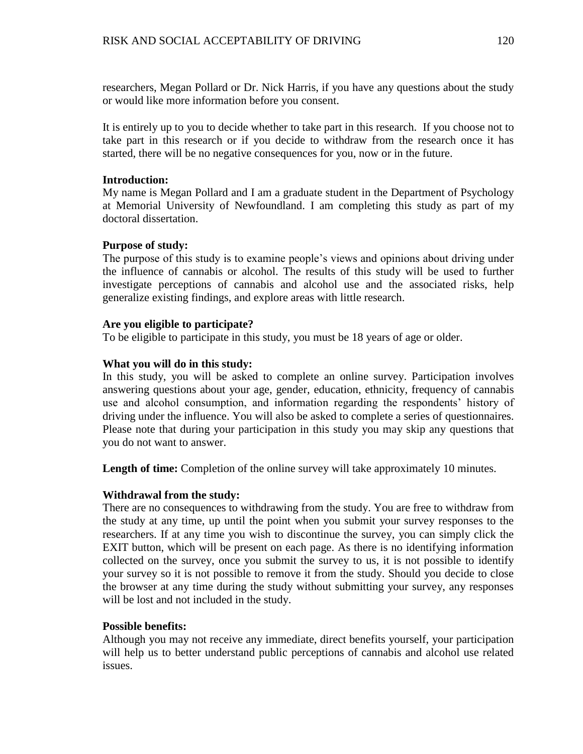researchers, Megan Pollard or Dr. Nick Harris, if you have any questions about the study or would like more information before you consent.

It is entirely up to you to decide whether to take part in this research. If you choose not to take part in this research or if you decide to withdraw from the research once it has started, there will be no negative consequences for you, now or in the future.

**Introduction:**
My name is Megan Pollard and I am a graduate student in the Department of Psychology at Memorial University of Newfoundland. I am completing this study as part of my doctoral dissertation.

**Purpose of study:**
The purpose of this study is to examine people's views and opinions about driving under the influence of cannabis or alcohol. The results of this study will be used to further investigate perceptions of cannabis and alcohol use and the associated risks, help generalize existing findings, and explore areas with little research.

**Are you eligible to participate?**
To be eligible to participate in this study, you must be 18 years of age or older.

**What you will do in this study:**
In this study, you will be asked to complete an online survey. Participation involves answering questions about your age, gender, education, ethnicity, frequency of cannabis use and alcohol consumption, and information regarding the respondents' history of driving under the influence. You will also be asked to complete a series of questionnaires. Please note that during your participation in this study you may skip any questions that you do not want to answer.

**Length of time:** Completion of the online survey will take approximately 10 minutes.

**Withdrawal from the study:**
There are no consequences to withdrawing from the study. You are free to withdraw from the study at any time, up until the point when you submit your survey responses to the researchers. If at any time you wish to discontinue the survey, you can simply click the EXIT button, which will be present on each page. As there is no identifying information collected on the survey, once you submit the survey to us, it is not possible to identify your survey so it is not possible to remove it from the study. Should you decide to close the browser at any time during the study without submitting your survey, any responses will be lost and not included in the study.

**Possible benefits:**
Although you may not receive any immediate, direct benefits yourself, your participation will help us to better understand public perceptions of cannabis and alcohol use related issues.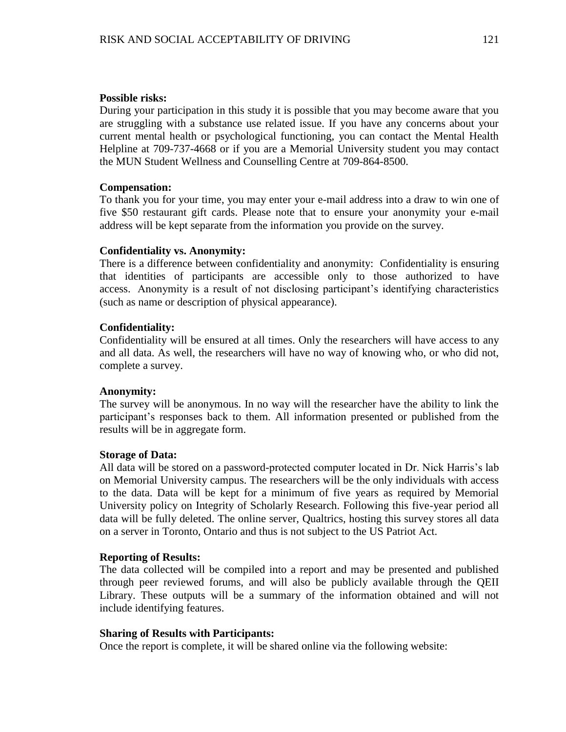**Possible risks:**
During your participation in this study it is possible that you may become aware that you are struggling with a substance use related issue. If you have any concerns about your current mental health or psychological functioning, you can contact the Mental Health Helpline at 709-737-4668 or if you are a Memorial University student you may contact the MUN Student Wellness and Counselling Centre at 709-864-8500.

**Compensation:**
To thank you for your time, you may enter your e-mail address into a draw to win one of five $50 restaurant gift cards. Please note that to ensure your anonymity your e-mail address will be kept separate from the information you provide on the survey.

**Confidentiality vs. Anonymity:**
There is a difference between confidentiality and anonymity: Confidentiality is ensuring that identities of participants are accessible only to those authorized to have access. Anonymity is a result of not disclosing participant's identifying characteristics (such as name or description of physical appearance).

**Confidentiality:**
Confidentiality will be ensured at all times. Only the researchers will have access to any and all data. As well, the researchers will have no way of knowing who, or who did not, complete a survey.

**Anonymity:**
The survey will be anonymous. In no way will the researcher have the ability to link the participant's responses back to them. All information presented or published from the results will be in aggregate form.

**Storage of Data:**
All data will be stored on a password-protected computer located in Dr. Nick Harris's lab on Memorial University campus. The researchers will be the only individuals with access to the data. Data will be kept for a minimum of five years as required by Memorial University policy on Integrity of Scholarly Research. Following this five-year period all data will be fully deleted. The online server, Qualtrics, hosting this survey stores all data on a server in Toronto, Ontario and thus is not subject to the US Patriot Act.

**Reporting of Results:**
The data collected will be compiled into a report and may be presented and published through peer reviewed forums, and will also be publicly available through the QEII Library. These outputs will be a summary of the information obtained and will not include identifying features.

**Sharing of Results with Participants:**
Once the report is complete, it will be shared online via the following website: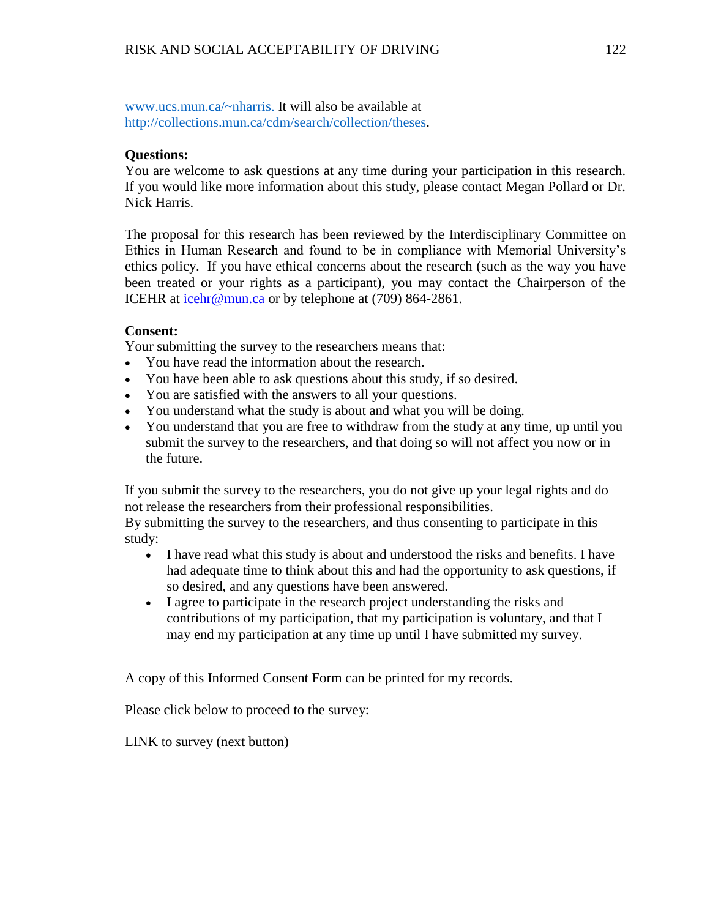www.ucs.mun.ca/~nharris. It will also be available at http://collections.mun.ca/cdm/search/collection/theses.

**Questions:**
You are welcome to ask questions at any time during your participation in this research. If you would like more information about this study, please contact Megan Pollard or Dr. Nick Harris.

The proposal for this research has been reviewed by the Interdisciplinary Committee on Ethics in Human Research and found to be in compliance with Memorial University's ethics policy. If you have ethical concerns about the research (such as the way you have been treated or your rights as a participant), you may contact the Chairperson of the ICEHR at icehr@mun.ca or by telephone at (709) 864-2861.

**Consent:**
Your submitting the survey to the researchers means that:

- You have read the information about the research.
- You have been able to ask questions about this study, if so desired.
- You are satisfied with the answers to all your questions.
- You understand what the study is about and what you will be doing.
- You understand that you are free to withdraw from the study at any time, up until you submit the survey to the researchers, and that doing so will not affect you now or in the future.

If you submit the survey to the researchers, you do not give up your legal rights and do not release the researchers from their professional responsibilities.
By submitting the survey to the researchers, and thus consenting to participate in this study:

- I have read what this study is about and understood the risks and benefits. I have had adequate time to think about this and had the opportunity to ask questions, if so desired, and any questions have been answered.
- I agree to participate in the research project understanding the risks and contributions of my participation, that my participation is voluntary, and that I may end my participation at any time up until I have submitted my survey.

A copy of this Informed Consent Form can be printed for my records.

Please click below to proceed to the survey:

LINK to survey (next button)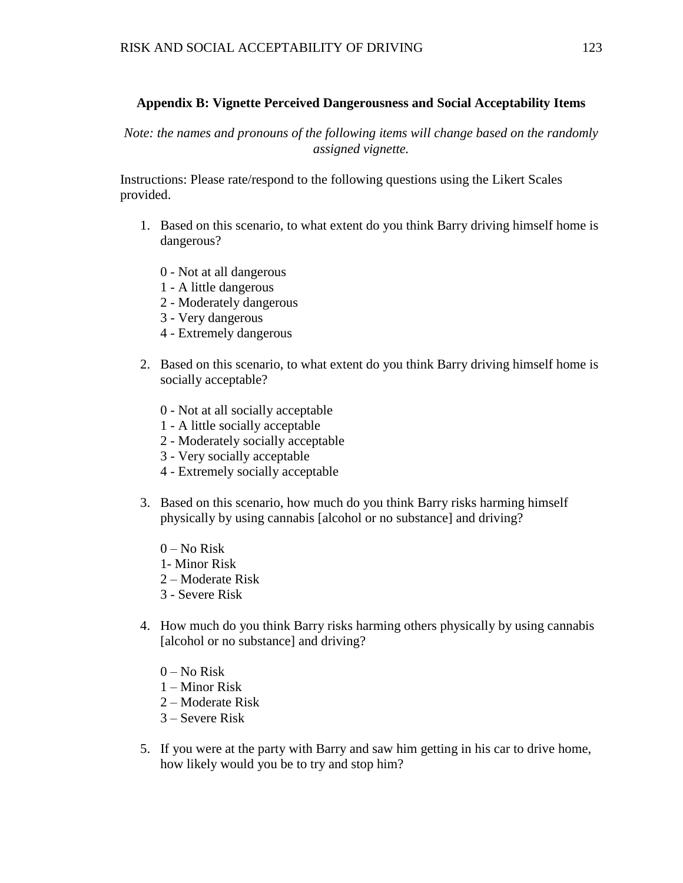**Appendix B: Vignette Perceived Dangerousness and Social Acceptability Items**

*Note: the names and pronouns of the following items will change based on the randomly assigned vignette.*

Instructions: Please rate/respond to the following questions using the Likert Scales provided.

1. Based on this scenario, to what extent do you think Barry driving himself home is dangerous?

   0 - Not at all dangerous
   1 - A little dangerous
   2 - Moderately dangerous
   3 - Very dangerous
   4 - Extremely dangerous

2. Based on this scenario, to what extent do you think Barry driving himself home is socially acceptable?

   0 - Not at all socially acceptable
   1 - A little socially acceptable
   2 - Moderately socially acceptable
   3 - Very socially acceptable
   4 - Extremely socially acceptable

3. Based on this scenario, how much do you think Barry risks harming himself physically by using cannabis [alcohol or no substance] and driving?

   0 – No Risk
   1- Minor Risk
   2 – Moderate Risk
   3 - Severe Risk

4. How much do you think Barry risks harming others physically by using cannabis [alcohol or no substance] and driving?

   0 – No Risk
   1 – Minor Risk
   2 – Moderate Risk
   3 – Severe Risk

5. If you were at the party with Barry and saw him getting in his car to drive home, how likely would you be to try and stop him?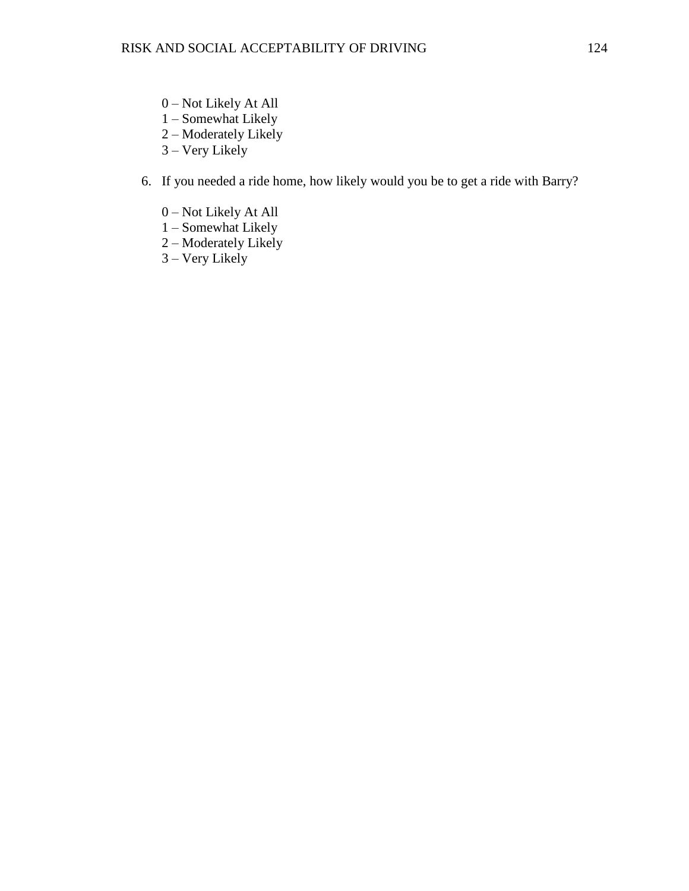0 – Not Likely At All
1 – Somewhat Likely
2 – Moderately Likely
3 – Very Likely

6. If you needed a ride home, how likely would you be to get a ride with Barry?

   0 – Not Likely At All
   1 – Somewhat Likely
   2 – Moderately Likely
   3 – Very Likely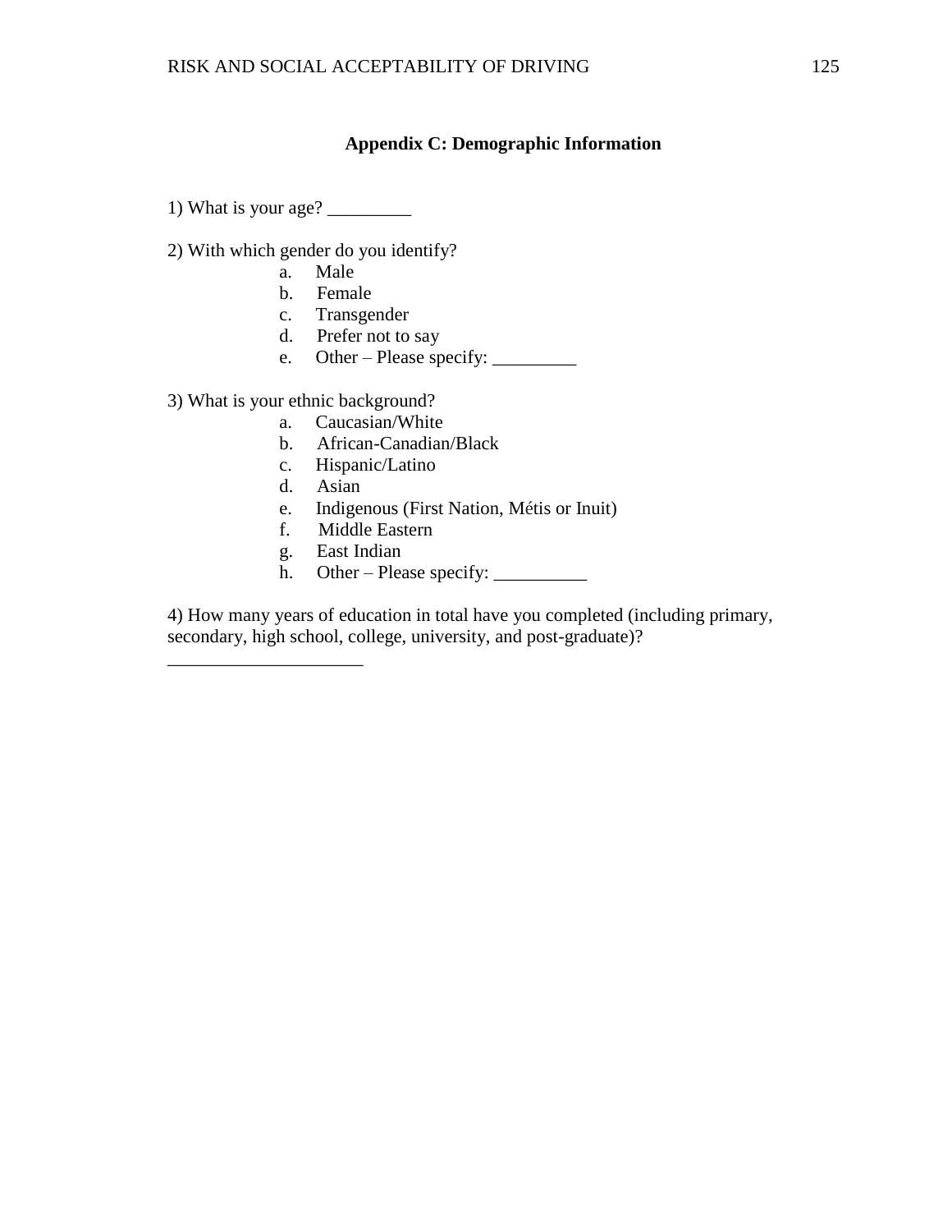## Appendix C: Demographic Information

1) What is your age? _________

2) With which gender do you identify?

a. Male
b. Female
c. Transgender
d. Prefer not to say
e. Other – Please specify: _________

3) What is your ethnic background?

a. Caucasian/White
b. African-Canadian/Black
c. Hispanic/Latino
d. Asian
e. Indigenous (First Nation, Métis or Inuit)
f. Middle Eastern
g. East Indian
h. Other – Please specify: __________

4) How many years of education in total have you completed (including primary, secondary, high school, college, university, and post-graduate)?
_____________________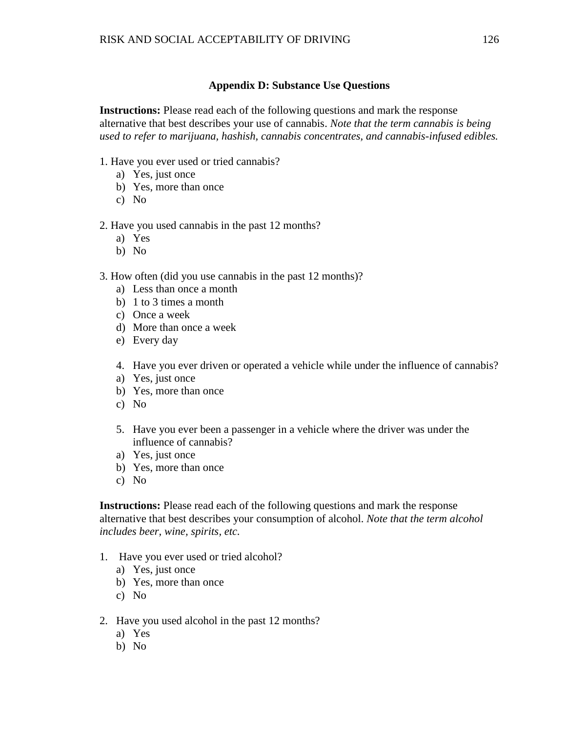**Appendix D: Substance Use Questions**

**Instructions:** Please read each of the following questions and mark the response alternative that best describes your use of cannabis. *Note that the term cannabis is being used to refer to marijuana, hashish, cannabis concentrates, and cannabis-infused edibles.*

1. Have you ever used or tried cannabis?
   a) Yes, just once
   b) Yes, more than once
   c) No

2. Have you used cannabis in the past 12 months?
   a) Yes
   b) No

3. How often (did you use cannabis in the past 12 months)?
   a) Less than once a month
   b) 1 to 3 times a month
   c) Once a week
   d) More than once a week
   e) Every day

4. Have you ever driven or operated a vehicle while under the influence of cannabis?
   a) Yes, just once
   b) Yes, more than once
   c) No

5. Have you ever been a passenger in a vehicle where the driver was under the influence of cannabis?
   a) Yes, just once
   b) Yes, more than once
   c) No

**Instructions:** Please read each of the following questions and mark the response alternative that best describes your consumption of alcohol. *Note that the term alcohol includes beer, wine, spirits, etc.*

1. Have you ever used or tried alcohol?
   a) Yes, just once
   b) Yes, more than once
   c) No

2. Have you used alcohol in the past 12 months?
   a) Yes
   b) No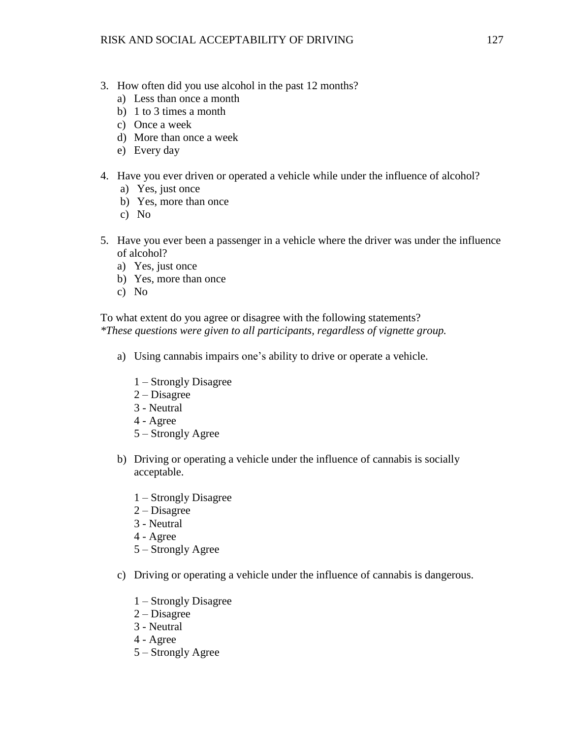3. How often did you use alcohol in the past 12 months?
   a) Less than once a month
   b) 1 to 3 times a month
   c) Once a week
   d) More than once a week
   e) Every day

4. Have you ever driven or operated a vehicle while under the influence of alcohol?
   a) Yes, just once
   b) Yes, more than once
   c) No

5. Have you ever been a passenger in a vehicle where the driver was under the influence of alcohol?
   a) Yes, just once
   b) Yes, more than once
   c) No

To what extent do you agree or disagree with the following statements?
*\*These questions were given to all participants, regardless of vignette group.*

a) Using cannabis impairs one's ability to drive or operate a vehicle.

   1 – Strongly Disagree
   2 – Disagree
   3 - Neutral
   4 - Agree
   5 – Strongly Agree

b) Driving or operating a vehicle under the influence of cannabis is socially acceptable.

   1 – Strongly Disagree
   2 – Disagree
   3 - Neutral
   4 - Agree
   5 – Strongly Agree

c) Driving or operating a vehicle under the influence of cannabis is dangerous.

   1 – Strongly Disagree
   2 – Disagree
   3 - Neutral
   4 - Agree
   5 – Strongly Agree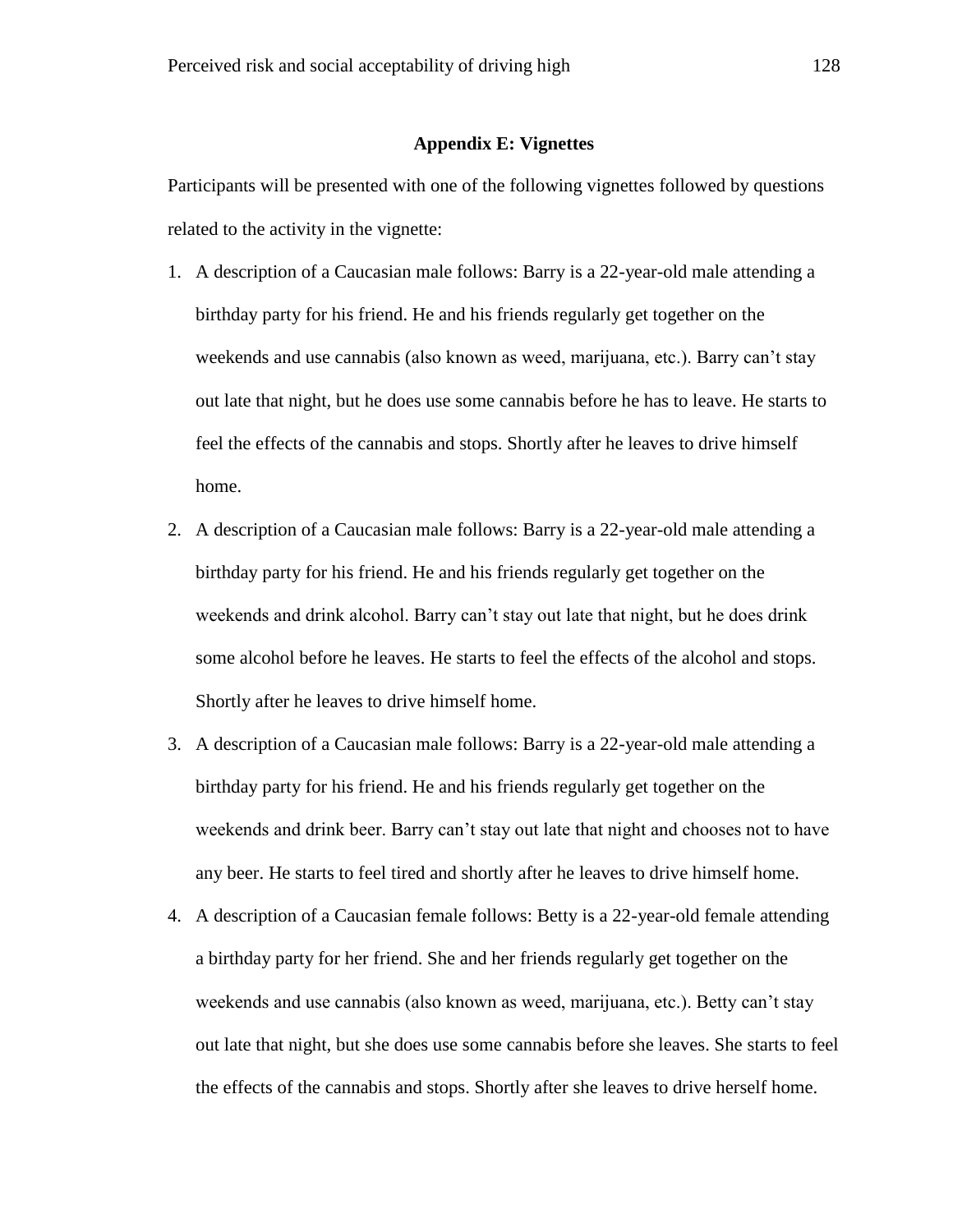## Appendix E: Vignettes

Participants will be presented with one of the following vignettes followed by questions related to the activity in the vignette:

1. A description of a Caucasian male follows: Barry is a 22-year-old male attending a birthday party for his friend. He and his friends regularly get together on the weekends and use cannabis (also known as weed, marijuana, etc.). Barry can't stay out late that night, but he does use some cannabis before he has to leave. He starts to feel the effects of the cannabis and stops. Shortly after he leaves to drive himself home.
2. A description of a Caucasian male follows: Barry is a 22-year-old male attending a birthday party for his friend. He and his friends regularly get together on the weekends and drink alcohol. Barry can't stay out late that night, but he does drink some alcohol before he leaves. He starts to feel the effects of the alcohol and stops. Shortly after he leaves to drive himself home.
3. A description of a Caucasian male follows: Barry is a 22-year-old male attending a birthday party for his friend. He and his friends regularly get together on the weekends and drink beer. Barry can't stay out late that night and chooses not to have any beer. He starts to feel tired and shortly after he leaves to drive himself home.
4. A description of a Caucasian female follows: Betty is a 22-year-old female attending a birthday party for her friend. She and her friends regularly get together on the weekends and use cannabis (also known as weed, marijuana, etc.). Betty can't stay out late that night, but she does use some cannabis before she leaves. She starts to feel the effects of the cannabis and stops. Shortly after she leaves to drive herself home.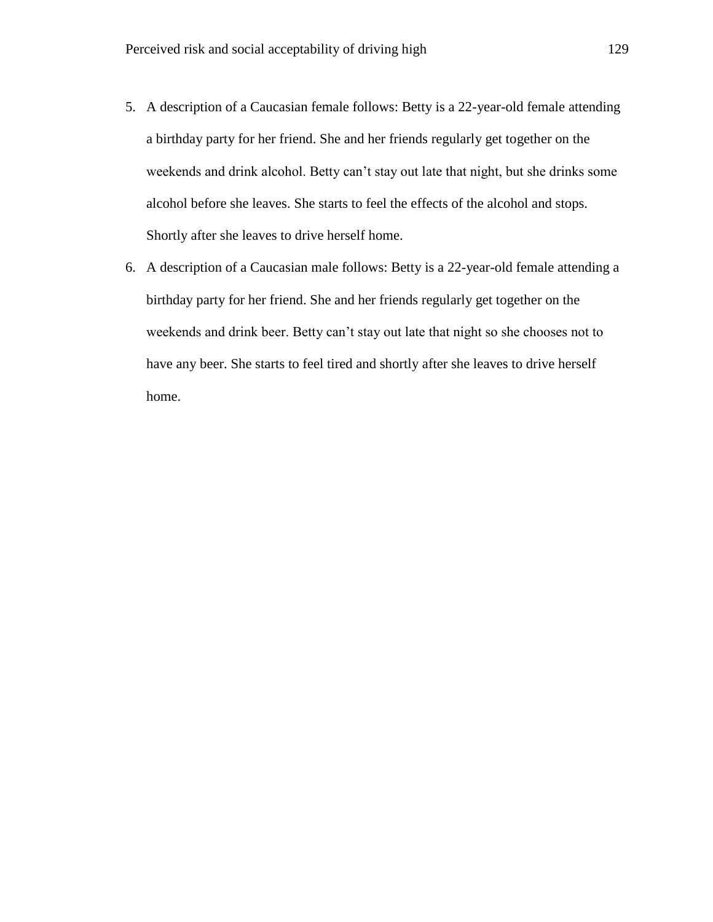5. A description of a Caucasian female follows: Betty is a 22-year-old female attending a birthday party for her friend. She and her friends regularly get together on the weekends and drink alcohol. Betty can't stay out late that night, but she drinks some alcohol before she leaves. She starts to feel the effects of the alcohol and stops. Shortly after she leaves to drive herself home.
6. A description of a Caucasian male follows: Betty is a 22-year-old female attending a birthday party for her friend. She and her friends regularly get together on the weekends and drink beer. Betty can't stay out late that night so she chooses not to have any beer. She starts to feel tired and shortly after she leaves to drive herself home.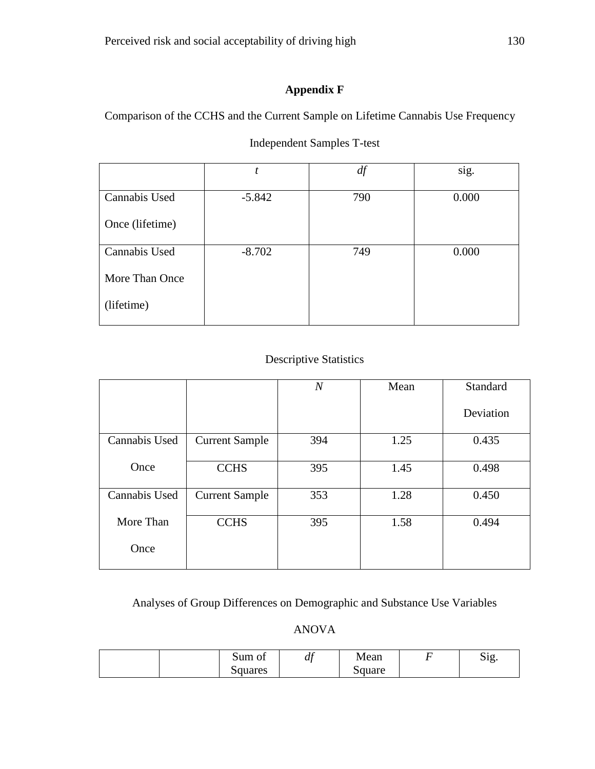# Appendix F

Comparison of the CCHS and the Current Sample on Lifetime Cannabis Use Frequency

Independent Samples T-test

| | *t* | *df* | sig. |
|---|---|---|---|
| Cannabis Used Once (lifetime) | -5.842 | 790 | 0.000 |
| Cannabis Used More Than Once (lifetime) | -8.702 | 749 | 0.000 |

Descriptive Statistics

| | | *N* | Mean | Standard Deviation |
|---|---|---|---|---|
| Cannabis Used Once | Current Sample | 394 | 1.25 | 0.435 |
| | CCHS | 395 | 1.45 | 0.498 |
| Cannabis Used More Than Once | Current Sample | 353 | 1.28 | 0.450 |
| | CCHS | 395 | 1.58 | 0.494 |

Analyses of Group Differences on Demographic and Substance Use Variables

ANOVA

| | | Sum of Squares | *df* | Mean Square | *F* | Sig. |
|---|---|---|---|---|---|---|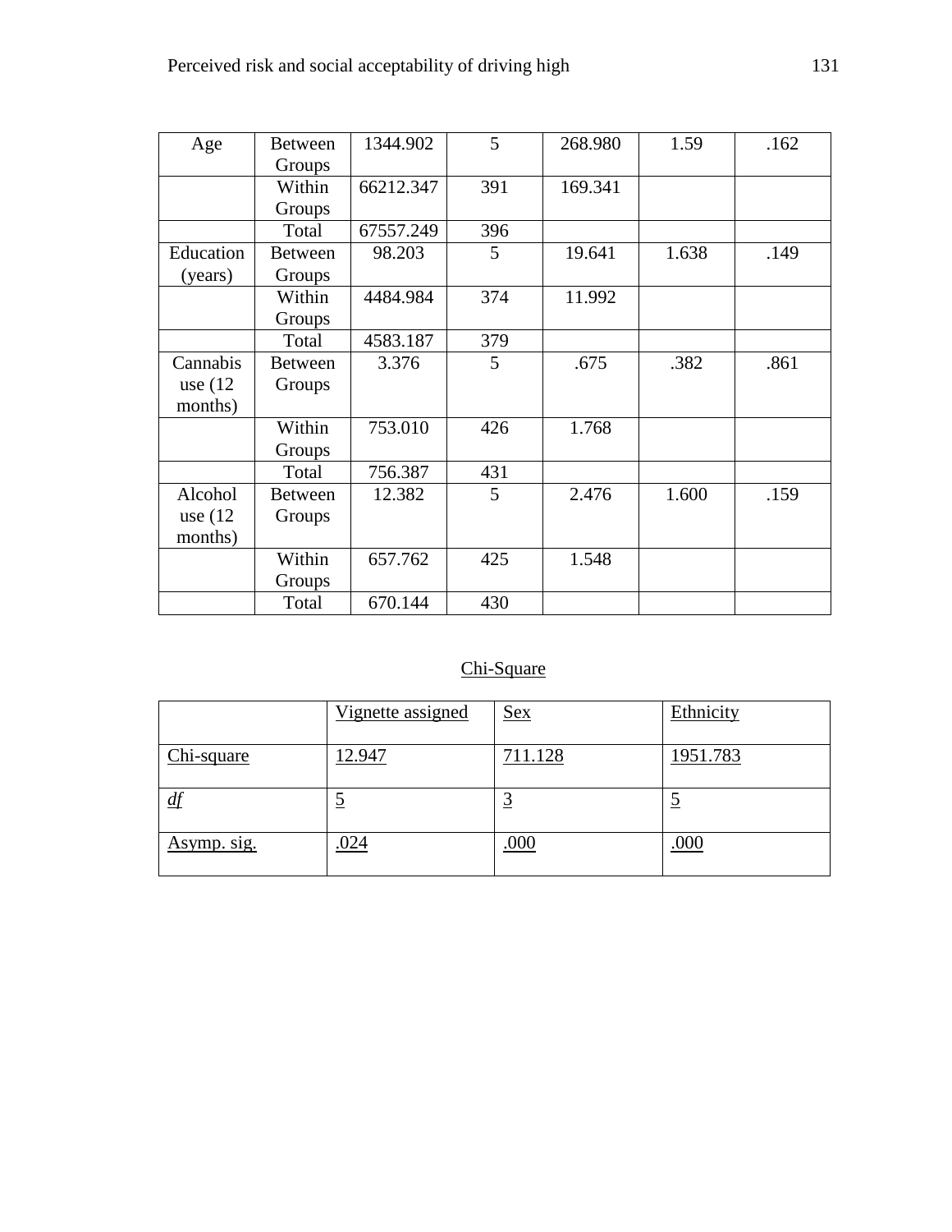| | | | | | | |
|---|---|---|---|---|---|---|
| Age | Between Groups | 1344.902 | 5 | 268.980 | 1.59 | .162 |
| | Within Groups | 66212.347 | 391 | 169.341 | | |
| | Total | 67557.249 | 396 | | | |
| Education (years) | Between Groups | 98.203 | 5 | 19.641 | 1.638 | .149 |
| | Within Groups | 4484.984 | 374 | 11.992 | | |
| | Total | 4583.187 | 379 | | | |
| Cannabis use (12 months) | Between Groups | 3.376 | 5 | .675 | .382 | .861 |
| | Within Groups | 753.010 | 426 | 1.768 | | |
| | Total | 756.387 | 431 | | | |
| Alcohol use (12 months) | Between Groups | 12.382 | 5 | 2.476 | 1.600 | .159 |
| | Within Groups | 657.762 | 425 | 1.548 | | |
| | Total | 670.144 | 430 | | | |

Chi-Square

| | Vignette assigned | Sex | Ethnicity |
|---|---|---|---|
| Chi-square | 12.947 | 711.128 | 1951.783 |
| *df* | 5 | 3 | 5 |
| Asymp. sig. | .024 | .000 | .000 |